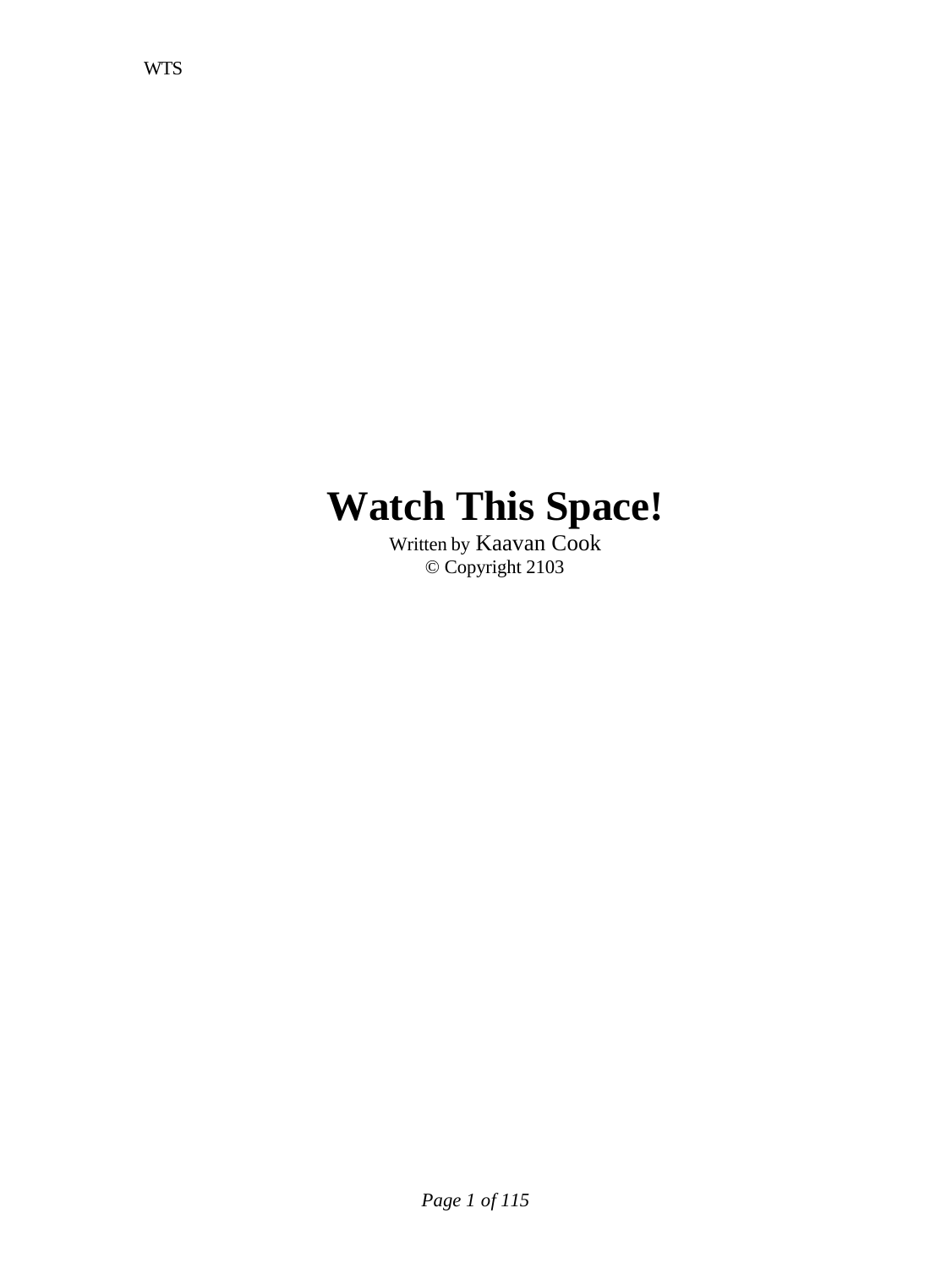# Watch This Space!

Written by Kaavan Cook

© Copyright 2103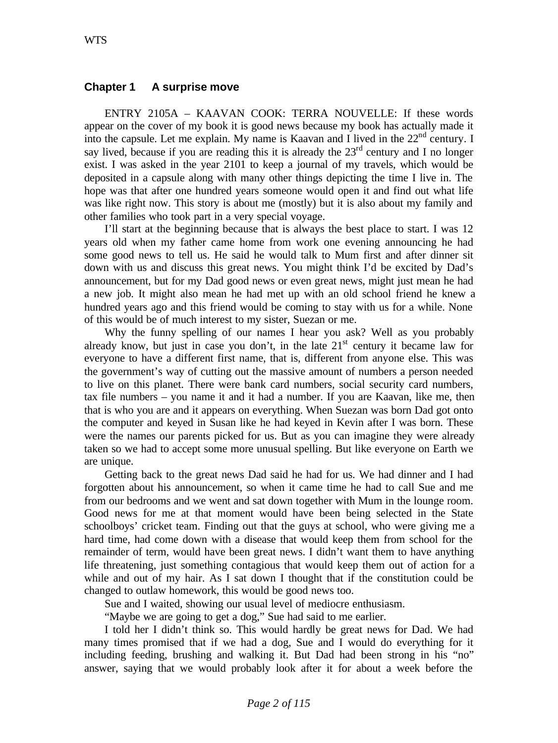## Chapter 1 A surprise move

ENTRY 2105A – KAAVAN COOK: TERRA NOUVELLE: If these words appear on the cover of my book it is good news because my book has actually made it into the capsule. Let me explain. My name is Kaavan and I lived in the 22nd century. I say lived, because if you are reading this it is already the 23rd century and I no longer exist. I was asked in the year 2101 to keep a journal of my travels, which would be deposited in a capsule along with many other things depicting the time I live in. The hope was that after one hundred years someone would open it and find out what life was like right now. This story is about me (mostly) but it is also about my family and other families who took part in a very special voyage.

I'll start at the beginning because that is always the best place to start. I was 12 years old when my father came home from work one evening announcing he had some good news to tell us. He said he would talk to Mum first and after dinner sit down with us and discuss this great news. You might think I'd be excited by Dad's announcement, but for my Dad good news or even great news, might just mean he had a new job. It might also mean he had met up with an old school friend he knew a hundred years ago and this friend would be coming to stay with us for a while. None of this would be of much interest to my sister, Suezan or me.

Why the funny spelling of our names I hear you ask? Well as you probably already know, but just in case you don't, in the late 21st century it became law for everyone to have a different first name, that is, different from anyone else. This was the government's way of cutting out the massive amount of numbers a person needed to live on this planet. There were bank card numbers, social security card numbers, tax file numbers – you name it and it had a number. If you are Kaavan, like me, then that is who you are and it appears on everything. When Suezan was born Dad got onto the computer and keyed in Susan like he had keyed in Kevin after I was born. These were the names our parents picked for us. But as you can imagine they were already taken so we had to accept some more unusual spelling. But like everyone on Earth we are unique.

Getting back to the great news Dad said he had for us. We had dinner and I had forgotten about his announcement, so when it came time he had to call Sue and me from our bedrooms and we went and sat down together with Mum in the lounge room. Good news for me at that moment would have been being selected in the State schoolboys' cricket team. Finding out that the guys at school, who were giving me a hard time, had come down with a disease that would keep them from school for the remainder of term, would have been great news. I didn't want them to have anything life threatening, just something contagious that would keep them out of action for a while and out of my hair. As I sat down I thought that if the constitution could be changed to outlaw homework, this would be good news too.

Sue and I waited, showing our usual level of mediocre enthusiasm.

"Maybe we are going to get a dog," Sue had said to me earlier.

I told her I didn't think so. This would hardly be great news for Dad. We had many times promised that if we had a dog, Sue and I would do everything for it including feeding, brushing and walking it. But Dad had been strong in his "no" answer, saying that we would probably look after it for about a week before the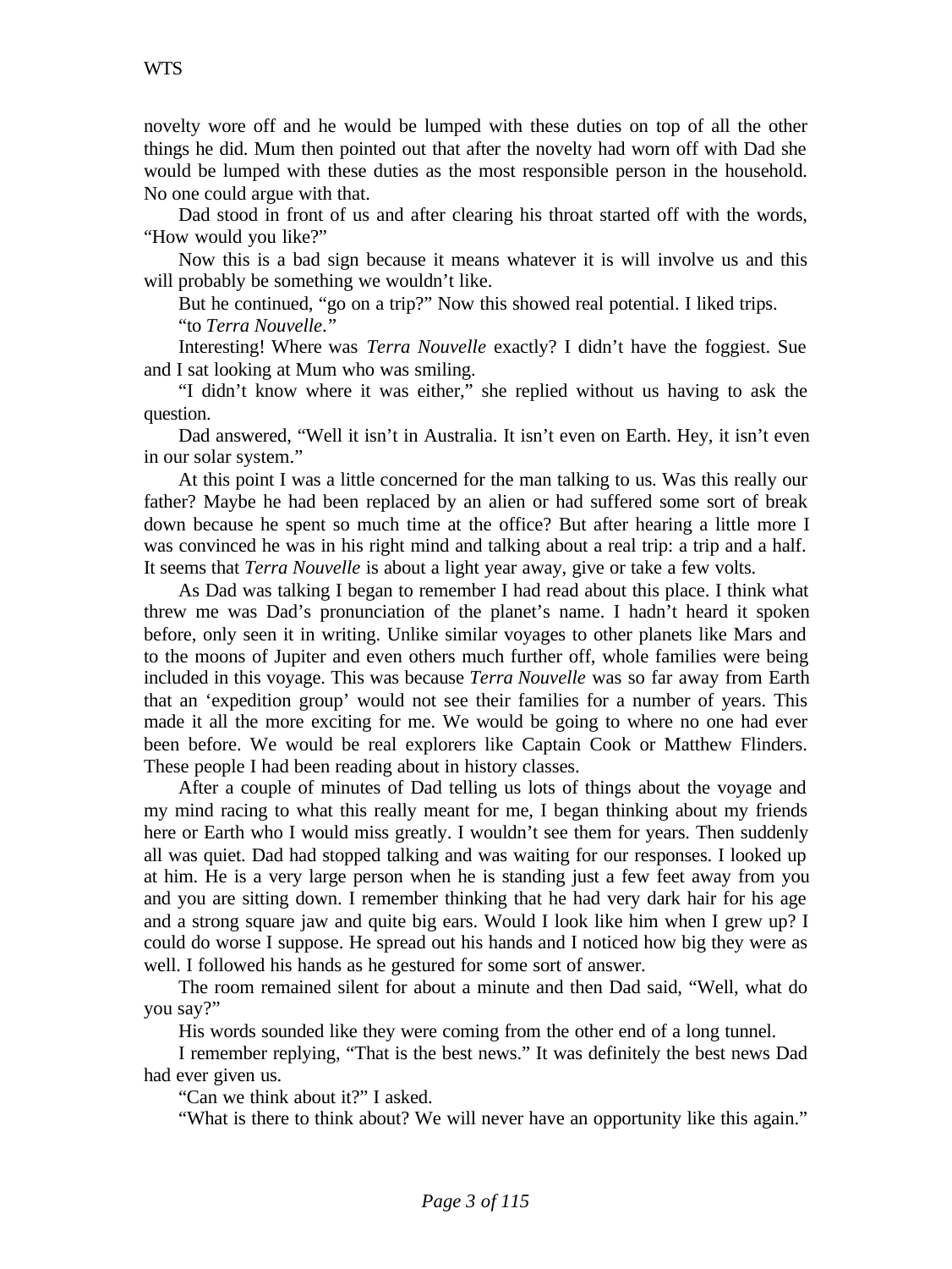novelty wore off and he would be lumped with these duties on top of all the other things he did. Mum then pointed out that after the novelty had worn off with Dad she would be lumped with these duties as the most responsible person in the household. No one could argue with that.

Dad stood in front of us and after clearing his throat started off with the words, “How would you like?”

Now this is a bad sign because it means whatever it is will involve us and this will probably be something we wouldn’t like.

But he continued, “go on a trip?” Now this showed real potential. I liked trips.

“to *Terra Nouvelle*.”

Interesting! Where was *Terra Nouvelle* exactly? I didn’t have the foggiest. Sue and I sat looking at Mum who was smiling.

“I didn’t know where it was either,” she replied without us having to ask the question.

Dad answered, “Well it isn’t in Australia. It isn’t even on Earth. Hey, it isn’t even in our solar system.”

At this point I was a little concerned for the man talking to us. Was this really our father? Maybe he had been replaced by an alien or had suffered some sort of break down because he spent so much time at the office? But after hearing a little more I was convinced he was in his right mind and talking about a real trip: a trip and a half. It seems that *Terra Nouvelle* is about a light year away, give or take a few volts.

As Dad was talking I began to remember I had read about this place. I think what threw me was Dad’s pronunciation of the planet’s name. I hadn’t heard it spoken before, only seen it in writing. Unlike similar voyages to other planets like Mars and to the moons of Jupiter and even others much further off, whole families were being included in this voyage. This was because *Terra Nouvelle* was so far away from Earth that an ‘expedition group’ would not see their families for a number of years. This made it all the more exciting for me. We would be going to where no one had ever been before. We would be real explorers like Captain Cook or Matthew Flinders. These people I had been reading about in history classes.

After a couple of minutes of Dad telling us lots of things about the voyage and my mind racing to what this really meant for me, I began thinking about my friends here or Earth who I would miss greatly. I wouldn’t see them for years. Then suddenly all was quiet. Dad had stopped talking and was waiting for our responses. I looked up at him. He is a very large person when he is standing just a few feet away from you and you are sitting down. I remember thinking that he had very dark hair for his age and a strong square jaw and quite big ears. Would I look like him when I grew up? I could do worse I suppose. He spread out his hands and I noticed how big they were as well. I followed his hands as he gestured for some sort of answer.

The room remained silent for about a minute and then Dad said, “Well, what do you say?”

His words sounded like they were coming from the other end of a long tunnel.

I remember replying, “That is the best news.” It was definitely the best news Dad had ever given us.

“Can we think about it?” I asked.

“What is there to think about? We will never have an opportunity like this again.”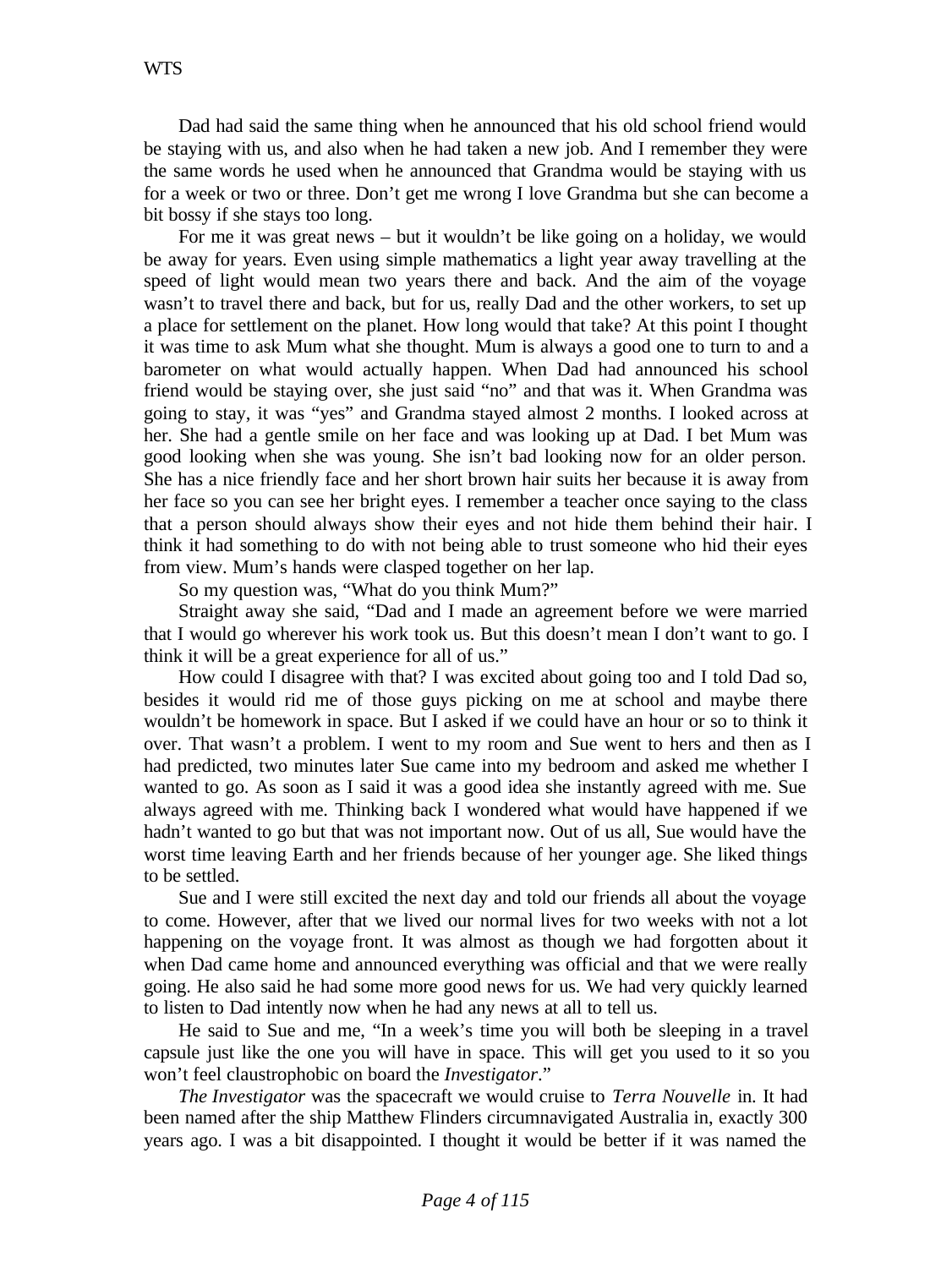Dad had said the same thing when he announced that his old school friend would be staying with us, and also when he had taken a new job. And I remember they were the same words he used when he announced that Grandma would be staying with us for a week or two or three. Don't get me wrong I love Grandma but she can become a bit bossy if she stays too long.

For me it was great news – but it wouldn't be like going on a holiday, we would be away for years. Even using simple mathematics a light year away travelling at the speed of light would mean two years there and back. And the aim of the voyage wasn't to travel there and back, but for us, really Dad and the other workers, to set up a place for settlement on the planet. How long would that take? At this point I thought it was time to ask Mum what she thought. Mum is always a good one to turn to and a barometer on what would actually happen. When Dad had announced his school friend would be staying over, she just said "no" and that was it. When Grandma was going to stay, it was "yes" and Grandma stayed almost 2 months. I looked across at her. She had a gentle smile on her face and was looking up at Dad. I bet Mum was good looking when she was young. She isn't bad looking now for an older person. She has a nice friendly face and her short brown hair suits her because it is away from her face so you can see her bright eyes. I remember a teacher once saying to the class that a person should always show their eyes and not hide them behind their hair. I think it had something to do with not being able to trust someone who hid their eyes from view. Mum's hands were clasped together on her lap.

So my question was, "What do you think Mum?"

Straight away she said, "Dad and I made an agreement before we were married that I would go wherever his work took us. But this doesn't mean I don't want to go. I think it will be a great experience for all of us."

How could I disagree with that? I was excited about going too and I told Dad so, besides it would rid me of those guys picking on me at school and maybe there wouldn't be homework in space. But I asked if we could have an hour or so to think it over. That wasn't a problem. I went to my room and Sue went to hers and then as I had predicted, two minutes later Sue came into my bedroom and asked me whether I wanted to go. As soon as I said it was a good idea she instantly agreed with me. Sue always agreed with me. Thinking back I wondered what would have happened if we hadn't wanted to go but that was not important now. Out of us all, Sue would have the worst time leaving Earth and her friends because of her younger age. She liked things to be settled.

Sue and I were still excited the next day and told our friends all about the voyage to come. However, after that we lived our normal lives for two weeks with not a lot happening on the voyage front. It was almost as though we had forgotten about it when Dad came home and announced everything was official and that we were really going. He also said he had some more good news for us. We had very quickly learned to listen to Dad intently now when he had any news at all to tell us.

He said to Sue and me, "In a week's time you will both be sleeping in a travel capsule just like the one you will have in space. This will get you used to it so you won't feel claustrophobic on board the *Investigator*."

*The Investigator* was the spacecraft we would cruise to *Terra Nouvelle* in. It had been named after the ship Matthew Flinders circumnavigated Australia in, exactly 300 years ago. I was a bit disappointed. I thought it would be better if it was named the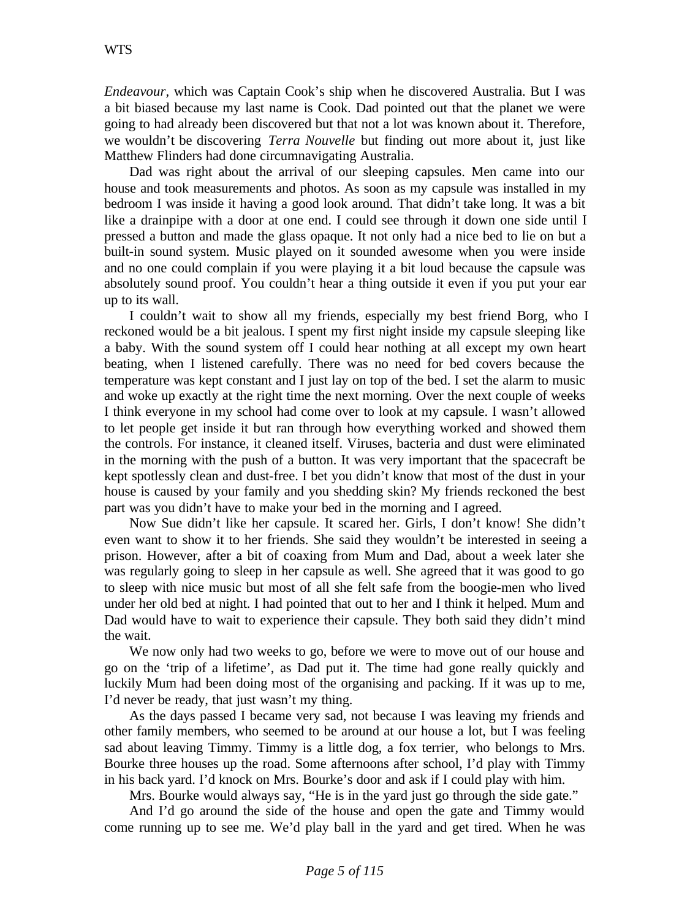*Endeavour,* which was Captain Cook's ship when he discovered Australia. But I was a bit biased because my last name is Cook. Dad pointed out that the planet we were going to had already been discovered but that not a lot was known about it. Therefore, we wouldn't be discovering *Terra Nouvelle* but finding out more about it, just like Matthew Flinders had done circumnavigating Australia.

Dad was right about the arrival of our sleeping capsules. Men came into our house and took measurements and photos. As soon as my capsule was installed in my bedroom I was inside it having a good look around. That didn't take long. It was a bit like a drainpipe with a door at one end. I could see through it down one side until I pressed a button and made the glass opaque. It not only had a nice bed to lie on but a built-in sound system. Music played on it sounded awesome when you were inside and no one could complain if you were playing it a bit loud because the capsule was absolutely sound proof. You couldn't hear a thing outside it even if you put your ear up to its wall.

I couldn't wait to show all my friends, especially my best friend Borg, who I reckoned would be a bit jealous. I spent my first night inside my capsule sleeping like a baby. With the sound system off I could hear nothing at all except my own heart beating, when I listened carefully. There was no need for bed covers because the temperature was kept constant and I just lay on top of the bed. I set the alarm to music and woke up exactly at the right time the next morning. Over the next couple of weeks I think everyone in my school had come over to look at my capsule. I wasn't allowed to let people get inside it but ran through how everything worked and showed them the controls. For instance, it cleaned itself. Viruses, bacteria and dust were eliminated in the morning with the push of a button. It was very important that the spacecraft be kept spotlessly clean and dust-free. I bet you didn't know that most of the dust in your house is caused by your family and you shedding skin? My friends reckoned the best part was you didn't have to make your bed in the morning and I agreed.

Now Sue didn't like her capsule. It scared her. Girls, I don't know! She didn't even want to show it to her friends. She said they wouldn't be interested in seeing a prison. However, after a bit of coaxing from Mum and Dad, about a week later she was regularly going to sleep in her capsule as well. She agreed that it was good to go to sleep with nice music but most of all she felt safe from the boogie-men who lived under her old bed at night. I had pointed that out to her and I think it helped. Mum and Dad would have to wait to experience their capsule. They both said they didn't mind the wait.

We now only had two weeks to go, before we were to move out of our house and go on the 'trip of a lifetime', as Dad put it. The time had gone really quickly and luckily Mum had been doing most of the organising and packing. If it was up to me, I'd never be ready, that just wasn't my thing.

As the days passed I became very sad, not because I was leaving my friends and other family members, who seemed to be around at our house a lot, but I was feeling sad about leaving Timmy. Timmy is a little dog, a fox terrier, who belongs to Mrs. Bourke three houses up the road. Some afternoons after school, I'd play with Timmy in his back yard. I'd knock on Mrs. Bourke's door and ask if I could play with him.

Mrs. Bourke would always say, "He is in the yard just go through the side gate."

And I'd go around the side of the house and open the gate and Timmy would come running up to see me. We'd play ball in the yard and get tired. When he was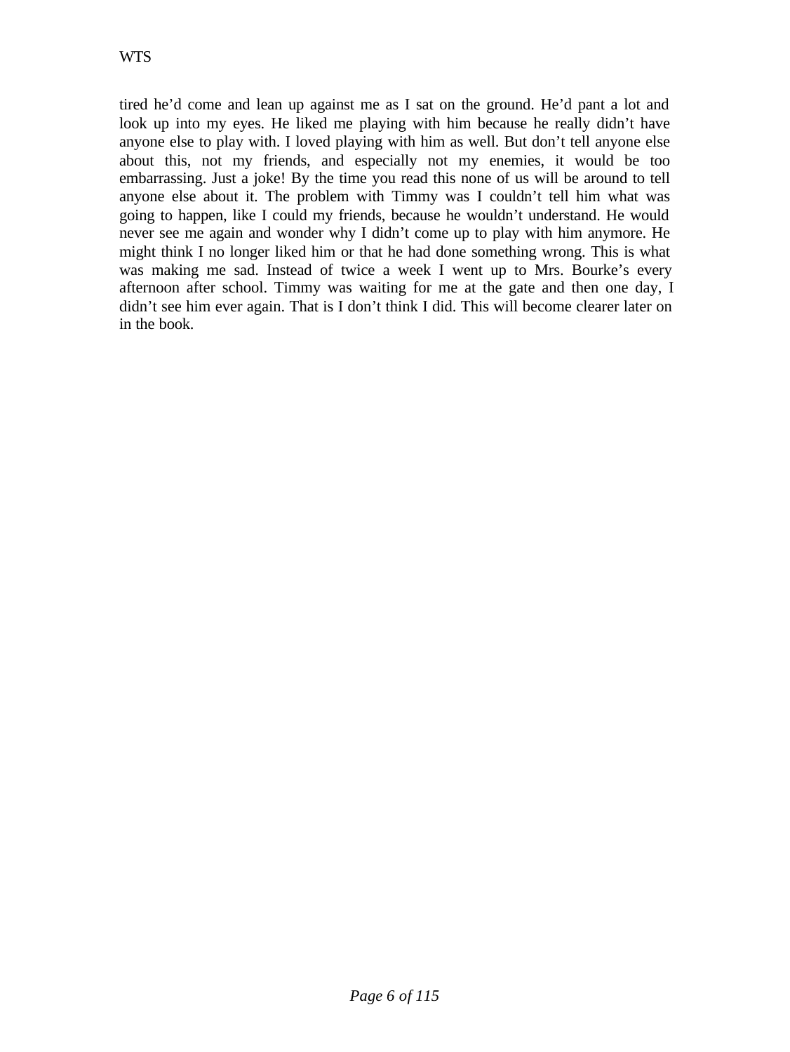tired he'd come and lean up against me as I sat on the ground. He'd pant a lot and look up into my eyes. He liked me playing with him because he really didn't have anyone else to play with. I loved playing with him as well. But don't tell anyone else about this, not my friends, and especially not my enemies, it would be too embarrassing. Just a joke! By the time you read this none of us will be around to tell anyone else about it. The problem with Timmy was I couldn't tell him what was going to happen, like I could my friends, because he wouldn't understand. He would never see me again and wonder why I didn't come up to play with him anymore. He might think I no longer liked him or that he had done something wrong. This is what was making me sad. Instead of twice a week I went up to Mrs. Bourke's every afternoon after school. Timmy was waiting for me at the gate and then one day, I didn't see him ever again. That is I don't think I did. This will become clearer later on in the book.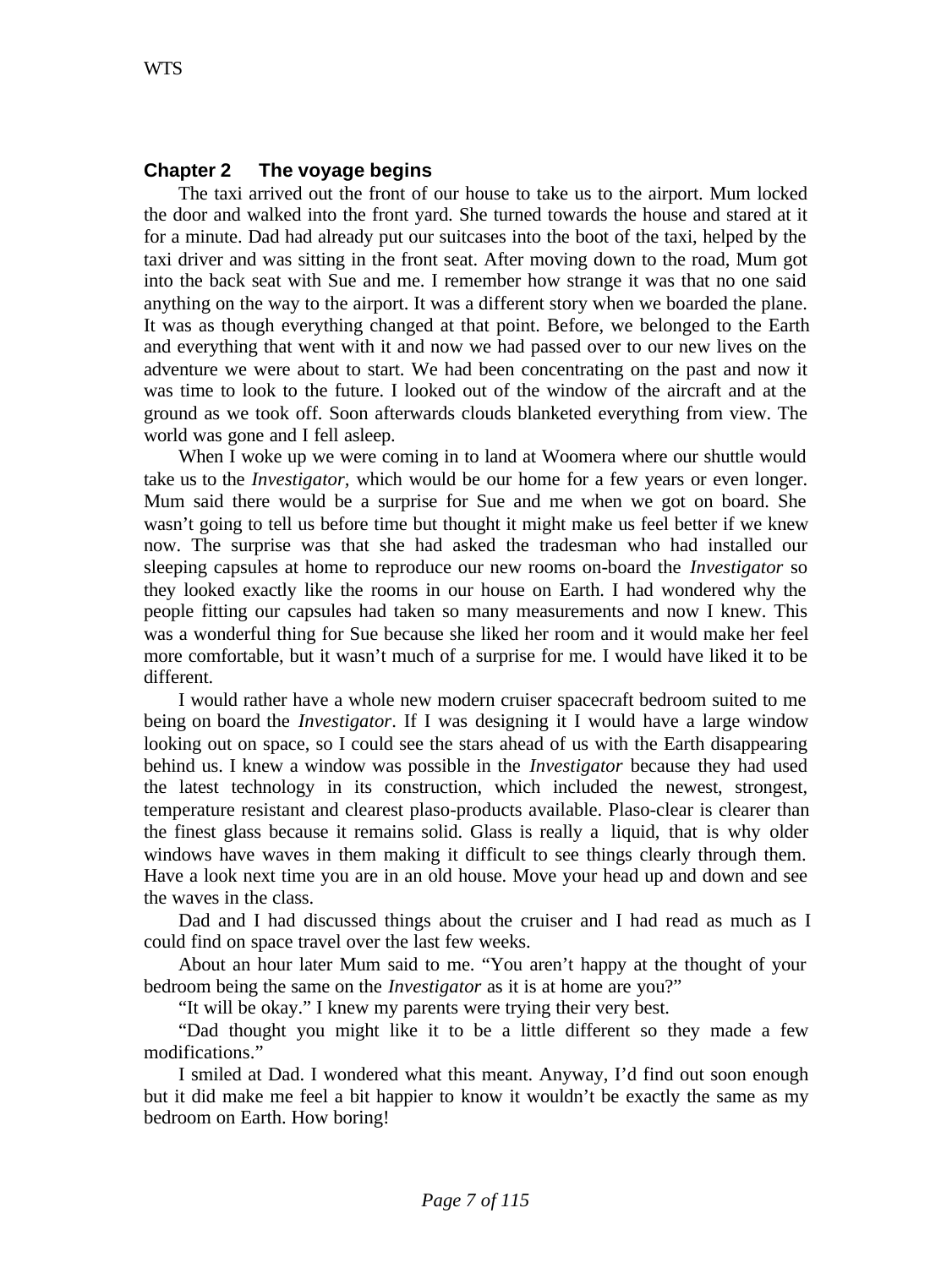## Chapter 2 The voyage begins

The taxi arrived out the front of our house to take us to the airport. Mum locked the door and walked into the front yard. She turned towards the house and stared at it for a minute. Dad had already put our suitcases into the boot of the taxi, helped by the taxi driver and was sitting in the front seat. After moving down to the road, Mum got into the back seat with Sue and me. I remember how strange it was that no one said anything on the way to the airport. It was a different story when we boarded the plane. It was as though everything changed at that point. Before, we belonged to the Earth and everything that went with it and now we had passed over to our new lives on the adventure we were about to start. We had been concentrating on the past and now it was time to look to the future. I looked out of the window of the aircraft and at the ground as we took off. Soon afterwards clouds blanketed everything from view. The world was gone and I fell asleep.

When I woke up we were coming in to land at Woomera where our shuttle would take us to the *Investigator*, which would be our home for a few years or even longer. Mum said there would be a surprise for Sue and me when we got on board. She wasn't going to tell us before time but thought it might make us feel better if we knew now. The surprise was that she had asked the tradesman who had installed our sleeping capsules at home to reproduce our new rooms on-board the *Investigator* so they looked exactly like the rooms in our house on Earth. I had wondered why the people fitting our capsules had taken so many measurements and now I knew. This was a wonderful thing for Sue because she liked her room and it would make her feel more comfortable, but it wasn't much of a surprise for me. I would have liked it to be different.

I would rather have a whole new modern cruiser spacecraft bedroom suited to me being on board the *Investigator*. If I was designing it I would have a large window looking out on space, so I could see the stars ahead of us with the Earth disappearing behind us. I knew a window was possible in the *Investigator* because they had used the latest technology in its construction, which included the newest, strongest, temperature resistant and clearest plaso-products available. Plaso-clear is clearer than the finest glass because it remains solid. Glass is really a liquid, that is why older windows have waves in them making it difficult to see things clearly through them. Have a look next time you are in an old house. Move your head up and down and see the waves in the class.

Dad and I had discussed things about the cruiser and I had read as much as I could find on space travel over the last few weeks.

About an hour later Mum said to me. "You aren't happy at the thought of your bedroom being the same on the *Investigator* as it is at home are you?"

"It will be okay." I knew my parents were trying their very best.

"Dad thought you might like it to be a little different so they made a few modifications."

I smiled at Dad. I wondered what this meant. Anyway, I'd find out soon enough but it did make me feel a bit happier to know it wouldn't be exactly the same as my bedroom on Earth. How boring!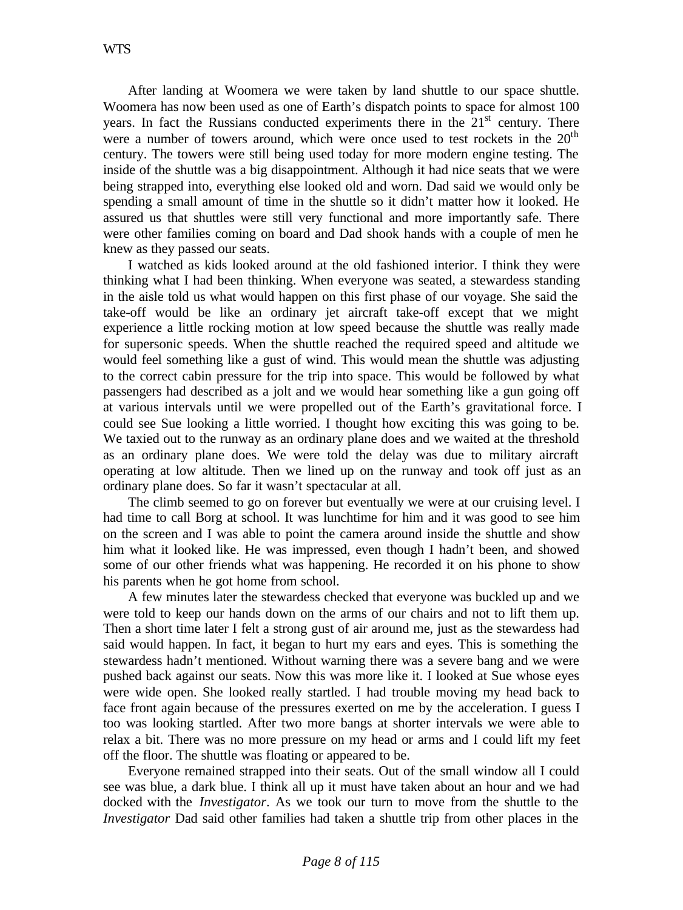After landing at Woomera we were taken by land shuttle to our space shuttle. Woomera has now been used as one of Earth's dispatch points to space for almost 100 years. In fact the Russians conducted experiments there in the 21st century. There were a number of towers around, which were once used to test rockets in the 20th century. The towers were still being used today for more modern engine testing. The inside of the shuttle was a big disappointment. Although it had nice seats that we were being strapped into, everything else looked old and worn. Dad said we would only be spending a small amount of time in the shuttle so it didn't matter how it looked. He assured us that shuttles were still very functional and more importantly safe. There were other families coming on board and Dad shook hands with a couple of men he knew as they passed our seats.

I watched as kids looked around at the old fashioned interior. I think they were thinking what I had been thinking. When everyone was seated, a stewardess standing in the aisle told us what would happen on this first phase of our voyage. She said the take-off would be like an ordinary jet aircraft take-off except that we might experience a little rocking motion at low speed because the shuttle was really made for supersonic speeds. When the shuttle reached the required speed and altitude we would feel something like a gust of wind. This would mean the shuttle was adjusting to the correct cabin pressure for the trip into space. This would be followed by what passengers had described as a jolt and we would hear something like a gun going off at various intervals until we were propelled out of the Earth's gravitational force. I could see Sue looking a little worried. I thought how exciting this was going to be. We taxied out to the runway as an ordinary plane does and we waited at the threshold as an ordinary plane does. We were told the delay was due to military aircraft operating at low altitude. Then we lined up on the runway and took off just as an ordinary plane does. So far it wasn't spectacular at all.

The climb seemed to go on forever but eventually we were at our cruising level. I had time to call Borg at school. It was lunchtime for him and it was good to see him on the screen and I was able to point the camera around inside the shuttle and show him what it looked like. He was impressed, even though I hadn't been, and showed some of our other friends what was happening. He recorded it on his phone to show his parents when he got home from school.

A few minutes later the stewardess checked that everyone was buckled up and we were told to keep our hands down on the arms of our chairs and not to lift them up. Then a short time later I felt a strong gust of air around me, just as the stewardess had said would happen. In fact, it began to hurt my ears and eyes. This is something the stewardess hadn't mentioned. Without warning there was a severe bang and we were pushed back against our seats. Now this was more like it. I looked at Sue whose eyes were wide open. She looked really startled. I had trouble moving my head back to face front again because of the pressures exerted on me by the acceleration. I guess I too was looking startled. After two more bangs at shorter intervals we were able to relax a bit. There was no more pressure on my head or arms and I could lift my feet off the floor. The shuttle was floating or appeared to be.

Everyone remained strapped into their seats. Out of the small window all I could see was blue, a dark blue. I think all up it must have taken about an hour and we had docked with the *Investigator*. As we took our turn to move from the shuttle to the *Investigator* Dad said other families had taken a shuttle trip from other places in the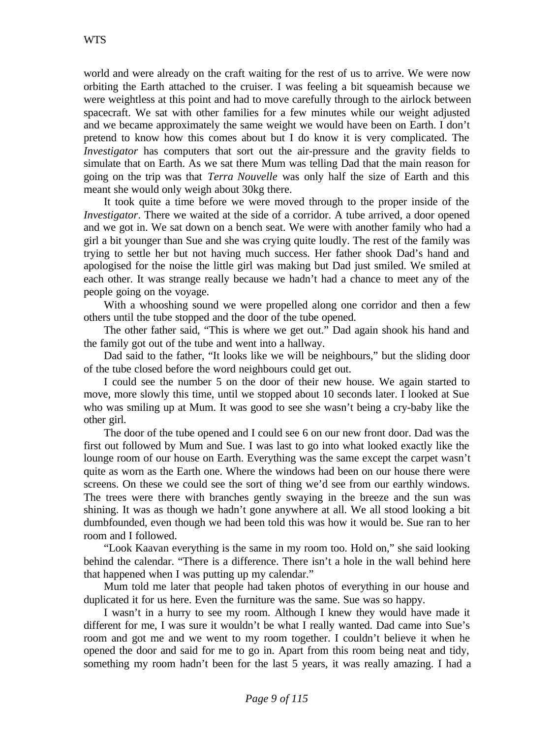world and were already on the craft waiting for the rest of us to arrive. We were now orbiting the Earth attached to the cruiser. I was feeling a bit squeamish because we were weightless at this point and had to move carefully through to the airlock between spacecraft. We sat with other families for a few minutes while our weight adjusted and we became approximately the same weight we would have been on Earth. I don't pretend to know how this comes about but I do know it is very complicated. The *Investigator* has computers that sort out the air-pressure and the gravity fields to simulate that on Earth. As we sat there Mum was telling Dad that the main reason for going on the trip was that *Terra Nouvelle* was only half the size of Earth and this meant she would only weigh about 30kg there.

It took quite a time before we were moved through to the proper inside of the *Investigator*. There we waited at the side of a corridor. A tube arrived, a door opened and we got in. We sat down on a bench seat. We were with another family who had a girl a bit younger than Sue and she was crying quite loudly. The rest of the family was trying to settle her but not having much success. Her father shook Dad's hand and apologised for the noise the little girl was making but Dad just smiled. We smiled at each other. It was strange really because we hadn't had a chance to meet any of the people going on the voyage.

With a whooshing sound we were propelled along one corridor and then a few others until the tube stopped and the door of the tube opened.

The other father said, "This is where we get out." Dad again shook his hand and the family got out of the tube and went into a hallway.

Dad said to the father, "It looks like we will be neighbours," but the sliding door of the tube closed before the word neighbours could get out.

I could see the number 5 on the door of their new house. We again started to move, more slowly this time, until we stopped about 10 seconds later. I looked at Sue who was smiling up at Mum. It was good to see she wasn't being a cry-baby like the other girl.

The door of the tube opened and I could see 6 on our new front door. Dad was the first out followed by Mum and Sue. I was last to go into what looked exactly like the lounge room of our house on Earth. Everything was the same except the carpet wasn't quite as worn as the Earth one. Where the windows had been on our house there were screens. On these we could see the sort of thing we'd see from our earthly windows. The trees were there with branches gently swaying in the breeze and the sun was shining. It was as though we hadn't gone anywhere at all. We all stood looking a bit dumbfounded, even though we had been told this was how it would be. Sue ran to her room and I followed.

"Look Kaavan everything is the same in my room too. Hold on," she said looking behind the calendar. "There is a difference. There isn't a hole in the wall behind here that happened when I was putting up my calendar."

Mum told me later that people had taken photos of everything in our house and duplicated it for us here. Even the furniture was the same. Sue was so happy.

I wasn't in a hurry to see my room. Although I knew they would have made it different for me, I was sure it wouldn't be what I really wanted. Dad came into Sue's room and got me and we went to my room together. I couldn't believe it when he opened the door and said for me to go in. Apart from this room being neat and tidy, something my room hadn't been for the last 5 years, it was really amazing. I had a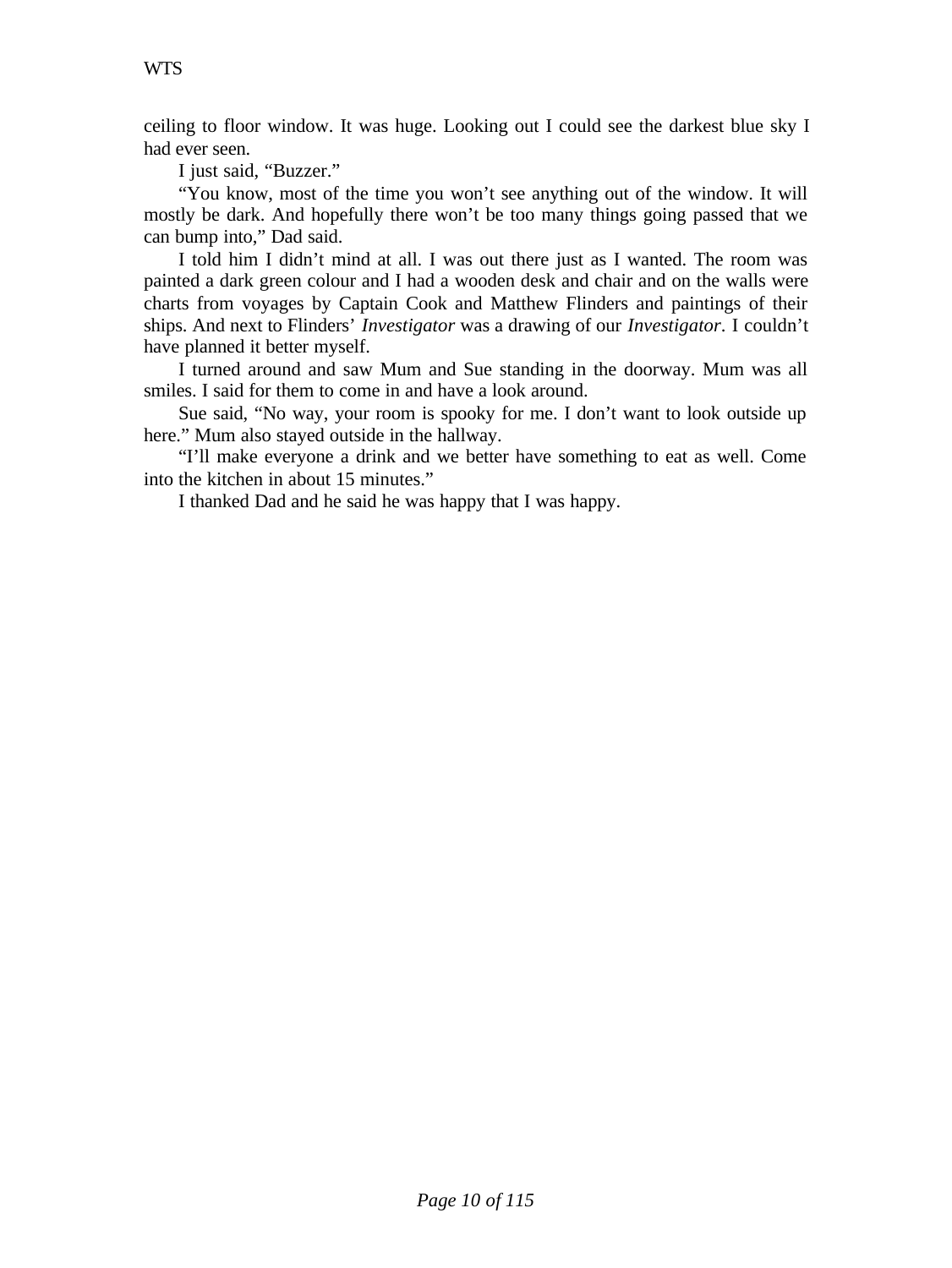ceiling to floor window. It was huge. Looking out I could see the darkest blue sky I had ever seen.

I just said, "Buzzer."

"You know, most of the time you won't see anything out of the window. It will mostly be dark. And hopefully there won't be too many things going passed that we can bump into," Dad said.

I told him I didn't mind at all. I was out there just as I wanted. The room was painted a dark green colour and I had a wooden desk and chair and on the walls were charts from voyages by Captain Cook and Matthew Flinders and paintings of their ships. And next to Flinders' *Investigator* was a drawing of our *Investigator*. I couldn't have planned it better myself.

I turned around and saw Mum and Sue standing in the doorway. Mum was all smiles. I said for them to come in and have a look around.

Sue said, "No way, your room is spooky for me. I don't want to look outside up here." Mum also stayed outside in the hallway.

"I'll make everyone a drink and we better have something to eat as well. Come into the kitchen in about 15 minutes."

I thanked Dad and he said he was happy that I was happy.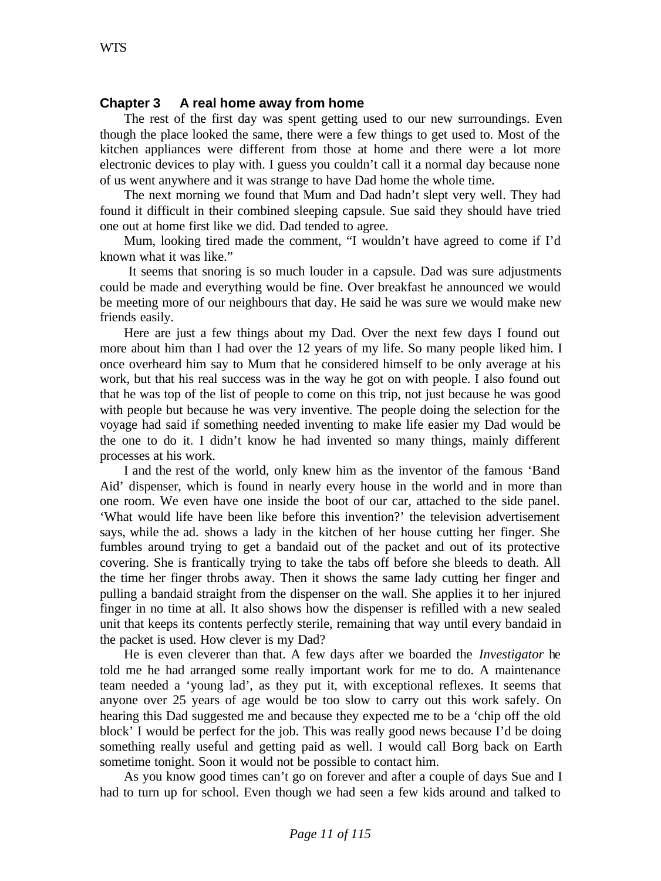## Chapter 3 A real home away from home

The rest of the first day was spent getting used to our new surroundings. Even though the place looked the same, there were a few things to get used to. Most of the kitchen appliances were different from those at home and there were a lot more electronic devices to play with. I guess you couldn't call it a normal day because none of us went anywhere and it was strange to have Dad home the whole time.

The next morning we found that Mum and Dad hadn't slept very well. They had found it difficult in their combined sleeping capsule. Sue said they should have tried one out at home first like we did. Dad tended to agree.

Mum, looking tired made the comment, "I wouldn't have agreed to come if I'd known what it was like."

It seems that snoring is so much louder in a capsule. Dad was sure adjustments could be made and everything would be fine. Over breakfast he announced we would be meeting more of our neighbours that day. He said he was sure we would make new friends easily.

Here are just a few things about my Dad. Over the next few days I found out more about him than I had over the 12 years of my life. So many people liked him. I once overheard him say to Mum that he considered himself to be only average at his work, but that his real success was in the way he got on with people. I also found out that he was top of the list of people to come on this trip, not just because he was good with people but because he was very inventive. The people doing the selection for the voyage had said if something needed inventing to make life easier my Dad would be the one to do it. I didn't know he had invented so many things, mainly different processes at his work.

I and the rest of the world, only knew him as the inventor of the famous 'Band Aid' dispenser, which is found in nearly every house in the world and in more than one room. We even have one inside the boot of our car, attached to the side panel. 'What would life have been like before this invention?' the television advertisement says, while the ad. shows a lady in the kitchen of her house cutting her finger. She fumbles around trying to get a bandaid out of the packet and out of its protective covering. She is frantically trying to take the tabs off before she bleeds to death. All the time her finger throbs away. Then it shows the same lady cutting her finger and pulling a bandaid straight from the dispenser on the wall. She applies it to her injured finger in no time at all. It also shows how the dispenser is refilled with a new sealed unit that keeps its contents perfectly sterile, remaining that way until every bandaid in the packet is used. How clever is my Dad?

He is even cleverer than that. A few days after we boarded the *Investigator* he told me he had arranged some really important work for me to do. A maintenance team needed a 'young lad', as they put it, with exceptional reflexes. It seems that anyone over 25 years of age would be too slow to carry out this work safely. On hearing this Dad suggested me and because they expected me to be a 'chip off the old block' I would be perfect for the job. This was really good news because I'd be doing something really useful and getting paid as well. I would call Borg back on Earth sometime tonight. Soon it would not be possible to contact him.

As you know good times can't go on forever and after a couple of days Sue and I had to turn up for school. Even though we had seen a few kids around and talked to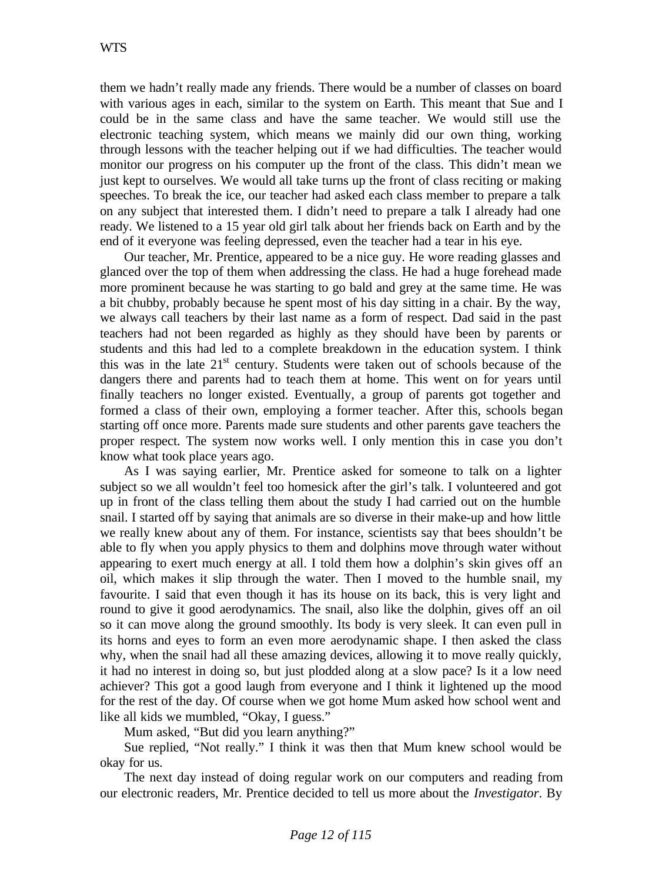them we hadn't really made any friends. There would be a number of classes on board with various ages in each, similar to the system on Earth. This meant that Sue and I could be in the same class and have the same teacher. We would still use the electronic teaching system, which means we mainly did our own thing, working through lessons with the teacher helping out if we had difficulties. The teacher would monitor our progress on his computer up the front of the class. This didn't mean we just kept to ourselves. We would all take turns up the front of class reciting or making speeches. To break the ice, our teacher had asked each class member to prepare a talk on any subject that interested them. I didn't need to prepare a talk I already had one ready. We listened to a 15 year old girl talk about her friends back on Earth and by the end of it everyone was feeling depressed, even the teacher had a tear in his eye.

Our teacher, Mr. Prentice, appeared to be a nice guy. He wore reading glasses and glanced over the top of them when addressing the class. He had a huge forehead made more prominent because he was starting to go bald and grey at the same time. He was a bit chubby, probably because he spent most of his day sitting in a chair. By the way, we always call teachers by their last name as a form of respect. Dad said in the past teachers had not been regarded as highly as they should have been by parents or students and this had led to a complete breakdown in the education system. I think this was in the late 21st century. Students were taken out of schools because of the dangers there and parents had to teach them at home. This went on for years until finally teachers no longer existed. Eventually, a group of parents got together and formed a class of their own, employing a former teacher. After this, schools began starting off once more. Parents made sure students and other parents gave teachers the proper respect. The system now works well. I only mention this in case you don't know what took place years ago.

As I was saying earlier, Mr. Prentice asked for someone to talk on a lighter subject so we all wouldn't feel too homesick after the girl's talk. I volunteered and got up in front of the class telling them about the study I had carried out on the humble snail. I started off by saying that animals are so diverse in their make-up and how little we really knew about any of them. For instance, scientists say that bees shouldn't be able to fly when you apply physics to them and dolphins move through water without appearing to exert much energy at all. I told them how a dolphin's skin gives off an oil, which makes it slip through the water. Then I moved to the humble snail, my favourite. I said that even though it has its house on its back, this is very light and round to give it good aerodynamics. The snail, also like the dolphin, gives off an oil so it can move along the ground smoothly. Its body is very sleek. It can even pull in its horns and eyes to form an even more aerodynamic shape. I then asked the class why, when the snail had all these amazing devices, allowing it to move really quickly, it had no interest in doing so, but just plodded along at a slow pace? Is it a low need achiever? This got a good laugh from everyone and I think it lightened up the mood for the rest of the day. Of course when we got home Mum asked how school went and like all kids we mumbled, "Okay, I guess."

Mum asked, "But did you learn anything?"

Sue replied, "Not really." I think it was then that Mum knew school would be okay for us.

The next day instead of doing regular work on our computers and reading from our electronic readers, Mr. Prentice decided to tell us more about the *Investigator*. By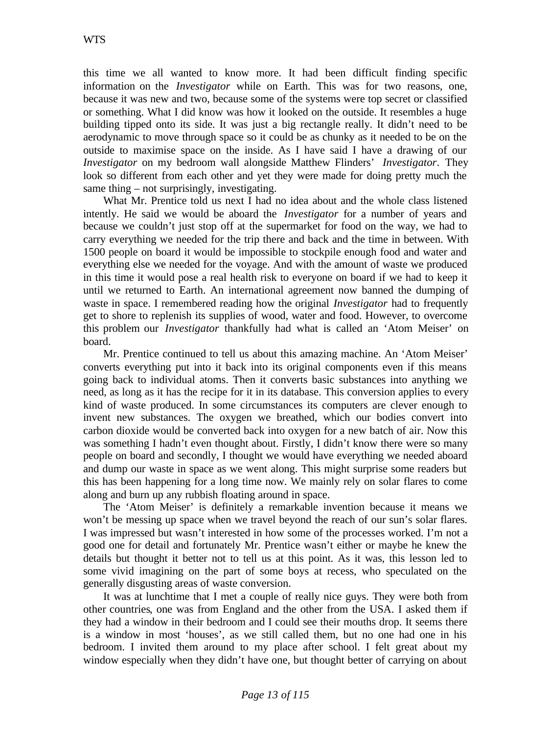this time we all wanted to know more. It had been difficult finding specific information on the *Investigator* while on Earth. This was for two reasons, one, because it was new and two, because some of the systems were top secret or classified or something. What I did know was how it looked on the outside. It resembles a huge building tipped onto its side. It was just a big rectangle really. It didn't need to be aerodynamic to move through space so it could be as chunky as it needed to be on the outside to maximise space on the inside. As I have said I have a drawing of our *Investigator* on my bedroom wall alongside Matthew Flinders' *Investigator*. They look so different from each other and yet they were made for doing pretty much the same thing – not surprisingly, investigating.

What Mr. Prentice told us next I had no idea about and the whole class listened intently. He said we would be aboard the *Investigator* for a number of years and because we couldn't just stop off at the supermarket for food on the way, we had to carry everything we needed for the trip there and back and the time in between. With 1500 people on board it would be impossible to stockpile enough food and water and everything else we needed for the voyage. And with the amount of waste we produced in this time it would pose a real health risk to everyone on board if we had to keep it until we returned to Earth. An international agreement now banned the dumping of waste in space. I remembered reading how the original *Investigator* had to frequently get to shore to replenish its supplies of wood, water and food. However, to overcome this problem our *Investigator* thankfully had what is called an 'Atom Meiser' on board.

Mr. Prentice continued to tell us about this amazing machine. An 'Atom Meiser' converts everything put into it back into its original components even if this means going back to individual atoms. Then it converts basic substances into anything we need, as long as it has the recipe for it in its database. This conversion applies to every kind of waste produced. In some circumstances its computers are clever enough to invent new substances. The oxygen we breathed, which our bodies convert into carbon dioxide would be converted back into oxygen for a new batch of air. Now this was something I hadn't even thought about. Firstly, I didn't know there were so many people on board and secondly, I thought we would have everything we needed aboard and dump our waste in space as we went along. This might surprise some readers but this has been happening for a long time now. We mainly rely on solar flares to come along and burn up any rubbish floating around in space.

The 'Atom Meiser' is definitely a remarkable invention because it means we won't be messing up space when we travel beyond the reach of our sun's solar flares. I was impressed but wasn't interested in how some of the processes worked. I'm not a good one for detail and fortunately Mr. Prentice wasn't either or maybe he knew the details but thought it better not to tell us at this point. As it was, this lesson led to some vivid imagining on the part of some boys at recess, who speculated on the generally disgusting areas of waste conversion.

It was at lunchtime that I met a couple of really nice guys. They were both from other countries, one was from England and the other from the USA. I asked them if they had a window in their bedroom and I could see their mouths drop. It seems there is a window in most 'houses', as we still called them, but no one had one in his bedroom. I invited them around to my place after school. I felt great about my window especially when they didn't have one, but thought better of carrying on about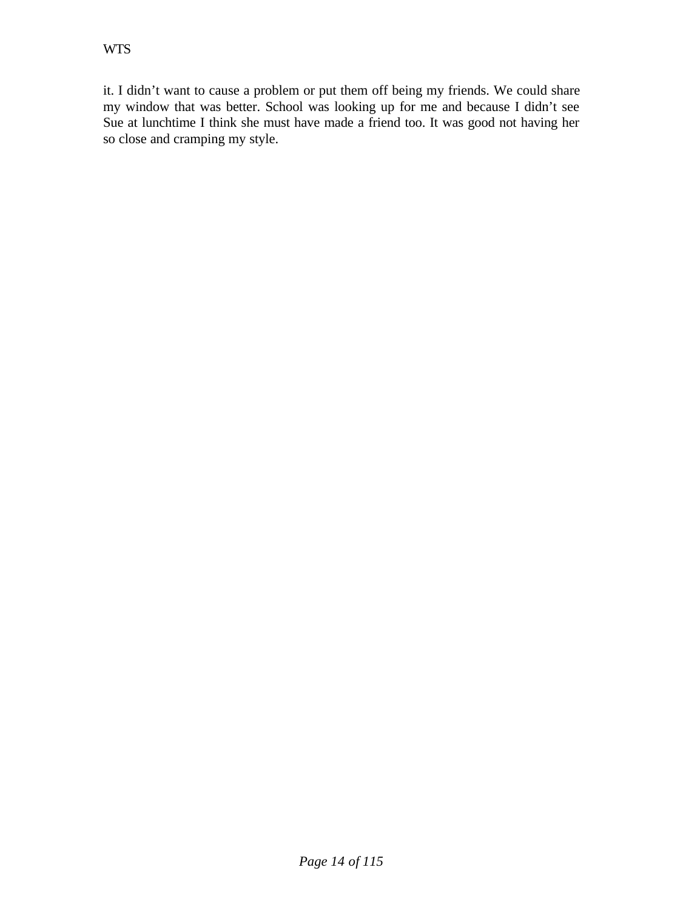it. I didn't want to cause a problem or put them off being my friends. We could share my window that was better. School was looking up for me and because I didn't see Sue at lunchtime I think she must have made a friend too. It was good not having her so close and cramping my style.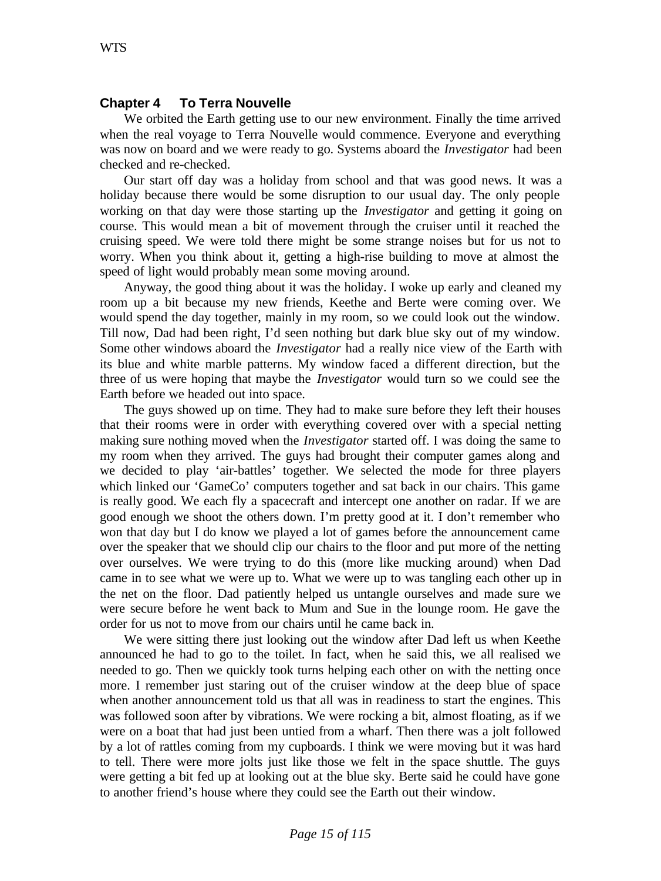## Chapter 4 To Terra Nouvelle

We orbited the Earth getting use to our new environment. Finally the time arrived when the real voyage to Terra Nouvelle would commence. Everyone and everything was now on board and we were ready to go. Systems aboard the *Investigator* had been checked and re-checked.

Our start off day was a holiday from school and that was good news. It was a holiday because there would be some disruption to our usual day. The only people working on that day were those starting up the *Investigator* and getting it going on course. This would mean a bit of movement through the cruiser until it reached the cruising speed. We were told there might be some strange noises but for us not to worry. When you think about it, getting a high-rise building to move at almost the speed of light would probably mean some moving around.

Anyway, the good thing about it was the holiday. I woke up early and cleaned my room up a bit because my new friends, Keethe and Berte were coming over. We would spend the day together, mainly in my room, so we could look out the window. Till now, Dad had been right, I'd seen nothing but dark blue sky out of my window. Some other windows aboard the *Investigator* had a really nice view of the Earth with its blue and white marble patterns. My window faced a different direction, but the three of us were hoping that maybe the *Investigator* would turn so we could see the Earth before we headed out into space.

The guys showed up on time. They had to make sure before they left their houses that their rooms were in order with everything covered over with a special netting making sure nothing moved when the *Investigator* started off. I was doing the same to my room when they arrived. The guys had brought their computer games along and we decided to play 'air-battles' together. We selected the mode for three players which linked our 'GameCo' computers together and sat back in our chairs. This game is really good. We each fly a spacecraft and intercept one another on radar. If we are good enough we shoot the others down. I'm pretty good at it. I don't remember who won that day but I do know we played a lot of games before the announcement came over the speaker that we should clip our chairs to the floor and put more of the netting over ourselves. We were trying to do this (more like mucking around) when Dad came in to see what we were up to. What we were up to was tangling each other up in the net on the floor. Dad patiently helped us untangle ourselves and made sure we were secure before he went back to Mum and Sue in the lounge room. He gave the order for us not to move from our chairs until he came back in.

We were sitting there just looking out the window after Dad left us when Keethe announced he had to go to the toilet. In fact, when he said this, we all realised we needed to go. Then we quickly took turns helping each other on with the netting once more. I remember just staring out of the cruiser window at the deep blue of space when another announcement told us that all was in readiness to start the engines. This was followed soon after by vibrations. We were rocking a bit, almost floating, as if we were on a boat that had just been untied from a wharf. Then there was a jolt followed by a lot of rattles coming from my cupboards. I think we were moving but it was hard to tell. There were more jolts just like those we felt in the space shuttle. The guys were getting a bit fed up at looking out at the blue sky. Berte said he could have gone to another friend's house where they could see the Earth out their window.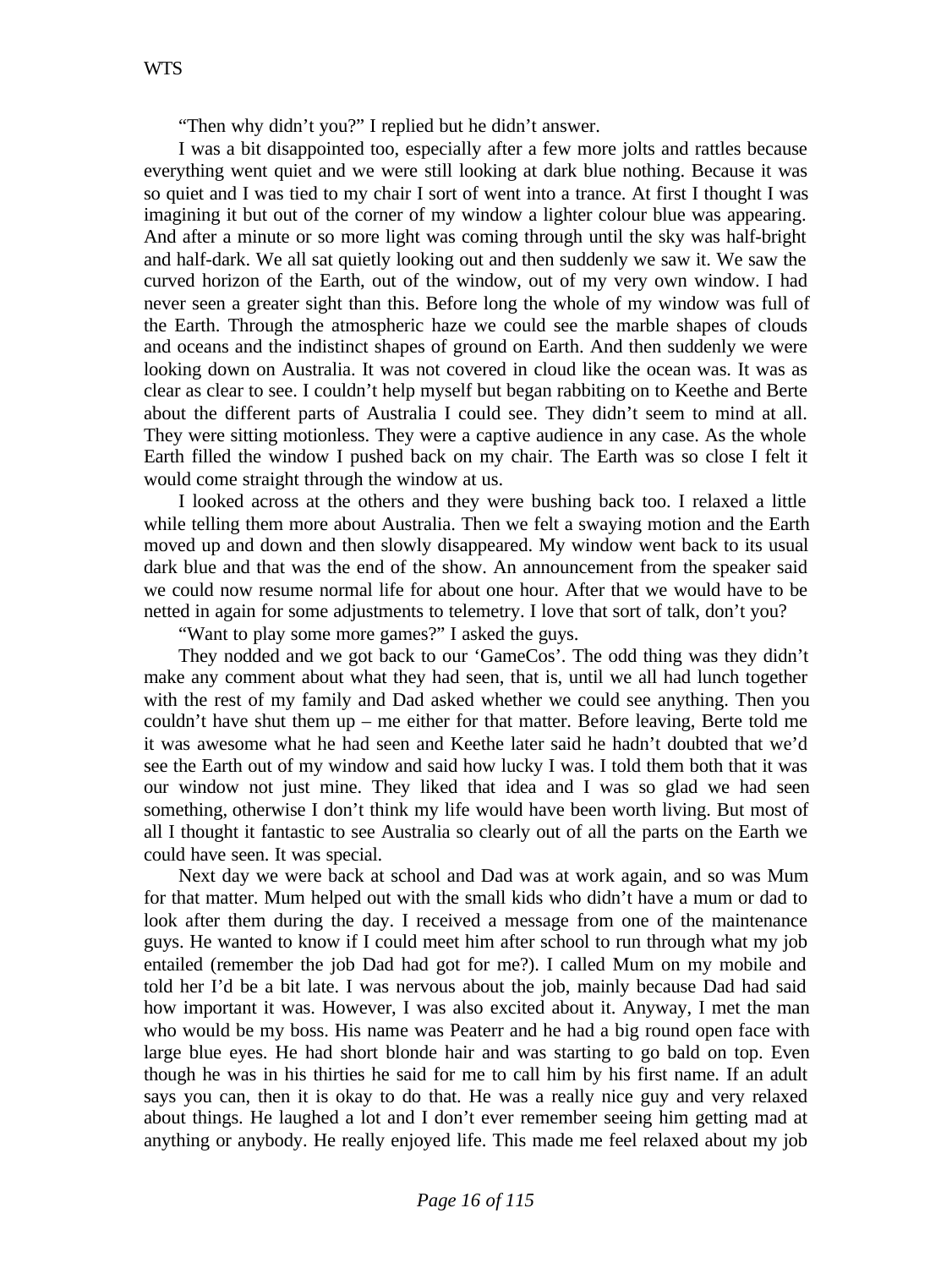"Then why didn't you?" I replied but he didn't answer.

I was a bit disappointed too, especially after a few more jolts and rattles because everything went quiet and we were still looking at dark blue nothing. Because it was so quiet and I was tied to my chair I sort of went into a trance. At first I thought I was imagining it but out of the corner of my window a lighter colour blue was appearing. And after a minute or so more light was coming through until the sky was half-bright and half-dark. We all sat quietly looking out and then suddenly we saw it. We saw the curved horizon of the Earth, out of the window, out of my very own window. I had never seen a greater sight than this. Before long the whole of my window was full of the Earth. Through the atmospheric haze we could see the marble shapes of clouds and oceans and the indistinct shapes of ground on Earth. And then suddenly we were looking down on Australia. It was not covered in cloud like the ocean was. It was as clear as clear to see. I couldn't help myself but began rabbiting on to Keethe and Berte about the different parts of Australia I could see. They didn't seem to mind at all. They were sitting motionless. They were a captive audience in any case. As the whole Earth filled the window I pushed back on my chair. The Earth was so close I felt it would come straight through the window at us.

I looked across at the others and they were bushing back too. I relaxed a little while telling them more about Australia. Then we felt a swaying motion and the Earth moved up and down and then slowly disappeared. My window went back to its usual dark blue and that was the end of the show. An announcement from the speaker said we could now resume normal life for about one hour. After that we would have to be netted in again for some adjustments to telemetry. I love that sort of talk, don't you?

"Want to play some more games?" I asked the guys.

They nodded and we got back to our 'GameCos'. The odd thing was they didn't make any comment about what they had seen, that is, until we all had lunch together with the rest of my family and Dad asked whether we could see anything. Then you couldn't have shut them up – me either for that matter. Before leaving, Berte told me it was awesome what he had seen and Keethe later said he hadn't doubted that we'd see the Earth out of my window and said how lucky I was. I told them both that it was our window not just mine. They liked that idea and I was so glad we had seen something, otherwise I don't think my life would have been worth living. But most of all I thought it fantastic to see Australia so clearly out of all the parts on the Earth we could have seen. It was special.

Next day we were back at school and Dad was at work again, and so was Mum for that matter. Mum helped out with the small kids who didn't have a mum or dad to look after them during the day. I received a message from one of the maintenance guys. He wanted to know if I could meet him after school to run through what my job entailed (remember the job Dad had got for me?). I called Mum on my mobile and told her I'd be a bit late. I was nervous about the job, mainly because Dad had said how important it was. However, I was also excited about it. Anyway, I met the man who would be my boss. His name was Peaterr and he had a big round open face with large blue eyes. He had short blonde hair and was starting to go bald on top. Even though he was in his thirties he said for me to call him by his first name. If an adult says you can, then it is okay to do that. He was a really nice guy and very relaxed about things. He laughed a lot and I don't ever remember seeing him getting mad at anything or anybody. He really enjoyed life. This made me feel relaxed about my job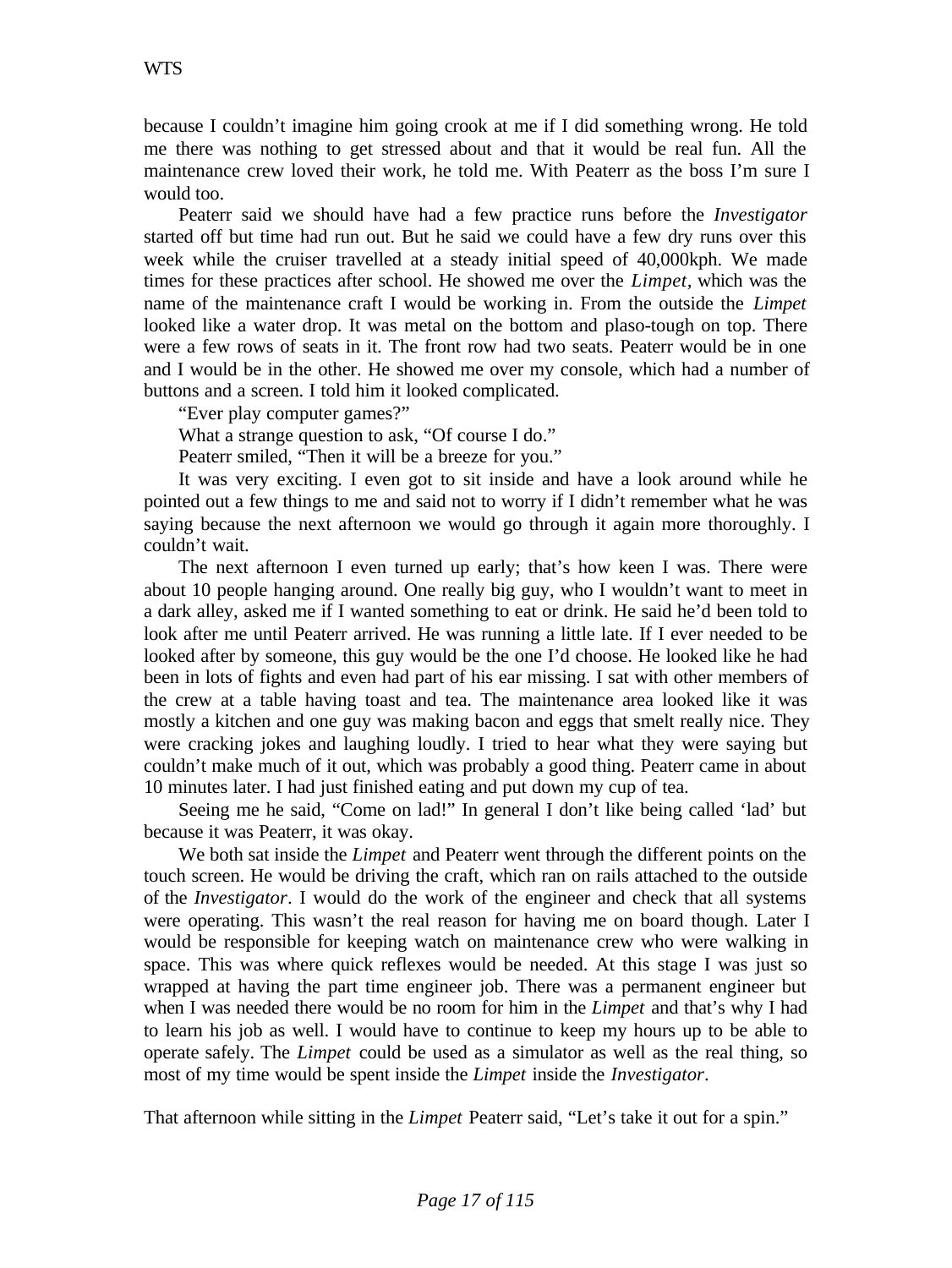because I couldn't imagine him going crook at me if I did something wrong. He told me there was nothing to get stressed about and that it would be real fun. All the maintenance crew loved their work, he told me. With Peaterr as the boss I'm sure I would too.

Peaterr said we should have had a few practice runs before the *Investigator* started off but time had run out. But he said we could have a few dry runs over this week while the cruiser travelled at a steady initial speed of 40,000kph. We made times for these practices after school. He showed me over the *Limpet*, which was the name of the maintenance craft I would be working in. From the outside the *Limpet* looked like a water drop. It was metal on the bottom and plaso-tough on top. There were a few rows of seats in it. The front row had two seats. Peaterr would be in one and I would be in the other. He showed me over my console, which had a number of buttons and a screen. I told him it looked complicated.

"Ever play computer games?"

What a strange question to ask, "Of course I do."

Peaterr smiled, "Then it will be a breeze for you."

It was very exciting. I even got to sit inside and have a look around while he pointed out a few things to me and said not to worry if I didn't remember what he was saying because the next afternoon we would go through it again more thoroughly. I couldn't wait.

The next afternoon I even turned up early; that's how keen I was. There were about 10 people hanging around. One really big guy, who I wouldn't want to meet in a dark alley, asked me if I wanted something to eat or drink. He said he'd been told to look after me until Peaterr arrived. He was running a little late. If I ever needed to be looked after by someone, this guy would be the one I'd choose. He looked like he had been in lots of fights and even had part of his ear missing. I sat with other members of the crew at a table having toast and tea. The maintenance area looked like it was mostly a kitchen and one guy was making bacon and eggs that smelt really nice. They were cracking jokes and laughing loudly. I tried to hear what they were saying but couldn't make much of it out, which was probably a good thing. Peaterr came in about 10 minutes later. I had just finished eating and put down my cup of tea.

Seeing me he said, "Come on lad!" In general I don't like being called 'lad' but because it was Peaterr, it was okay.

We both sat inside the *Limpet* and Peaterr went through the different points on the touch screen. He would be driving the craft, which ran on rails attached to the outside of the *Investigator*. I would do the work of the engineer and check that all systems were operating. This wasn't the real reason for having me on board though. Later I would be responsible for keeping watch on maintenance crew who were walking in space. This was where quick reflexes would be needed. At this stage I was just so wrapped at having the part time engineer job. There was a permanent engineer but when I was needed there would be no room for him in the *Limpet* and that's why I had to learn his job as well. I would have to continue to keep my hours up to be able to operate safely. The *Limpet* could be used as a simulator as well as the real thing, so most of my time would be spent inside the *Limpet* inside the *Investigator*.

That afternoon while sitting in the *Limpet* Peaterr said, "Let's take it out for a spin."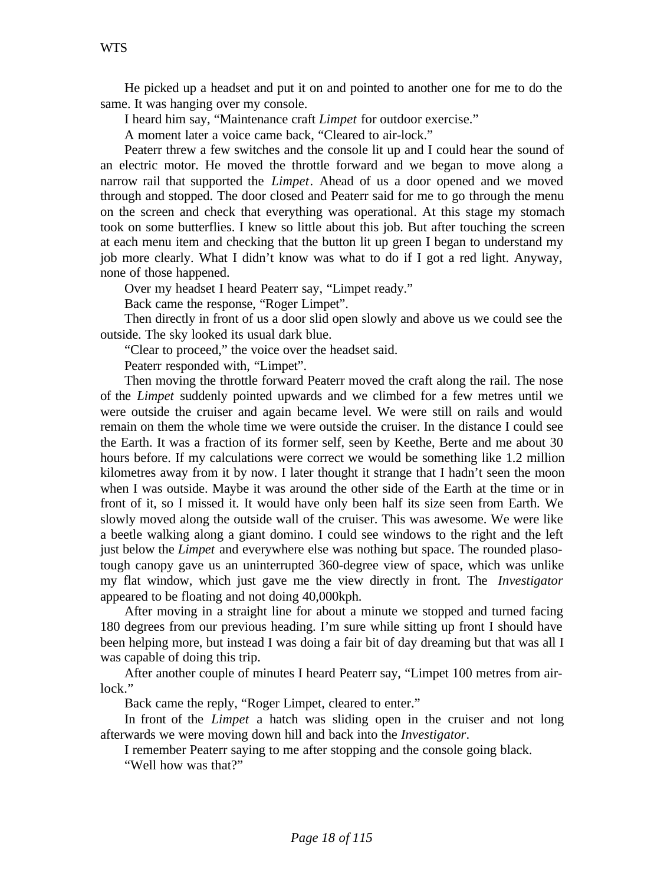He picked up a headset and put it on and pointed to another one for me to do the same. It was hanging over my console.

I heard him say, "Maintenance craft *Limpet* for outdoor exercise."

A moment later a voice came back, "Cleared to air-lock."

Peaterr threw a few switches and the console lit up and I could hear the sound of an electric motor. He moved the throttle forward and we began to move along a narrow rail that supported the *Limpet*. Ahead of us a door opened and we moved through and stopped. The door closed and Peaterr said for me to go through the menu on the screen and check that everything was operational. At this stage my stomach took on some butterflies. I knew so little about this job. But after touching the screen at each menu item and checking that the button lit up green I began to understand my job more clearly. What I didn't know was what to do if I got a red light. Anyway, none of those happened.

Over my headset I heard Peaterr say, "Limpet ready."

Back came the response, "Roger Limpet".

Then directly in front of us a door slid open slowly and above us we could see the outside. The sky looked its usual dark blue.

"Clear to proceed," the voice over the headset said.

Peaterr responded with, "Limpet".

Then moving the throttle forward Peaterr moved the craft along the rail. The nose of the *Limpet* suddenly pointed upwards and we climbed for a few metres until we were outside the cruiser and again became level. We were still on rails and would remain on them the whole time we were outside the cruiser. In the distance I could see the Earth. It was a fraction of its former self, seen by Keethe, Berte and me about 30 hours before. If my calculations were correct we would be something like 1.2 million kilometres away from it by now. I later thought it strange that I hadn't seen the moon when I was outside. Maybe it was around the other side of the Earth at the time or in front of it, so I missed it. It would have only been half its size seen from Earth. We slowly moved along the outside wall of the cruiser. This was awesome. We were like a beetle walking along a giant domino. I could see windows to the right and the left just below the *Limpet* and everywhere else was nothing but space. The rounded plaso-tough canopy gave us an uninterrupted 360-degree view of space, which was unlike my flat window, which just gave me the view directly in front. The *Investigator* appeared to be floating and not doing 40,000kph.

After moving in a straight line for about a minute we stopped and turned facing 180 degrees from our previous heading. I'm sure while sitting up front I should have been helping more, but instead I was doing a fair bit of day dreaming but that was all I was capable of doing this trip.

After another couple of minutes I heard Peaterr say, "Limpet 100 metres from air-lock."

Back came the reply, "Roger Limpet, cleared to enter."

In front of the *Limpet* a hatch was sliding open in the cruiser and not long afterwards we were moving down hill and back into the *Investigator*.

I remember Peaterr saying to me after stopping and the console going black.

"Well how was that?"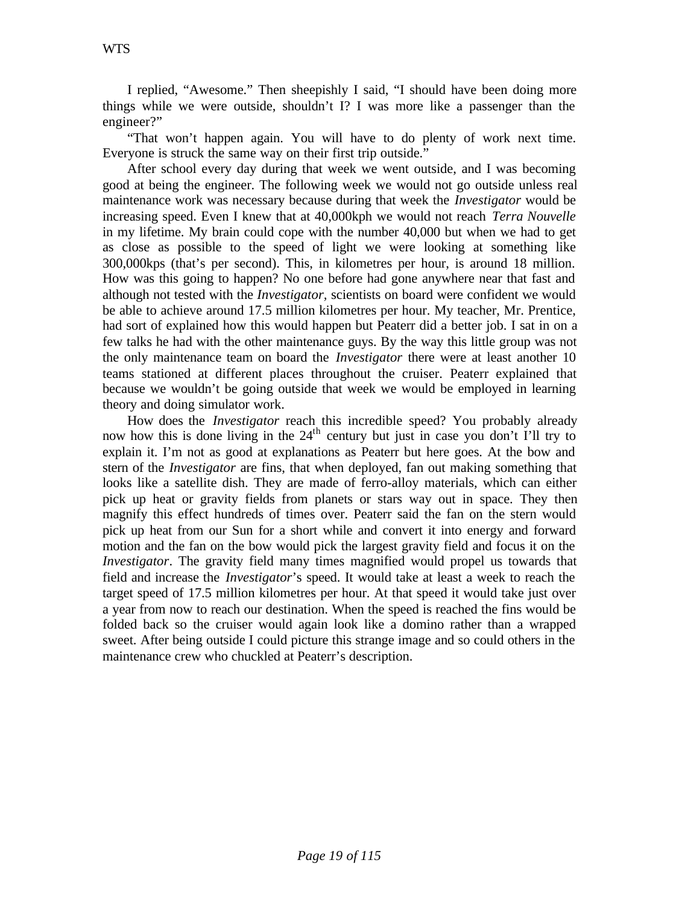I replied, "Awesome." Then sheepishly I said, "I should have been doing more things while we were outside, shouldn't I? I was more like a passenger than the engineer?"

"That won't happen again. You will have to do plenty of work next time. Everyone is struck the same way on their first trip outside."

After school every day during that week we went outside, and I was becoming good at being the engineer. The following week we would not go outside unless real maintenance work was necessary because during that week the *Investigator* would be increasing speed. Even I knew that at 40,000kph we would not reach *Terra Nouvelle* in my lifetime. My brain could cope with the number 40,000 but when we had to get as close as possible to the speed of light we were looking at something like 300,000kps (that's per second). This, in kilometres per hour, is around 18 million. How was this going to happen? No one before had gone anywhere near that fast and although not tested with the *Investigator*, scientists on board were confident we would be able to achieve around 17.5 million kilometres per hour. My teacher, Mr. Prentice, had sort of explained how this would happen but Peaterr did a better job. I sat in on a few talks he had with the other maintenance guys. By the way this little group was not the only maintenance team on board the *Investigator* there were at least another 10 teams stationed at different places throughout the cruiser. Peaterr explained that because we wouldn't be going outside that week we would be employed in learning theory and doing simulator work.

How does the *Investigator* reach this incredible speed? You probably already now how this is done living in the 24th century but just in case you don't I'll try to explain it. I'm not as good at explanations as Peaterr but here goes. At the bow and stern of the *Investigator* are fins, that when deployed, fan out making something that looks like a satellite dish. They are made of ferro-alloy materials, which can either pick up heat or gravity fields from planets or stars way out in space. They then magnify this effect hundreds of times over. Peaterr said the fan on the stern would pick up heat from our Sun for a short while and convert it into energy and forward motion and the fan on the bow would pick the largest gravity field and focus it on the *Investigator*. The gravity field many times magnified would propel us towards that field and increase the *Investigator*'s speed. It would take at least a week to reach the target speed of 17.5 million kilometres per hour. At that speed it would take just over a year from now to reach our destination. When the speed is reached the fins would be folded back so the cruiser would again look like a domino rather than a wrapped sweet. After being outside I could picture this strange image and so could others in the maintenance crew who chuckled at Peaterr's description.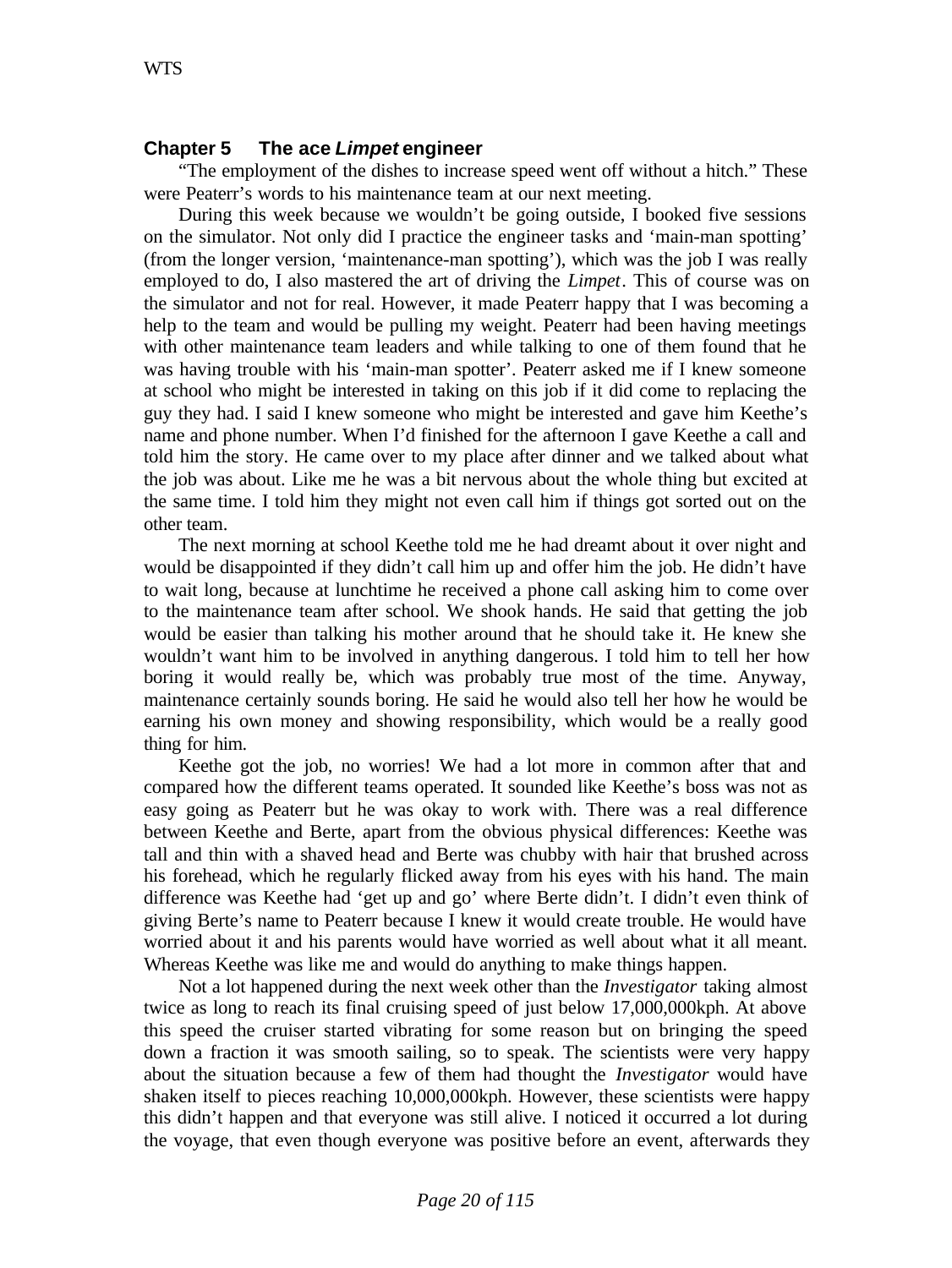## Chapter 5 The ace *Limpet* engineer

"The employment of the dishes to increase speed went off without a hitch." These were Peaterr's words to his maintenance team at our next meeting.

During this week because we wouldn't be going outside, I booked five sessions on the simulator. Not only did I practice the engineer tasks and 'main-man spotting' (from the longer version, 'maintenance-man spotting'), which was the job I was really employed to do, I also mastered the art of driving the *Limpet*. This of course was on the simulator and not for real. However, it made Peaterr happy that I was becoming a help to the team and would be pulling my weight. Peaterr had been having meetings with other maintenance team leaders and while talking to one of them found that he was having trouble with his 'main-man spotter'. Peaterr asked me if I knew someone at school who might be interested in taking on this job if it did come to replacing the guy they had. I said I knew someone who might be interested and gave him Keethe's name and phone number. When I'd finished for the afternoon I gave Keethe a call and told him the story. He came over to my place after dinner and we talked about what the job was about. Like me he was a bit nervous about the whole thing but excited at the same time. I told him they might not even call him if things got sorted out on the other team.

The next morning at school Keethe told me he had dreamt about it over night and would be disappointed if they didn't call him up and offer him the job. He didn't have to wait long, because at lunchtime he received a phone call asking him to come over to the maintenance team after school. We shook hands. He said that getting the job would be easier than talking his mother around that he should take it. He knew she wouldn't want him to be involved in anything dangerous. I told him to tell her how boring it would really be, which was probably true most of the time. Anyway, maintenance certainly sounds boring. He said he would also tell her how he would be earning his own money and showing responsibility, which would be a really good thing for him.

Keethe got the job, no worries! We had a lot more in common after that and compared how the different teams operated. It sounded like Keethe's boss was not as easy going as Peaterr but he was okay to work with. There was a real difference between Keethe and Berte, apart from the obvious physical differences: Keethe was tall and thin with a shaved head and Berte was chubby with hair that brushed across his forehead, which he regularly flicked away from his eyes with his hand. The main difference was Keethe had 'get up and go' where Berte didn't. I didn't even think of giving Berte's name to Peaterr because I knew it would create trouble. He would have worried about it and his parents would have worried as well about what it all meant. Whereas Keethe was like me and would do anything to make things happen.

Not a lot happened during the next week other than the *Investigator* taking almost twice as long to reach its final cruising speed of just below 17,000,000kph. At above this speed the cruiser started vibrating for some reason but on bringing the speed down a fraction it was smooth sailing, so to speak. The scientists were very happy about the situation because a few of them had thought the *Investigator* would have shaken itself to pieces reaching 10,000,000kph. However, these scientists were happy this didn't happen and that everyone was still alive. I noticed it occurred a lot during the voyage, that even though everyone was positive before an event, afterwards they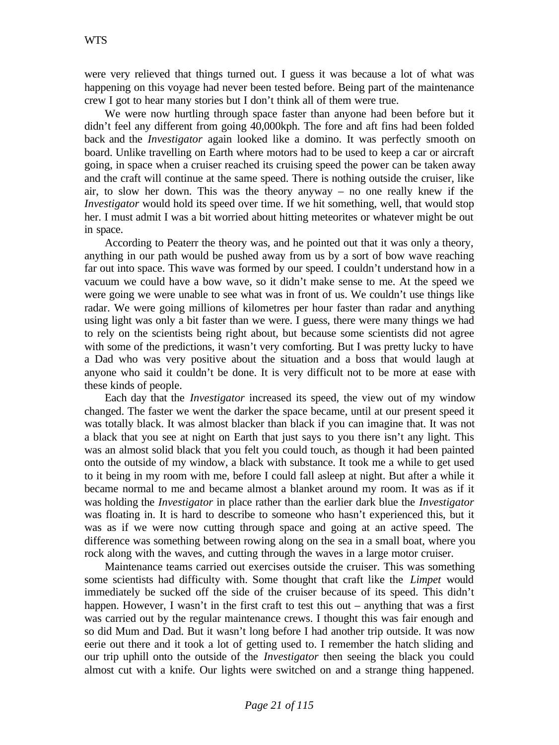were very relieved that things turned out. I guess it was because a lot of what was happening on this voyage had never been tested before. Being part of the maintenance crew I got to hear many stories but I don't think all of them were true.

We were now hurtling through space faster than anyone had been before but it didn't feel any different from going 40,000kph. The fore and aft fins had been folded back and the *Investigator* again looked like a domino. It was perfectly smooth on board. Unlike travelling on Earth where motors had to be used to keep a car or aircraft going, in space when a cruiser reached its cruising speed the power can be taken away and the craft will continue at the same speed. There is nothing outside the cruiser, like air, to slow her down. This was the theory anyway – no one really knew if the *Investigator* would hold its speed over time. If we hit something, well, that would stop her. I must admit I was a bit worried about hitting meteorites or whatever might be out in space.

According to Peaterr the theory was, and he pointed out that it was only a theory, anything in our path would be pushed away from us by a sort of bow wave reaching far out into space. This wave was formed by our speed. I couldn't understand how in a vacuum we could have a bow wave, so it didn't make sense to me. At the speed we were going we were unable to see what was in front of us. We couldn't use things like radar. We were going millions of kilometres per hour faster than radar and anything using light was only a bit faster than we were. I guess, there were many things we had to rely on the scientists being right about, but because some scientists did not agree with some of the predictions, it wasn't very comforting. But I was pretty lucky to have a Dad who was very positive about the situation and a boss that would laugh at anyone who said it couldn't be done. It is very difficult not to be more at ease with these kinds of people.

Each day that the *Investigator* increased its speed, the view out of my window changed. The faster we went the darker the space became, until at our present speed it was totally black. It was almost blacker than black if you can imagine that. It was not a black that you see at night on Earth that just says to you there isn't any light. This was an almost solid black that you felt you could touch, as though it had been painted onto the outside of my window, a black with substance. It took me a while to get used to it being in my room with me, before I could fall asleep at night. But after a while it became normal to me and became almost a blanket around my room. It was as if it was holding the *Investigator* in place rather than the earlier dark blue the *Investigator* was floating in. It is hard to describe to someone who hasn't experienced this, but it was as if we were now cutting through space and going at an active speed. The difference was something between rowing along on the sea in a small boat, where you rock along with the waves, and cutting through the waves in a large motor cruiser.

Maintenance teams carried out exercises outside the cruiser. This was something some scientists had difficulty with. Some thought that craft like the *Limpet* would immediately be sucked off the side of the cruiser because of its speed. This didn't happen. However, I wasn't in the first craft to test this out – anything that was a first was carried out by the regular maintenance crews. I thought this was fair enough and so did Mum and Dad. But it wasn't long before I had another trip outside. It was now eerie out there and it took a lot of getting used to. I remember the hatch sliding and our trip uphill onto the outside of the *Investigator* then seeing the black you could almost cut with a knife. Our lights were switched on and a strange thing happened.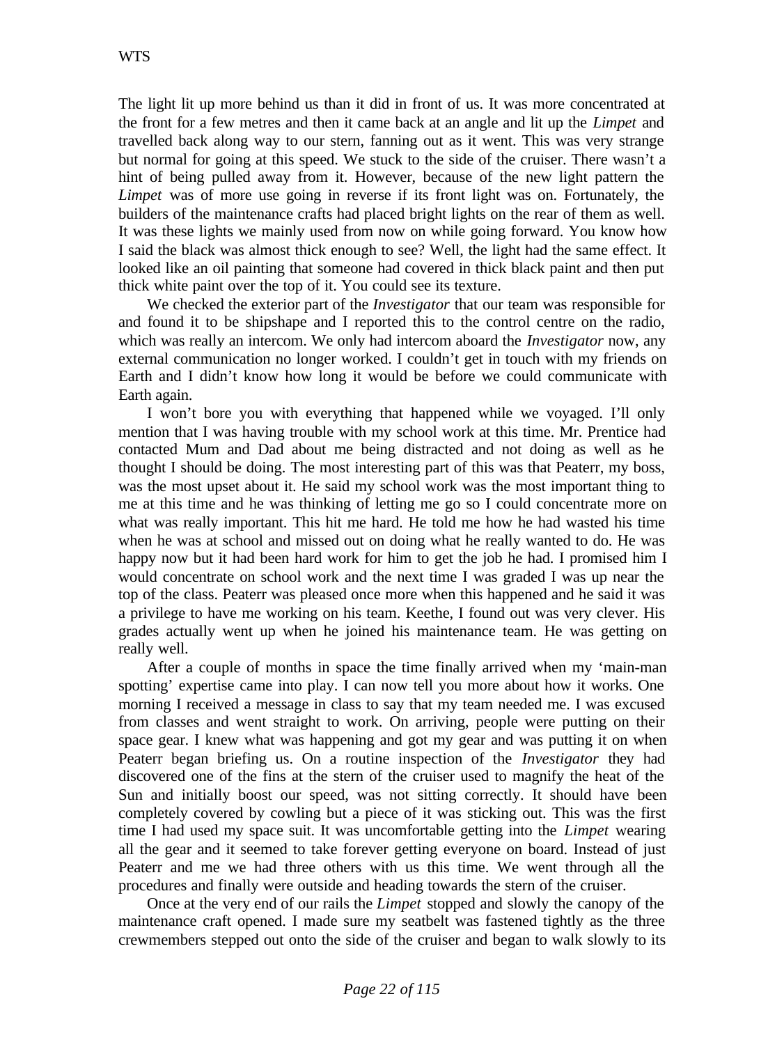The light lit up more behind us than it did in front of us. It was more concentrated at the front for a few metres and then it came back at an angle and lit up the *Limpet* and travelled back along way to our stern, fanning out as it went. This was very strange but normal for going at this speed. We stuck to the side of the cruiser. There wasn't a hint of being pulled away from it. However, because of the new light pattern the *Limpet* was of more use going in reverse if its front light was on. Fortunately, the builders of the maintenance crafts had placed bright lights on the rear of them as well. It was these lights we mainly used from now on while going forward. You know how I said the black was almost thick enough to see? Well, the light had the same effect. It looked like an oil painting that someone had covered in thick black paint and then put thick white paint over the top of it. You could see its texture.

We checked the exterior part of the *Investigator* that our team was responsible for and found it to be shipshape and I reported this to the control centre on the radio, which was really an intercom. We only had intercom aboard the *Investigator* now, any external communication no longer worked. I couldn't get in touch with my friends on Earth and I didn't know how long it would be before we could communicate with Earth again.

I won't bore you with everything that happened while we voyaged. I'll only mention that I was having trouble with my school work at this time. Mr. Prentice had contacted Mum and Dad about me being distracted and not doing as well as he thought I should be doing. The most interesting part of this was that Peaterr, my boss, was the most upset about it. He said my school work was the most important thing to me at this time and he was thinking of letting me go so I could concentrate more on what was really important. This hit me hard. He told me how he had wasted his time when he was at school and missed out on doing what he really wanted to do. He was happy now but it had been hard work for him to get the job he had. I promised him I would concentrate on school work and the next time I was graded I was up near the top of the class. Peaterr was pleased once more when this happened and he said it was a privilege to have me working on his team. Keethe, I found out was very clever. His grades actually went up when he joined his maintenance team. He was getting on really well.

After a couple of months in space the time finally arrived when my 'main-man spotting' expertise came into play. I can now tell you more about how it works. One morning I received a message in class to say that my team needed me. I was excused from classes and went straight to work. On arriving, people were putting on their space gear. I knew what was happening and got my gear and was putting it on when Peaterr began briefing us. On a routine inspection of the *Investigator* they had discovered one of the fins at the stern of the cruiser used to magnify the heat of the Sun and initially boost our speed, was not sitting correctly. It should have been completely covered by cowling but a piece of it was sticking out. This was the first time I had used my space suit. It was uncomfortable getting into the *Limpet* wearing all the gear and it seemed to take forever getting everyone on board. Instead of just Peaterr and me we had three others with us this time. We went through all the procedures and finally were outside and heading towards the stern of the cruiser.

Once at the very end of our rails the *Limpet* stopped and slowly the canopy of the maintenance craft opened. I made sure my seatbelt was fastened tightly as the three crewmembers stepped out onto the side of the cruiser and began to walk slowly to its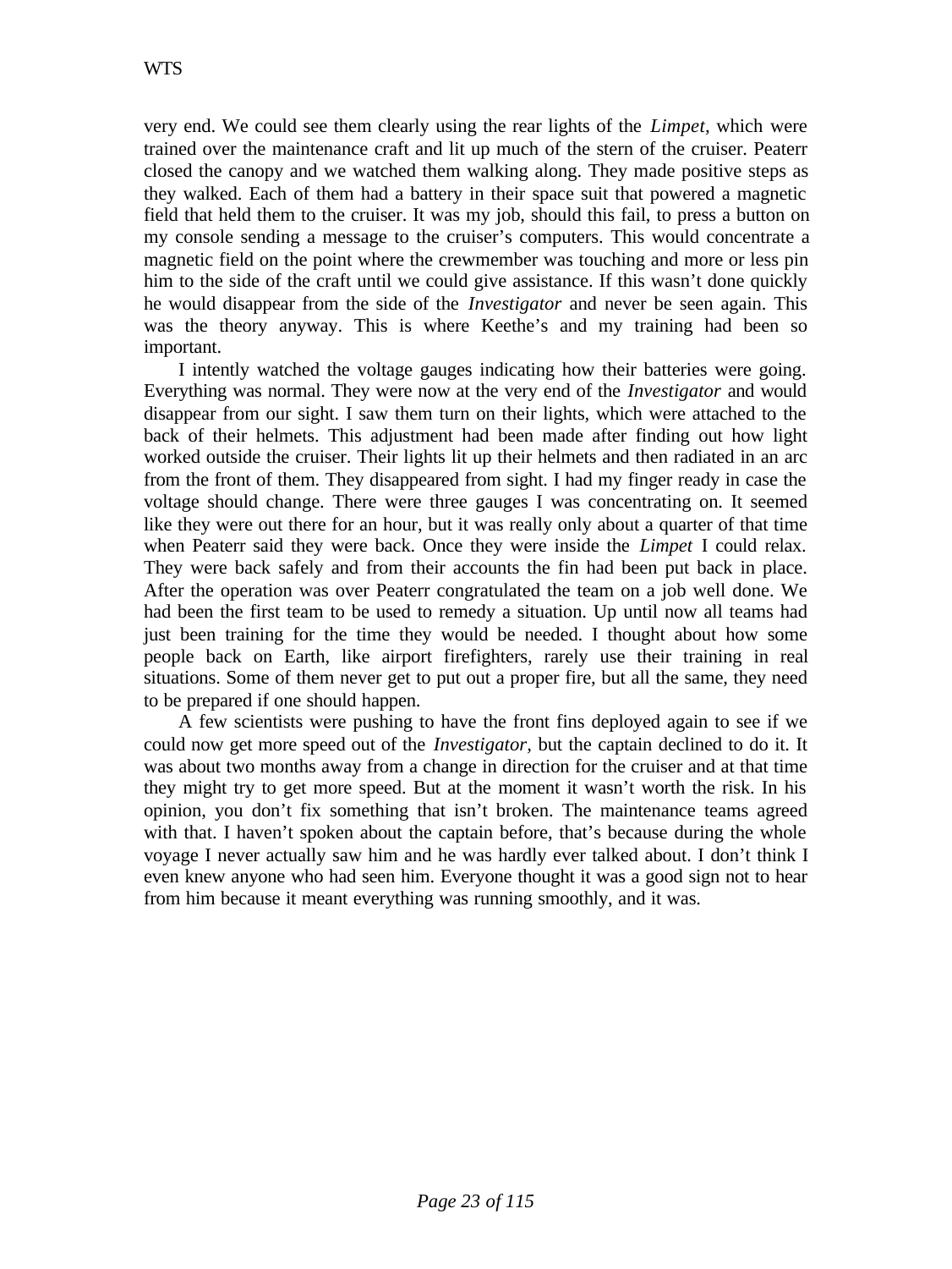very end. We could see them clearly using the rear lights of the *Limpet*, which were trained over the maintenance craft and lit up much of the stern of the cruiser. Peaterr closed the canopy and we watched them walking along. They made positive steps as they walked. Each of them had a battery in their space suit that powered a magnetic field that held them to the cruiser. It was my job, should this fail, to press a button on my console sending a message to the cruiser's computers. This would concentrate a magnetic field on the point where the crewmember was touching and more or less pin him to the side of the craft until we could give assistance. If this wasn't done quickly he would disappear from the side of the *Investigator* and never be seen again. This was the theory anyway. This is where Keethe's and my training had been so important.

I intently watched the voltage gauges indicating how their batteries were going. Everything was normal. They were now at the very end of the *Investigator* and would disappear from our sight. I saw them turn on their lights, which were attached to the back of their helmets. This adjustment had been made after finding out how light worked outside the cruiser. Their lights lit up their helmets and then radiated in an arc from the front of them. They disappeared from sight. I had my finger ready in case the voltage should change. There were three gauges I was concentrating on. It seemed like they were out there for an hour, but it was really only about a quarter of that time when Peaterr said they were back. Once they were inside the *Limpet* I could relax. They were back safely and from their accounts the fin had been put back in place. After the operation was over Peaterr congratulated the team on a job well done. We had been the first team to be used to remedy a situation. Up until now all teams had just been training for the time they would be needed. I thought about how some people back on Earth, like airport firefighters, rarely use their training in real situations. Some of them never get to put out a proper fire, but all the same, they need to be prepared if one should happen.

A few scientists were pushing to have the front fins deployed again to see if we could now get more speed out of the *Investigator,* but the captain declined to do it. It was about two months away from a change in direction for the cruiser and at that time they might try to get more speed. But at the moment it wasn't worth the risk. In his opinion, you don't fix something that isn't broken. The maintenance teams agreed with that. I haven't spoken about the captain before, that's because during the whole voyage I never actually saw him and he was hardly ever talked about. I don't think I even knew anyone who had seen him. Everyone thought it was a good sign not to hear from him because it meant everything was running smoothly, and it was.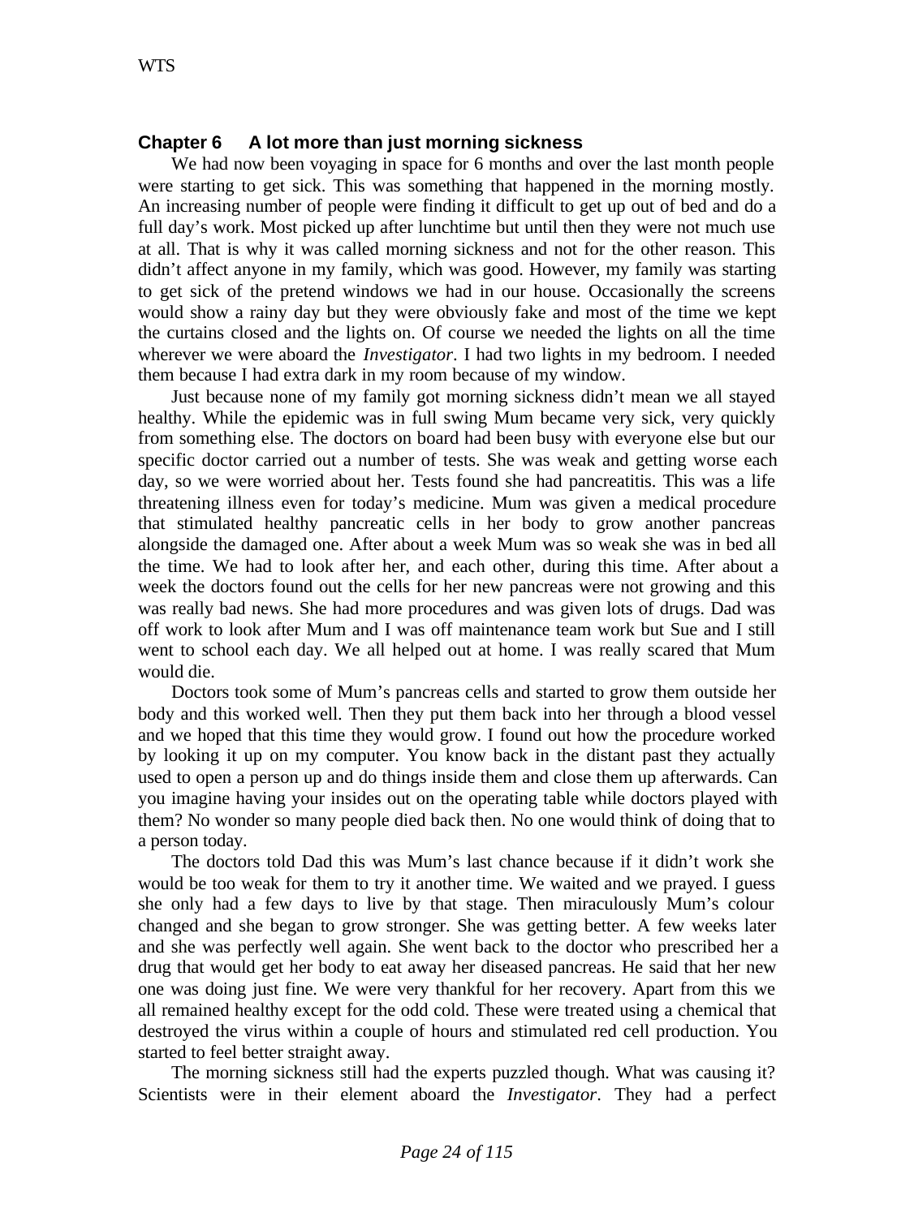## Chapter 6 A lot more than just morning sickness

We had now been voyaging in space for 6 months and over the last month people were starting to get sick. This was something that happened in the morning mostly. An increasing number of people were finding it difficult to get up out of bed and do a full day's work. Most picked up after lunchtime but until then they were not much use at all. That is why it was called morning sickness and not for the other reason. This didn't affect anyone in my family, which was good. However, my family was starting to get sick of the pretend windows we had in our house. Occasionally the screens would show a rainy day but they were obviously fake and most of the time we kept the curtains closed and the lights on. Of course we needed the lights on all the time wherever we were aboard the *Investigator*. I had two lights in my bedroom. I needed them because I had extra dark in my room because of my window.

Just because none of my family got morning sickness didn't mean we all stayed healthy. While the epidemic was in full swing Mum became very sick, very quickly from something else. The doctors on board had been busy with everyone else but our specific doctor carried out a number of tests. She was weak and getting worse each day, so we were worried about her. Tests found she had pancreatitis. This was a life threatening illness even for today's medicine. Mum was given a medical procedure that stimulated healthy pancreatic cells in her body to grow another pancreas alongside the damaged one. After about a week Mum was so weak she was in bed all the time. We had to look after her, and each other, during this time. After about a week the doctors found out the cells for her new pancreas were not growing and this was really bad news. She had more procedures and was given lots of drugs. Dad was off work to look after Mum and I was off maintenance team work but Sue and I still went to school each day. We all helped out at home. I was really scared that Mum would die.

Doctors took some of Mum's pancreas cells and started to grow them outside her body and this worked well. Then they put them back into her through a blood vessel and we hoped that this time they would grow. I found out how the procedure worked by looking it up on my computer. You know back in the distant past they actually used to open a person up and do things inside them and close them up afterwards. Can you imagine having your insides out on the operating table while doctors played with them? No wonder so many people died back then. No one would think of doing that to a person today.

The doctors told Dad this was Mum's last chance because if it didn't work she would be too weak for them to try it another time. We waited and we prayed. I guess she only had a few days to live by that stage. Then miraculously Mum's colour changed and she began to grow stronger. She was getting better. A few weeks later and she was perfectly well again. She went back to the doctor who prescribed her a drug that would get her body to eat away her diseased pancreas. He said that her new one was doing just fine. We were very thankful for her recovery. Apart from this we all remained healthy except for the odd cold. These were treated using a chemical that destroyed the virus within a couple of hours and stimulated red cell production. You started to feel better straight away.

The morning sickness still had the experts puzzled though. What was causing it? Scientists were in their element aboard the *Investigator*. They had a perfect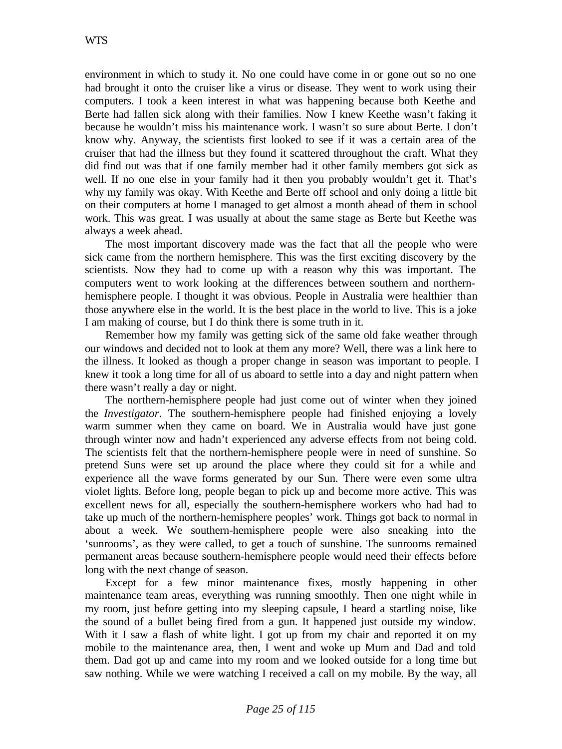environment in which to study it. No one could have come in or gone out so no one had brought it onto the cruiser like a virus or disease. They went to work using their computers. I took a keen interest in what was happening because both Keethe and Berte had fallen sick along with their families. Now I knew Keethe wasn't faking it because he wouldn't miss his maintenance work. I wasn't so sure about Berte. I don't know why. Anyway, the scientists first looked to see if it was a certain area of the cruiser that had the illness but they found it scattered throughout the craft. What they did find out was that if one family member had it other family members got sick as well. If no one else in your family had it then you probably wouldn't get it. That's why my family was okay. With Keethe and Berte off school and only doing a little bit on their computers at home I managed to get almost a month ahead of them in school work. This was great. I was usually at about the same stage as Berte but Keethe was always a week ahead.

The most important discovery made was the fact that all the people who were sick came from the northern hemisphere. This was the first exciting discovery by the scientists. Now they had to come up with a reason why this was important. The computers went to work looking at the differences between southern and northern-hemisphere people. I thought it was obvious. People in Australia were healthier than those anywhere else in the world. It is the best place in the world to live. This is a joke I am making of course, but I do think there is some truth in it.

Remember how my family was getting sick of the same old fake weather through our windows and decided not to look at them any more? Well, there was a link here to the illness. It looked as though a proper change in season was important to people. I knew it took a long time for all of us aboard to settle into a day and night pattern when there wasn't really a day or night.

The northern-hemisphere people had just come out of winter when they joined the *Investigator*. The southern-hemisphere people had finished enjoying a lovely warm summer when they came on board. We in Australia would have just gone through winter now and hadn't experienced any adverse effects from not being cold. The scientists felt that the northern-hemisphere people were in need of sunshine. So pretend Suns were set up around the place where they could sit for a while and experience all the wave forms generated by our Sun. There were even some ultra violet lights. Before long, people began to pick up and become more active. This was excellent news for all, especially the southern-hemisphere workers who had had to take up much of the northern-hemisphere peoples' work. Things got back to normal in about a week. We southern-hemisphere people were also sneaking into the 'sunrooms', as they were called, to get a touch of sunshine. The sunrooms remained permanent areas because southern-hemisphere people would need their effects before long with the next change of season.

Except for a few minor maintenance fixes, mostly happening in other maintenance team areas, everything was running smoothly. Then one night while in my room, just before getting into my sleeping capsule, I heard a startling noise, like the sound of a bullet being fired from a gun. It happened just outside my window. With it I saw a flash of white light. I got up from my chair and reported it on my mobile to the maintenance area, then, I went and woke up Mum and Dad and told them. Dad got up and came into my room and we looked outside for a long time but saw nothing. While we were watching I received a call on my mobile. By the way, all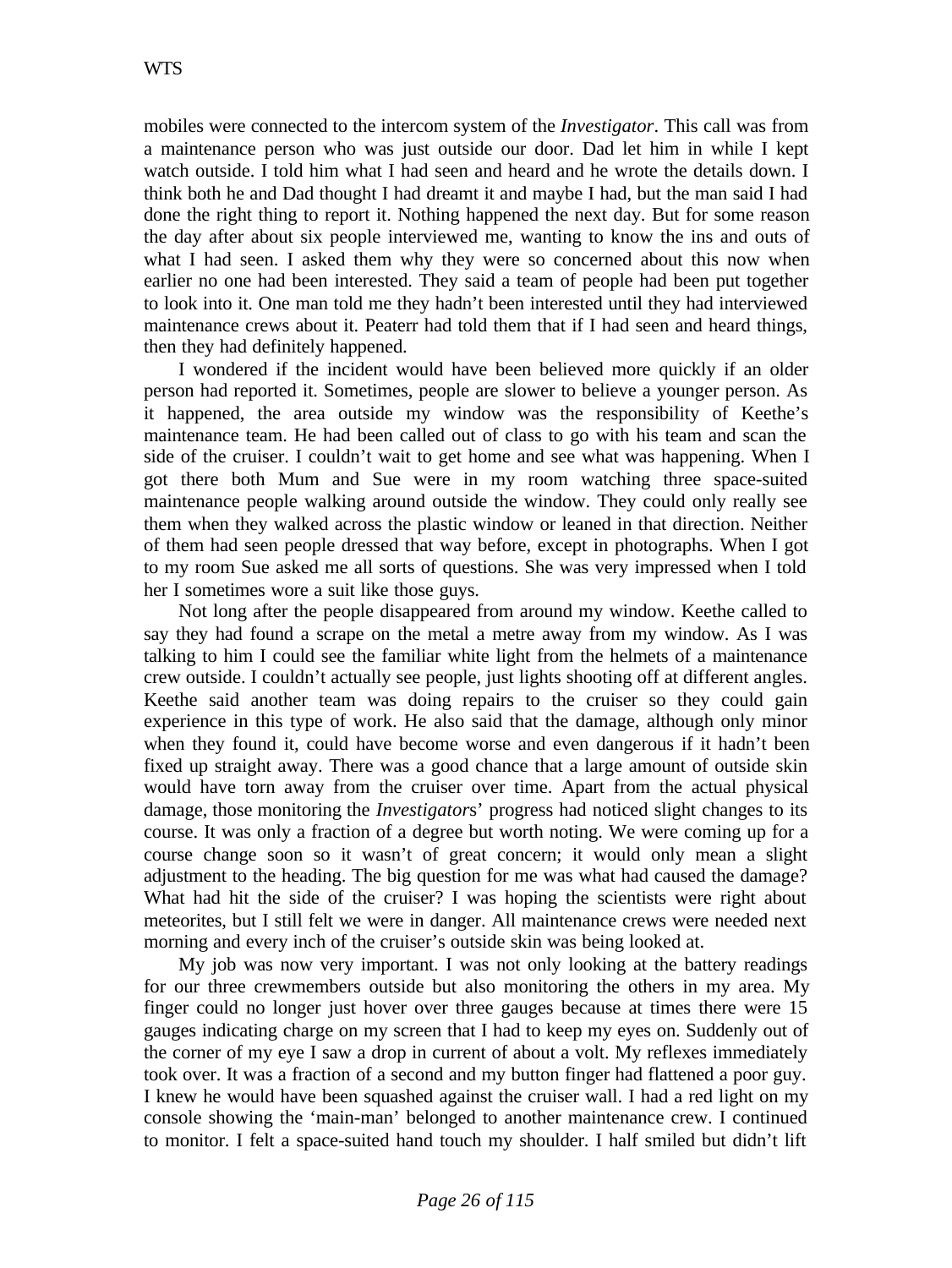mobiles were connected to the intercom system of the *Investigator*. This call was from a maintenance person who was just outside our door. Dad let him in while I kept watch outside. I told him what I had seen and heard and he wrote the details down. I think both he and Dad thought I had dreamt it and maybe I had, but the man said I had done the right thing to report it. Nothing happened the next day. But for some reason the day after about six people interviewed me, wanting to know the ins and outs of what I had seen. I asked them why they were so concerned about this now when earlier no one had been interested. They said a team of people had been put together to look into it. One man told me they hadn't been interested until they had interviewed maintenance crews about it. Peaterr had told them that if I had seen and heard things, then they had definitely happened.

I wondered if the incident would have been believed more quickly if an older person had reported it. Sometimes, people are slower to believe a younger person. As it happened, the area outside my window was the responsibility of Keethe's maintenance team. He had been called out of class to go with his team and scan the side of the cruiser. I couldn't wait to get home and see what was happening. When I got there both Mum and Sue were in my room watching three space-suited maintenance people walking around outside the window. They could only really see them when they walked across the plastic window or leaned in that direction. Neither of them had seen people dressed that way before, except in photographs. When I got to my room Sue asked me all sorts of questions. She was very impressed when I told her I sometimes wore a suit like those guys.

Not long after the people disappeared from around my window. Keethe called to say they had found a scrape on the metal a metre away from my window. As I was talking to him I could see the familiar white light from the helmets of a maintenance crew outside. I couldn't actually see people, just lights shooting off at different angles. Keethe said another team was doing repairs to the cruiser so they could gain experience in this type of work. He also said that the damage, although only minor when they found it, could have become worse and even dangerous if it hadn't been fixed up straight away. There was a good chance that a large amount of outside skin would have torn away from the cruiser over time. Apart from the actual physical damage, those monitoring the *Investigators*' progress had noticed slight changes to its course. It was only a fraction of a degree but worth noting. We were coming up for a course change soon so it wasn't of great concern; it would only mean a slight adjustment to the heading. The big question for me was what had caused the damage? What had hit the side of the cruiser? I was hoping the scientists were right about meteorites, but I still felt we were in danger. All maintenance crews were needed next morning and every inch of the cruiser's outside skin was being looked at.

My job was now very important. I was not only looking at the battery readings for our three crewmembers outside but also monitoring the others in my area. My finger could no longer just hover over three gauges because at times there were 15 gauges indicating charge on my screen that I had to keep my eyes on. Suddenly out of the corner of my eye I saw a drop in current of about a volt. My reflexes immediately took over. It was a fraction of a second and my button finger had flattened a poor guy. I knew he would have been squashed against the cruiser wall. I had a red light on my console showing the 'main-man' belonged to another maintenance crew. I continued to monitor. I felt a space-suited hand touch my shoulder. I half smiled but didn't lift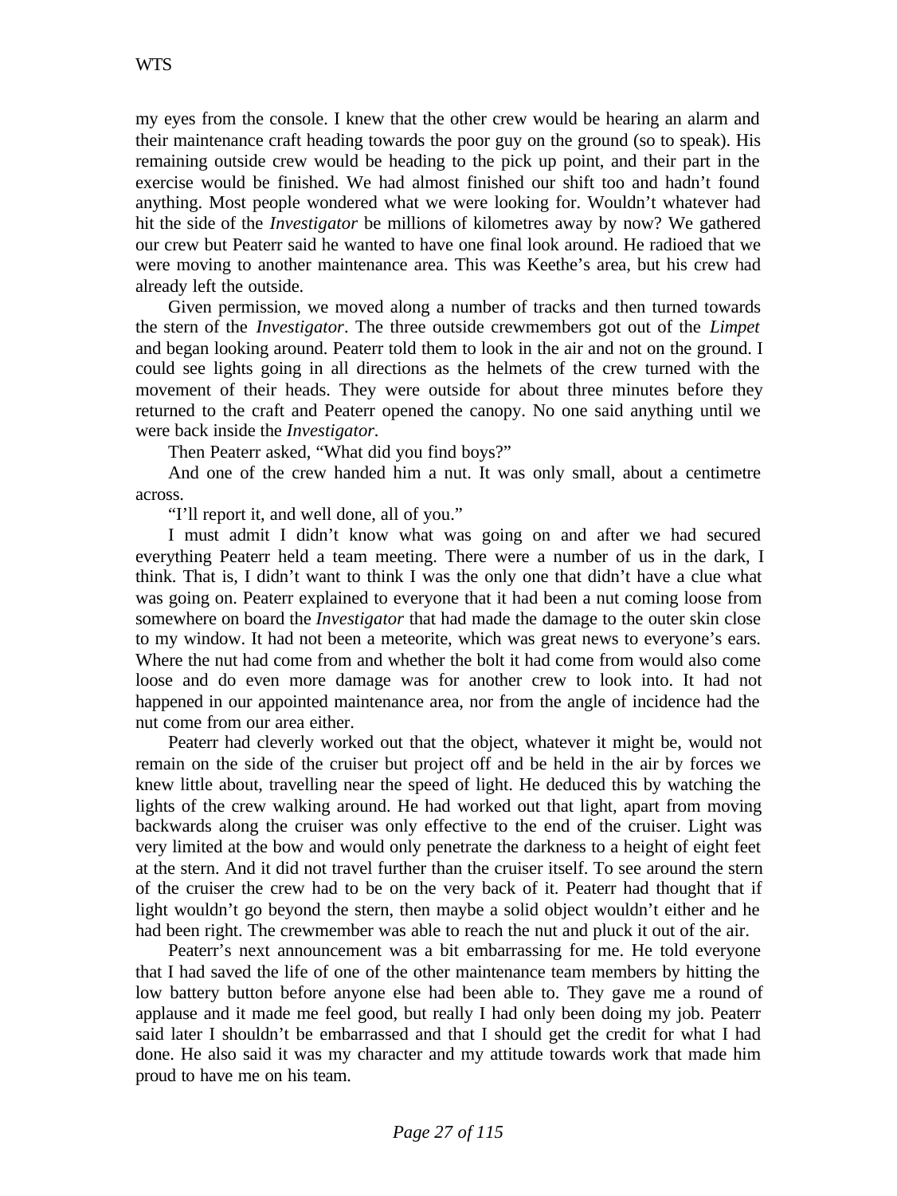my eyes from the console. I knew that the other crew would be hearing an alarm and their maintenance craft heading towards the poor guy on the ground (so to speak). His remaining outside crew would be heading to the pick up point, and their part in the exercise would be finished. We had almost finished our shift too and hadn't found anything. Most people wondered what we were looking for. Wouldn't whatever had hit the side of the *Investigator* be millions of kilometres away by now? We gathered our crew but Peaterr said he wanted to have one final look around. He radioed that we were moving to another maintenance area. This was Keethe's area, but his crew had already left the outside.

Given permission, we moved along a number of tracks and then turned towards the stern of the *Investigator*. The three outside crewmembers got out of the *Limpet* and began looking around. Peaterr told them to look in the air and not on the ground. I could see lights going in all directions as the helmets of the crew turned with the movement of their heads. They were outside for about three minutes before they returned to the craft and Peaterr opened the canopy. No one said anything until we were back inside the *Investigator.*

Then Peaterr asked, "What did you find boys?"

And one of the crew handed him a nut. It was only small, about a centimetre across.

"I'll report it, and well done, all of you."

I must admit I didn't know what was going on and after we had secured everything Peaterr held a team meeting. There were a number of us in the dark, I think. That is, I didn't want to think I was the only one that didn't have a clue what was going on. Peaterr explained to everyone that it had been a nut coming loose from somewhere on board the *Investigator* that had made the damage to the outer skin close to my window. It had not been a meteorite, which was great news to everyone's ears. Where the nut had come from and whether the bolt it had come from would also come loose and do even more damage was for another crew to look into. It had not happened in our appointed maintenance area, nor from the angle of incidence had the nut come from our area either.

Peaterr had cleverly worked out that the object, whatever it might be, would not remain on the side of the cruiser but project off and be held in the air by forces we knew little about, travelling near the speed of light. He deduced this by watching the lights of the crew walking around. He had worked out that light, apart from moving backwards along the cruiser was only effective to the end of the cruiser. Light was very limited at the bow and would only penetrate the darkness to a height of eight feet at the stern. And it did not travel further than the cruiser itself. To see around the stern of the cruiser the crew had to be on the very back of it. Peaterr had thought that if light wouldn't go beyond the stern, then maybe a solid object wouldn't either and he had been right. The crewmember was able to reach the nut and pluck it out of the air.

Peaterr's next announcement was a bit embarrassing for me. He told everyone that I had saved the life of one of the other maintenance team members by hitting the low battery button before anyone else had been able to. They gave me a round of applause and it made me feel good, but really I had only been doing my job. Peaterr said later I shouldn't be embarrassed and that I should get the credit for what I had done. He also said it was my character and my attitude towards work that made him proud to have me on his team.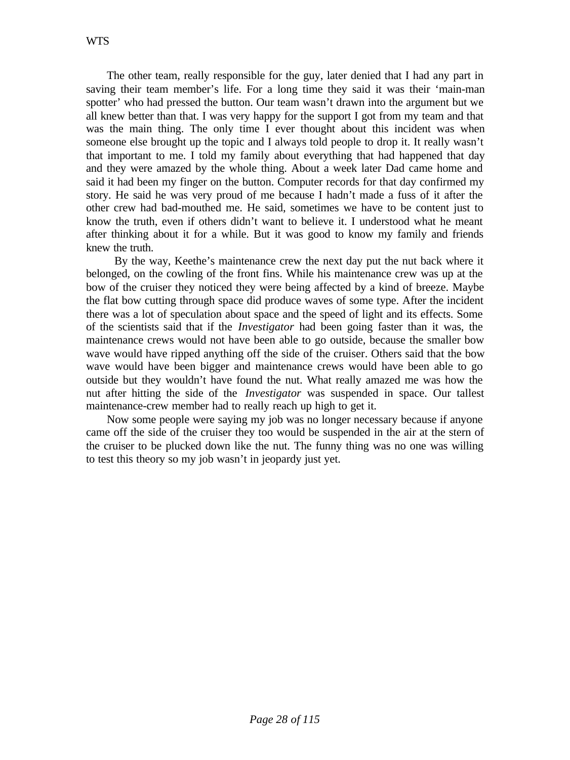The other team, really responsible for the guy, later denied that I had any part in saving their team member's life. For a long time they said it was their 'main-man spotter' who had pressed the button. Our team wasn't drawn into the argument but we all knew better than that. I was very happy for the support I got from my team and that was the main thing. The only time I ever thought about this incident was when someone else brought up the topic and I always told people to drop it. It really wasn't that important to me. I told my family about everything that had happened that day and they were amazed by the whole thing. About a week later Dad came home and said it had been my finger on the button. Computer records for that day confirmed my story. He said he was very proud of me because I hadn't made a fuss of it after the other crew had bad-mouthed me. He said, sometimes we have to be content just to know the truth, even if others didn't want to believe it. I understood what he meant after thinking about it for a while. But it was good to know my family and friends knew the truth.

By the way, Keethe's maintenance crew the next day put the nut back where it belonged, on the cowling of the front fins. While his maintenance crew was up at the bow of the cruiser they noticed they were being affected by a kind of breeze. Maybe the flat bow cutting through space did produce waves of some type. After the incident there was a lot of speculation about space and the speed of light and its effects. Some of the scientists said that if the *Investigator* had been going faster than it was, the maintenance crews would not have been able to go outside, because the smaller bow wave would have ripped anything off the side of the cruiser. Others said that the bow wave would have been bigger and maintenance crews would have been able to go outside but they wouldn't have found the nut. What really amazed me was how the nut after hitting the side of the *Investigator* was suspended in space. Our tallest maintenance-crew member had to really reach up high to get it.

Now some people were saying my job was no longer necessary because if anyone came off the side of the cruiser they too would be suspended in the air at the stern of the cruiser to be plucked down like the nut. The funny thing was no one was willing to test this theory so my job wasn't in jeopardy just yet.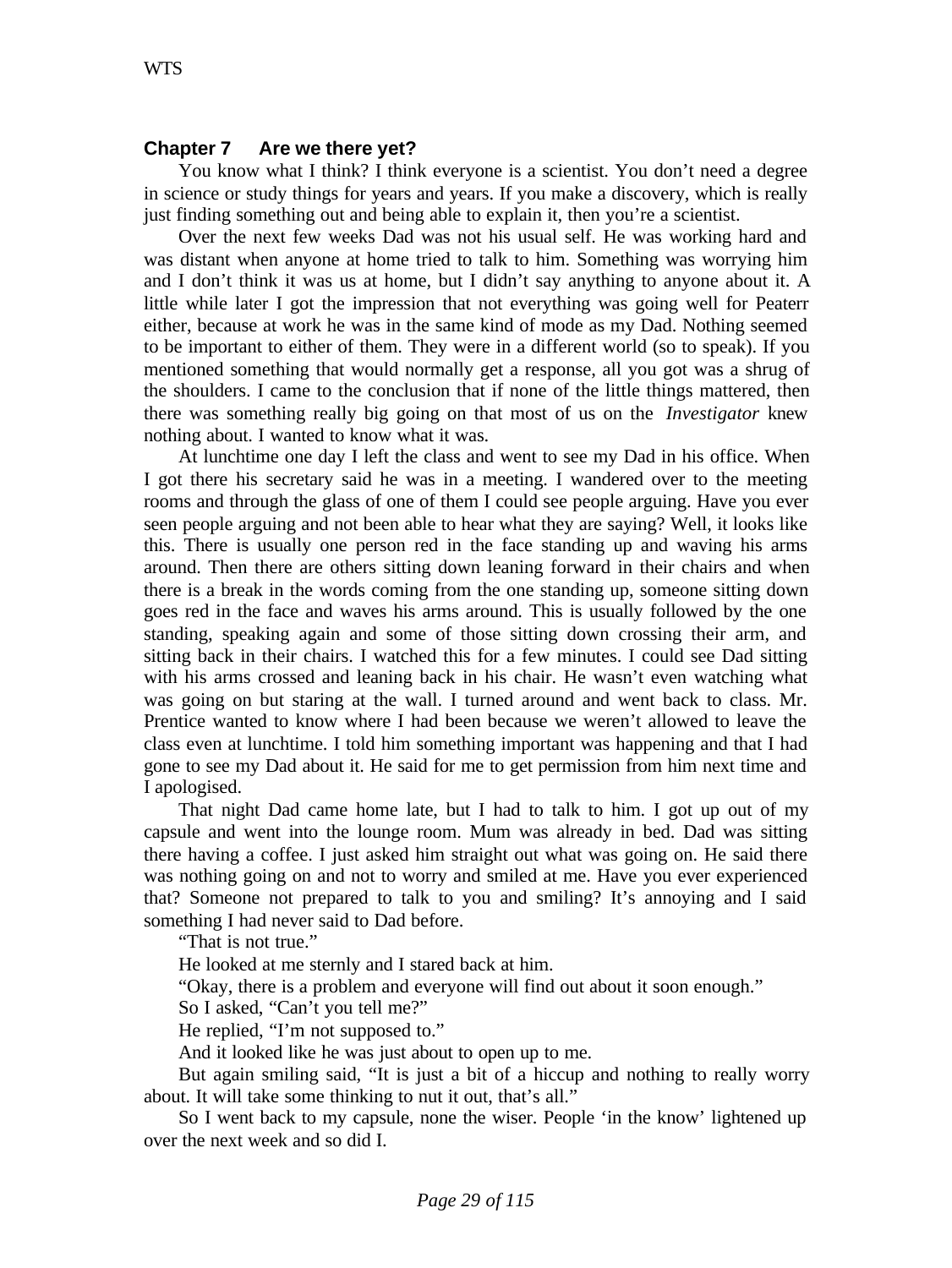## Chapter 7 Are we there yet?

You know what I think? I think everyone is a scientist. You don't need a degree in science or study things for years and years. If you make a discovery, which is really just finding something out and being able to explain it, then you're a scientist.

Over the next few weeks Dad was not his usual self. He was working hard and was distant when anyone at home tried to talk to him. Something was worrying him and I don't think it was us at home, but I didn't say anything to anyone about it. A little while later I got the impression that not everything was going well for Peaterr either, because at work he was in the same kind of mode as my Dad. Nothing seemed to be important to either of them. They were in a different world (so to speak). If you mentioned something that would normally get a response, all you got was a shrug of the shoulders. I came to the conclusion that if none of the little things mattered, then there was something really big going on that most of us on the *Investigator* knew nothing about. I wanted to know what it was.

At lunchtime one day I left the class and went to see my Dad in his office. When I got there his secretary said he was in a meeting. I wandered over to the meeting rooms and through the glass of one of them I could see people arguing. Have you ever seen people arguing and not been able to hear what they are saying? Well, it looks like this. There is usually one person red in the face standing up and waving his arms around. Then there are others sitting down leaning forward in their chairs and when there is a break in the words coming from the one standing up, someone sitting down goes red in the face and waves his arms around. This is usually followed by the one standing, speaking again and some of those sitting down crossing their arm, and sitting back in their chairs. I watched this for a few minutes. I could see Dad sitting with his arms crossed and leaning back in his chair. He wasn't even watching what was going on but staring at the wall. I turned around and went back to class. Mr. Prentice wanted to know where I had been because we weren't allowed to leave the class even at lunchtime. I told him something important was happening and that I had gone to see my Dad about it. He said for me to get permission from him next time and I apologised.

That night Dad came home late, but I had to talk to him. I got up out of my capsule and went into the lounge room. Mum was already in bed. Dad was sitting there having a coffee. I just asked him straight out what was going on. He said there was nothing going on and not to worry and smiled at me. Have you ever experienced that? Someone not prepared to talk to you and smiling? It's annoying and I said something I had never said to Dad before.

"That is not true."

He looked at me sternly and I stared back at him.

"Okay, there is a problem and everyone will find out about it soon enough."

So I asked, "Can't you tell me?"

He replied, "I'm not supposed to."

And it looked like he was just about to open up to me.

But again smiling said, "It is just a bit of a hiccup and nothing to really worry about. It will take some thinking to nut it out, that's all."

So I went back to my capsule, none the wiser. People 'in the know' lightened up over the next week and so did I.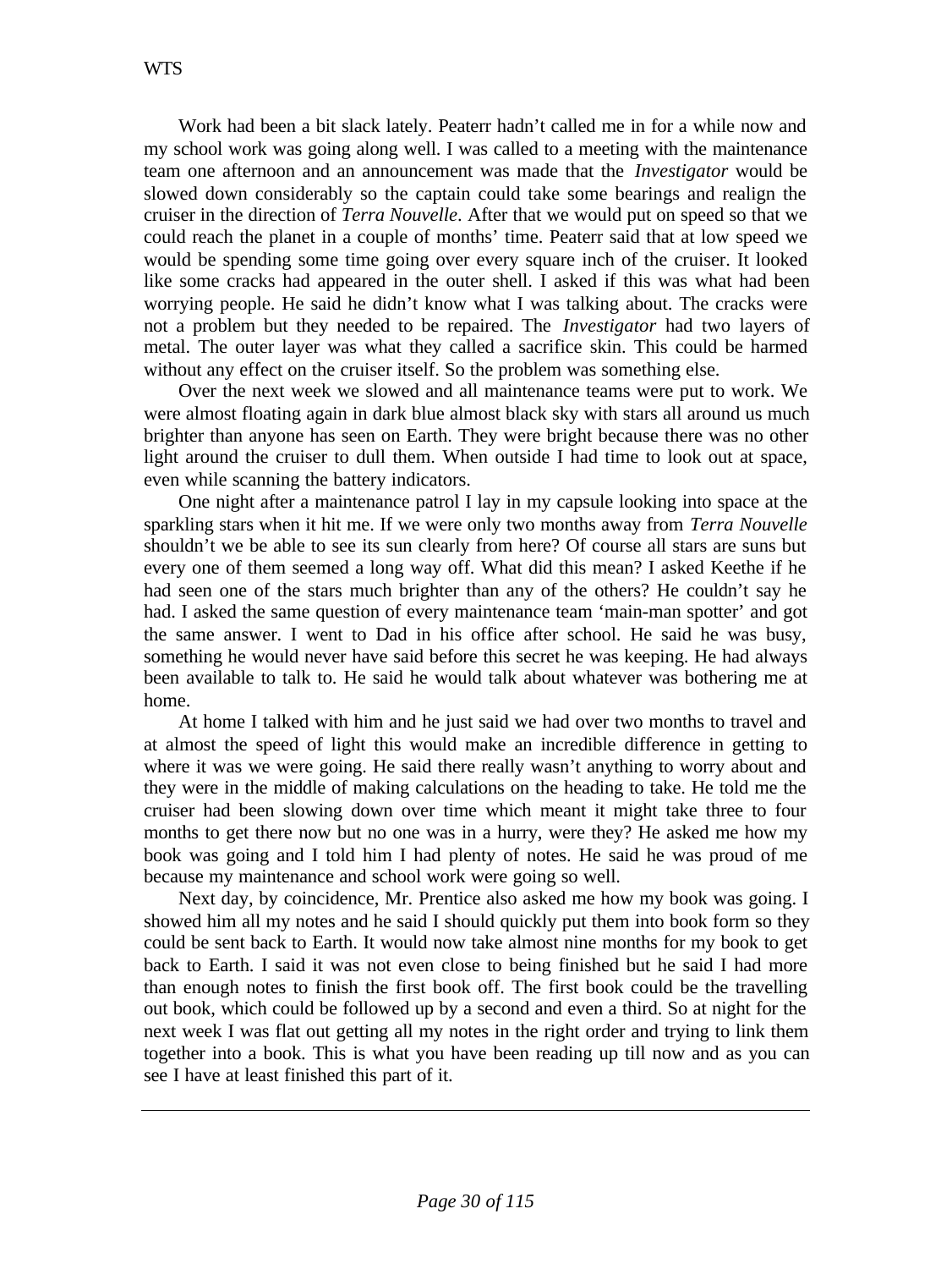Work had been a bit slack lately. Peaterr hadn't called me in for a while now and my school work was going along well. I was called to a meeting with the maintenance team one afternoon and an announcement was made that the *Investigator* would be slowed down considerably so the captain could take some bearings and realign the cruiser in the direction of *Terra Nouvelle*. After that we would put on speed so that we could reach the planet in a couple of months' time. Peaterr said that at low speed we would be spending some time going over every square inch of the cruiser. It looked like some cracks had appeared in the outer shell. I asked if this was what had been worrying people. He said he didn't know what I was talking about. The cracks were not a problem but they needed to be repaired. The *Investigator* had two layers of metal. The outer layer was what they called a sacrifice skin. This could be harmed without any effect on the cruiser itself. So the problem was something else.

Over the next week we slowed and all maintenance teams were put to work. We were almost floating again in dark blue almost black sky with stars all around us much brighter than anyone has seen on Earth. They were bright because there was no other light around the cruiser to dull them. When outside I had time to look out at space, even while scanning the battery indicators.

One night after a maintenance patrol I lay in my capsule looking into space at the sparkling stars when it hit me. If we were only two months away from *Terra Nouvelle* shouldn't we be able to see its sun clearly from here? Of course all stars are suns but every one of them seemed a long way off. What did this mean? I asked Keethe if he had seen one of the stars much brighter than any of the others? He couldn't say he had. I asked the same question of every maintenance team 'main-man spotter' and got the same answer. I went to Dad in his office after school. He said he was busy, something he would never have said before this secret he was keeping. He had always been available to talk to. He said he would talk about whatever was bothering me at home.

At home I talked with him and he just said we had over two months to travel and at almost the speed of light this would make an incredible difference in getting to where it was we were going. He said there really wasn't anything to worry about and they were in the middle of making calculations on the heading to take. He told me the cruiser had been slowing down over time which meant it might take three to four months to get there now but no one was in a hurry, were they? He asked me how my book was going and I told him I had plenty of notes. He said he was proud of me because my maintenance and school work were going so well.

Next day, by coincidence, Mr. Prentice also asked me how my book was going. I showed him all my notes and he said I should quickly put them into book form so they could be sent back to Earth. It would now take almost nine months for my book to get back to Earth. I said it was not even close to being finished but he said I had more than enough notes to finish the first book off. The first book could be the travelling out book, which could be followed up by a second and even a third. So at night for the next week I was flat out getting all my notes in the right order and trying to link them together into a book. This is what you have been reading up till now and as you can see I have at least finished this part of it.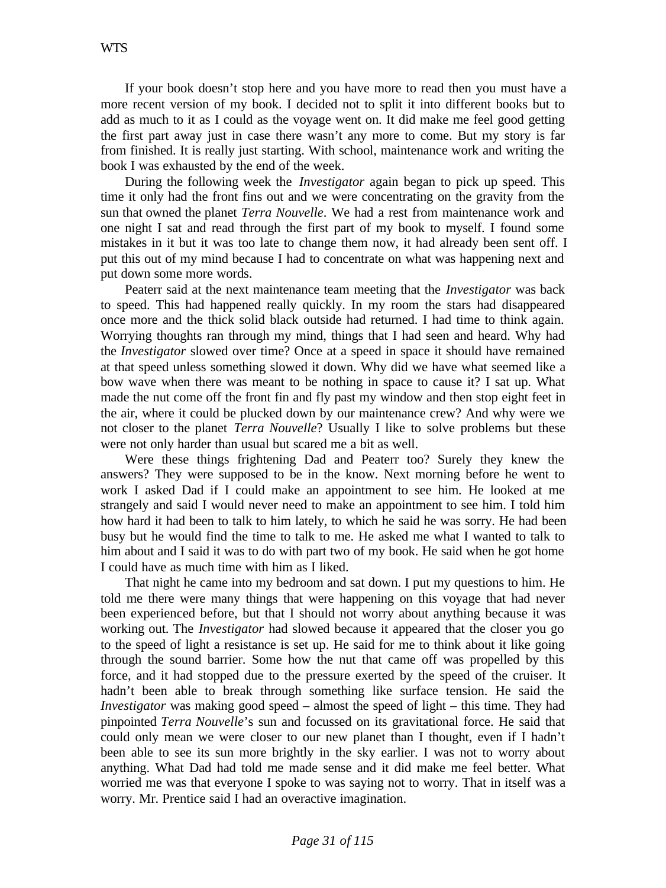If your book doesn't stop here and you have more to read then you must have a more recent version of my book. I decided not to split it into different books but to add as much to it as I could as the voyage went on. It did make me feel good getting the first part away just in case there wasn't any more to come. But my story is far from finished. It is really just starting. With school, maintenance work and writing the book I was exhausted by the end of the week.

During the following week the *Investigator* again began to pick up speed. This time it only had the front fins out and we were concentrating on the gravity from the sun that owned the planet *Terra Nouvelle*. We had a rest from maintenance work and one night I sat and read through the first part of my book to myself. I found some mistakes in it but it was too late to change them now, it had already been sent off. I put this out of my mind because I had to concentrate on what was happening next and put down some more words.

Peaterr said at the next maintenance team meeting that the *Investigator* was back to speed. This had happened really quickly. In my room the stars had disappeared once more and the thick solid black outside had returned. I had time to think again. Worrying thoughts ran through my mind, things that I had seen and heard. Why had the *Investigator* slowed over time? Once at a speed in space it should have remained at that speed unless something slowed it down. Why did we have what seemed like a bow wave when there was meant to be nothing in space to cause it? I sat up. What made the nut come off the front fin and fly past my window and then stop eight feet in the air, where it could be plucked down by our maintenance crew? And why were we not closer to the planet *Terra Nouvelle*? Usually I like to solve problems but these were not only harder than usual but scared me a bit as well.

Were these things frightening Dad and Peaterr too? Surely they knew the answers? They were supposed to be in the know. Next morning before he went to work I asked Dad if I could make an appointment to see him. He looked at me strangely and said I would never need to make an appointment to see him. I told him how hard it had been to talk to him lately, to which he said he was sorry. He had been busy but he would find the time to talk to me. He asked me what I wanted to talk to him about and I said it was to do with part two of my book. He said when he got home I could have as much time with him as I liked.

That night he came into my bedroom and sat down. I put my questions to him. He told me there were many things that were happening on this voyage that had never been experienced before, but that I should not worry about anything because it was working out. The *Investigator* had slowed because it appeared that the closer you go to the speed of light a resistance is set up. He said for me to think about it like going through the sound barrier. Some how the nut that came off was propelled by this force, and it had stopped due to the pressure exerted by the speed of the cruiser. It hadn't been able to break through something like surface tension. He said the *Investigator* was making good speed – almost the speed of light – this time. They had pinpointed *Terra Nouvelle*'s sun and focussed on its gravitational force. He said that could only mean we were closer to our new planet than I thought, even if I hadn't been able to see its sun more brightly in the sky earlier. I was not to worry about anything. What Dad had told me made sense and it did make me feel better. What worried me was that everyone I spoke to was saying not to worry. That in itself was a worry. Mr. Prentice said I had an overactive imagination.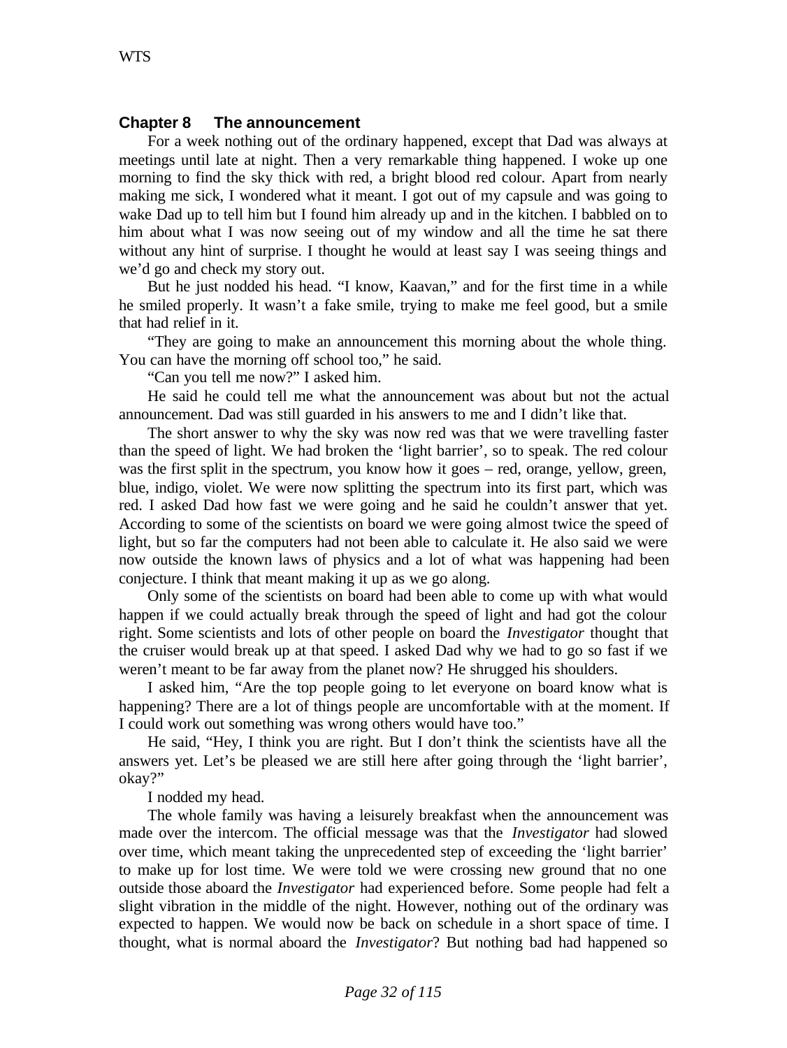## Chapter 8 The announcement

For a week nothing out of the ordinary happened, except that Dad was always at meetings until late at night. Then a very remarkable thing happened. I woke up one morning to find the sky thick with red, a bright blood red colour. Apart from nearly making me sick, I wondered what it meant. I got out of my capsule and was going to wake Dad up to tell him but I found him already up and in the kitchen. I babbled on to him about what I was now seeing out of my window and all the time he sat there without any hint of surprise. I thought he would at least say I was seeing things and we'd go and check my story out.

But he just nodded his head. "I know, Kaavan," and for the first time in a while he smiled properly. It wasn't a fake smile, trying to make me feel good, but a smile that had relief in it.

"They are going to make an announcement this morning about the whole thing. You can have the morning off school too," he said.

"Can you tell me now?" I asked him.

He said he could tell me what the announcement was about but not the actual announcement. Dad was still guarded in his answers to me and I didn't like that.

The short answer to why the sky was now red was that we were travelling faster than the speed of light. We had broken the 'light barrier', so to speak. The red colour was the first split in the spectrum, you know how it goes – red, orange, yellow, green, blue, indigo, violet. We were now splitting the spectrum into its first part, which was red. I asked Dad how fast we were going and he said he couldn't answer that yet. According to some of the scientists on board we were going almost twice the speed of light, but so far the computers had not been able to calculate it. He also said we were now outside the known laws of physics and a lot of what was happening had been conjecture. I think that meant making it up as we go along.

Only some of the scientists on board had been able to come up with what would happen if we could actually break through the speed of light and had got the colour right. Some scientists and lots of other people on board the *Investigator* thought that the cruiser would break up at that speed. I asked Dad why we had to go so fast if we weren't meant to be far away from the planet now? He shrugged his shoulders.

I asked him, "Are the top people going to let everyone on board know what is happening? There are a lot of things people are uncomfortable with at the moment. If I could work out something was wrong others would have too."

He said, "Hey, I think you are right. But I don't think the scientists have all the answers yet. Let's be pleased we are still here after going through the 'light barrier', okay?"

I nodded my head.

The whole family was having a leisurely breakfast when the announcement was made over the intercom. The official message was that the *Investigator* had slowed over time, which meant taking the unprecedented step of exceeding the 'light barrier' to make up for lost time. We were told we were crossing new ground that no one outside those aboard the *Investigator* had experienced before. Some people had felt a slight vibration in the middle of the night. However, nothing out of the ordinary was expected to happen. We would now be back on schedule in a short space of time. I thought, what is normal aboard the *Investigator*? But nothing bad had happened so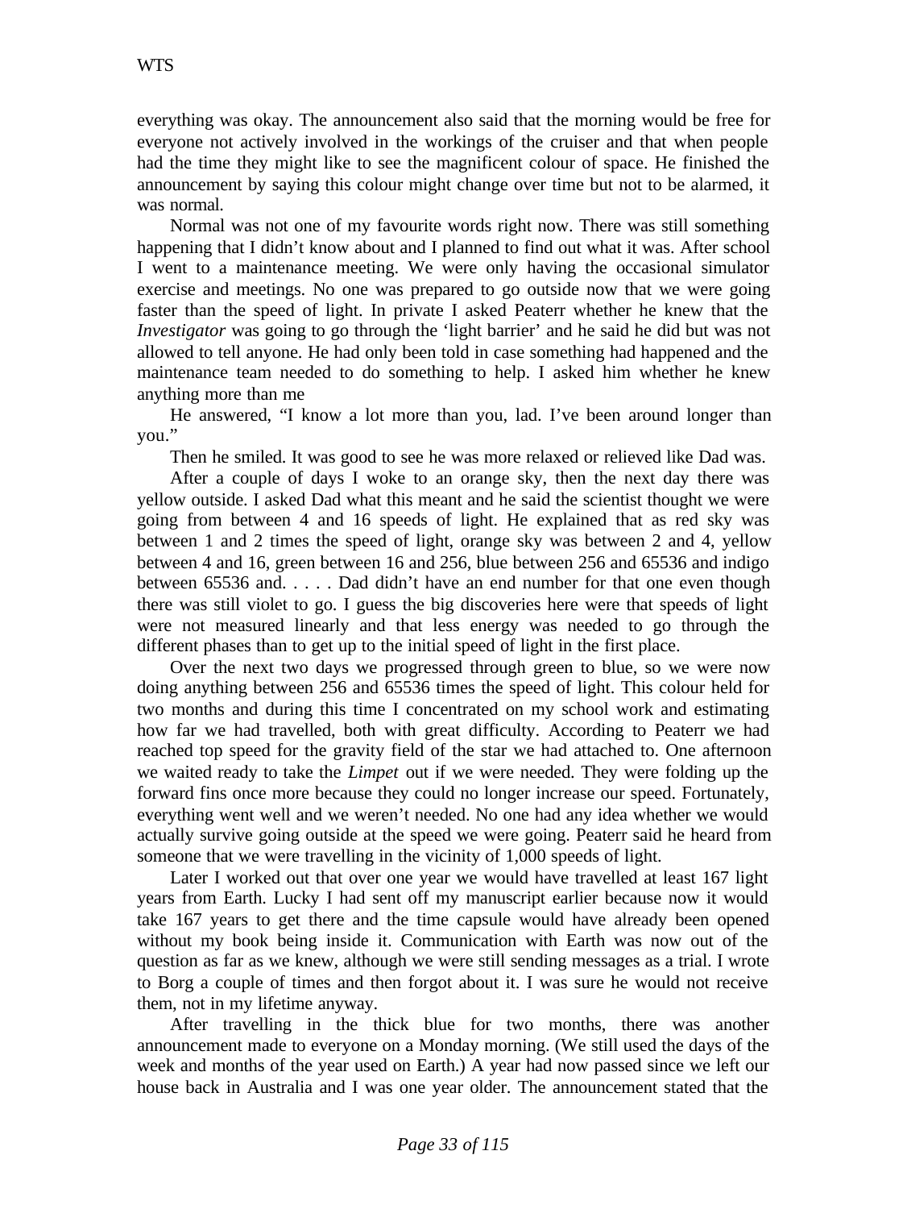everything was okay. The announcement also said that the morning would be free for everyone not actively involved in the workings of the cruiser and that when people had the time they might like to see the magnificent colour of space. He finished the announcement by saying this colour might change over time but not to be alarmed, it was normal.

Normal was not one of my favourite words right now. There was still something happening that I didn't know about and I planned to find out what it was. After school I went to a maintenance meeting. We were only having the occasional simulator exercise and meetings. No one was prepared to go outside now that we were going faster than the speed of light. In private I asked Peaterr whether he knew that the *Investigator* was going to go through the 'light barrier' and he said he did but was not allowed to tell anyone. He had only been told in case something had happened and the maintenance team needed to do something to help. I asked him whether he knew anything more than me

He answered, "I know a lot more than you, lad. I've been around longer than you."

Then he smiled. It was good to see he was more relaxed or relieved like Dad was.

After a couple of days I woke to an orange sky, then the next day there was yellow outside. I asked Dad what this meant and he said the scientist thought we were going from between 4 and 16 speeds of light. He explained that as red sky was between 1 and 2 times the speed of light, orange sky was between 2 and 4, yellow between 4 and 16, green between 16 and 256, blue between 256 and 65536 and indigo between 65536 and. . . . . Dad didn't have an end number for that one even though there was still violet to go. I guess the big discoveries here were that speeds of light were not measured linearly and that less energy was needed to go through the different phases than to get up to the initial speed of light in the first place.

Over the next two days we progressed through green to blue, so we were now doing anything between 256 and 65536 times the speed of light. This colour held for two months and during this time I concentrated on my school work and estimating how far we had travelled, both with great difficulty. According to Peaterr we had reached top speed for the gravity field of the star we had attached to. One afternoon we waited ready to take the *Limpet* out if we were needed. They were folding up the forward fins once more because they could no longer increase our speed. Fortunately, everything went well and we weren't needed. No one had any idea whether we would actually survive going outside at the speed we were going. Peaterr said he heard from someone that we were travelling in the vicinity of 1,000 speeds of light.

Later I worked out that over one year we would have travelled at least 167 light years from Earth. Lucky I had sent off my manuscript earlier because now it would take 167 years to get there and the time capsule would have already been opened without my book being inside it. Communication with Earth was now out of the question as far as we knew, although we were still sending messages as a trial. I wrote to Borg a couple of times and then forgot about it. I was sure he would not receive them, not in my lifetime anyway.

After travelling in the thick blue for two months, there was another announcement made to everyone on a Monday morning. (We still used the days of the week and months of the year used on Earth.) A year had now passed since we left our house back in Australia and I was one year older. The announcement stated that the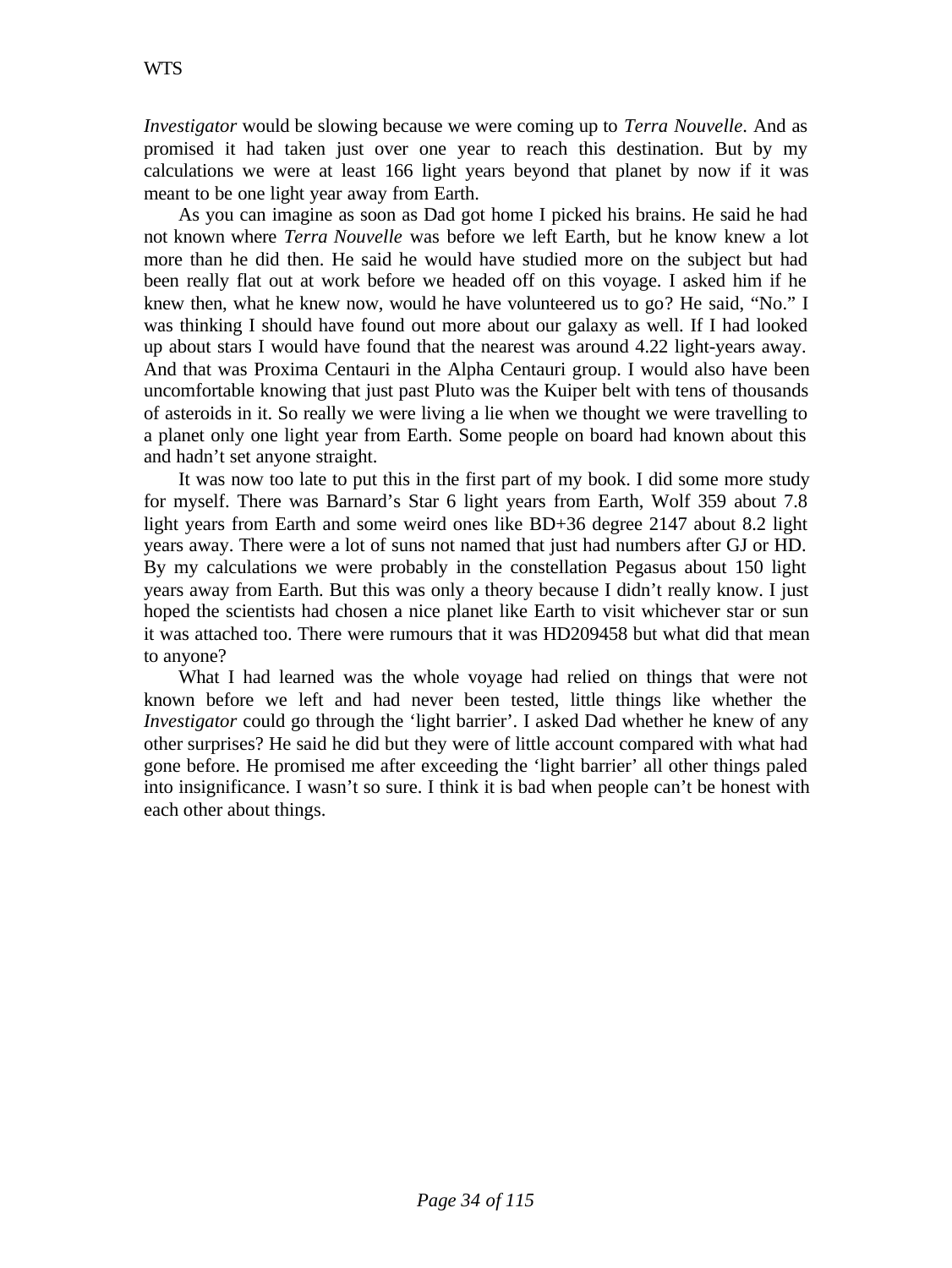*Investigator* would be slowing because we were coming up to *Terra Nouvelle*. And as promised it had taken just over one year to reach this destination. But by my calculations we were at least 166 light years beyond that planet by now if it was meant to be one light year away from Earth.

As you can imagine as soon as Dad got home I picked his brains. He said he had not known where *Terra Nouvelle* was before we left Earth, but he know knew a lot more than he did then. He said he would have studied more on the subject but had been really flat out at work before we headed off on this voyage. I asked him if he knew then, what he knew now, would he have volunteered us to go? He said, "No." I was thinking I should have found out more about our galaxy as well. If I had looked up about stars I would have found that the nearest was around 4.22 light-years away. And that was Proxima Centauri in the Alpha Centauri group. I would also have been uncomfortable knowing that just past Pluto was the Kuiper belt with tens of thousands of asteroids in it. So really we were living a lie when we thought we were travelling to a planet only one light year from Earth. Some people on board had known about this and hadn't set anyone straight.

It was now too late to put this in the first part of my book. I did some more study for myself. There was Barnard's Star 6 light years from Earth, Wolf 359 about 7.8 light years from Earth and some weird ones like BD+36 degree 2147 about 8.2 light years away. There were a lot of suns not named that just had numbers after GJ or HD. By my calculations we were probably in the constellation Pegasus about 150 light years away from Earth. But this was only a theory because I didn't really know. I just hoped the scientists had chosen a nice planet like Earth to visit whichever star or sun it was attached too. There were rumours that it was HD209458 but what did that mean to anyone?

What I had learned was the whole voyage had relied on things that were not known before we left and had never been tested, little things like whether the *Investigator* could go through the 'light barrier'. I asked Dad whether he knew of any other surprises? He said he did but they were of little account compared with what had gone before. He promised me after exceeding the 'light barrier' all other things paled into insignificance. I wasn't so sure. I think it is bad when people can't be honest with each other about things.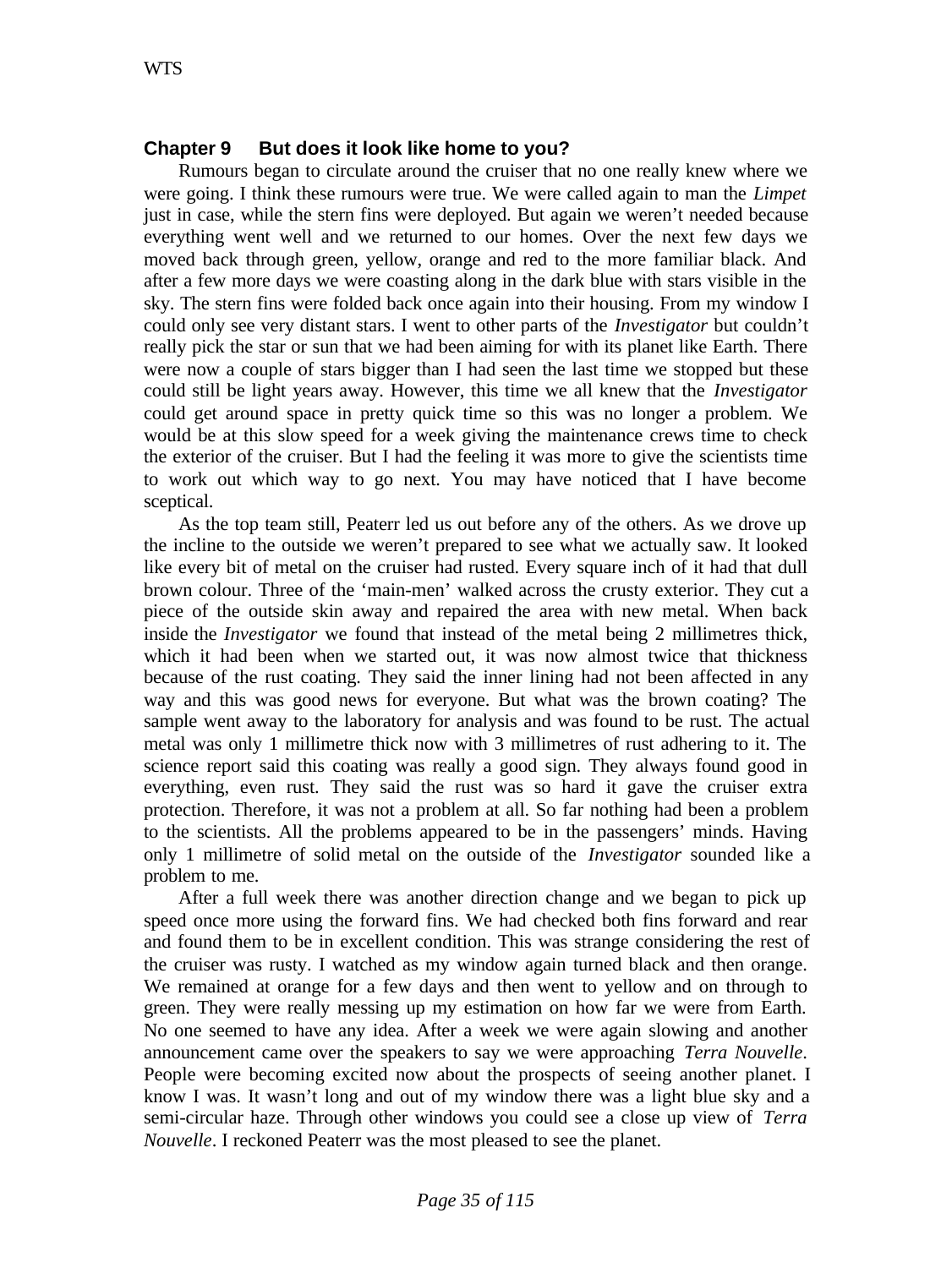## Chapter 9 But does it look like home to you?

Rumours began to circulate around the cruiser that no one really knew where we were going. I think these rumours were true. We were called again to man the *Limpet* just in case, while the stern fins were deployed. But again we weren't needed because everything went well and we returned to our homes. Over the next few days we moved back through green, yellow, orange and red to the more familiar black. And after a few more days we were coasting along in the dark blue with stars visible in the sky. The stern fins were folded back once again into their housing. From my window I could only see very distant stars. I went to other parts of the *Investigator* but couldn't really pick the star or sun that we had been aiming for with its planet like Earth. There were now a couple of stars bigger than I had seen the last time we stopped but these could still be light years away. However, this time we all knew that the *Investigator* could get around space in pretty quick time so this was no longer a problem. We would be at this slow speed for a week giving the maintenance crews time to check the exterior of the cruiser. But I had the feeling it was more to give the scientists time to work out which way to go next. You may have noticed that I have become sceptical.

As the top team still, Peaterr led us out before any of the others. As we drove up the incline to the outside we weren't prepared to see what we actually saw. It looked like every bit of metal on the cruiser had rusted. Every square inch of it had that dull brown colour. Three of the 'main-men' walked across the crusty exterior. They cut a piece of the outside skin away and repaired the area with new metal. When back inside the *Investigator* we found that instead of the metal being 2 millimetres thick, which it had been when we started out, it was now almost twice that thickness because of the rust coating. They said the inner lining had not been affected in any way and this was good news for everyone. But what was the brown coating? The sample went away to the laboratory for analysis and was found to be rust. The actual metal was only 1 millimetre thick now with 3 millimetres of rust adhering to it. The science report said this coating was really a good sign. They always found good in everything, even rust. They said the rust was so hard it gave the cruiser extra protection. Therefore, it was not a problem at all. So far nothing had been a problem to the scientists. All the problems appeared to be in the passengers' minds. Having only 1 millimetre of solid metal on the outside of the *Investigator* sounded like a problem to me.

After a full week there was another direction change and we began to pick up speed once more using the forward fins. We had checked both fins forward and rear and found them to be in excellent condition. This was strange considering the rest of the cruiser was rusty. I watched as my window again turned black and then orange. We remained at orange for a few days and then went to yellow and on through to green. They were really messing up my estimation on how far we were from Earth. No one seemed to have any idea. After a week we were again slowing and another announcement came over the speakers to say we were approaching *Terra Nouvelle*. People were becoming excited now about the prospects of seeing another planet. I know I was. It wasn't long and out of my window there was a light blue sky and a semi-circular haze. Through other windows you could see a close up view of *Terra Nouvelle*. I reckoned Peaterr was the most pleased to see the planet.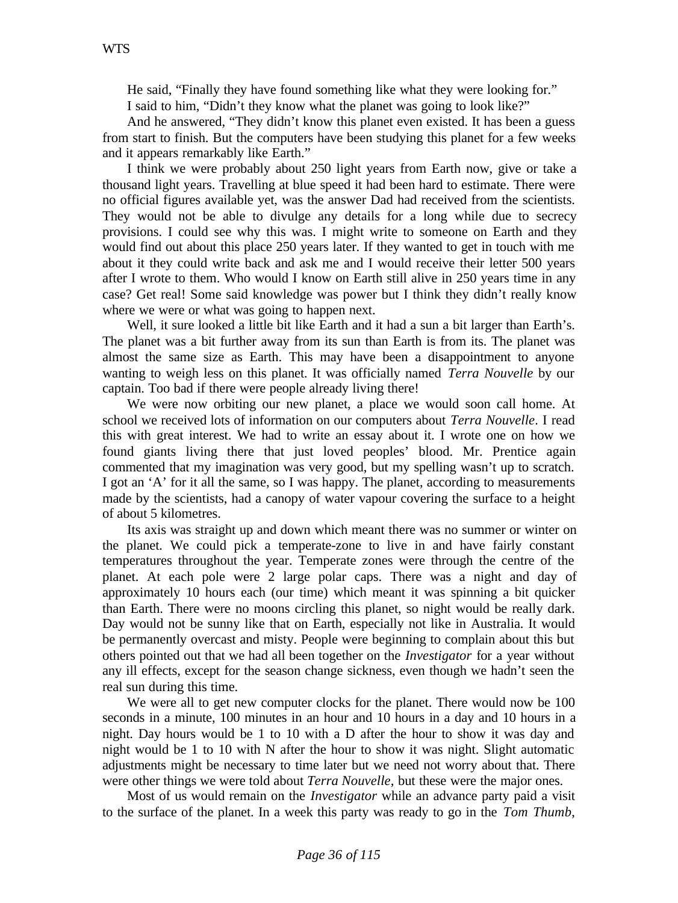He said, “Finally they have found something like what they were looking for.”

I said to him, “Didn’t they know what the planet was going to look like?”

And he answered, “They didn’t know this planet even existed. It has been a guess from start to finish. But the computers have been studying this planet for a few weeks and it appears remarkably like Earth.”

I think we were probably about 250 light years from Earth now, give or take a thousand light years. Travelling at blue speed it had been hard to estimate. There were no official figures available yet, was the answer Dad had received from the scientists. They would not be able to divulge any details for a long while due to secrecy provisions. I could see why this was. I might write to someone on Earth and they would find out about this place 250 years later. If they wanted to get in touch with me about it they could write back and ask me and I would receive their letter 500 years after I wrote to them. Who would I know on Earth still alive in 250 years time in any case? Get real! Some said knowledge was power but I think they didn’t really know where we were or what was going to happen next.

Well, it sure looked a little bit like Earth and it had a sun a bit larger than Earth’s. The planet was a bit further away from its sun than Earth is from its. The planet was almost the same size as Earth. This may have been a disappointment to anyone wanting to weigh less on this planet. It was officially named *Terra Nouvelle* by our captain. Too bad if there were people already living there!

We were now orbiting our new planet, a place we would soon call home. At school we received lots of information on our computers about *Terra Nouvelle*. I read this with great interest. We had to write an essay about it. I wrote one on how we found giants living there that just loved peoples’ blood. Mr. Prentice again commented that my imagination was very good, but my spelling wasn’t up to scratch. I got an ‘A’ for it all the same, so I was happy. The planet, according to measurements made by the scientists, had a canopy of water vapour covering the surface to a height of about 5 kilometres.

Its axis was straight up and down which meant there was no summer or winter on the planet. We could pick a temperate-zone to live in and have fairly constant temperatures throughout the year. Temperate zones were through the centre of the planet. At each pole were 2 large polar caps. There was a night and day of approximately 10 hours each (our time) which meant it was spinning a bit quicker than Earth. There were no moons circling this planet, so night would be really dark. Day would not be sunny like that on Earth, especially not like in Australia. It would be permanently overcast and misty. People were beginning to complain about this but others pointed out that we had all been together on the *Investigator* for a year without any ill effects, except for the season change sickness, even though we hadn’t seen the real sun during this time.

We were all to get new computer clocks for the planet. There would now be 100 seconds in a minute, 100 minutes in an hour and 10 hours in a day and 10 hours in a night. Day hours would be 1 to 10 with a D after the hour to show it was day and night would be 1 to 10 with N after the hour to show it was night. Slight automatic adjustments might be necessary to time later but we need not worry about that. There were other things we were told about *Terra Nouvelle*, but these were the major ones.

Most of us would remain on the *Investigator* while an advance party paid a visit to the surface of the planet. In a week this party was ready to go in the *Tom Thumb*,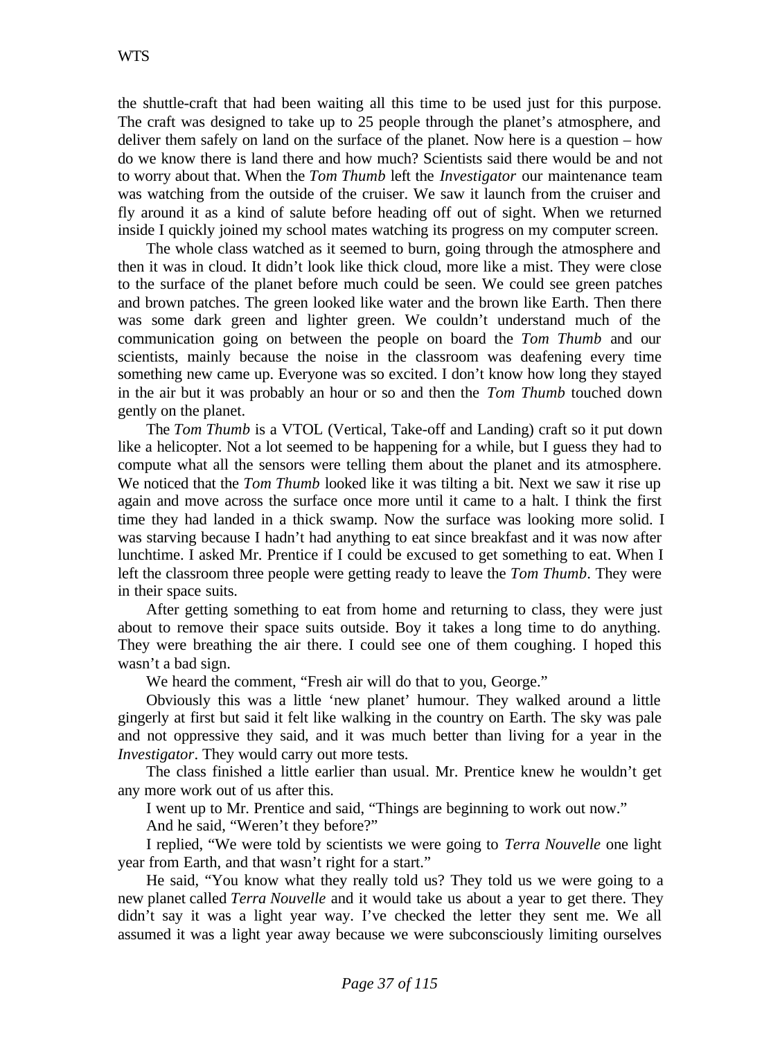the shuttle-craft that had been waiting all this time to be used just for this purpose. The craft was designed to take up to 25 people through the planet's atmosphere, and deliver them safely on land on the surface of the planet. Now here is a question – how do we know there is land there and how much? Scientists said there would be and not to worry about that. When the *Tom Thumb* left the *Investigator* our maintenance team was watching from the outside of the cruiser. We saw it launch from the cruiser and fly around it as a kind of salute before heading off out of sight. When we returned inside I quickly joined my school mates watching its progress on my computer screen.

The whole class watched as it seemed to burn, going through the atmosphere and then it was in cloud. It didn't look like thick cloud, more like a mist. They were close to the surface of the planet before much could be seen. We could see green patches and brown patches. The green looked like water and the brown like Earth. Then there was some dark green and lighter green. We couldn't understand much of the communication going on between the people on board the *Tom Thumb* and our scientists, mainly because the noise in the classroom was deafening every time something new came up. Everyone was so excited. I don't know how long they stayed in the air but it was probably an hour or so and then the *Tom Thumb* touched down gently on the planet.

The *Tom Thumb* is a VTOL (Vertical, Take-off and Landing) craft so it put down like a helicopter. Not a lot seemed to be happening for a while, but I guess they had to compute what all the sensors were telling them about the planet and its atmosphere. We noticed that the *Tom Thumb* looked like it was tilting a bit. Next we saw it rise up again and move across the surface once more until it came to a halt. I think the first time they had landed in a thick swamp. Now the surface was looking more solid. I was starving because I hadn't had anything to eat since breakfast and it was now after lunchtime. I asked Mr. Prentice if I could be excused to get something to eat. When I left the classroom three people were getting ready to leave the *Tom Thumb*. They were in their space suits.

After getting something to eat from home and returning to class, they were just about to remove their space suits outside. Boy it takes a long time to do anything. They were breathing the air there. I could see one of them coughing. I hoped this wasn't a bad sign.

We heard the comment, "Fresh air will do that to you, George."

Obviously this was a little 'new planet' humour. They walked around a little gingerly at first but said it felt like walking in the country on Earth. The sky was pale and not oppressive they said, and it was much better than living for a year in the *Investigator*. They would carry out more tests.

The class finished a little earlier than usual. Mr. Prentice knew he wouldn't get any more work out of us after this.

I went up to Mr. Prentice and said, "Things are beginning to work out now."

And he said, "Weren't they before?"

I replied, "We were told by scientists we were going to *Terra Nouvelle* one light year from Earth, and that wasn't right for a start."

He said, "You know what they really told us? They told us we were going to a new planet called *Terra Nouvelle* and it would take us about a year to get there. They didn't say it was a light year way. I've checked the letter they sent me. We all assumed it was a light year away because we were subconsciously limiting ourselves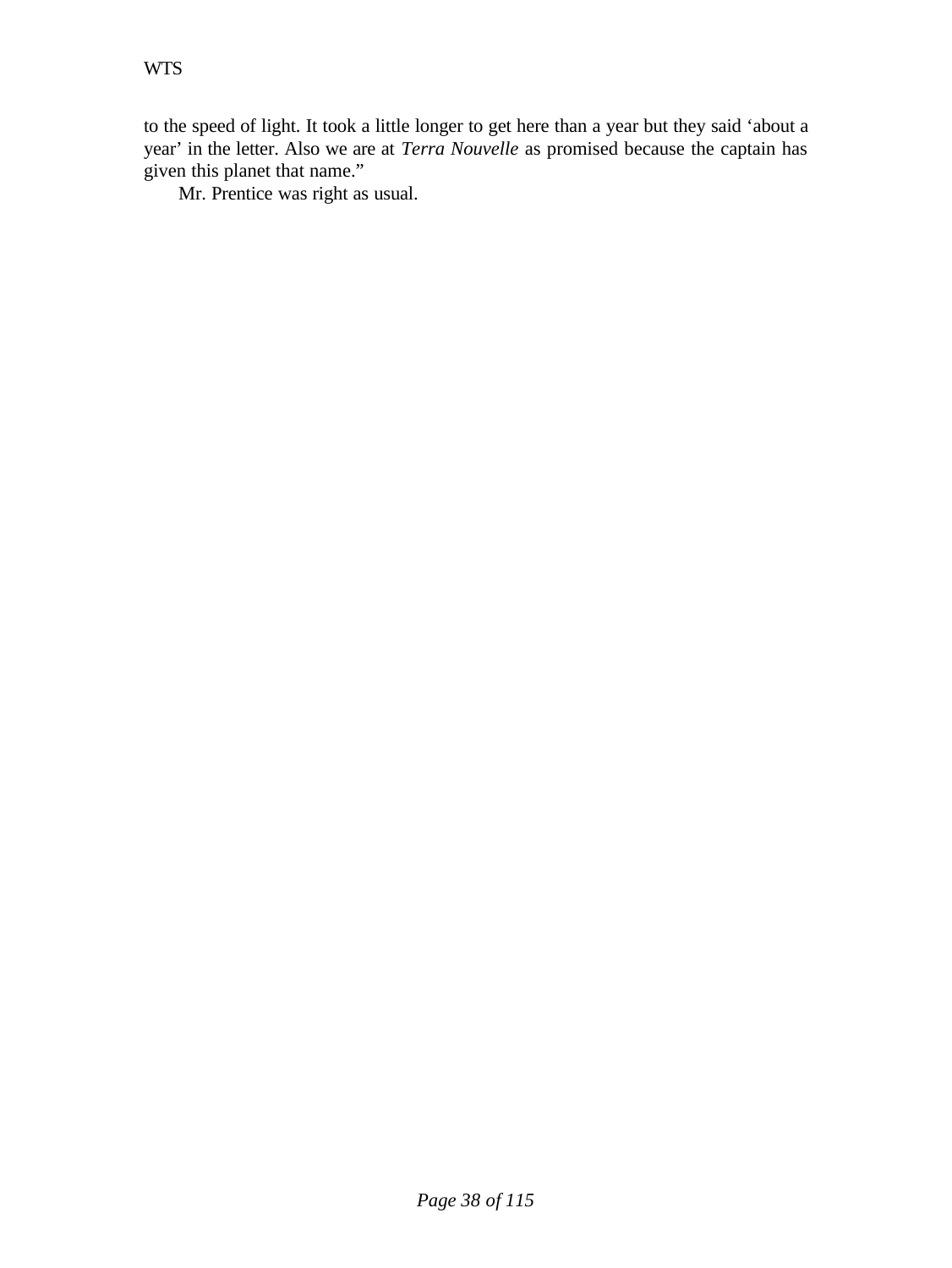to the speed of light. It took a little longer to get here than a year but they said ‘about a year’ in the letter. Also we are at *Terra Nouvelle* as promised because the captain has given this planet that name.”

Mr. Prentice was right as usual.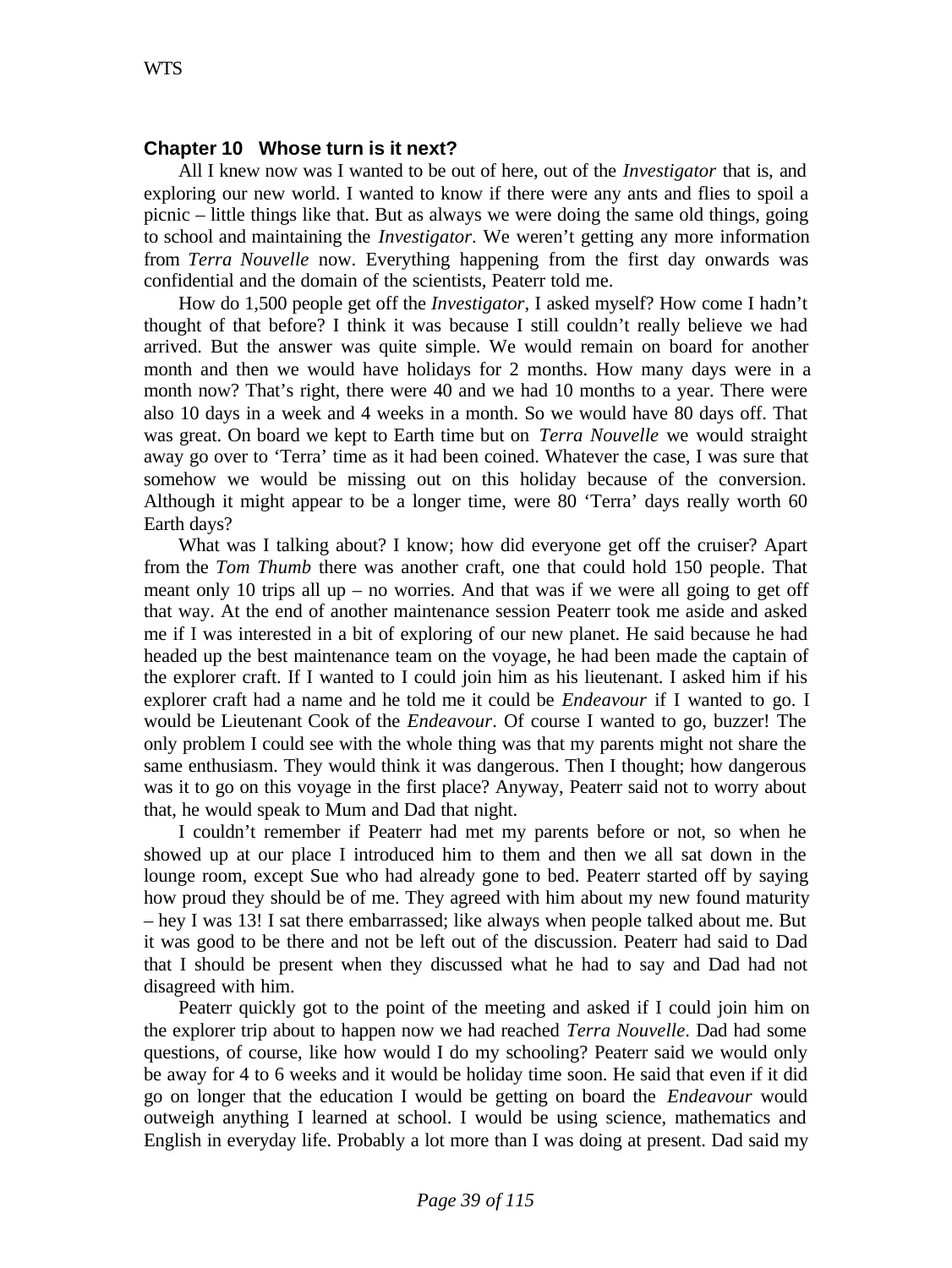### Chapter 10 Whose turn is it next?

All I knew now was I wanted to be out of here, out of the *Investigator* that is, and exploring our new world. I wanted to know if there were any ants and flies to spoil a picnic – little things like that. But as always we were doing the same old things, going to school and maintaining the *Investigator*. We weren't getting any more information from *Terra Nouvelle* now. Everything happening from the first day onwards was confidential and the domain of the scientists, Peaterr told me.

How do 1,500 people get off the *Investigator*, I asked myself? How come I hadn't thought of that before? I think it was because I still couldn't really believe we had arrived. But the answer was quite simple. We would remain on board for another month and then we would have holidays for 2 months. How many days were in a month now? That's right, there were 40 and we had 10 months to a year. There were also 10 days in a week and 4 weeks in a month. So we would have 80 days off. That was great. On board we kept to Earth time but on *Terra Nouvelle* we would straight away go over to 'Terra' time as it had been coined. Whatever the case, I was sure that somehow we would be missing out on this holiday because of the conversion. Although it might appear to be a longer time, were 80 'Terra' days really worth 60 Earth days?

What was I talking about? I know; how did everyone get off the cruiser? Apart from the *Tom Thumb* there was another craft, one that could hold 150 people. That meant only 10 trips all up – no worries. And that was if we were all going to get off that way. At the end of another maintenance session Peaterr took me aside and asked me if I was interested in a bit of exploring of our new planet. He said because he had headed up the best maintenance team on the voyage, he had been made the captain of the explorer craft. If I wanted to I could join him as his lieutenant. I asked him if his explorer craft had a name and he told me it could be *Endeavour* if I wanted to go. I would be Lieutenant Cook of the *Endeavour*. Of course I wanted to go, buzzer! The only problem I could see with the whole thing was that my parents might not share the same enthusiasm. They would think it was dangerous. Then I thought; how dangerous was it to go on this voyage in the first place? Anyway, Peaterr said not to worry about that, he would speak to Mum and Dad that night.

I couldn't remember if Peaterr had met my parents before or not, so when he showed up at our place I introduced him to them and then we all sat down in the lounge room, except Sue who had already gone to bed. Peaterr started off by saying how proud they should be of me. They agreed with him about my new found maturity – hey I was 13! I sat there embarrassed; like always when people talked about me. But it was good to be there and not be left out of the discussion. Peaterr had said to Dad that I should be present when they discussed what he had to say and Dad had not disagreed with him.

Peaterr quickly got to the point of the meeting and asked if I could join him on the explorer trip about to happen now we had reached *Terra Nouvelle*. Dad had some questions, of course, like how would I do my schooling? Peaterr said we would only be away for 4 to 6 weeks and it would be holiday time soon. He said that even if it did go on longer that the education I would be getting on board the *Endeavour* would outweigh anything I learned at school. I would be using science, mathematics and English in everyday life. Probably a lot more than I was doing at present. Dad said my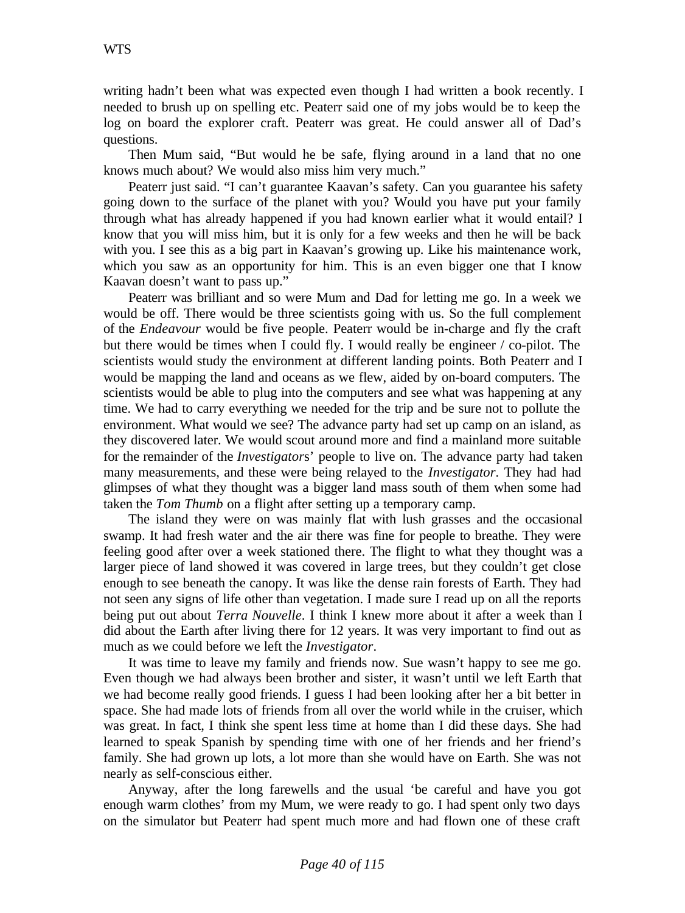writing hadn't been what was expected even though I had written a book recently. I needed to brush up on spelling etc. Peaterr said one of my jobs would be to keep the log on board the explorer craft. Peaterr was great. He could answer all of Dad's questions.

Then Mum said, "But would he be safe, flying around in a land that no one knows much about? We would also miss him very much."

Peaterr just said. "I can't guarantee Kaavan's safety. Can you guarantee his safety going down to the surface of the planet with you? Would you have put your family through what has already happened if you had known earlier what it would entail? I know that you will miss him, but it is only for a few weeks and then he will be back with you. I see this as a big part in Kaavan's growing up. Like his maintenance work, which you saw as an opportunity for him. This is an even bigger one that I know Kaavan doesn't want to pass up."

Peaterr was brilliant and so were Mum and Dad for letting me go. In a week we would be off. There would be three scientists going with us. So the full complement of the *Endeavour* would be five people. Peaterr would be in-charge and fly the craft but there would be times when I could fly. I would really be engineer / co-pilot. The scientists would study the environment at different landing points. Both Peaterr and I would be mapping the land and oceans as we flew, aided by on-board computers. The scientists would be able to plug into the computers and see what was happening at any time. We had to carry everything we needed for the trip and be sure not to pollute the environment. What would we see? The advance party had set up camp on an island, as they discovered later. We would scout around more and find a mainland more suitable for the remainder of the *Investigator*s' people to live on. The advance party had taken many measurements, and these were being relayed to the *Investigator*. They had had glimpses of what they thought was a bigger land mass south of them when some had taken the *Tom Thumb* on a flight after setting up a temporary camp.

The island they were on was mainly flat with lush grasses and the occasional swamp. It had fresh water and the air there was fine for people to breathe. They were feeling good after over a week stationed there. The flight to what they thought was a larger piece of land showed it was covered in large trees, but they couldn't get close enough to see beneath the canopy. It was like the dense rain forests of Earth. They had not seen any signs of life other than vegetation. I made sure I read up on all the reports being put out about *Terra Nouvelle*. I think I knew more about it after a week than I did about the Earth after living there for 12 years. It was very important to find out as much as we could before we left the *Investigator*.

It was time to leave my family and friends now. Sue wasn't happy to see me go. Even though we had always been brother and sister, it wasn't until we left Earth that we had become really good friends. I guess I had been looking after her a bit better in space. She had made lots of friends from all over the world while in the cruiser, which was great. In fact, I think she spent less time at home than I did these days. She had learned to speak Spanish by spending time with one of her friends and her friend's family. She had grown up lots, a lot more than she would have on Earth. She was not nearly as self-conscious either.

Anyway, after the long farewells and the usual 'be careful and have you got enough warm clothes' from my Mum, we were ready to go. I had spent only two days on the simulator but Peaterr had spent much more and had flown one of these craft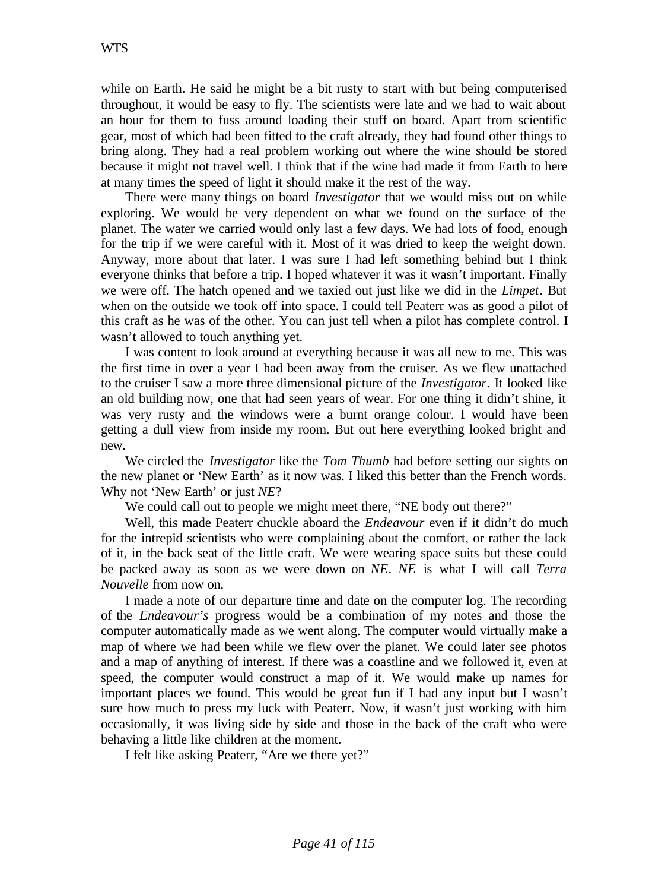while on Earth. He said he might be a bit rusty to start with but being computerised throughout, it would be easy to fly. The scientists were late and we had to wait about an hour for them to fuss around loading their stuff on board. Apart from scientific gear, most of which had been fitted to the craft already, they had found other things to bring along. They had a real problem working out where the wine should be stored because it might not travel well. I think that if the wine had made it from Earth to here at many times the speed of light it should make it the rest of the way.

There were many things on board *Investigator* that we would miss out on while exploring. We would be very dependent on what we found on the surface of the planet. The water we carried would only last a few days. We had lots of food, enough for the trip if we were careful with it. Most of it was dried to keep the weight down. Anyway, more about that later. I was sure I had left something behind but I think everyone thinks that before a trip. I hoped whatever it was it wasn't important. Finally we were off. The hatch opened and we taxied out just like we did in the *Limpet*. But when on the outside we took off into space. I could tell Peaterr was as good a pilot of this craft as he was of the other. You can just tell when a pilot has complete control. I wasn't allowed to touch anything yet.

I was content to look around at everything because it was all new to me. This was the first time in over a year I had been away from the cruiser. As we flew unattached to the cruiser I saw a more three dimensional picture of the *Investigator*. It looked like an old building now, one that had seen years of wear. For one thing it didn't shine, it was very rusty and the windows were a burnt orange colour. I would have been getting a dull view from inside my room. But out here everything looked bright and new.

We circled the *Investigator* like the *Tom Thumb* had before setting our sights on the new planet or 'New Earth' as it now was. I liked this better than the French words. Why not 'New Earth' or just *NE*?

We could call out to people we might meet there, "NE body out there?"

Well, this made Peaterr chuckle aboard the *Endeavour* even if it didn't do much for the intrepid scientists who were complaining about the comfort, or rather the lack of it, in the back seat of the little craft. We were wearing space suits but these could be packed away as soon as we were down on *NE*. *NE* is what I will call *Terra Nouvelle* from now on.

I made a note of our departure time and date on the computer log. The recording of the *Endeavour's* progress would be a combination of my notes and those the computer automatically made as we went along. The computer would virtually make a map of where we had been while we flew over the planet. We could later see photos and a map of anything of interest. If there was a coastline and we followed it, even at speed, the computer would construct a map of it. We would make up names for important places we found. This would be great fun if I had any input but I wasn't sure how much to press my luck with Peaterr. Now, it wasn't just working with him occasionally, it was living side by side and those in the back of the craft who were behaving a little like children at the moment.

I felt like asking Peaterr, "Are we there yet?"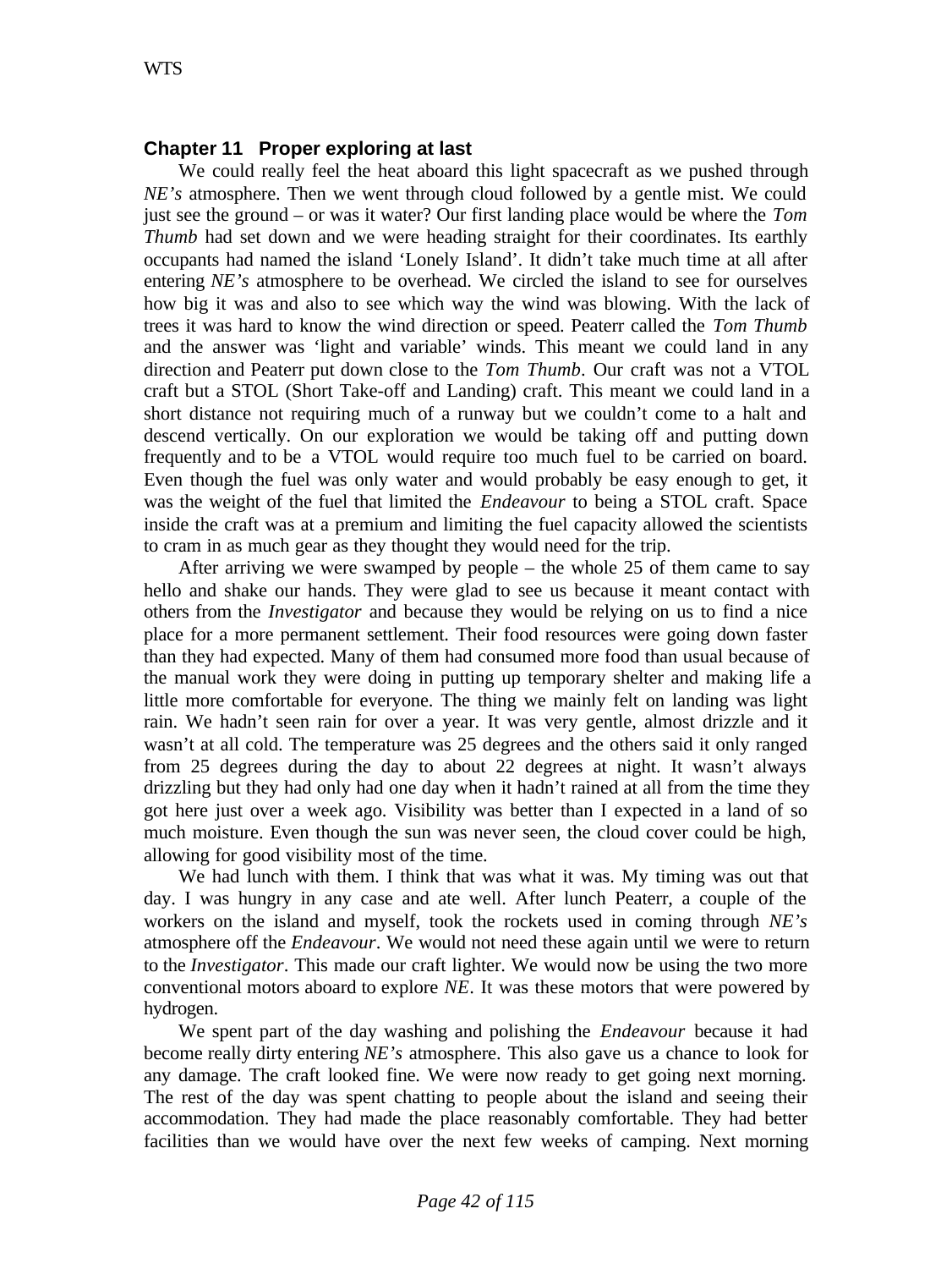## Chapter 11 Proper exploring at last

We could really feel the heat aboard this light spacecraft as we pushed through *NE's* atmosphere. Then we went through cloud followed by a gentle mist. We could just see the ground – or was it water? Our first landing place would be where the *Tom Thumb* had set down and we were heading straight for their coordinates. Its earthly occupants had named the island 'Lonely Island'. It didn't take much time at all after entering *NE's* atmosphere to be overhead. We circled the island to see for ourselves how big it was and also to see which way the wind was blowing. With the lack of trees it was hard to know the wind direction or speed. Peaterr called the *Tom Thumb* and the answer was 'light and variable' winds. This meant we could land in any direction and Peaterr put down close to the *Tom Thumb*. Our craft was not a VTOL craft but a STOL (Short Take-off and Landing) craft. This meant we could land in a short distance not requiring much of a runway but we couldn't come to a halt and descend vertically. On our exploration we would be taking off and putting down frequently and to be a VTOL would require too much fuel to be carried on board. Even though the fuel was only water and would probably be easy enough to get, it was the weight of the fuel that limited the *Endeavour* to being a STOL craft. Space inside the craft was at a premium and limiting the fuel capacity allowed the scientists to cram in as much gear as they thought they would need for the trip.

After arriving we were swamped by people – the whole 25 of them came to say hello and shake our hands. They were glad to see us because it meant contact with others from the *Investigator* and because they would be relying on us to find a nice place for a more permanent settlement. Their food resources were going down faster than they had expected. Many of them had consumed more food than usual because of the manual work they were doing in putting up temporary shelter and making life a little more comfortable for everyone. The thing we mainly felt on landing was light rain. We hadn't seen rain for over a year. It was very gentle, almost drizzle and it wasn't at all cold. The temperature was 25 degrees and the others said it only ranged from 25 degrees during the day to about 22 degrees at night. It wasn't always drizzling but they had only had one day when it hadn't rained at all from the time they got here just over a week ago. Visibility was better than I expected in a land of so much moisture. Even though the sun was never seen, the cloud cover could be high, allowing for good visibility most of the time.

We had lunch with them. I think that was what it was. My timing was out that day. I was hungry in any case and ate well. After lunch Peaterr, a couple of the workers on the island and myself, took the rockets used in coming through *NE's* atmosphere off the *Endeavour*. We would not need these again until we were to return to the *Investigator*. This made our craft lighter. We would now be using the two more conventional motors aboard to explore *NE*. It was these motors that were powered by hydrogen.

We spent part of the day washing and polishing the *Endeavour* because it had become really dirty entering *NE's* atmosphere. This also gave us a chance to look for any damage. The craft looked fine. We were now ready to get going next morning. The rest of the day was spent chatting to people about the island and seeing their accommodation. They had made the place reasonably comfortable. They had better facilities than we would have over the next few weeks of camping. Next morning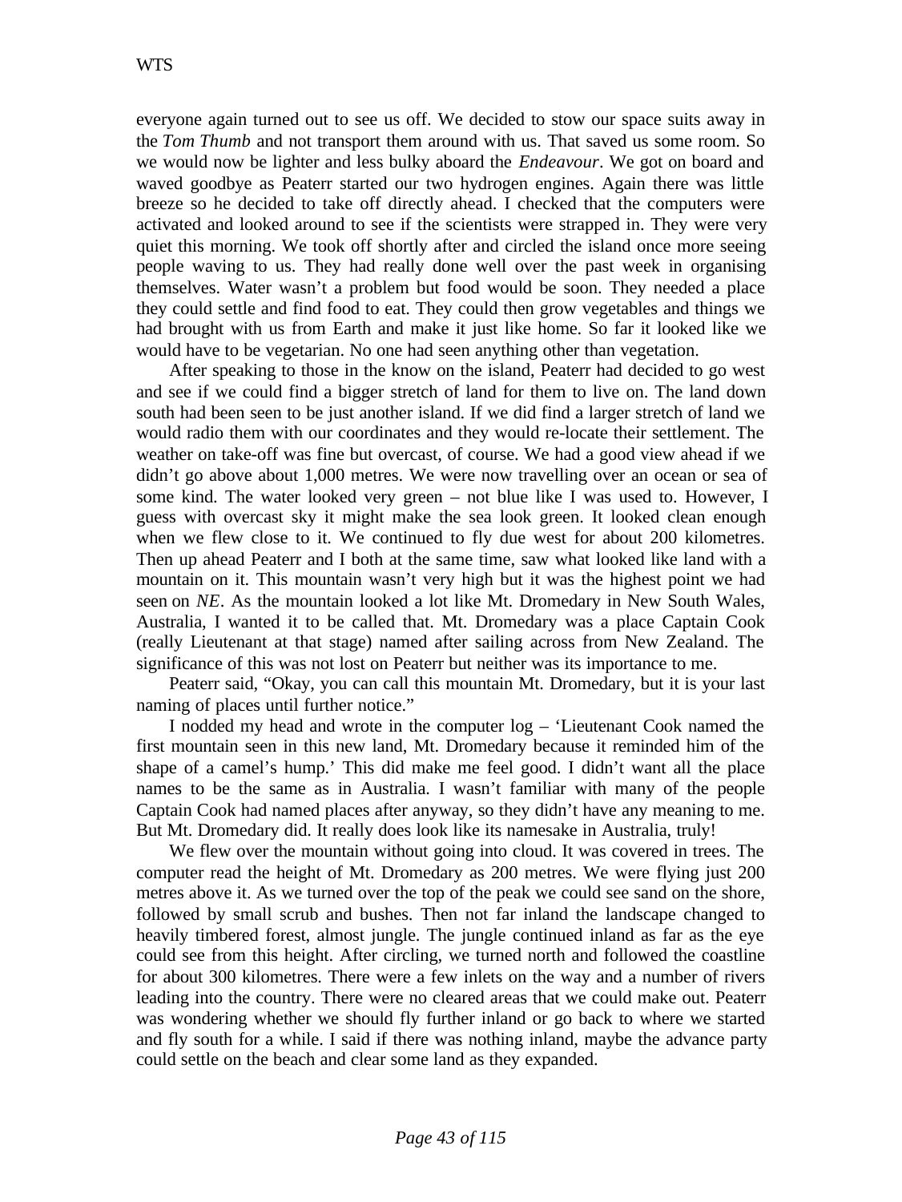everyone again turned out to see us off. We decided to stow our space suits away in the *Tom Thumb* and not transport them around with us. That saved us some room. So we would now be lighter and less bulky aboard the *Endeavour*. We got on board and waved goodbye as Peaterr started our two hydrogen engines. Again there was little breeze so he decided to take off directly ahead. I checked that the computers were activated and looked around to see if the scientists were strapped in. They were very quiet this morning. We took off shortly after and circled the island once more seeing people waving to us. They had really done well over the past week in organising themselves. Water wasn't a problem but food would be soon. They needed a place they could settle and find food to eat. They could then grow vegetables and things we had brought with us from Earth and make it just like home. So far it looked like we would have to be vegetarian. No one had seen anything other than vegetation.

After speaking to those in the know on the island, Peaterr had decided to go west and see if we could find a bigger stretch of land for them to live on. The land down south had been seen to be just another island. If we did find a larger stretch of land we would radio them with our coordinates and they would re-locate their settlement. The weather on take-off was fine but overcast, of course. We had a good view ahead if we didn't go above about 1,000 metres. We were now travelling over an ocean or sea of some kind. The water looked very green – not blue like I was used to. However, I guess with overcast sky it might make the sea look green. It looked clean enough when we flew close to it. We continued to fly due west for about 200 kilometres. Then up ahead Peaterr and I both at the same time, saw what looked like land with a mountain on it. This mountain wasn't very high but it was the highest point we had seen on *NE*. As the mountain looked a lot like Mt. Dromedary in New South Wales, Australia, I wanted it to be called that. Mt. Dromedary was a place Captain Cook (really Lieutenant at that stage) named after sailing across from New Zealand. The significance of this was not lost on Peaterr but neither was its importance to me.

Peaterr said, "Okay, you can call this mountain Mt. Dromedary, but it is your last naming of places until further notice."

I nodded my head and wrote in the computer log – 'Lieutenant Cook named the first mountain seen in this new land, Mt. Dromedary because it reminded him of the shape of a camel's hump.' This did make me feel good. I didn't want all the place names to be the same as in Australia. I wasn't familiar with many of the people Captain Cook had named places after anyway, so they didn't have any meaning to me. But Mt. Dromedary did. It really does look like its namesake in Australia, truly!

We flew over the mountain without going into cloud. It was covered in trees. The computer read the height of Mt. Dromedary as 200 metres. We were flying just 200 metres above it. As we turned over the top of the peak we could see sand on the shore, followed by small scrub and bushes. Then not far inland the landscape changed to heavily timbered forest, almost jungle. The jungle continued inland as far as the eye could see from this height. After circling, we turned north and followed the coastline for about 300 kilometres. There were a few inlets on the way and a number of rivers leading into the country. There were no cleared areas that we could make out. Peaterr was wondering whether we should fly further inland or go back to where we started and fly south for a while. I said if there was nothing inland, maybe the advance party could settle on the beach and clear some land as they expanded.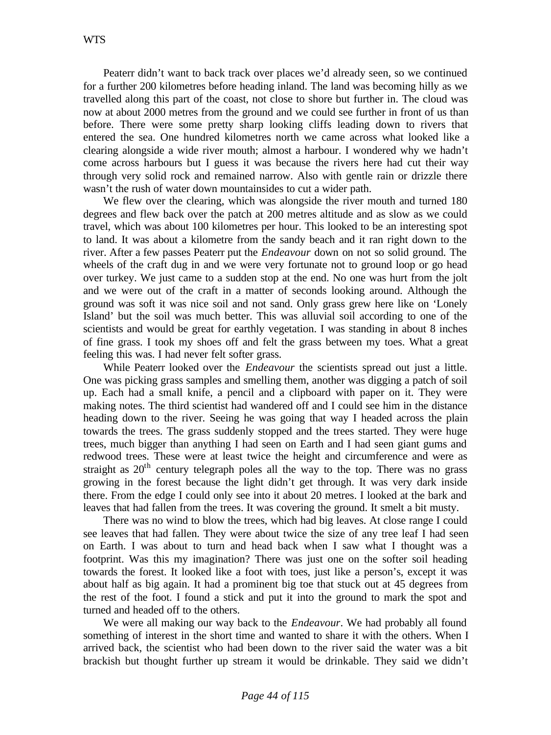Peaterr didn't want to back track over places we'd already seen, so we continued for a further 200 kilometres before heading inland. The land was becoming hilly as we travelled along this part of the coast, not close to shore but further in. The cloud was now at about 2000 metres from the ground and we could see further in front of us than before. There were some pretty sharp looking cliffs leading down to rivers that entered the sea. One hundred kilometres north we came across what looked like a clearing alongside a wide river mouth; almost a harbour. I wondered why we hadn't come across harbours but I guess it was because the rivers here had cut their way through very solid rock and remained narrow. Also with gentle rain or drizzle there wasn't the rush of water down mountainsides to cut a wider path.

We flew over the clearing, which was alongside the river mouth and turned 180 degrees and flew back over the patch at 200 metres altitude and as slow as we could travel, which was about 100 kilometres per hour. This looked to be an interesting spot to land. It was about a kilometre from the sandy beach and it ran right down to the river. After a few passes Peaterr put the *Endeavour* down on not so solid ground. The wheels of the craft dug in and we were very fortunate not to ground loop or go head over turkey. We just came to a sudden stop at the end. No one was hurt from the jolt and we were out of the craft in a matter of seconds looking around. Although the ground was soft it was nice soil and not sand. Only grass grew here like on 'Lonely Island' but the soil was much better. This was alluvial soil according to one of the scientists and would be great for earthly vegetation. I was standing in about 8 inches of fine grass. I took my shoes off and felt the grass between my toes. What a great feeling this was. I had never felt softer grass.

While Peaterr looked over the *Endeavour* the scientists spread out just a little. One was picking grass samples and smelling them, another was digging a patch of soil up. Each had a small knife, a pencil and a clipboard with paper on it. They were making notes. The third scientist had wandered off and I could see him in the distance heading down to the river. Seeing he was going that way I headed across the plain towards the trees. The grass suddenly stopped and the trees started. They were huge trees, much bigger than anything I had seen on Earth and I had seen giant gums and redwood trees. These were at least twice the height and circumference and were as straight as 20th century telegraph poles all the way to the top. There was no grass growing in the forest because the light didn't get through. It was very dark inside there. From the edge I could only see into it about 20 metres. I looked at the bark and leaves that had fallen from the trees. It was covering the ground. It smelt a bit musty.

There was no wind to blow the trees, which had big leaves. At close range I could see leaves that had fallen. They were about twice the size of any tree leaf I had seen on Earth. I was about to turn and head back when I saw what I thought was a footprint. Was this my imagination? There was just one on the softer soil heading towards the forest. It looked like a foot with toes, just like a person's, except it was about half as big again. It had a prominent big toe that stuck out at 45 degrees from the rest of the foot. I found a stick and put it into the ground to mark the spot and turned and headed off to the others.

We were all making our way back to the *Endeavour*. We had probably all found something of interest in the short time and wanted to share it with the others. When I arrived back, the scientist who had been down to the river said the water was a bit brackish but thought further up stream it would be drinkable. They said we didn't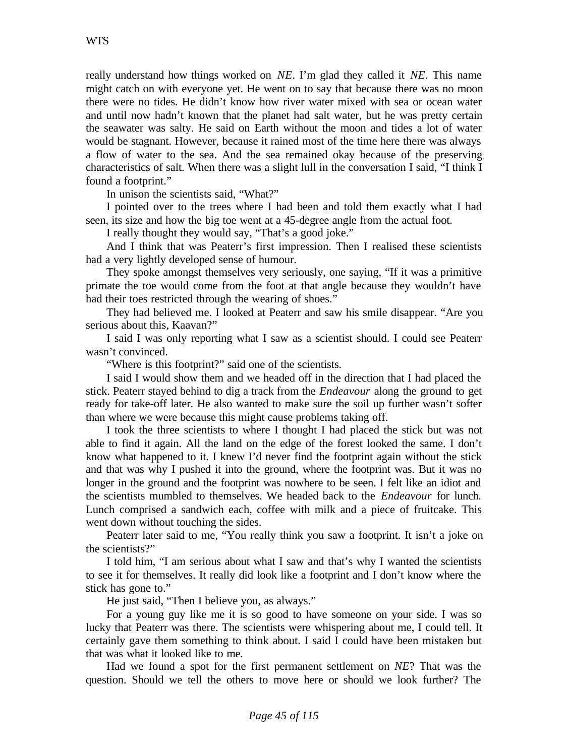really understand how things worked on *NE*. I'm glad they called it *NE*. This name might catch on with everyone yet. He went on to say that because there was no moon there were no tides. He didn't know how river water mixed with sea or ocean water and until now hadn't known that the planet had salt water, but he was pretty certain the seawater was salty. He said on Earth without the moon and tides a lot of water would be stagnant. However, because it rained most of the time here there was always a flow of water to the sea. And the sea remained okay because of the preserving characteristics of salt. When there was a slight lull in the conversation I said, "I think I found a footprint."

In unison the scientists said, "What?"

I pointed over to the trees where I had been and told them exactly what I had seen, its size and how the big toe went at a 45-degree angle from the actual foot.

I really thought they would say, "That's a good joke."

And I think that was Peaterr's first impression. Then I realised these scientists had a very lightly developed sense of humour.

They spoke amongst themselves very seriously, one saying, "If it was a primitive primate the toe would come from the foot at that angle because they wouldn't have had their toes restricted through the wearing of shoes."

They had believed me. I looked at Peaterr and saw his smile disappear. "Are you serious about this, Kaavan?"

I said I was only reporting what I saw as a scientist should. I could see Peaterr wasn't convinced.

"Where is this footprint?" said one of the scientists.

I said I would show them and we headed off in the direction that I had placed the stick. Peaterr stayed behind to dig a track from the *Endeavour* along the ground to get ready for take-off later. He also wanted to make sure the soil up further wasn't softer than where we were because this might cause problems taking off.

I took the three scientists to where I thought I had placed the stick but was not able to find it again. All the land on the edge of the forest looked the same. I don't know what happened to it. I knew I'd never find the footprint again without the stick and that was why I pushed it into the ground, where the footprint was. But it was no longer in the ground and the footprint was nowhere to be seen. I felt like an idiot and the scientists mumbled to themselves. We headed back to the *Endeavour* for lunch. Lunch comprised a sandwich each, coffee with milk and a piece of fruitcake. This went down without touching the sides.

Peaterr later said to me, "You really think you saw a footprint. It isn't a joke on the scientists?"

I told him, "I am serious about what I saw and that's why I wanted the scientists to see it for themselves. It really did look like a footprint and I don't know where the stick has gone to."

He just said, "Then I believe you, as always."

For a young guy like me it is so good to have someone on your side. I was so lucky that Peaterr was there. The scientists were whispering about me, I could tell. It certainly gave them something to think about. I said I could have been mistaken but that was what it looked like to me.

Had we found a spot for the first permanent settlement on *NE*? That was the question. Should we tell the others to move here or should we look further? The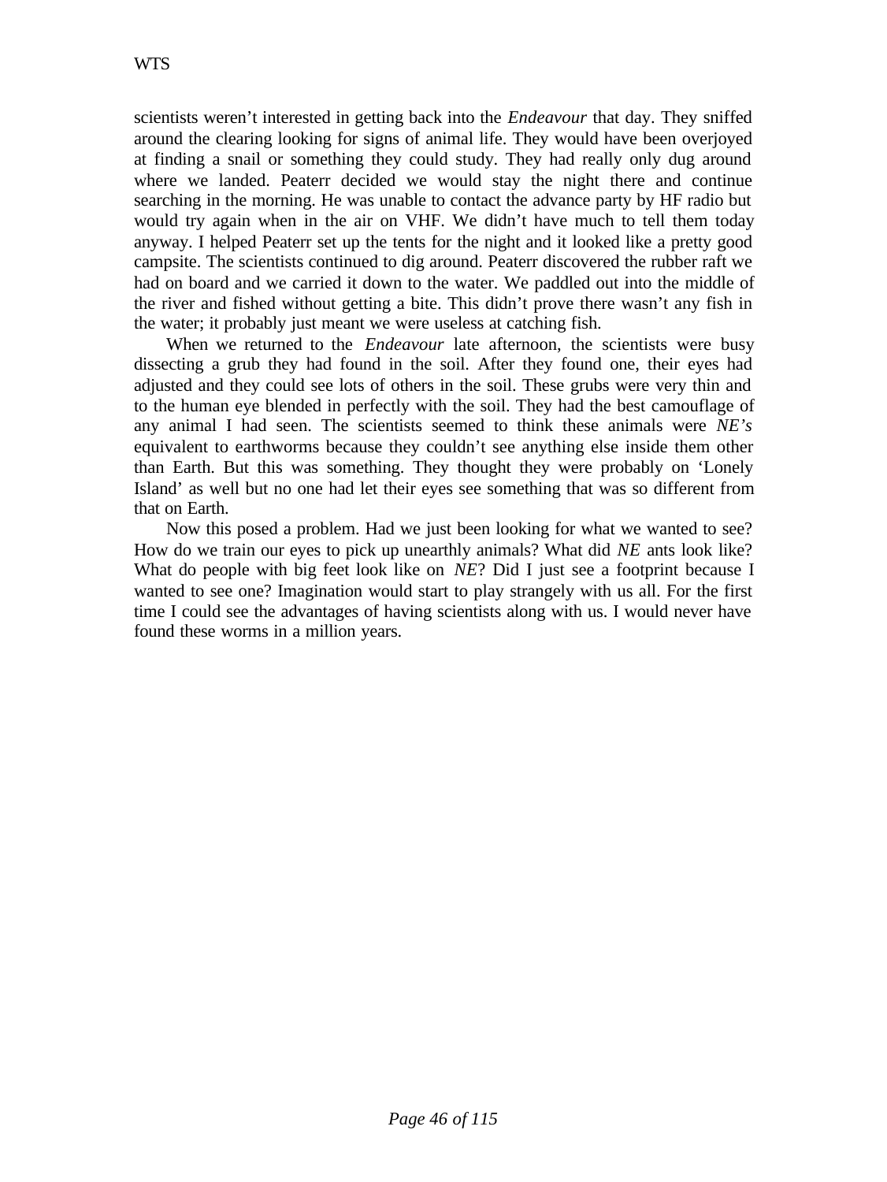scientists weren't interested in getting back into the *Endeavour* that day. They sniffed around the clearing looking for signs of animal life. They would have been overjoyed at finding a snail or something they could study. They had really only dug around where we landed. Peaterr decided we would stay the night there and continue searching in the morning. He was unable to contact the advance party by HF radio but would try again when in the air on VHF. We didn't have much to tell them today anyway. I helped Peaterr set up the tents for the night and it looked like a pretty good campsite. The scientists continued to dig around. Peaterr discovered the rubber raft we had on board and we carried it down to the water. We paddled out into the middle of the river and fished without getting a bite. This didn't prove there wasn't any fish in the water; it probably just meant we were useless at catching fish.

When we returned to the *Endeavour* late afternoon, the scientists were busy dissecting a grub they had found in the soil. After they found one, their eyes had adjusted and they could see lots of others in the soil. These grubs were very thin and to the human eye blended in perfectly with the soil. They had the best camouflage of any animal I had seen. The scientists seemed to think these animals were *NE's* equivalent to earthworms because they couldn't see anything else inside them other than Earth. But this was something. They thought they were probably on 'Lonely Island' as well but no one had let their eyes see something that was so different from that on Earth.

Now this posed a problem. Had we just been looking for what we wanted to see? How do we train our eyes to pick up unearthly animals? What did *NE* ants look like? What do people with big feet look like on *NE*? Did I just see a footprint because I wanted to see one? Imagination would start to play strangely with us all. For the first time I could see the advantages of having scientists along with us. I would never have found these worms in a million years.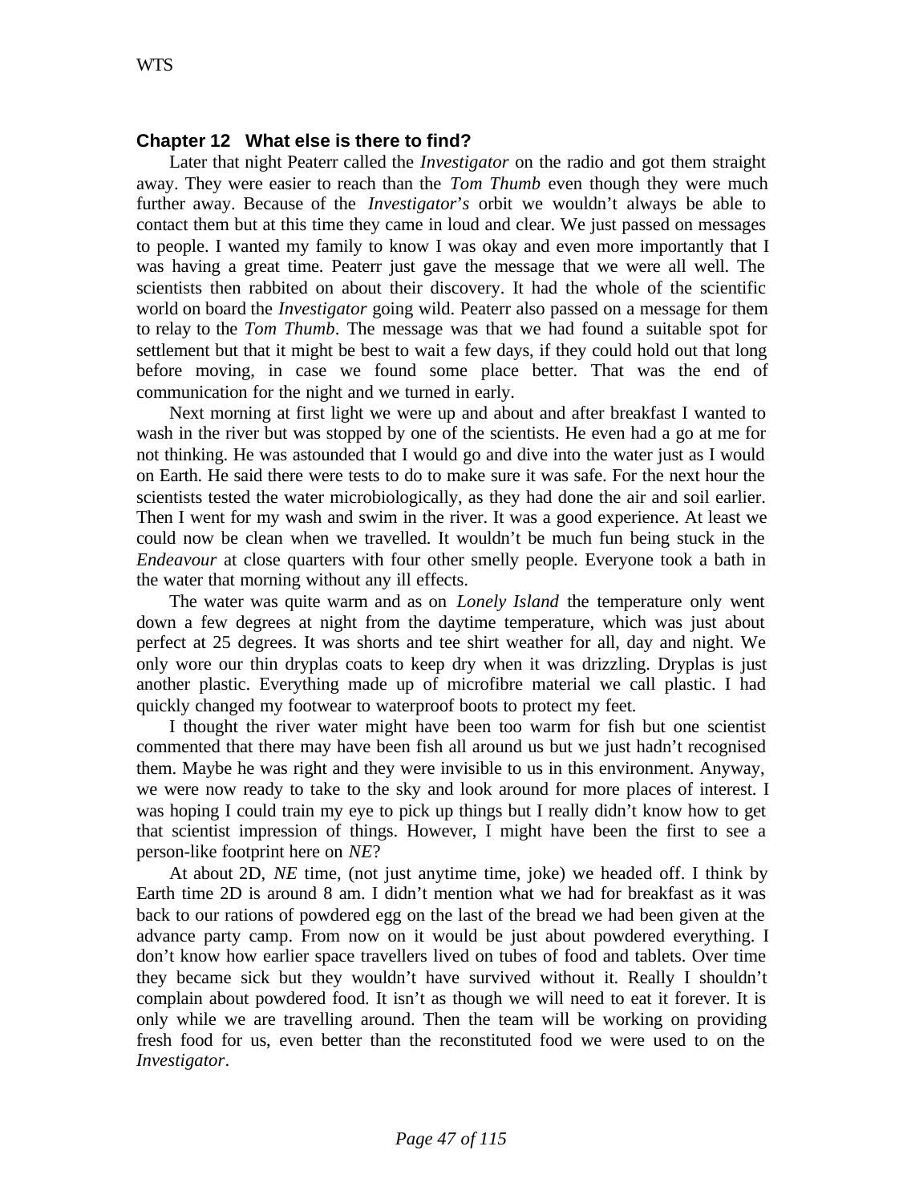## Chapter 12 What else is there to find?

Later that night Peaterr called the *Investigator* on the radio and got them straight away. They were easier to reach than the *Tom Thumb* even though they were much further away. Because of the *Investigator's* orbit we wouldn't always be able to contact them but at this time they came in loud and clear. We just passed on messages to people. I wanted my family to know I was okay and even more importantly that I was having a great time. Peaterr just gave the message that we were all well. The scientists then rabbited on about their discovery. It had the whole of the scientific world on board the *Investigator* going wild. Peaterr also passed on a message for them to relay to the *Tom Thumb*. The message was that we had found a suitable spot for settlement but that it might be best to wait a few days, if they could hold out that long before moving, in case we found some place better. That was the end of communication for the night and we turned in early.

Next morning at first light we were up and about and after breakfast I wanted to wash in the river but was stopped by one of the scientists. He even had a go at me for not thinking. He was astounded that I would go and dive into the water just as I would on Earth. He said there were tests to do to make sure it was safe. For the next hour the scientists tested the water microbiologically, as they had done the air and soil earlier. Then I went for my wash and swim in the river. It was a good experience. At least we could now be clean when we travelled. It wouldn't be much fun being stuck in the *Endeavour* at close quarters with four other smelly people. Everyone took a bath in the water that morning without any ill effects.

The water was quite warm and as on *Lonely Island* the temperature only went down a few degrees at night from the daytime temperature, which was just about perfect at 25 degrees. It was shorts and tee shirt weather for all, day and night. We only wore our thin dryplas coats to keep dry when it was drizzling. Dryplas is just another plastic. Everything made up of microfibre material we call plastic. I had quickly changed my footwear to waterproof boots to protect my feet.

I thought the river water might have been too warm for fish but one scientist commented that there may have been fish all around us but we just hadn't recognised them. Maybe he was right and they were invisible to us in this environment. Anyway, we were now ready to take to the sky and look around for more places of interest. I was hoping I could train my eye to pick up things but I really didn't know how to get that scientist impression of things. However, I might have been the first to see a person-like footprint here on *NE*?

At about 2D, *NE* time, (not just anytime time, joke) we headed off. I think by Earth time 2D is around 8 am. I didn't mention what we had for breakfast as it was back to our rations of powdered egg on the last of the bread we had been given at the advance party camp. From now on it would be just about powdered everything. I don't know how earlier space travellers lived on tubes of food and tablets. Over time they became sick but they wouldn't have survived without it. Really I shouldn't complain about powdered food. It isn't as though we will need to eat it forever. It is only while we are travelling around. Then the team will be working on providing fresh food for us, even better than the reconstituted food we were used to on the *Investigator*.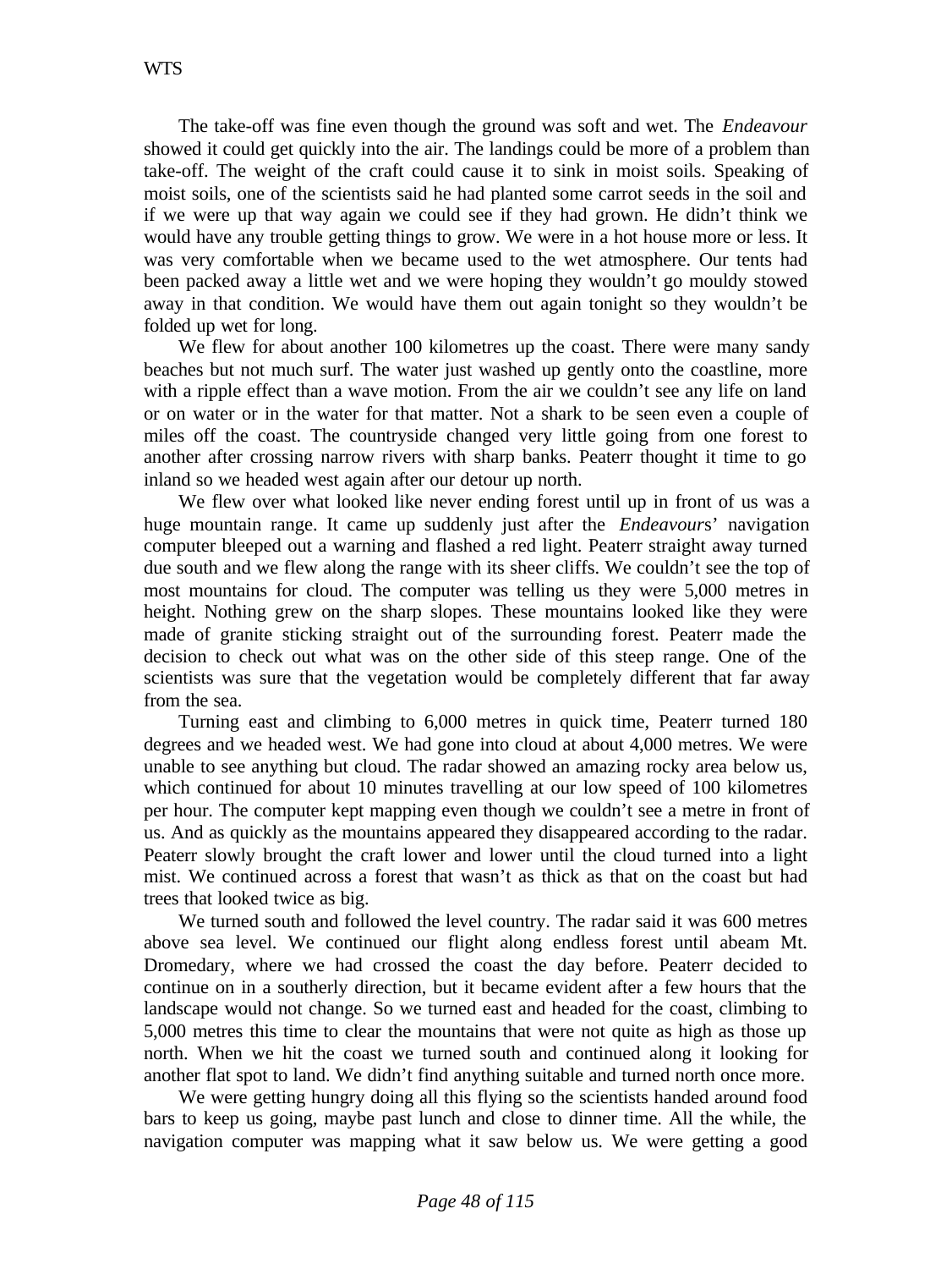The take-off was fine even though the ground was soft and wet. The *Endeavour* showed it could get quickly into the air. The landings could be more of a problem than take-off. The weight of the craft could cause it to sink in moist soils. Speaking of moist soils, one of the scientists said he had planted some carrot seeds in the soil and if we were up that way again we could see if they had grown. He didn't think we would have any trouble getting things to grow. We were in a hot house more or less. It was very comfortable when we became used to the wet atmosphere. Our tents had been packed away a little wet and we were hoping they wouldn't go mouldy stowed away in that condition. We would have them out again tonight so they wouldn't be folded up wet for long.

We flew for about another 100 kilometres up the coast. There were many sandy beaches but not much surf. The water just washed up gently onto the coastline, more with a ripple effect than a wave motion. From the air we couldn't see any life on land or on water or in the water for that matter. Not a shark to be seen even a couple of miles off the coast. The countryside changed very little going from one forest to another after crossing narrow rivers with sharp banks. Peaterr thought it time to go inland so we headed west again after our detour up north.

We flew over what looked like never ending forest until up in front of us was a huge mountain range. It came up suddenly just after the *Endeavour*s' navigation computer bleeped out a warning and flashed a red light. Peaterr straight away turned due south and we flew along the range with its sheer cliffs. We couldn't see the top of most mountains for cloud. The computer was telling us they were 5,000 metres in height. Nothing grew on the sharp slopes. These mountains looked like they were made of granite sticking straight out of the surrounding forest. Peaterr made the decision to check out what was on the other side of this steep range. One of the scientists was sure that the vegetation would be completely different that far away from the sea.

Turning east and climbing to 6,000 metres in quick time, Peaterr turned 180 degrees and we headed west. We had gone into cloud at about 4,000 metres. We were unable to see anything but cloud. The radar showed an amazing rocky area below us, which continued for about 10 minutes travelling at our low speed of 100 kilometres per hour. The computer kept mapping even though we couldn't see a metre in front of us. And as quickly as the mountains appeared they disappeared according to the radar. Peaterr slowly brought the craft lower and lower until the cloud turned into a light mist. We continued across a forest that wasn't as thick as that on the coast but had trees that looked twice as big.

We turned south and followed the level country. The radar said it was 600 metres above sea level. We continued our flight along endless forest until abeam Mt. Dromedary, where we had crossed the coast the day before. Peaterr decided to continue on in a southerly direction, but it became evident after a few hours that the landscape would not change. So we turned east and headed for the coast, climbing to 5,000 metres this time to clear the mountains that were not quite as high as those up north. When we hit the coast we turned south and continued along it looking for another flat spot to land. We didn't find anything suitable and turned north once more.

We were getting hungry doing all this flying so the scientists handed around food bars to keep us going, maybe past lunch and close to dinner time. All the while, the navigation computer was mapping what it saw below us. We were getting a good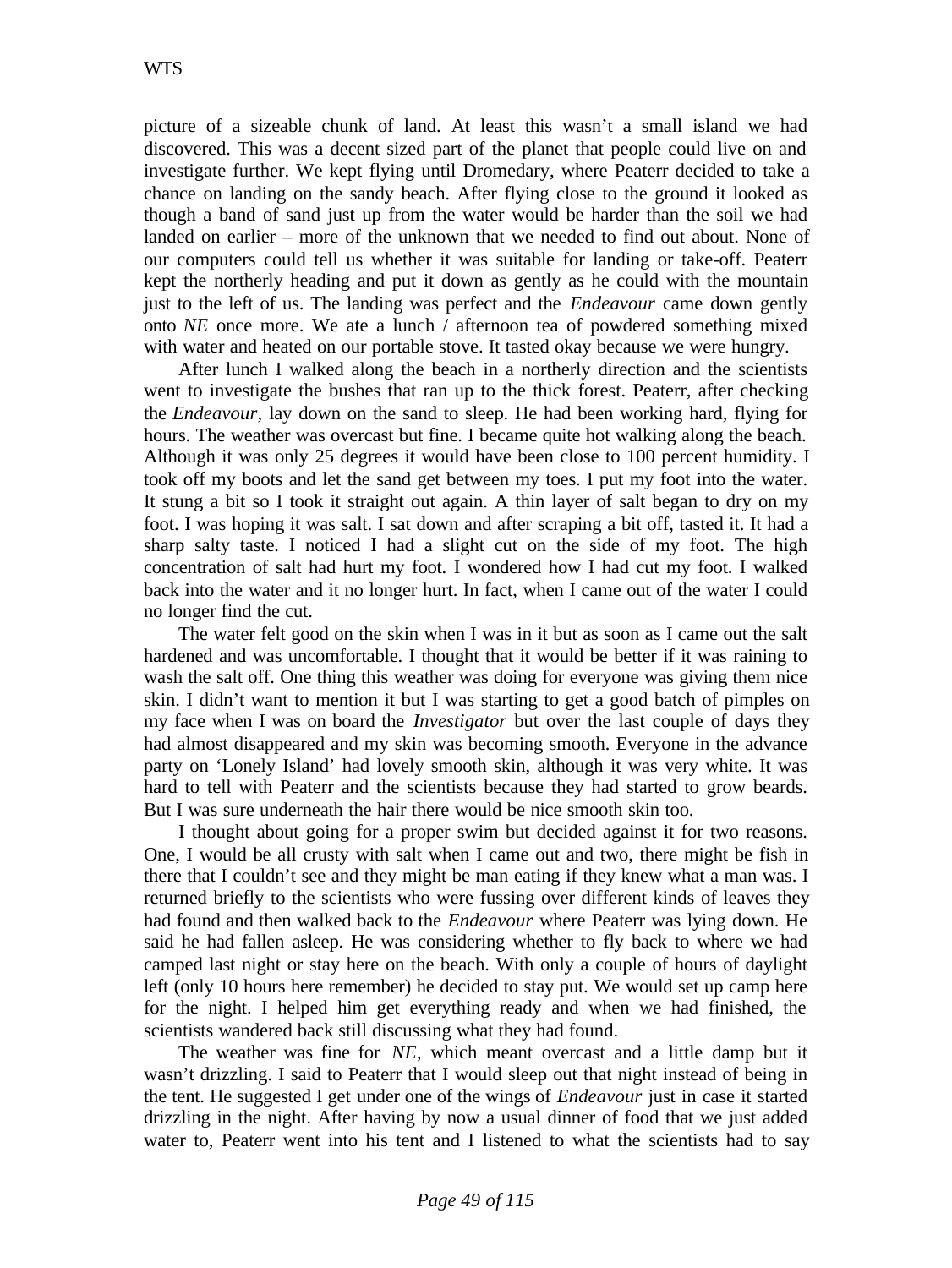picture of a sizeable chunk of land. At least this wasn't a small island we had discovered. This was a decent sized part of the planet that people could live on and investigate further. We kept flying until Dromedary, where Peaterr decided to take a chance on landing on the sandy beach. After flying close to the ground it looked as though a band of sand just up from the water would be harder than the soil we had landed on earlier – more of the unknown that we needed to find out about. None of our computers could tell us whether it was suitable for landing or take-off. Peaterr kept the northerly heading and put it down as gently as he could with the mountain just to the left of us. The landing was perfect and the *Endeavour* came down gently onto *NE* once more. We ate a lunch / afternoon tea of powdered something mixed with water and heated on our portable stove. It tasted okay because we were hungry.

After lunch I walked along the beach in a northerly direction and the scientists went to investigate the bushes that ran up to the thick forest. Peaterr, after checking the *Endeavour,* lay down on the sand to sleep. He had been working hard, flying for hours. The weather was overcast but fine. I became quite hot walking along the beach. Although it was only 25 degrees it would have been close to 100 percent humidity. I took off my boots and let the sand get between my toes. I put my foot into the water. It stung a bit so I took it straight out again. A thin layer of salt began to dry on my foot. I was hoping it was salt. I sat down and after scraping a bit off, tasted it. It had a sharp salty taste. I noticed I had a slight cut on the side of my foot. The high concentration of salt had hurt my foot. I wondered how I had cut my foot. I walked back into the water and it no longer hurt. In fact, when I came out of the water I could no longer find the cut.

The water felt good on the skin when I was in it but as soon as I came out the salt hardened and was uncomfortable. I thought that it would be better if it was raining to wash the salt off. One thing this weather was doing for everyone was giving them nice skin. I didn't want to mention it but I was starting to get a good batch of pimples on my face when I was on board the *Investigator* but over the last couple of days they had almost disappeared and my skin was becoming smooth. Everyone in the advance party on 'Lonely Island' had lovely smooth skin, although it was very white. It was hard to tell with Peaterr and the scientists because they had started to grow beards. But I was sure underneath the hair there would be nice smooth skin too.

I thought about going for a proper swim but decided against it for two reasons. One, I would be all crusty with salt when I came out and two, there might be fish in there that I couldn't see and they might be man eating if they knew what a man was. I returned briefly to the scientists who were fussing over different kinds of leaves they had found and then walked back to the *Endeavour* where Peaterr was lying down. He said he had fallen asleep. He was considering whether to fly back to where we had camped last night or stay here on the beach. With only a couple of hours of daylight left (only 10 hours here remember) he decided to stay put. We would set up camp here for the night. I helped him get everything ready and when we had finished, the scientists wandered back still discussing what they had found.

The weather was fine for *NE*, which meant overcast and a little damp but it wasn't drizzling. I said to Peaterr that I would sleep out that night instead of being in the tent. He suggested I get under one of the wings of *Endeavour* just in case it started drizzling in the night. After having by now a usual dinner of food that we just added water to, Peaterr went into his tent and I listened to what the scientists had to say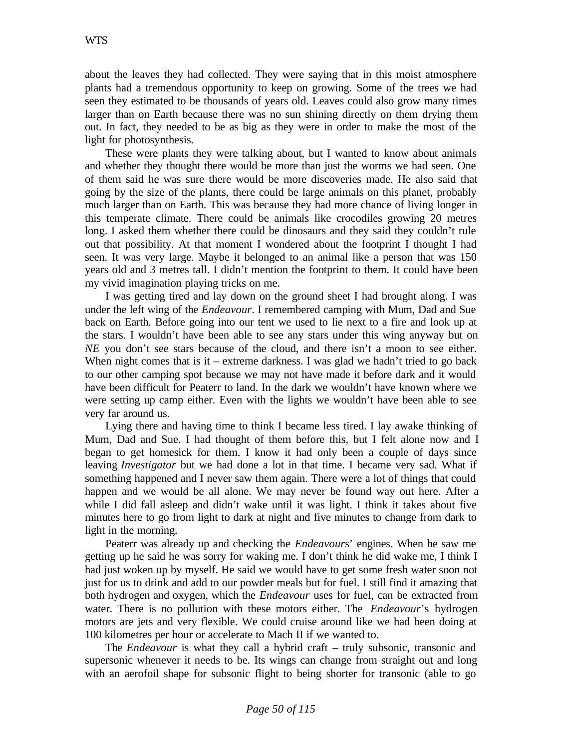about the leaves they had collected. They were saying that in this moist atmosphere plants had a tremendous opportunity to keep on growing. Some of the trees we had seen they estimated to be thousands of years old. Leaves could also grow many times larger than on Earth because there was no sun shining directly on them drying them out. In fact, they needed to be as big as they were in order to make the most of the light for photosynthesis.

These were plants they were talking about, but I wanted to know about animals and whether they thought there would be more than just the worms we had seen. One of them said he was sure there would be more discoveries made. He also said that going by the size of the plants, there could be large animals on this planet, probably much larger than on Earth. This was because they had more chance of living longer in this temperate climate. There could be animals like crocodiles growing 20 metres long. I asked them whether there could be dinosaurs and they said they couldn't rule out that possibility. At that moment I wondered about the footprint I thought I had seen. It was very large. Maybe it belonged to an animal like a person that was 150 years old and 3 metres tall. I didn't mention the footprint to them. It could have been my vivid imagination playing tricks on me.

I was getting tired and lay down on the ground sheet I had brought along. I was under the left wing of the *Endeavour*. I remembered camping with Mum, Dad and Sue back on Earth. Before going into our tent we used to lie next to a fire and look up at the stars. I wouldn't have been able to see any stars under this wing anyway but on *NE* you don't see stars because of the cloud, and there isn't a moon to see either. When night comes that is it – extreme darkness. I was glad we hadn't tried to go back to our other camping spot because we may not have made it before dark and it would have been difficult for Peaterr to land. In the dark we wouldn't have known where we were setting up camp either. Even with the lights we wouldn't have been able to see very far around us.

Lying there and having time to think I became less tired. I lay awake thinking of Mum, Dad and Sue. I had thought of them before this, but I felt alone now and I began to get homesick for them. I know it had only been a couple of days since leaving *Investigator* but we had done a lot in that time. I became very sad. What if something happened and I never saw them again. There were a lot of things that could happen and we would be all alone. We may never be found way out here. After a while I did fall asleep and didn't wake until it was light. I think it takes about five minutes here to go from light to dark at night and five minutes to change from dark to light in the morning.

Peaterr was already up and checking the *Endeavour*s' engines. When he saw me getting up he said he was sorry for waking me. I don't think he did wake me, I think I had just woken up by myself. He said we would have to get some fresh water soon not just for us to drink and add to our powder meals but for fuel. I still find it amazing that both hydrogen and oxygen, which the *Endeavour* uses for fuel, can be extracted from water. There is no pollution with these motors either. The *Endeavour*'s hydrogen motors are jets and very flexible. We could cruise around like we had been doing at 100 kilometres per hour or accelerate to Mach II if we wanted to.

The *Endeavour* is what they call a hybrid craft – truly subsonic, transonic and supersonic whenever it needs to be. Its wings can change from straight out and long with an aerofoil shape for subsonic flight to being shorter for transonic (able to go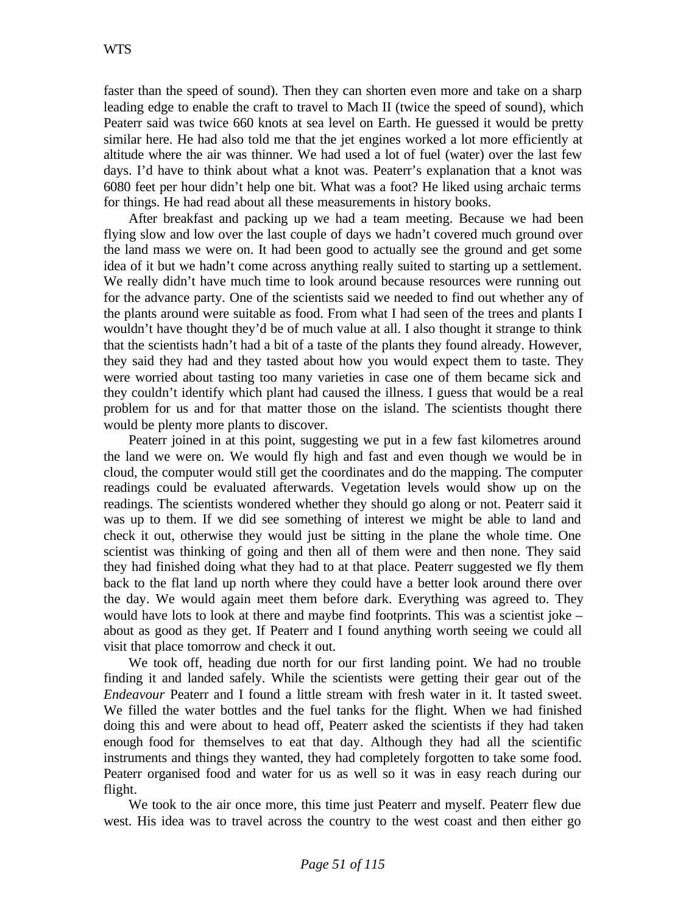faster than the speed of sound). Then they can shorten even more and take on a sharp leading edge to enable the craft to travel to Mach II (twice the speed of sound), which Peaterr said was twice 660 knots at sea level on Earth. He guessed it would be pretty similar here. He had also told me that the jet engines worked a lot more efficiently at altitude where the air was thinner. We had used a lot of fuel (water) over the last few days. I'd have to think about what a knot was. Peaterr's explanation that a knot was 6080 feet per hour didn't help one bit. What was a foot? He liked using archaic terms for things. He had read about all these measurements in history books.

After breakfast and packing up we had a team meeting. Because we had been flying slow and low over the last couple of days we hadn't covered much ground over the land mass we were on. It had been good to actually see the ground and get some idea of it but we hadn't come across anything really suited to starting up a settlement. We really didn't have much time to look around because resources were running out for the advance party. One of the scientists said we needed to find out whether any of the plants around were suitable as food. From what I had seen of the trees and plants I wouldn't have thought they'd be of much value at all. I also thought it strange to think that the scientists hadn't had a bit of a taste of the plants they found already. However, they said they had and they tasted about how you would expect them to taste. They were worried about tasting too many varieties in case one of them became sick and they couldn't identify which plant had caused the illness. I guess that would be a real problem for us and for that matter those on the island. The scientists thought there would be plenty more plants to discover.

Peaterr joined in at this point, suggesting we put in a few fast kilometres around the land we were on. We would fly high and fast and even though we would be in cloud, the computer would still get the coordinates and do the mapping. The computer readings could be evaluated afterwards. Vegetation levels would show up on the readings. The scientists wondered whether they should go along or not. Peaterr said it was up to them. If we did see something of interest we might be able to land and check it out, otherwise they would just be sitting in the plane the whole time. One scientist was thinking of going and then all of them were and then none. They said they had finished doing what they had to at that place. Peaterr suggested we fly them back to the flat land up north where they could have a better look around there over the day. We would again meet them before dark. Everything was agreed to. They would have lots to look at there and maybe find footprints. This was a scientist joke – about as good as they get. If Peaterr and I found anything worth seeing we could all visit that place tomorrow and check it out.

We took off, heading due north for our first landing point. We had no trouble finding it and landed safely. While the scientists were getting their gear out of the *Endeavour* Peaterr and I found a little stream with fresh water in it. It tasted sweet. We filled the water bottles and the fuel tanks for the flight. When we had finished doing this and were about to head off, Peaterr asked the scientists if they had taken enough food for themselves to eat that day. Although they had all the scientific instruments and things they wanted, they had completely forgotten to take some food. Peaterr organised food and water for us as well so it was in easy reach during our flight.

We took to the air once more, this time just Peaterr and myself. Peaterr flew due west. His idea was to travel across the country to the west coast and then either go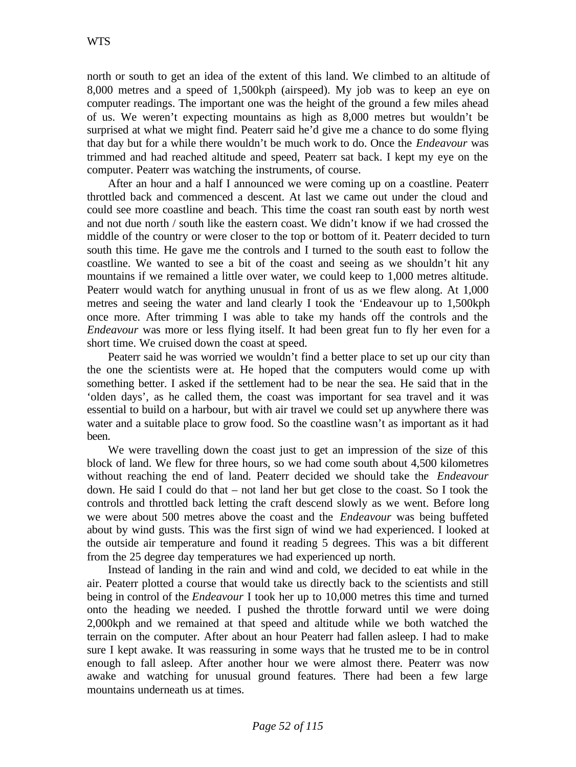north or south to get an idea of the extent of this land. We climbed to an altitude of 8,000 metres and a speed of 1,500kph (airspeed). My job was to keep an eye on computer readings. The important one was the height of the ground a few miles ahead of us. We weren't expecting mountains as high as 8,000 metres but wouldn't be surprised at what we might find. Peaterr said he'd give me a chance to do some flying that day but for a while there wouldn't be much work to do. Once the *Endeavour* was trimmed and had reached altitude and speed, Peaterr sat back. I kept my eye on the computer. Peaterr was watching the instruments, of course.

After an hour and a half I announced we were coming up on a coastline. Peaterr throttled back and commenced a descent. At last we came out under the cloud and could see more coastline and beach. This time the coast ran south east by north west and not due north / south like the eastern coast. We didn't know if we had crossed the middle of the country or were closer to the top or bottom of it. Peaterr decided to turn south this time. He gave me the controls and I turned to the south east to follow the coastline. We wanted to see a bit of the coast and seeing as we shouldn't hit any mountains if we remained a little over water, we could keep to 1,000 metres altitude. Peaterr would watch for anything unusual in front of us as we flew along. At 1,000 metres and seeing the water and land clearly I took the 'Endeavour up to 1,500kph once more. After trimming I was able to take my hands off the controls and the *Endeavour* was more or less flying itself. It had been great fun to fly her even for a short time. We cruised down the coast at speed.

Peaterr said he was worried we wouldn't find a better place to set up our city than the one the scientists were at. He hoped that the computers would come up with something better. I asked if the settlement had to be near the sea. He said that in the 'olden days', as he called them, the coast was important for sea travel and it was essential to build on a harbour, but with air travel we could set up anywhere there was water and a suitable place to grow food. So the coastline wasn't as important as it had been.

We were travelling down the coast just to get an impression of the size of this block of land. We flew for three hours, so we had come south about 4,500 kilometres without reaching the end of land. Peaterr decided we should take the *Endeavour* down. He said I could do that – not land her but get close to the coast. So I took the controls and throttled back letting the craft descend slowly as we went. Before long we were about 500 metres above the coast and the *Endeavour* was being buffeted about by wind gusts. This was the first sign of wind we had experienced. I looked at the outside air temperature and found it reading 5 degrees. This was a bit different from the 25 degree day temperatures we had experienced up north.

Instead of landing in the rain and wind and cold, we decided to eat while in the air. Peaterr plotted a course that would take us directly back to the scientists and still being in control of the *Endeavour* I took her up to 10,000 metres this time and turned onto the heading we needed. I pushed the throttle forward until we were doing 2,000kph and we remained at that speed and altitude while we both watched the terrain on the computer. After about an hour Peaterr had fallen asleep. I had to make sure I kept awake. It was reassuring in some ways that he trusted me to be in control enough to fall asleep. After another hour we were almost there. Peaterr was now awake and watching for unusual ground features. There had been a few large mountains underneath us at times.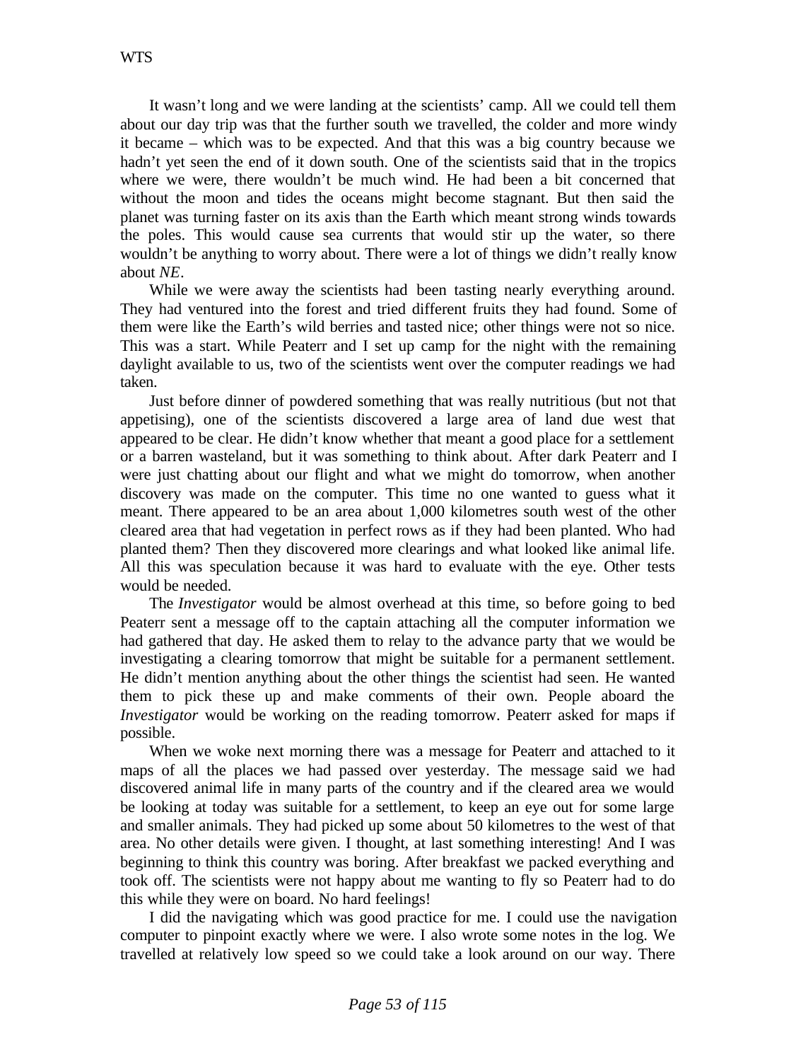It wasn't long and we were landing at the scientists' camp. All we could tell them about our day trip was that the further south we travelled, the colder and more windy it became – which was to be expected. And that this was a big country because we hadn't yet seen the end of it down south. One of the scientists said that in the tropics where we were, there wouldn't be much wind. He had been a bit concerned that without the moon and tides the oceans might become stagnant. But then said the planet was turning faster on its axis than the Earth which meant strong winds towards the poles. This would cause sea currents that would stir up the water, so there wouldn't be anything to worry about. There were a lot of things we didn't really know about *NE*.

While we were away the scientists had been tasting nearly everything around. They had ventured into the forest and tried different fruits they had found. Some of them were like the Earth's wild berries and tasted nice; other things were not so nice. This was a start. While Peaterr and I set up camp for the night with the remaining daylight available to us, two of the scientists went over the computer readings we had taken.

Just before dinner of powdered something that was really nutritious (but not that appetising), one of the scientists discovered a large area of land due west that appeared to be clear. He didn't know whether that meant a good place for a settlement or a barren wasteland, but it was something to think about. After dark Peaterr and I were just chatting about our flight and what we might do tomorrow, when another discovery was made on the computer. This time no one wanted to guess what it meant. There appeared to be an area about 1,000 kilometres south west of the other cleared area that had vegetation in perfect rows as if they had been planted. Who had planted them? Then they discovered more clearings and what looked like animal life. All this was speculation because it was hard to evaluate with the eye. Other tests would be needed.

The *Investigator* would be almost overhead at this time, so before going to bed Peaterr sent a message off to the captain attaching all the computer information we had gathered that day. He asked them to relay to the advance party that we would be investigating a clearing tomorrow that might be suitable for a permanent settlement. He didn't mention anything about the other things the scientist had seen. He wanted them to pick these up and make comments of their own. People aboard the *Investigator* would be working on the reading tomorrow. Peaterr asked for maps if possible.

When we woke next morning there was a message for Peaterr and attached to it maps of all the places we had passed over yesterday. The message said we had discovered animal life in many parts of the country and if the cleared area we would be looking at today was suitable for a settlement, to keep an eye out for some large and smaller animals. They had picked up some about 50 kilometres to the west of that area. No other details were given. I thought, at last something interesting! And I was beginning to think this country was boring. After breakfast we packed everything and took off. The scientists were not happy about me wanting to fly so Peaterr had to do this while they were on board. No hard feelings!

I did the navigating which was good practice for me. I could use the navigation computer to pinpoint exactly where we were. I also wrote some notes in the log. We travelled at relatively low speed so we could take a look around on our way. There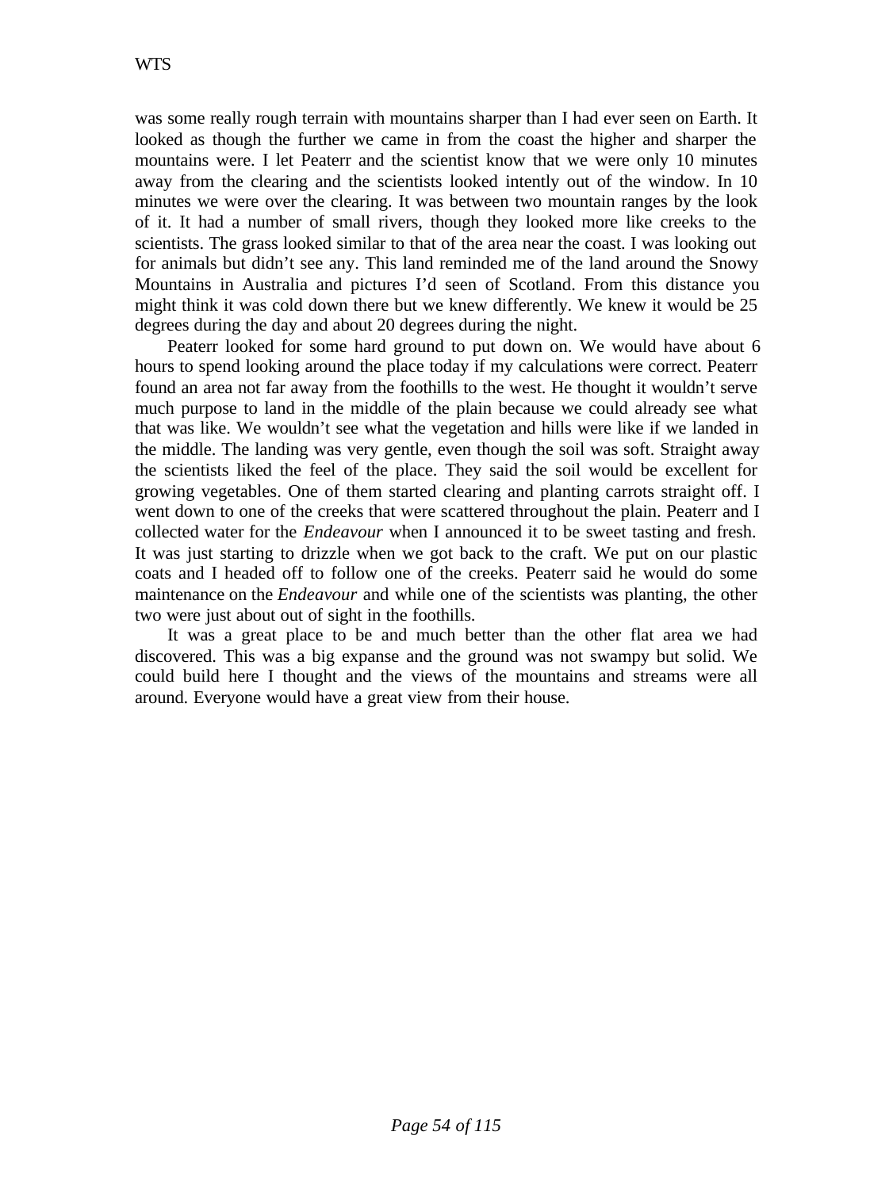was some really rough terrain with mountains sharper than I had ever seen on Earth. It looked as though the further we came in from the coast the higher and sharper the mountains were. I let Peaterr and the scientist know that we were only 10 minutes away from the clearing and the scientists looked intently out of the window. In 10 minutes we were over the clearing. It was between two mountain ranges by the look of it. It had a number of small rivers, though they looked more like creeks to the scientists. The grass looked similar to that of the area near the coast. I was looking out for animals but didn't see any. This land reminded me of the land around the Snowy Mountains in Australia and pictures I'd seen of Scotland. From this distance you might think it was cold down there but we knew differently. We knew it would be 25 degrees during the day and about 20 degrees during the night.

Peaterr looked for some hard ground to put down on. We would have about 6 hours to spend looking around the place today if my calculations were correct. Peaterr found an area not far away from the foothills to the west. He thought it wouldn't serve much purpose to land in the middle of the plain because we could already see what that was like. We wouldn't see what the vegetation and hills were like if we landed in the middle. The landing was very gentle, even though the soil was soft. Straight away the scientists liked the feel of the place. They said the soil would be excellent for growing vegetables. One of them started clearing and planting carrots straight off. I went down to one of the creeks that were scattered throughout the plain. Peaterr and I collected water for the *Endeavour* when I announced it to be sweet tasting and fresh. It was just starting to drizzle when we got back to the craft. We put on our plastic coats and I headed off to follow one of the creeks. Peaterr said he would do some maintenance on the *Endeavour* and while one of the scientists was planting, the other two were just about out of sight in the foothills.

It was a great place to be and much better than the other flat area we had discovered. This was a big expanse and the ground was not swampy but solid. We could build here I thought and the views of the mountains and streams were all around. Everyone would have a great view from their house.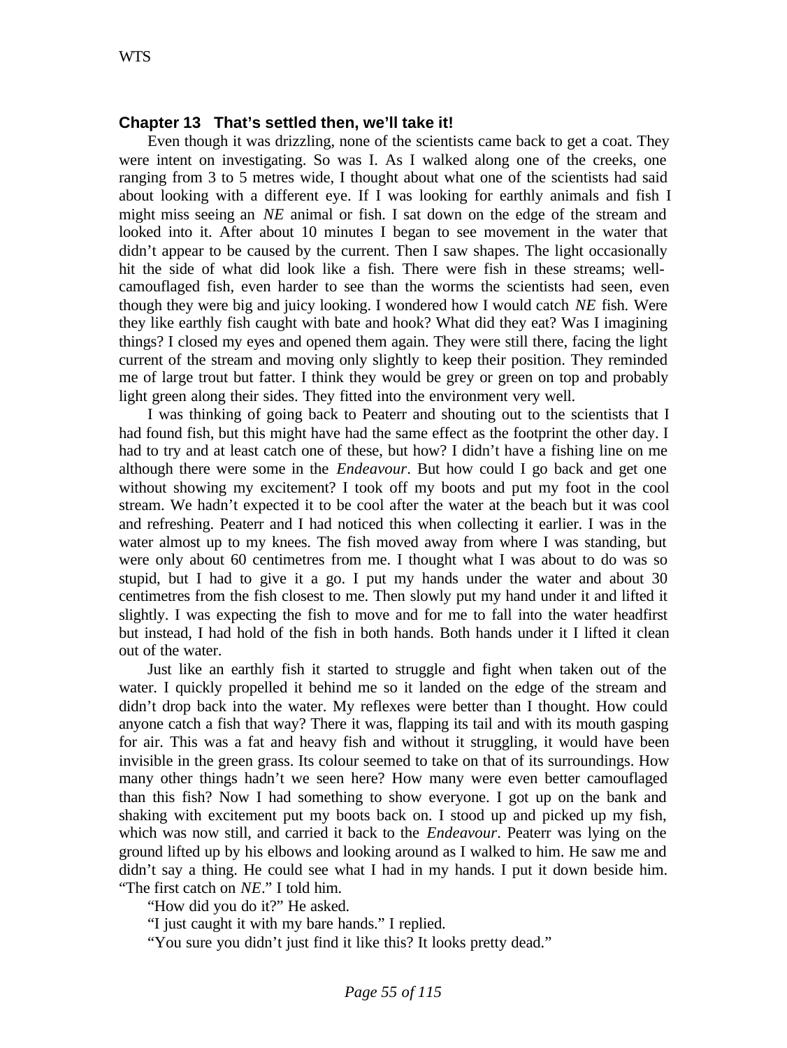## Chapter 13 That's settled then, we'll take it!

Even though it was drizzling, none of the scientists came back to get a coat. They were intent on investigating. So was I. As I walked along one of the creeks, one ranging from 3 to 5 metres wide, I thought about what one of the scientists had said about looking with a different eye. If I was looking for earthly animals and fish I might miss seeing an *NE* animal or fish. I sat down on the edge of the stream and looked into it. After about 10 minutes I began to see movement in the water that didn't appear to be caused by the current. Then I saw shapes. The light occasionally hit the side of what did look like a fish. There were fish in these streams; well-camouflaged fish, even harder to see than the worms the scientists had seen, even though they were big and juicy looking. I wondered how I would catch *NE* fish. Were they like earthly fish caught with bate and hook? What did they eat? Was I imagining things? I closed my eyes and opened them again. They were still there, facing the light current of the stream and moving only slightly to keep their position. They reminded me of large trout but fatter. I think they would be grey or green on top and probably light green along their sides. They fitted into the environment very well.

I was thinking of going back to Peaterr and shouting out to the scientists that I had found fish, but this might have had the same effect as the footprint the other day. I had to try and at least catch one of these, but how? I didn't have a fishing line on me although there were some in the *Endeavour*. But how could I go back and get one without showing my excitement? I took off my boots and put my foot in the cool stream. We hadn't expected it to be cool after the water at the beach but it was cool and refreshing. Peaterr and I had noticed this when collecting it earlier. I was in the water almost up to my knees. The fish moved away from where I was standing, but were only about 60 centimetres from me. I thought what I was about to do was so stupid, but I had to give it a go. I put my hands under the water and about 30 centimetres from the fish closest to me. Then slowly put my hand under it and lifted it slightly. I was expecting the fish to move and for me to fall into the water headfirst but instead, I had hold of the fish in both hands. Both hands under it I lifted it clean out of the water.

Just like an earthly fish it started to struggle and fight when taken out of the water. I quickly propelled it behind me so it landed on the edge of the stream and didn't drop back into the water. My reflexes were better than I thought. How could anyone catch a fish that way? There it was, flapping its tail and with its mouth gasping for air. This was a fat and heavy fish and without it struggling, it would have been invisible in the green grass. Its colour seemed to take on that of its surroundings. How many other things hadn't we seen here? How many were even better camouflaged than this fish? Now I had something to show everyone. I got up on the bank and shaking with excitement put my boots back on. I stood up and picked up my fish, which was now still, and carried it back to the *Endeavour*. Peaterr was lying on the ground lifted up by his elbows and looking around as I walked to him. He saw me and didn't say a thing. He could see what I had in my hands. I put it down beside him. "The first catch on *NE*." I told him.

"How did you do it?" He asked.

"I just caught it with my bare hands." I replied.

"You sure you didn't just find it like this? It looks pretty dead."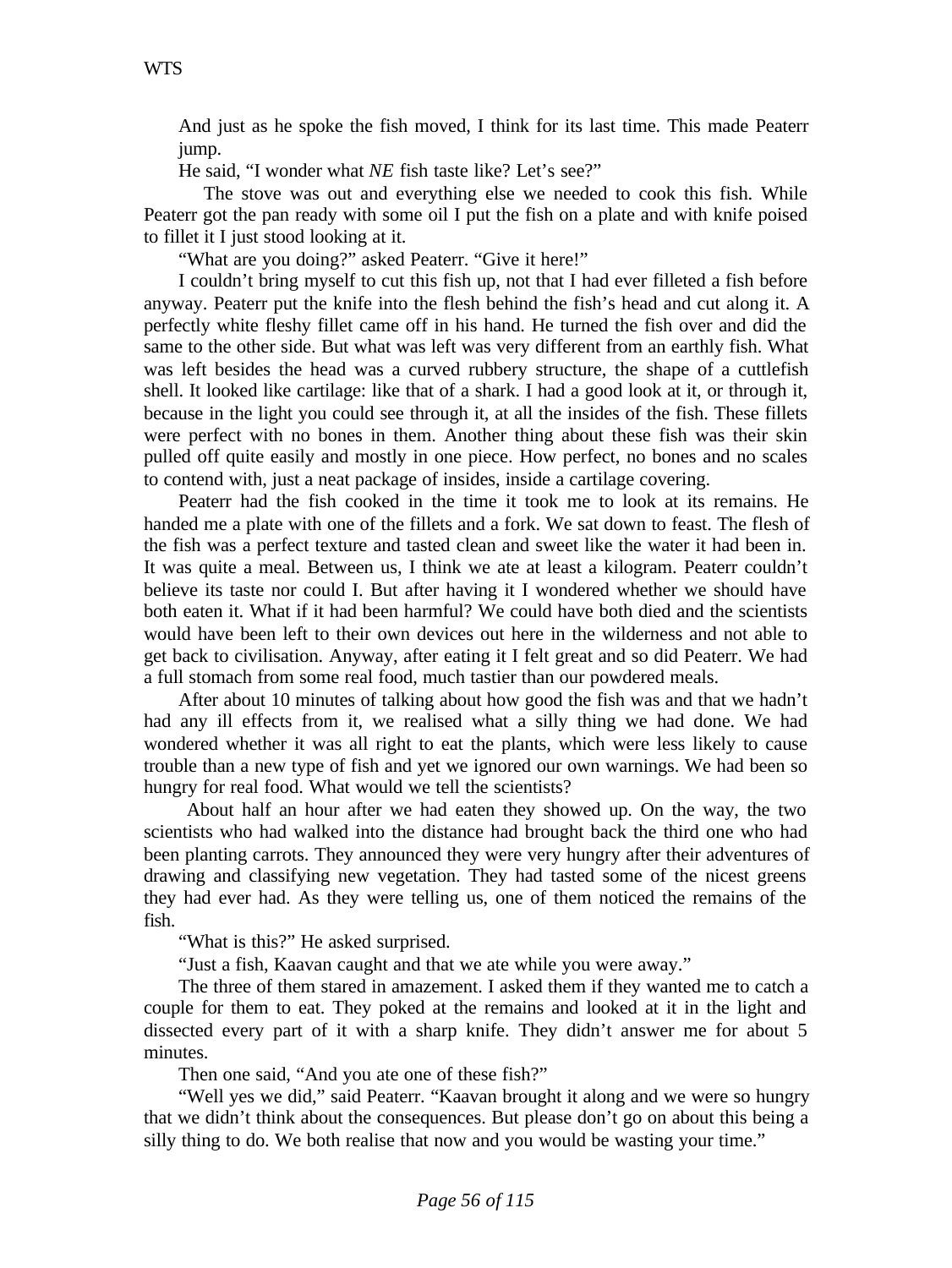And just as he spoke the fish moved, I think for its last time. This made Peaterr jump.

He said, "I wonder what *NE* fish taste like? Let's see?"

The stove was out and everything else we needed to cook this fish. While Peaterr got the pan ready with some oil I put the fish on a plate and with knife poised to fillet it I just stood looking at it.

"What are you doing?" asked Peaterr. "Give it here!"

I couldn't bring myself to cut this fish up, not that I had ever filleted a fish before anyway. Peaterr put the knife into the flesh behind the fish's head and cut along it. A perfectly white fleshy fillet came off in his hand. He turned the fish over and did the same to the other side. But what was left was very different from an earthly fish. What was left besides the head was a curved rubbery structure, the shape of a cuttlefish shell. It looked like cartilage: like that of a shark. I had a good look at it, or through it, because in the light you could see through it, at all the insides of the fish. These fillets were perfect with no bones in them. Another thing about these fish was their skin pulled off quite easily and mostly in one piece. How perfect, no bones and no scales to contend with, just a neat package of insides, inside a cartilage covering.

Peaterr had the fish cooked in the time it took me to look at its remains. He handed me a plate with one of the fillets and a fork. We sat down to feast. The flesh of the fish was a perfect texture and tasted clean and sweet like the water it had been in. It was quite a meal. Between us, I think we ate at least a kilogram. Peaterr couldn't believe its taste nor could I. But after having it I wondered whether we should have both eaten it. What if it had been harmful? We could have both died and the scientists would have been left to their own devices out here in the wilderness and not able to get back to civilisation. Anyway, after eating it I felt great and so did Peaterr. We had a full stomach from some real food, much tastier than our powdered meals.

After about 10 minutes of talking about how good the fish was and that we hadn't had any ill effects from it, we realised what a silly thing we had done. We had wondered whether it was all right to eat the plants, which were less likely to cause trouble than a new type of fish and yet we ignored our own warnings. We had been so hungry for real food. What would we tell the scientists?

About half an hour after we had eaten they showed up. On the way, the two scientists who had walked into the distance had brought back the third one who had been planting carrots. They announced they were very hungry after their adventures of drawing and classifying new vegetation. They had tasted some of the nicest greens they had ever had. As they were telling us, one of them noticed the remains of the fish.

"What is this?" He asked surprised.

"Just a fish, Kaavan caught and that we ate while you were away."

The three of them stared in amazement. I asked them if they wanted me to catch a couple for them to eat. They poked at the remains and looked at it in the light and dissected every part of it with a sharp knife. They didn't answer me for about 5 minutes.

Then one said, "And you ate one of these fish?"

"Well yes we did," said Peaterr. "Kaavan brought it along and we were so hungry that we didn't think about the consequences. But please don't go on about this being a silly thing to do. We both realise that now and you would be wasting your time."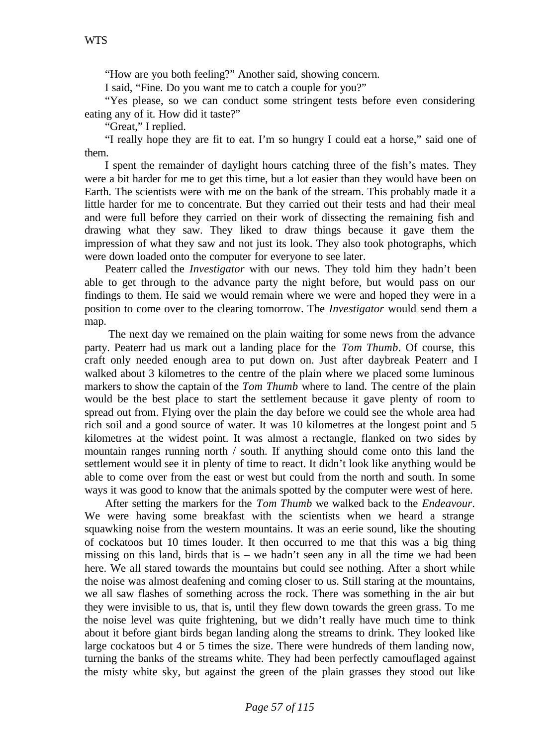"How are you both feeling?" Another said, showing concern.

I said, "Fine. Do you want me to catch a couple for you?"

"Yes please, so we can conduct some stringent tests before even considering eating any of it. How did it taste?"

"Great," I replied.

"I really hope they are fit to eat. I'm so hungry I could eat a horse," said one of them.

I spent the remainder of daylight hours catching three of the fish's mates. They were a bit harder for me to get this time, but a lot easier than they would have been on Earth. The scientists were with me on the bank of the stream. This probably made it a little harder for me to concentrate. But they carried out their tests and had their meal and were full before they carried on their work of dissecting the remaining fish and drawing what they saw. They liked to draw things because it gave them the impression of what they saw and not just its look. They also took photographs, which were down loaded onto the computer for everyone to see later.

Peaterr called the *Investigator* with our news. They told him they hadn't been able to get through to the advance party the night before, but would pass on our findings to them. He said we would remain where we were and hoped they were in a position to come over to the clearing tomorrow. The *Investigator* would send them a map.

The next day we remained on the plain waiting for some news from the advance party. Peaterr had us mark out a landing place for the *Tom Thumb*. Of course, this craft only needed enough area to put down on. Just after daybreak Peaterr and I walked about 3 kilometres to the centre of the plain where we placed some luminous markers to show the captain of the *Tom Thumb* where to land. The centre of the plain would be the best place to start the settlement because it gave plenty of room to spread out from. Flying over the plain the day before we could see the whole area had rich soil and a good source of water. It was 10 kilometres at the longest point and 5 kilometres at the widest point. It was almost a rectangle, flanked on two sides by mountain ranges running north / south. If anything should come onto this land the settlement would see it in plenty of time to react. It didn't look like anything would be able to come over from the east or west but could from the north and south. In some ways it was good to know that the animals spotted by the computer were west of here.

After setting the markers for the *Tom Thumb* we walked back to the *Endeavour*. We were having some breakfast with the scientists when we heard a strange squawking noise from the western mountains. It was an eerie sound, like the shouting of cockatoos but 10 times louder. It then occurred to me that this was a big thing missing on this land, birds that is – we hadn't seen any in all the time we had been here. We all stared towards the mountains but could see nothing. After a short while the noise was almost deafening and coming closer to us. Still staring at the mountains, we all saw flashes of something across the rock. There was something in the air but they were invisible to us, that is, until they flew down towards the green grass. To me the noise level was quite frightening, but we didn't really have much time to think about it before giant birds began landing along the streams to drink. They looked like large cockatoos but 4 or 5 times the size. There were hundreds of them landing now, turning the banks of the streams white. They had been perfectly camouflaged against the misty white sky, but against the green of the plain grasses they stood out like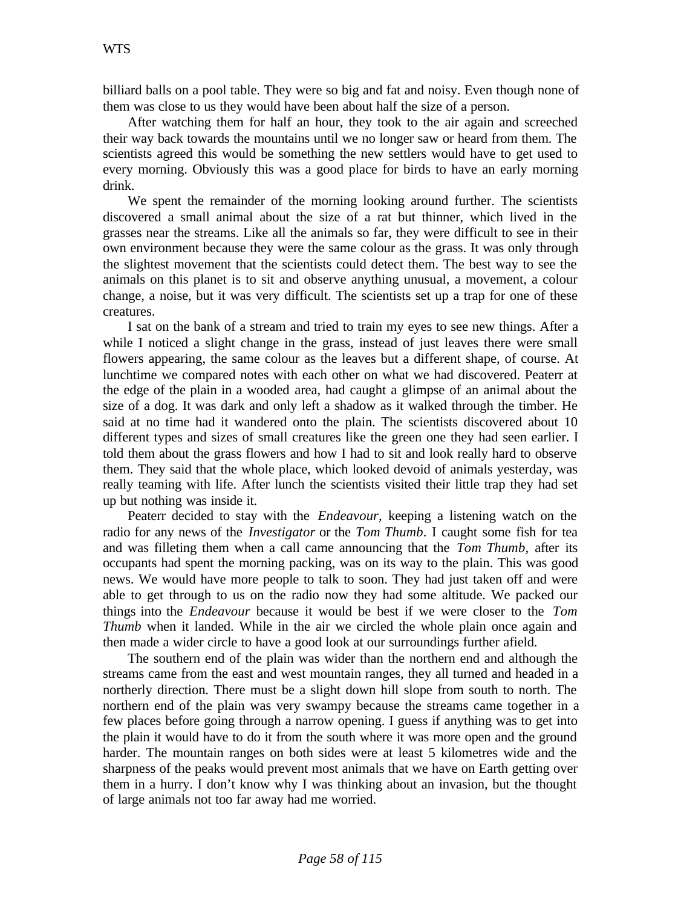billiard balls on a pool table. They were so big and fat and noisy. Even though none of them was close to us they would have been about half the size of a person.

After watching them for half an hour, they took to the air again and screeched their way back towards the mountains until we no longer saw or heard from them. The scientists agreed this would be something the new settlers would have to get used to every morning. Obviously this was a good place for birds to have an early morning drink.

We spent the remainder of the morning looking around further. The scientists discovered a small animal about the size of a rat but thinner, which lived in the grasses near the streams. Like all the animals so far, they were difficult to see in their own environment because they were the same colour as the grass. It was only through the slightest movement that the scientists could detect them. The best way to see the animals on this planet is to sit and observe anything unusual, a movement, a colour change, a noise, but it was very difficult. The scientists set up a trap for one of these creatures.

I sat on the bank of a stream and tried to train my eyes to see new things. After a while I noticed a slight change in the grass, instead of just leaves there were small flowers appearing, the same colour as the leaves but a different shape, of course. At lunchtime we compared notes with each other on what we had discovered. Peaterr at the edge of the plain in a wooded area, had caught a glimpse of an animal about the size of a dog. It was dark and only left a shadow as it walked through the timber. He said at no time had it wandered onto the plain. The scientists discovered about 10 different types and sizes of small creatures like the green one they had seen earlier. I told them about the grass flowers and how I had to sit and look really hard to observe them. They said that the whole place, which looked devoid of animals yesterday, was really teaming with life. After lunch the scientists visited their little trap they had set up but nothing was inside it.

Peaterr decided to stay with the *Endeavour,* keeping a listening watch on the radio for any news of the *Investigator* or the *Tom Thumb*. I caught some fish for tea and was filleting them when a call came announcing that the *Tom Thumb*, after its occupants had spent the morning packing, was on its way to the plain. This was good news. We would have more people to talk to soon. They had just taken off and were able to get through to us on the radio now they had some altitude. We packed our things into the *Endeavour* because it would be best if we were closer to the *Tom Thumb* when it landed. While in the air we circled the whole plain once again and then made a wider circle to have a good look at our surroundings further afield.

The southern end of the plain was wider than the northern end and although the streams came from the east and west mountain ranges, they all turned and headed in a northerly direction. There must be a slight down hill slope from south to north. The northern end of the plain was very swampy because the streams came together in a few places before going through a narrow opening. I guess if anything was to get into the plain it would have to do it from the south where it was more open and the ground harder. The mountain ranges on both sides were at least 5 kilometres wide and the sharpness of the peaks would prevent most animals that we have on Earth getting over them in a hurry. I don't know why I was thinking about an invasion, but the thought of large animals not too far away had me worried.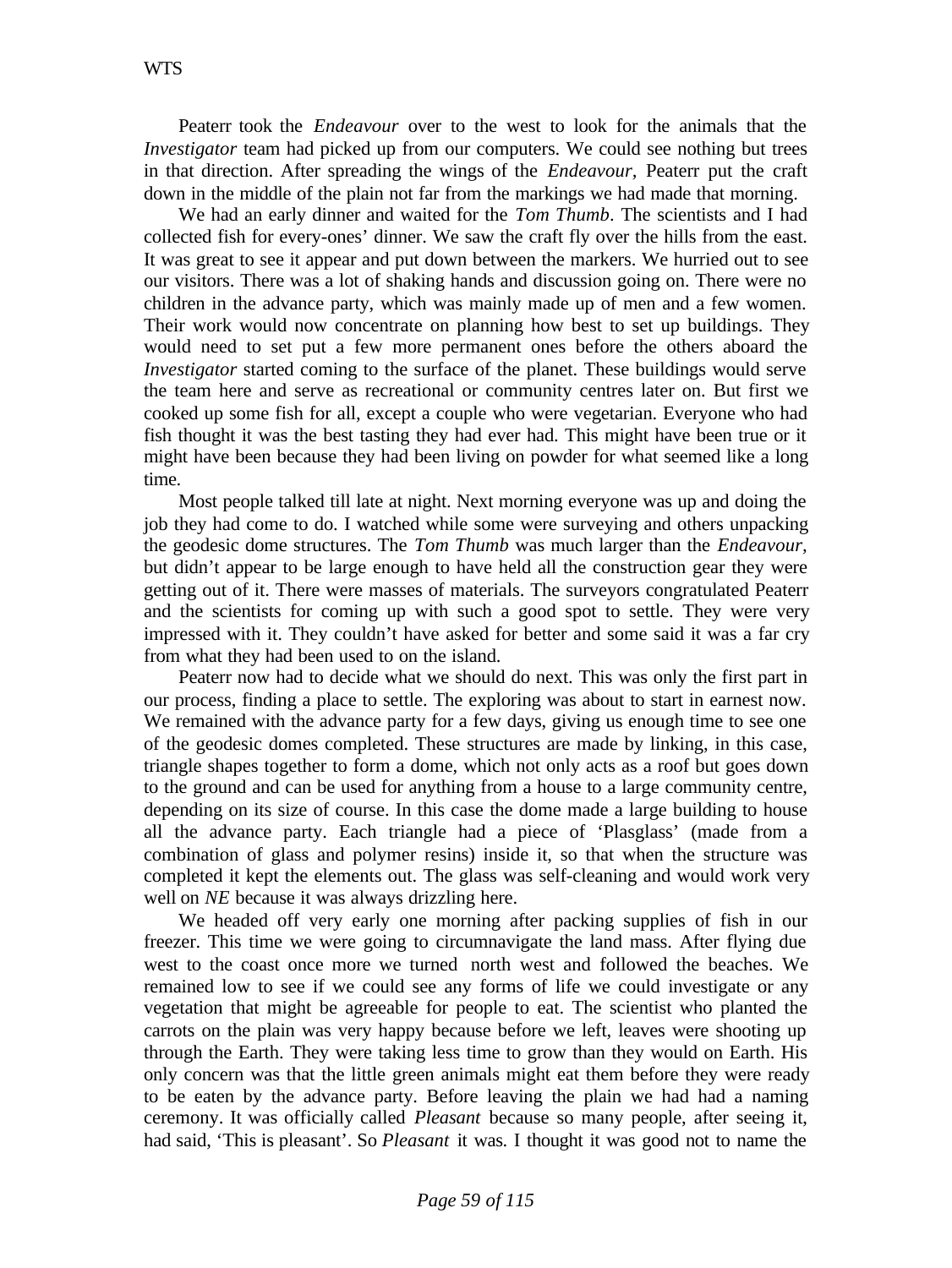Peaterr took the *Endeavour* over to the west to look for the animals that the *Investigator* team had picked up from our computers. We could see nothing but trees in that direction. After spreading the wings of the *Endeavour*, Peaterr put the craft down in the middle of the plain not far from the markings we had made that morning.

We had an early dinner and waited for the *Tom Thumb*. The scientists and I had collected fish for every-ones' dinner. We saw the craft fly over the hills from the east. It was great to see it appear and put down between the markers. We hurried out to see our visitors. There was a lot of shaking hands and discussion going on. There were no children in the advance party, which was mainly made up of men and a few women. Their work would now concentrate on planning how best to set up buildings. They would need to set put a few more permanent ones before the others aboard the *Investigator* started coming to the surface of the planet. These buildings would serve the team here and serve as recreational or community centres later on. But first we cooked up some fish for all, except a couple who were vegetarian. Everyone who had fish thought it was the best tasting they had ever had. This might have been true or it might have been because they had been living on powder for what seemed like a long time.

Most people talked till late at night. Next morning everyone was up and doing the job they had come to do. I watched while some were surveying and others unpacking the geodesic dome structures. The *Tom Thumb* was much larger than the *Endeavour*, but didn't appear to be large enough to have held all the construction gear they were getting out of it. There were masses of materials. The surveyors congratulated Peaterr and the scientists for coming up with such a good spot to settle. They were very impressed with it. They couldn't have asked for better and some said it was a far cry from what they had been used to on the island.

Peaterr now had to decide what we should do next. This was only the first part in our process, finding a place to settle. The exploring was about to start in earnest now. We remained with the advance party for a few days, giving us enough time to see one of the geodesic domes completed. These structures are made by linking, in this case, triangle shapes together to form a dome, which not only acts as a roof but goes down to the ground and can be used for anything from a house to a large community centre, depending on its size of course. In this case the dome made a large building to house all the advance party. Each triangle had a piece of 'Plasglass' (made from a combination of glass and polymer resins) inside it, so that when the structure was completed it kept the elements out. The glass was self-cleaning and would work very well on *NE* because it was always drizzling here.

We headed off very early one morning after packing supplies of fish in our freezer. This time we were going to circumnavigate the land mass. After flying due west to the coast once more we turned north west and followed the beaches. We remained low to see if we could see any forms of life we could investigate or any vegetation that might be agreeable for people to eat. The scientist who planted the carrots on the plain was very happy because before we left, leaves were shooting up through the Earth. They were taking less time to grow than they would on Earth. His only concern was that the little green animals might eat them before they were ready to be eaten by the advance party. Before leaving the plain we had had a naming ceremony. It was officially called *Pleasant* because so many people, after seeing it, had said, 'This is pleasant'. So *Pleasant* it was. I thought it was good not to name the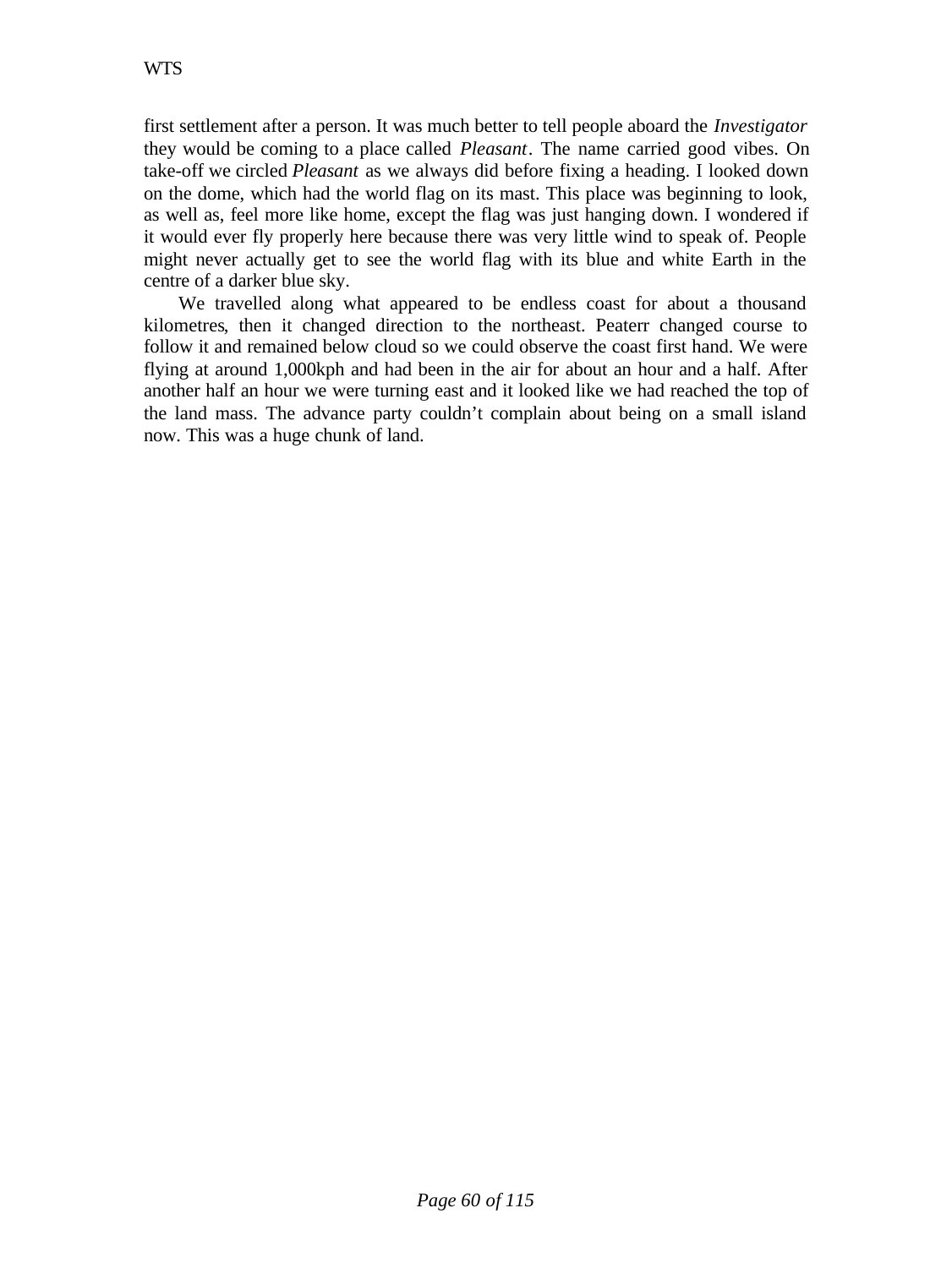first settlement after a person. It was much better to tell people aboard the *Investigator* they would be coming to a place called *Pleasant*. The name carried good vibes. On take-off we circled *Pleasant* as we always did before fixing a heading. I looked down on the dome, which had the world flag on its mast. This place was beginning to look, as well as, feel more like home, except the flag was just hanging down. I wondered if it would ever fly properly here because there was very little wind to speak of. People might never actually get to see the world flag with its blue and white Earth in the centre of a darker blue sky.

We travelled along what appeared to be endless coast for about a thousand kilometres, then it changed direction to the northeast. Peaterr changed course to follow it and remained below cloud so we could observe the coast first hand. We were flying at around 1,000kph and had been in the air for about an hour and a half. After another half an hour we were turning east and it looked like we had reached the top of the land mass. The advance party couldn't complain about being on a small island now. This was a huge chunk of land.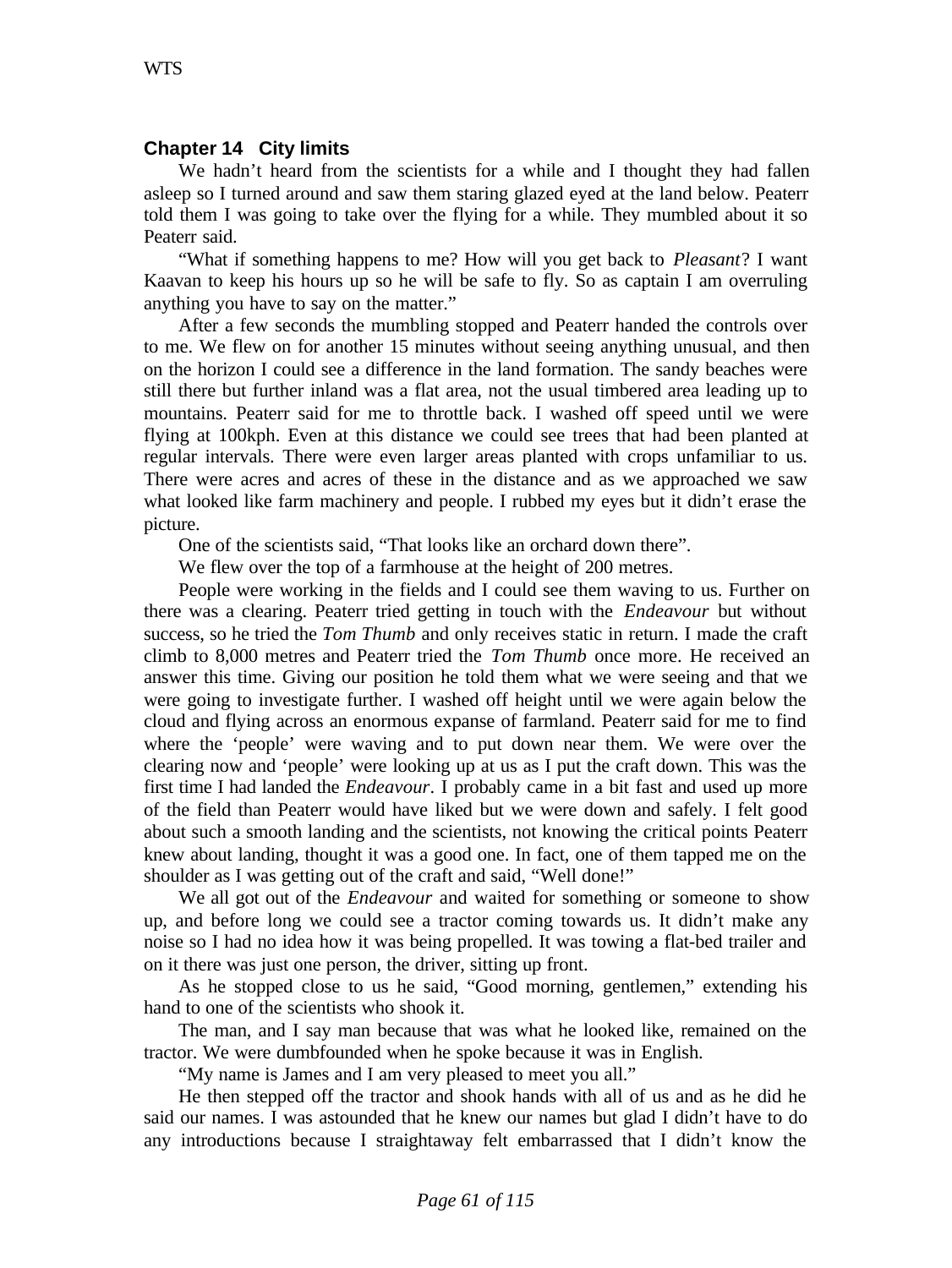## Chapter 14 City limits

We hadn't heard from the scientists for a while and I thought they had fallen asleep so I turned around and saw them staring glazed eyed at the land below. Peaterr told them I was going to take over the flying for a while. They mumbled about it so Peaterr said.

"What if something happens to me? How will you get back to *Pleasant*? I want Kaavan to keep his hours up so he will be safe to fly. So as captain I am overruling anything you have to say on the matter."

After a few seconds the mumbling stopped and Peaterr handed the controls over to me. We flew on for another 15 minutes without seeing anything unusual, and then on the horizon I could see a difference in the land formation. The sandy beaches were still there but further inland was a flat area, not the usual timbered area leading up to mountains. Peaterr said for me to throttle back. I washed off speed until we were flying at 100kph. Even at this distance we could see trees that had been planted at regular intervals. There were even larger areas planted with crops unfamiliar to us. There were acres and acres of these in the distance and as we approached we saw what looked like farm machinery and people. I rubbed my eyes but it didn't erase the picture.

One of the scientists said, "That looks like an orchard down there".

We flew over the top of a farmhouse at the height of 200 metres.

People were working in the fields and I could see them waving to us. Further on there was a clearing. Peaterr tried getting in touch with the *Endeavour* but without success, so he tried the *Tom Thumb* and only receives static in return. I made the craft climb to 8,000 metres and Peaterr tried the *Tom Thumb* once more. He received an answer this time. Giving our position he told them what we were seeing and that we were going to investigate further. I washed off height until we were again below the cloud and flying across an enormous expanse of farmland. Peaterr said for me to find where the 'people' were waving and to put down near them. We were over the clearing now and 'people' were looking up at us as I put the craft down. This was the first time I had landed the *Endeavour*. I probably came in a bit fast and used up more of the field than Peaterr would have liked but we were down and safely. I felt good about such a smooth landing and the scientists, not knowing the critical points Peaterr knew about landing, thought it was a good one. In fact, one of them tapped me on the shoulder as I was getting out of the craft and said, "Well done!"

We all got out of the *Endeavour* and waited for something or someone to show up, and before long we could see a tractor coming towards us. It didn't make any noise so I had no idea how it was being propelled. It was towing a flat-bed trailer and on it there was just one person, the driver, sitting up front.

As he stopped close to us he said, "Good morning, gentlemen," extending his hand to one of the scientists who shook it.

The man, and I say man because that was what he looked like, remained on the tractor. We were dumbfounded when he spoke because it was in English.

"My name is James and I am very pleased to meet you all."

He then stepped off the tractor and shook hands with all of us and as he did he said our names. I was astounded that he knew our names but glad I didn't have to do any introductions because I straightaway felt embarrassed that I didn't know the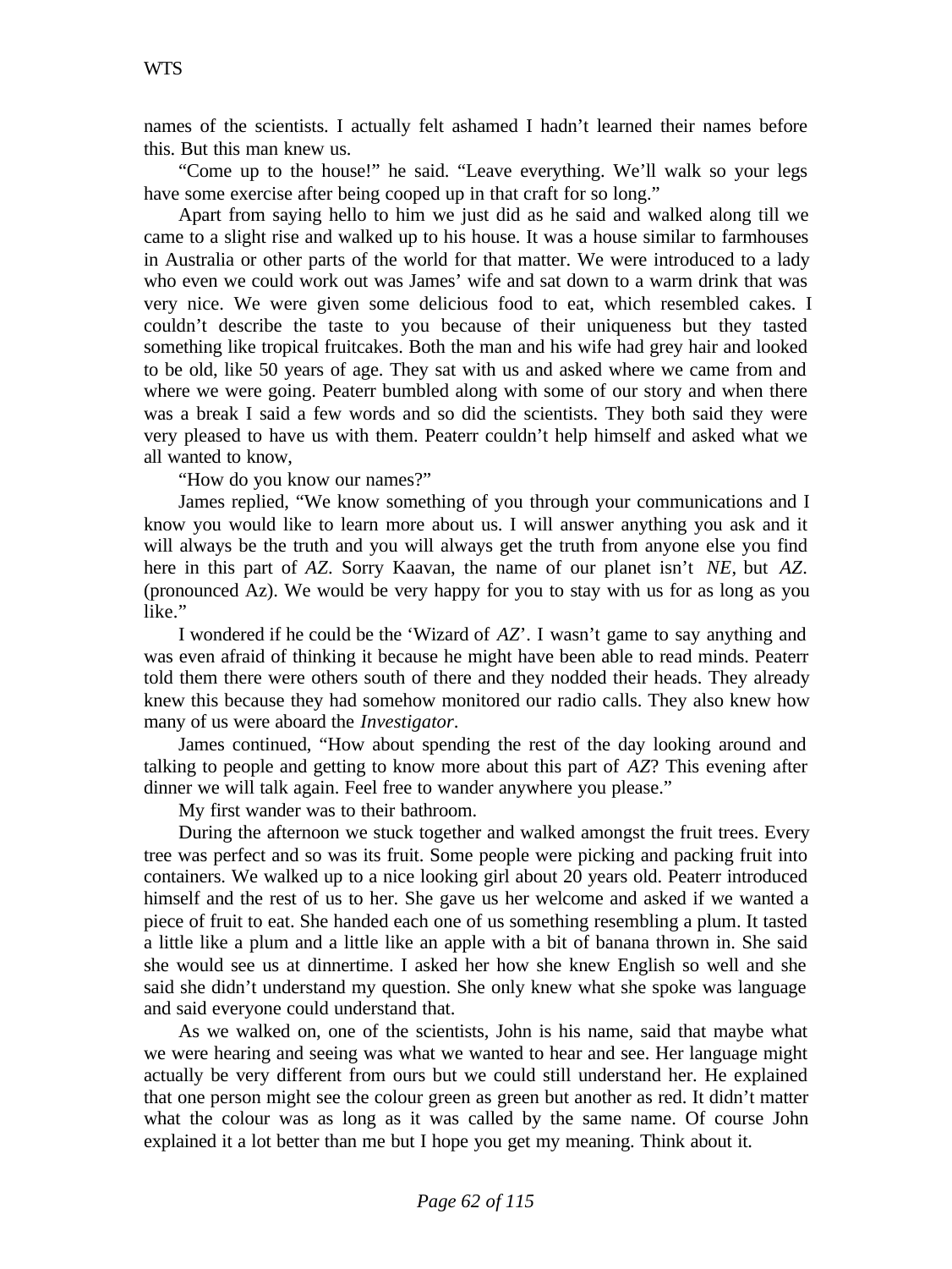names of the scientists. I actually felt ashamed I hadn't learned their names before this. But this man knew us.

"Come up to the house!" he said. "Leave everything. We'll walk so your legs have some exercise after being cooped up in that craft for so long."

Apart from saying hello to him we just did as he said and walked along till we came to a slight rise and walked up to his house. It was a house similar to farmhouses in Australia or other parts of the world for that matter. We were introduced to a lady who even we could work out was James' wife and sat down to a warm drink that was very nice. We were given some delicious food to eat, which resembled cakes. I couldn't describe the taste to you because of their uniqueness but they tasted something like tropical fruitcakes. Both the man and his wife had grey hair and looked to be old, like 50 years of age. They sat with us and asked where we came from and where we were going. Peaterr bumbled along with some of our story and when there was a break I said a few words and so did the scientists. They both said they were very pleased to have us with them. Peaterr couldn't help himself and asked what we all wanted to know,

"How do you know our names?"

James replied, "We know something of you through your communications and I know you would like to learn more about us. I will answer anything you ask and it will always be the truth and you will always get the truth from anyone else you find here in this part of *AZ*. Sorry Kaavan, the name of our planet isn't *NE*, but *AZ*. (pronounced Az). We would be very happy for you to stay with us for as long as you like."

I wondered if he could be the 'Wizard of *AZ*'. I wasn't game to say anything and was even afraid of thinking it because he might have been able to read minds. Peaterr told them there were others south of there and they nodded their heads. They already knew this because they had somehow monitored our radio calls. They also knew how many of us were aboard the *Investigator*.

James continued, "How about spending the rest of the day looking around and talking to people and getting to know more about this part of *AZ*? This evening after dinner we will talk again. Feel free to wander anywhere you please."

My first wander was to their bathroom.

During the afternoon we stuck together and walked amongst the fruit trees. Every tree was perfect and so was its fruit. Some people were picking and packing fruit into containers. We walked up to a nice looking girl about 20 years old. Peaterr introduced himself and the rest of us to her. She gave us her welcome and asked if we wanted a piece of fruit to eat. She handed each one of us something resembling a plum. It tasted a little like a plum and a little like an apple with a bit of banana thrown in. She said she would see us at dinnertime. I asked her how she knew English so well and she said she didn't understand my question. She only knew what she spoke was language and said everyone could understand that.

As we walked on, one of the scientists, John is his name, said that maybe what we were hearing and seeing was what we wanted to hear and see. Her language might actually be very different from ours but we could still understand her. He explained that one person might see the colour green as green but another as red. It didn't matter what the colour was as long as it was called by the same name. Of course John explained it a lot better than me but I hope you get my meaning. Think about it.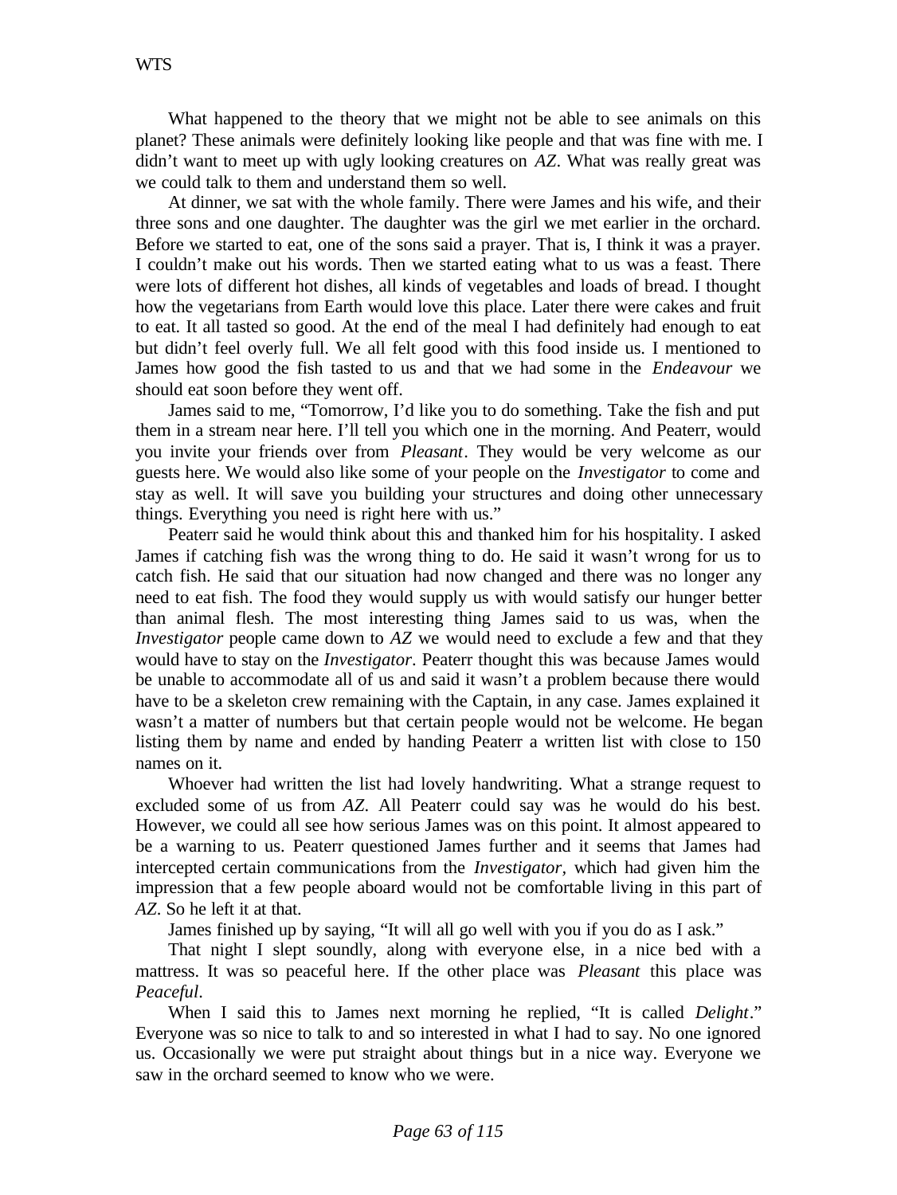What happened to the theory that we might not be able to see animals on this planet? These animals were definitely looking like people and that was fine with me. I didn't want to meet up with ugly looking creatures on *AZ*. What was really great was we could talk to them and understand them so well.

At dinner, we sat with the whole family. There were James and his wife, and their three sons and one daughter. The daughter was the girl we met earlier in the orchard. Before we started to eat, one of the sons said a prayer. That is, I think it was a prayer. I couldn't make out his words. Then we started eating what to us was a feast. There were lots of different hot dishes, all kinds of vegetables and loads of bread. I thought how the vegetarians from Earth would love this place. Later there were cakes and fruit to eat. It all tasted so good. At the end of the meal I had definitely had enough to eat but didn't feel overly full. We all felt good with this food inside us. I mentioned to James how good the fish tasted to us and that we had some in the *Endeavour* we should eat soon before they went off.

James said to me, "Tomorrow, I'd like you to do something. Take the fish and put them in a stream near here. I'll tell you which one in the morning. And Peaterr, would you invite your friends over from *Pleasant*. They would be very welcome as our guests here. We would also like some of your people on the *Investigator* to come and stay as well. It will save you building your structures and doing other unnecessary things. Everything you need is right here with us."

Peaterr said he would think about this and thanked him for his hospitality. I asked James if catching fish was the wrong thing to do. He said it wasn't wrong for us to catch fish. He said that our situation had now changed and there was no longer any need to eat fish. The food they would supply us with would satisfy our hunger better than animal flesh. The most interesting thing James said to us was, when the *Investigator* people came down to *AZ* we would need to exclude a few and that they would have to stay on the *Investigator*. Peaterr thought this was because James would be unable to accommodate all of us and said it wasn't a problem because there would have to be a skeleton crew remaining with the Captain, in any case. James explained it wasn't a matter of numbers but that certain people would not be welcome. He began listing them by name and ended by handing Peaterr a written list with close to 150 names on it.

Whoever had written the list had lovely handwriting. What a strange request to excluded some of us from *AZ*. All Peaterr could say was he would do his best. However, we could all see how serious James was on this point. It almost appeared to be a warning to us. Peaterr questioned James further and it seems that James had intercepted certain communications from the *Investigator,* which had given him the impression that a few people aboard would not be comfortable living in this part of *AZ*. So he left it at that.

James finished up by saying, "It will all go well with you if you do as I ask."

That night I slept soundly, along with everyone else, in a nice bed with a mattress. It was so peaceful here. If the other place was *Pleasant* this place was *Peaceful*.

When I said this to James next morning he replied, "It is called *Delight*." Everyone was so nice to talk to and so interested in what I had to say. No one ignored us. Occasionally we were put straight about things but in a nice way. Everyone we saw in the orchard seemed to know who we were.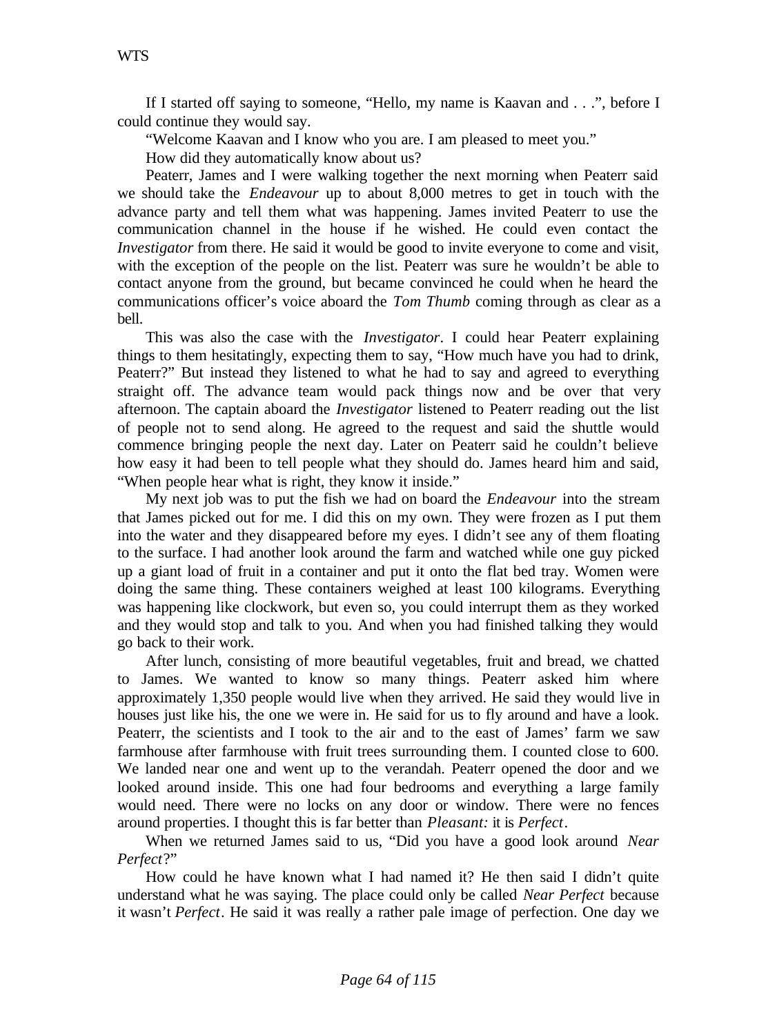If I started off saying to someone, “Hello, my name is Kaavan and . . .”, before I could continue they would say.

“Welcome Kaavan and I know who you are. I am pleased to meet you.”

How did they automatically know about us?

Peaterr, James and I were walking together the next morning when Peaterr said we should take the *Endeavour* up to about 8,000 metres to get in touch with the advance party and tell them what was happening. James invited Peaterr to use the communication channel in the house if he wished. He could even contact the *Investigator* from there. He said it would be good to invite everyone to come and visit, with the exception of the people on the list. Peaterr was sure he wouldn’t be able to contact anyone from the ground, but became convinced he could when he heard the communications officer’s voice aboard the *Tom Thumb* coming through as clear as a bell.

This was also the case with the *Investigator*. I could hear Peaterr explaining things to them hesitatingly, expecting them to say, “How much have you had to drink, Peaterr?” But instead they listened to what he had to say and agreed to everything straight off. The advance team would pack things now and be over that very afternoon. The captain aboard the *Investigator* listened to Peaterr reading out the list of people not to send along. He agreed to the request and said the shuttle would commence bringing people the next day. Later on Peaterr said he couldn’t believe how easy it had been to tell people what they should do. James heard him and said, “When people hear what is right, they know it inside.”

My next job was to put the fish we had on board the *Endeavour* into the stream that James picked out for me. I did this on my own. They were frozen as I put them into the water and they disappeared before my eyes. I didn’t see any of them floating to the surface. I had another look around the farm and watched while one guy picked up a giant load of fruit in a container and put it onto the flat bed tray. Women were doing the same thing. These containers weighed at least 100 kilograms. Everything was happening like clockwork, but even so, you could interrupt them as they worked and they would stop and talk to you. And when you had finished talking they would go back to their work.

After lunch, consisting of more beautiful vegetables, fruit and bread, we chatted to James. We wanted to know so many things. Peaterr asked him where approximately 1,350 people would live when they arrived. He said they would live in houses just like his, the one we were in. He said for us to fly around and have a look. Peaterr, the scientists and I took to the air and to the east of James’ farm we saw farmhouse after farmhouse with fruit trees surrounding them. I counted close to 600. We landed near one and went up to the verandah. Peaterr opened the door and we looked around inside. This one had four bedrooms and everything a large family would need. There were no locks on any door or window. There were no fences around properties. I thought this is far better than *Pleasant:* it is *Perfect*.

When we returned James said to us, “Did you have a good look around *Near Perfect*?”

How could he have known what I had named it? He then said I didn’t quite understand what he was saying. The place could only be called *Near Perfect* because it wasn’t *Perfect*. He said it was really a rather pale image of perfection. One day we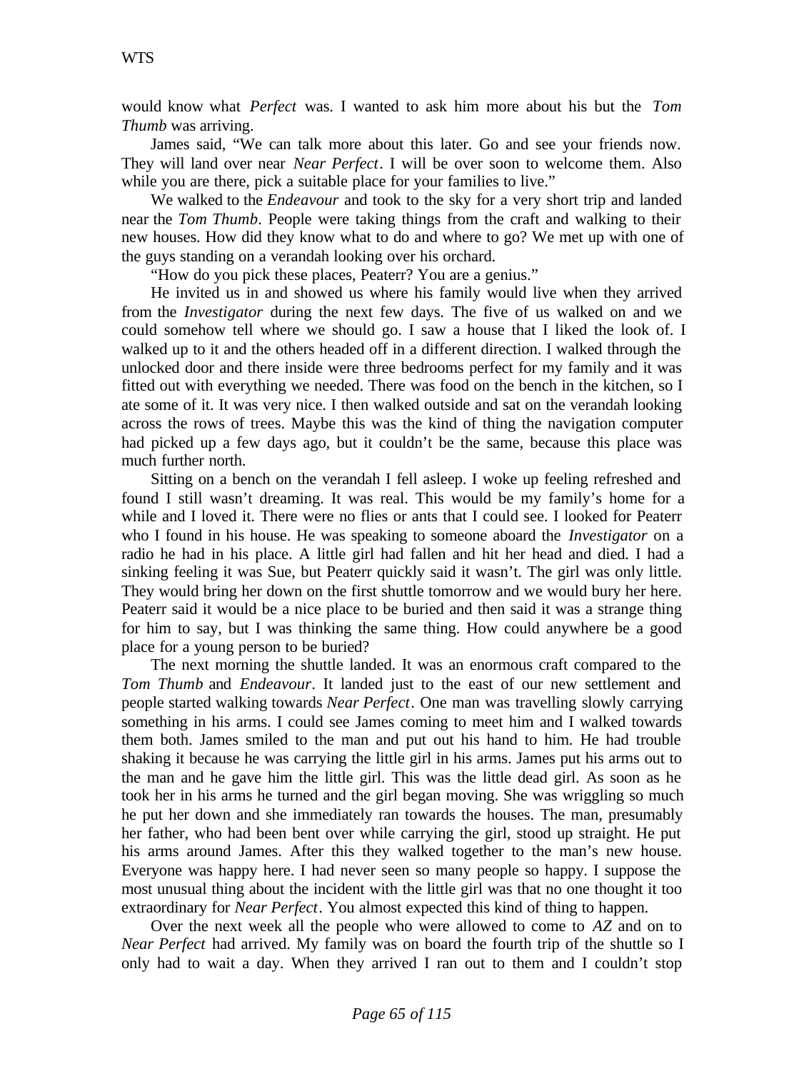would know what *Perfect* was. I wanted to ask him more about his but the *Tom Thumb* was arriving.

James said, "We can talk more about this later. Go and see your friends now. They will land over near *Near Perfect*. I will be over soon to welcome them. Also while you are there, pick a suitable place for your families to live."

We walked to the *Endeavour* and took to the sky for a very short trip and landed near the *Tom Thumb*. People were taking things from the craft and walking to their new houses. How did they know what to do and where to go? We met up with one of the guys standing on a verandah looking over his orchard.

"How do you pick these places, Peaterr? You are a genius."

He invited us in and showed us where his family would live when they arrived from the *Investigator* during the next few days. The five of us walked on and we could somehow tell where we should go. I saw a house that I liked the look of. I walked up to it and the others headed off in a different direction. I walked through the unlocked door and there inside were three bedrooms perfect for my family and it was fitted out with everything we needed. There was food on the bench in the kitchen, so I ate some of it. It was very nice. I then walked outside and sat on the verandah looking across the rows of trees. Maybe this was the kind of thing the navigation computer had picked up a few days ago, but it couldn't be the same, because this place was much further north.

Sitting on a bench on the verandah I fell asleep. I woke up feeling refreshed and found I still wasn't dreaming. It was real. This would be my family's home for a while and I loved it. There were no flies or ants that I could see. I looked for Peaterr who I found in his house. He was speaking to someone aboard the *Investigator* on a radio he had in his place. A little girl had fallen and hit her head and died. I had a sinking feeling it was Sue, but Peaterr quickly said it wasn't. The girl was only little. They would bring her down on the first shuttle tomorrow and we would bury her here. Peaterr said it would be a nice place to be buried and then said it was a strange thing for him to say, but I was thinking the same thing. How could anywhere be a good place for a young person to be buried?

The next morning the shuttle landed. It was an enormous craft compared to the *Tom Thumb* and *Endeavour*. It landed just to the east of our new settlement and people started walking towards *Near Perfect*. One man was travelling slowly carrying something in his arms. I could see James coming to meet him and I walked towards them both. James smiled to the man and put out his hand to him. He had trouble shaking it because he was carrying the little girl in his arms. James put his arms out to the man and he gave him the little girl. This was the little dead girl. As soon as he took her in his arms he turned and the girl began moving. She was wriggling so much he put her down and she immediately ran towards the houses. The man, presumably her father, who had been bent over while carrying the girl, stood up straight. He put his arms around James. After this they walked together to the man's new house. Everyone was happy here. I had never seen so many people so happy. I suppose the most unusual thing about the incident with the little girl was that no one thought it too extraordinary for *Near Perfect*. You almost expected this kind of thing to happen.

Over the next week all the people who were allowed to come to *AZ* and on to *Near Perfect* had arrived. My family was on board the fourth trip of the shuttle so I only had to wait a day. When they arrived I ran out to them and I couldn't stop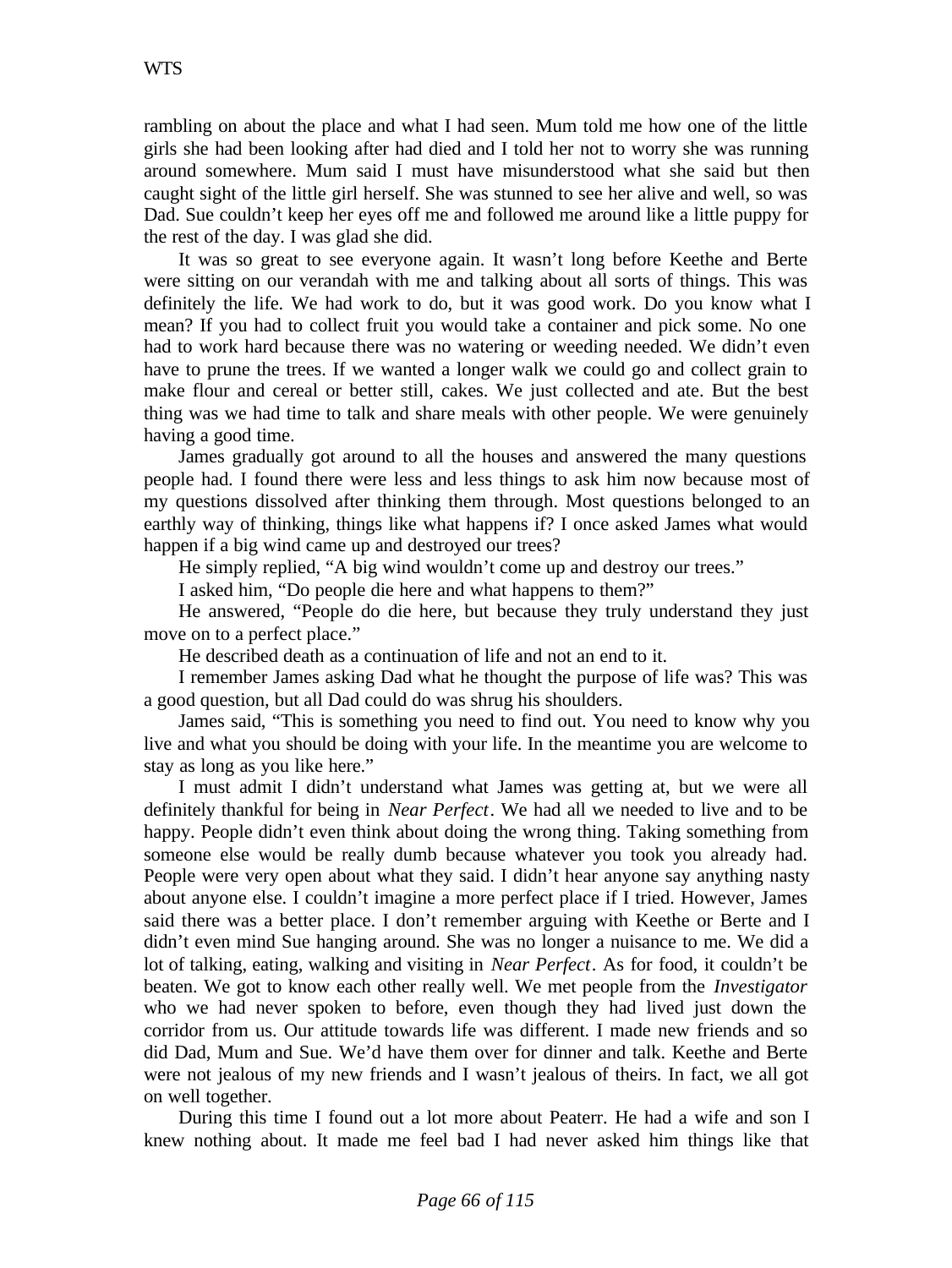rambling on about the place and what I had seen. Mum told me how one of the little girls she had been looking after had died and I told her not to worry she was running around somewhere. Mum said I must have misunderstood what she said but then caught sight of the little girl herself. She was stunned to see her alive and well, so was Dad. Sue couldn't keep her eyes off me and followed me around like a little puppy for the rest of the day. I was glad she did.

It was so great to see everyone again. It wasn't long before Keethe and Berte were sitting on our verandah with me and talking about all sorts of things. This was definitely the life. We had work to do, but it was good work. Do you know what I mean? If you had to collect fruit you would take a container and pick some. No one had to work hard because there was no watering or weeding needed. We didn't even have to prune the trees. If we wanted a longer walk we could go and collect grain to make flour and cereal or better still, cakes. We just collected and ate. But the best thing was we had time to talk and share meals with other people. We were genuinely having a good time.

James gradually got around to all the houses and answered the many questions people had. I found there were less and less things to ask him now because most of my questions dissolved after thinking them through. Most questions belonged to an earthly way of thinking, things like what happens if? I once asked James what would happen if a big wind came up and destroyed our trees?

He simply replied, "A big wind wouldn't come up and destroy our trees."

I asked him, "Do people die here and what happens to them?"

He answered, "People do die here, but because they truly understand they just move on to a perfect place."

He described death as a continuation of life and not an end to it.

I remember James asking Dad what he thought the purpose of life was? This was a good question, but all Dad could do was shrug his shoulders.

James said, "This is something you need to find out. You need to know why you live and what you should be doing with your life. In the meantime you are welcome to stay as long as you like here."

I must admit I didn't understand what James was getting at, but we were all definitely thankful for being in *Near Perfect*. We had all we needed to live and to be happy. People didn't even think about doing the wrong thing. Taking something from someone else would be really dumb because whatever you took you already had. People were very open about what they said. I didn't hear anyone say anything nasty about anyone else. I couldn't imagine a more perfect place if I tried. However, James said there was a better place. I don't remember arguing with Keethe or Berte and I didn't even mind Sue hanging around. She was no longer a nuisance to me. We did a lot of talking, eating, walking and visiting in *Near Perfect*. As for food, it couldn't be beaten. We got to know each other really well. We met people from the *Investigator* who we had never spoken to before, even though they had lived just down the corridor from us. Our attitude towards life was different. I made new friends and so did Dad, Mum and Sue. We'd have them over for dinner and talk. Keethe and Berte were not jealous of my new friends and I wasn't jealous of theirs. In fact, we all got on well together.

During this time I found out a lot more about Peaterr. He had a wife and son I knew nothing about. It made me feel bad I had never asked him things like that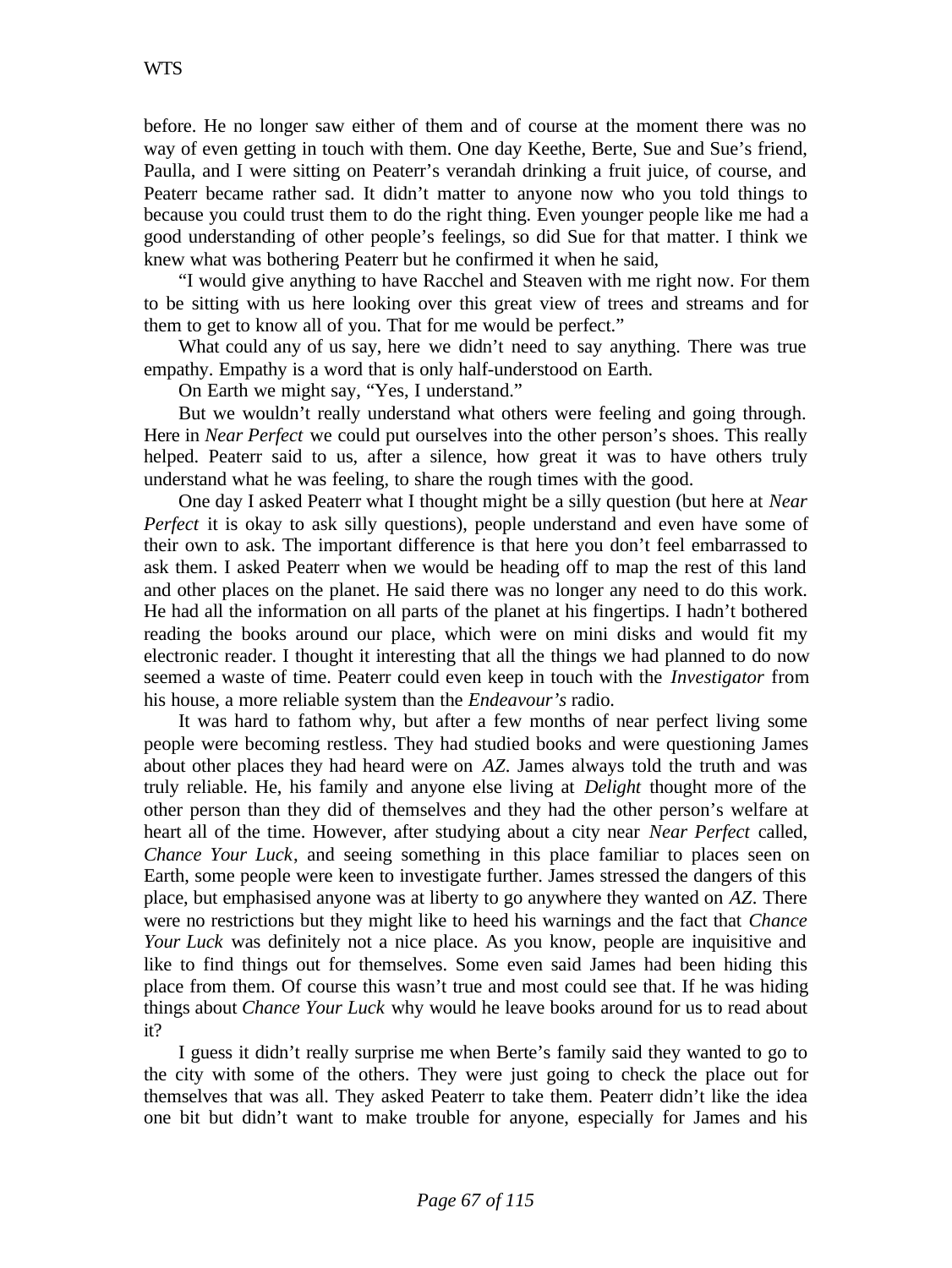before. He no longer saw either of them and of course at the moment there was no way of even getting in touch with them. One day Keethe, Berte, Sue and Sue's friend, Paulla, and I were sitting on Peaterr's verandah drinking a fruit juice, of course, and Peaterr became rather sad. It didn't matter to anyone now who you told things to because you could trust them to do the right thing. Even younger people like me had a good understanding of other people's feelings, so did Sue for that matter. I think we knew what was bothering Peaterr but he confirmed it when he said,

"I would give anything to have Racchel and Steaven with me right now. For them to be sitting with us here looking over this great view of trees and streams and for them to get to know all of you. That for me would be perfect."

What could any of us say, here we didn't need to say anything. There was true empathy. Empathy is a word that is only half-understood on Earth.

On Earth we might say, "Yes, I understand."

But we wouldn't really understand what others were feeling and going through. Here in *Near Perfect* we could put ourselves into the other person's shoes. This really helped. Peaterr said to us, after a silence, how great it was to have others truly understand what he was feeling, to share the rough times with the good.

One day I asked Peaterr what I thought might be a silly question (but here at *Near Perfect* it is okay to ask silly questions), people understand and even have some of their own to ask. The important difference is that here you don't feel embarrassed to ask them. I asked Peaterr when we would be heading off to map the rest of this land and other places on the planet. He said there was no longer any need to do this work. He had all the information on all parts of the planet at his fingertips. I hadn't bothered reading the books around our place, which were on mini disks and would fit my electronic reader. I thought it interesting that all the things we had planned to do now seemed a waste of time. Peaterr could even keep in touch with the *Investigator* from his house, a more reliable system than the *Endeavour's* radio.

It was hard to fathom why, but after a few months of near perfect living some people were becoming restless. They had studied books and were questioning James about other places they had heard were on *AZ*. James always told the truth and was truly reliable. He, his family and anyone else living at *Delight* thought more of the other person than they did of themselves and they had the other person's welfare at heart all of the time. However, after studying about a city near *Near Perfect* called, *Chance Your Luck*, and seeing something in this place familiar to places seen on Earth, some people were keen to investigate further. James stressed the dangers of this place, but emphasised anyone was at liberty to go anywhere they wanted on *AZ*. There were no restrictions but they might like to heed his warnings and the fact that *Chance Your Luck* was definitely not a nice place. As you know, people are inquisitive and like to find things out for themselves. Some even said James had been hiding this place from them. Of course this wasn't true and most could see that. If he was hiding things about *Chance Your Luck* why would he leave books around for us to read about it?

I guess it didn't really surprise me when Berte's family said they wanted to go to the city with some of the others. They were just going to check the place out for themselves that was all. They asked Peaterr to take them. Peaterr didn't like the idea one bit but didn't want to make trouble for anyone, especially for James and his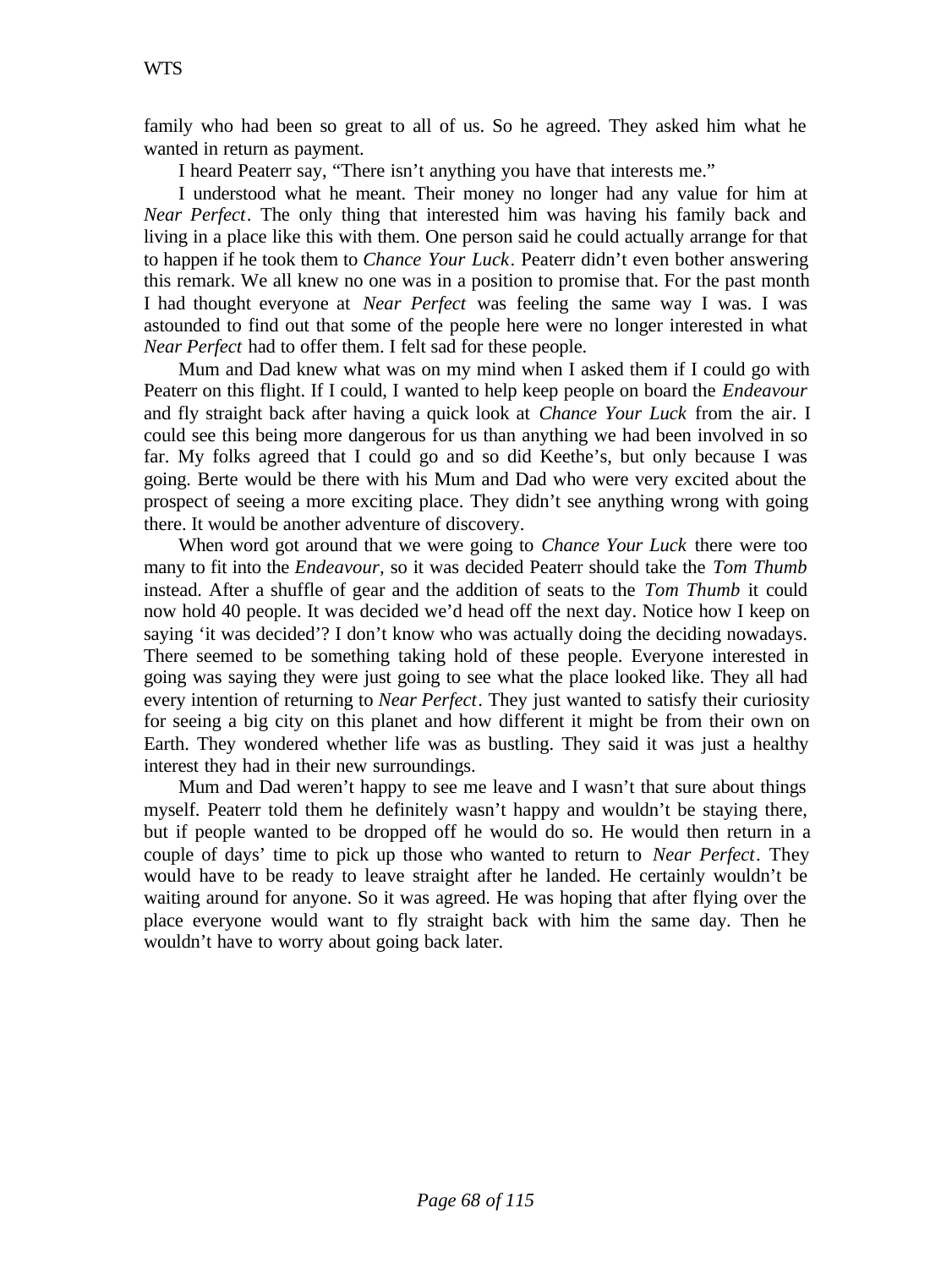family who had been so great to all of us. So he agreed. They asked him what he wanted in return as payment.

I heard Peaterr say, "There isn't anything you have that interests me."

I understood what he meant. Their money no longer had any value for him at *Near Perfect*. The only thing that interested him was having his family back and living in a place like this with them. One person said he could actually arrange for that to happen if he took them to *Chance Your Luck*. Peaterr didn't even bother answering this remark. We all knew no one was in a position to promise that. For the past month I had thought everyone at *Near Perfect* was feeling the same way I was. I was astounded to find out that some of the people here were no longer interested in what *Near Perfect* had to offer them. I felt sad for these people.

Mum and Dad knew what was on my mind when I asked them if I could go with Peaterr on this flight. If I could, I wanted to help keep people on board the *Endeavour* and fly straight back after having a quick look at *Chance Your Luck* from the air. I could see this being more dangerous for us than anything we had been involved in so far. My folks agreed that I could go and so did Keethe's, but only because I was going. Berte would be there with his Mum and Dad who were very excited about the prospect of seeing a more exciting place. They didn't see anything wrong with going there. It would be another adventure of discovery.

When word got around that we were going to *Chance Your Luck* there were too many to fit into the *Endeavour*, so it was decided Peaterr should take the *Tom Thumb* instead. After a shuffle of gear and the addition of seats to the *Tom Thumb* it could now hold 40 people. It was decided we'd head off the next day. Notice how I keep on saying 'it was decided'? I don't know who was actually doing the deciding nowadays. There seemed to be something taking hold of these people. Everyone interested in going was saying they were just going to see what the place looked like. They all had every intention of returning to *Near Perfect*. They just wanted to satisfy their curiosity for seeing a big city on this planet and how different it might be from their own on Earth. They wondered whether life was as bustling. They said it was just a healthy interest they had in their new surroundings.

Mum and Dad weren't happy to see me leave and I wasn't that sure about things myself. Peaterr told them he definitely wasn't happy and wouldn't be staying there, but if people wanted to be dropped off he would do so. He would then return in a couple of days' time to pick up those who wanted to return to *Near Perfect*. They would have to be ready to leave straight after he landed. He certainly wouldn't be waiting around for anyone. So it was agreed. He was hoping that after flying over the place everyone would want to fly straight back with him the same day. Then he wouldn't have to worry about going back later.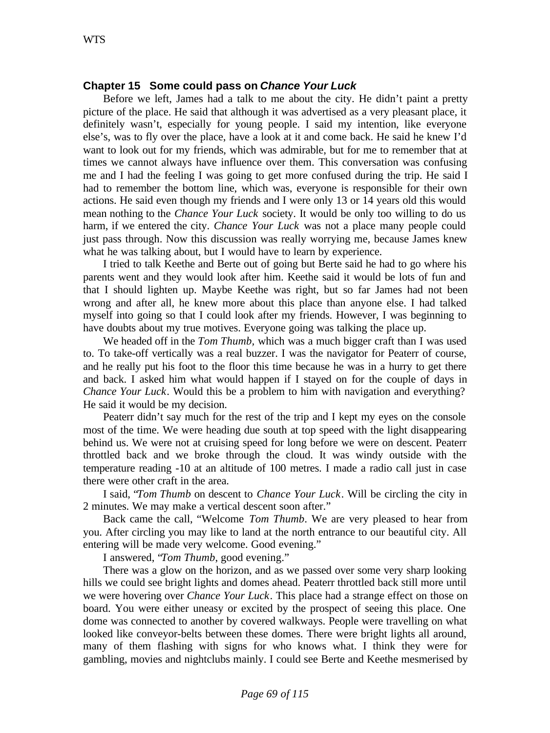## Chapter 15 Some could pass on *Chance Your Luck*

Before we left, James had a talk to me about the city. He didn't paint a pretty picture of the place. He said that although it was advertised as a very pleasant place, it definitely wasn't, especially for young people. I said my intention, like everyone else's, was to fly over the place, have a look at it and come back. He said he knew I'd want to look out for my friends, which was admirable, but for me to remember that at times we cannot always have influence over them. This conversation was confusing me and I had the feeling I was going to get more confused during the trip. He said I had to remember the bottom line, which was, everyone is responsible for their own actions. He said even though my friends and I were only 13 or 14 years old this would mean nothing to the *Chance Your Luck* society. It would be only too willing to do us harm, if we entered the city. *Chance Your Luck* was not a place many people could just pass through. Now this discussion was really worrying me, because James knew what he was talking about, but I would have to learn by experience.

I tried to talk Keethe and Berte out of going but Berte said he had to go where his parents went and they would look after him. Keethe said it would be lots of fun and that I should lighten up. Maybe Keethe was right, but so far James had not been wrong and after all, he knew more about this place than anyone else. I had talked myself into going so that I could look after my friends. However, I was beginning to have doubts about my true motives. Everyone going was talking the place up.

We headed off in the *Tom Thumb*, which was a much bigger craft than I was used to. To take-off vertically was a real buzzer. I was the navigator for Peaterr of course, and he really put his foot to the floor this time because he was in a hurry to get there and back. I asked him what would happen if I stayed on for the couple of days in *Chance Your Luck*. Would this be a problem to him with navigation and everything? He said it would be my decision.

Peaterr didn't say much for the rest of the trip and I kept my eyes on the console most of the time. We were heading due south at top speed with the light disappearing behind us. We were not at cruising speed for long before we were on descent. Peaterr throttled back and we broke through the cloud. It was windy outside with the temperature reading -10 at an altitude of 100 metres. I made a radio call just in case there were other craft in the area.

I said, "*Tom Thumb* on descent to *Chance Your Luck*. Will be circling the city in 2 minutes. We may make a vertical descent soon after."

Back came the call, "Welcome *Tom Thumb*. We are very pleased to hear from you. After circling you may like to land at the north entrance to our beautiful city. All entering will be made very welcome. Good evening."

I answered, "*Tom Thumb*, good evening."

There was a glow on the horizon, and as we passed over some very sharp looking hills we could see bright lights and domes ahead. Peaterr throttled back still more until we were hovering over *Chance Your Luck*. This place had a strange effect on those on board. You were either uneasy or excited by the prospect of seeing this place. One dome was connected to another by covered walkways. People were travelling on what looked like conveyor-belts between these domes. There were bright lights all around, many of them flashing with signs for who knows what. I think they were for gambling, movies and nightclubs mainly. I could see Berte and Keethe mesmerised by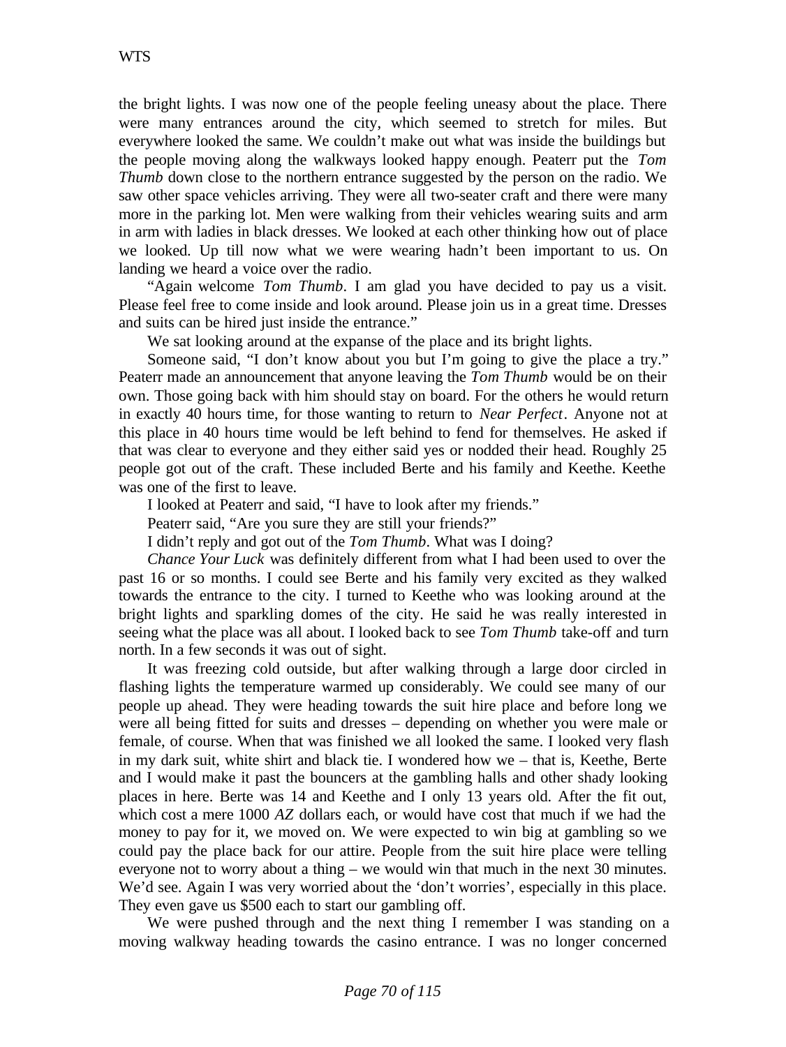the bright lights. I was now one of the people feeling uneasy about the place. There were many entrances around the city, which seemed to stretch for miles. But everywhere looked the same. We couldn't make out what was inside the buildings but the people moving along the walkways looked happy enough. Peaterr put the *Tom Thumb* down close to the northern entrance suggested by the person on the radio. We saw other space vehicles arriving. They were all two-seater craft and there were many more in the parking lot. Men were walking from their vehicles wearing suits and arm in arm with ladies in black dresses. We looked at each other thinking how out of place we looked. Up till now what we were wearing hadn't been important to us. On landing we heard a voice over the radio.

"Again welcome *Tom Thumb*. I am glad you have decided to pay us a visit. Please feel free to come inside and look around. Please join us in a great time. Dresses and suits can be hired just inside the entrance."

We sat looking around at the expanse of the place and its bright lights.

Someone said, "I don't know about you but I'm going to give the place a try." Peaterr made an announcement that anyone leaving the *Tom Thumb* would be on their own. Those going back with him should stay on board. For the others he would return in exactly 40 hours time, for those wanting to return to *Near Perfect*. Anyone not at this place in 40 hours time would be left behind to fend for themselves. He asked if that was clear to everyone and they either said yes or nodded their head. Roughly 25 people got out of the craft. These included Berte and his family and Keethe. Keethe was one of the first to leave.

I looked at Peaterr and said, "I have to look after my friends."

Peaterr said, "Are you sure they are still your friends?"

I didn't reply and got out of the *Tom Thumb*. What was I doing?

*Chance Your Luck* was definitely different from what I had been used to over the past 16 or so months. I could see Berte and his family very excited as they walked towards the entrance to the city. I turned to Keethe who was looking around at the bright lights and sparkling domes of the city. He said he was really interested in seeing what the place was all about. I looked back to see *Tom Thumb* take-off and turn north. In a few seconds it was out of sight.

It was freezing cold outside, but after walking through a large door circled in flashing lights the temperature warmed up considerably. We could see many of our people up ahead. They were heading towards the suit hire place and before long we were all being fitted for suits and dresses – depending on whether you were male or female, of course. When that was finished we all looked the same. I looked very flash in my dark suit, white shirt and black tie. I wondered how we – that is, Keethe, Berte and I would make it past the bouncers at the gambling halls and other shady looking places in here. Berte was 14 and Keethe and I only 13 years old. After the fit out, which cost a mere 1000 *AZ* dollars each, or would have cost that much if we had the money to pay for it, we moved on. We were expected to win big at gambling so we could pay the place back for our attire. People from the suit hire place were telling everyone not to worry about a thing – we would win that much in the next 30 minutes. We'd see. Again I was very worried about the 'don't worries', especially in this place. They even gave us $500 each to start our gambling off.

We were pushed through and the next thing I remember I was standing on a moving walkway heading towards the casino entrance. I was no longer concerned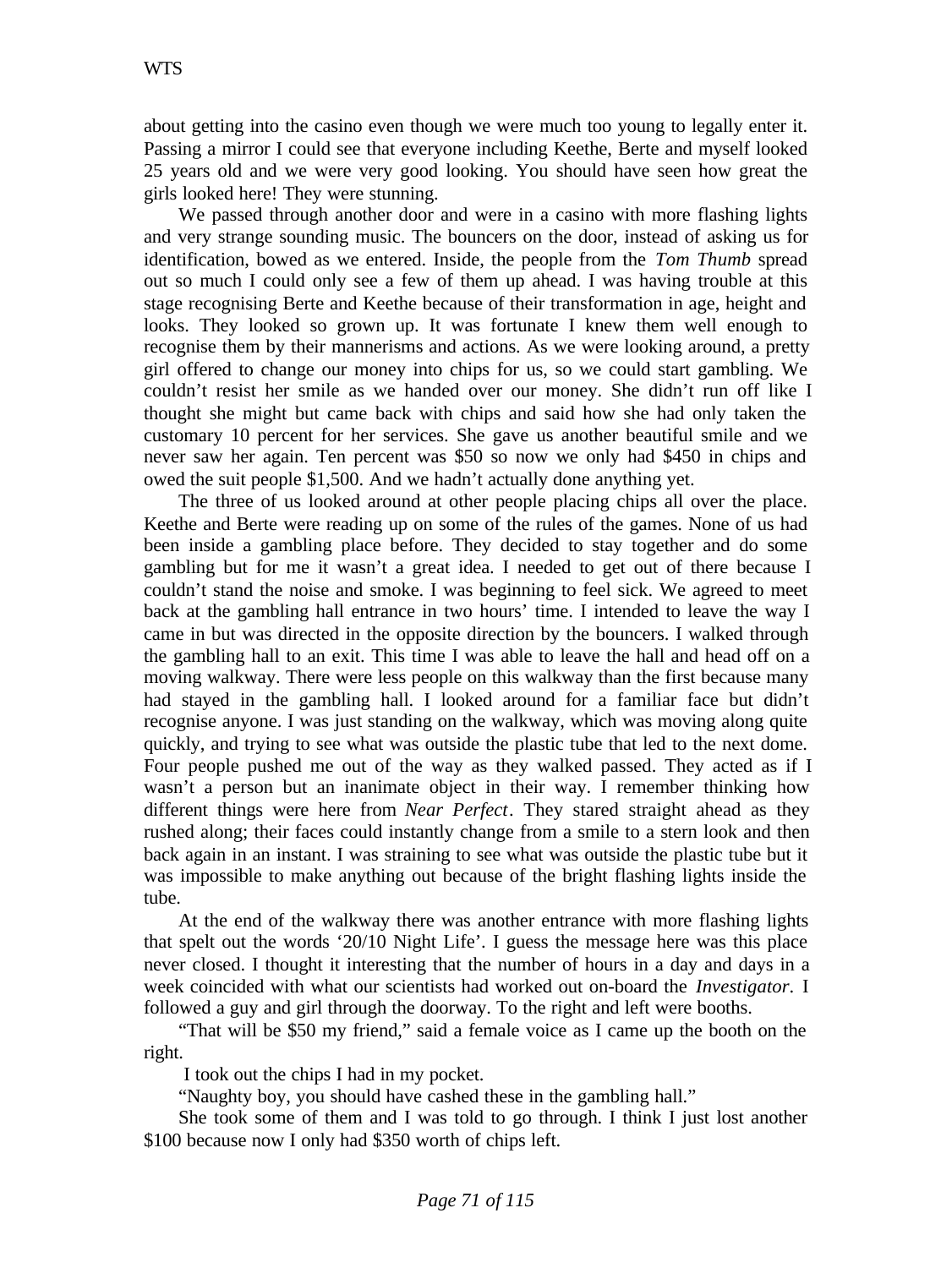about getting into the casino even though we were much too young to legally enter it. Passing a mirror I could see that everyone including Keethe, Berte and myself looked 25 years old and we were very good looking. You should have seen how great the girls looked here! They were stunning.

We passed through another door and were in a casino with more flashing lights and very strange sounding music. The bouncers on the door, instead of asking us for identification, bowed as we entered. Inside, the people from the *Tom Thumb* spread out so much I could only see a few of them up ahead. I was having trouble at this stage recognising Berte and Keethe because of their transformation in age, height and looks. They looked so grown up. It was fortunate I knew them well enough to recognise them by their mannerisms and actions. As we were looking around, a pretty girl offered to change our money into chips for us, so we could start gambling. We couldn't resist her smile as we handed over our money. She didn't run off like I thought she might but came back with chips and said how she had only taken the customary 10 percent for her services. She gave us another beautiful smile and we never saw her again. Ten percent was $50 so now we only had $450 in chips and owed the suit people $1,500. And we hadn't actually done anything yet.

The three of us looked around at other people placing chips all over the place. Keethe and Berte were reading up on some of the rules of the games. None of us had been inside a gambling place before. They decided to stay together and do some gambling but for me it wasn't a great idea. I needed to get out of there because I couldn't stand the noise and smoke. I was beginning to feel sick. We agreed to meet back at the gambling hall entrance in two hours' time. I intended to leave the way I came in but was directed in the opposite direction by the bouncers. I walked through the gambling hall to an exit. This time I was able to leave the hall and head off on a moving walkway. There were less people on this walkway than the first because many had stayed in the gambling hall. I looked around for a familiar face but didn't recognise anyone. I was just standing on the walkway, which was moving along quite quickly, and trying to see what was outside the plastic tube that led to the next dome. Four people pushed me out of the way as they walked passed. They acted as if I wasn't a person but an inanimate object in their way. I remember thinking how different things were here from *Near Perfect*. They stared straight ahead as they rushed along; their faces could instantly change from a smile to a stern look and then back again in an instant. I was straining to see what was outside the plastic tube but it was impossible to make anything out because of the bright flashing lights inside the tube.

At the end of the walkway there was another entrance with more flashing lights that spelt out the words '20/10 Night Life'. I guess the message here was this place never closed. I thought it interesting that the number of hours in a day and days in a week coincided with what our scientists had worked out on-board the *Investigator*. I followed a guy and girl through the doorway. To the right and left were booths.

"That will be $50 my friend," said a female voice as I came up the booth on the right.

I took out the chips I had in my pocket.

"Naughty boy, you should have cashed these in the gambling hall."

She took some of them and I was told to go through. I think I just lost another $100 because now I only had $350 worth of chips left.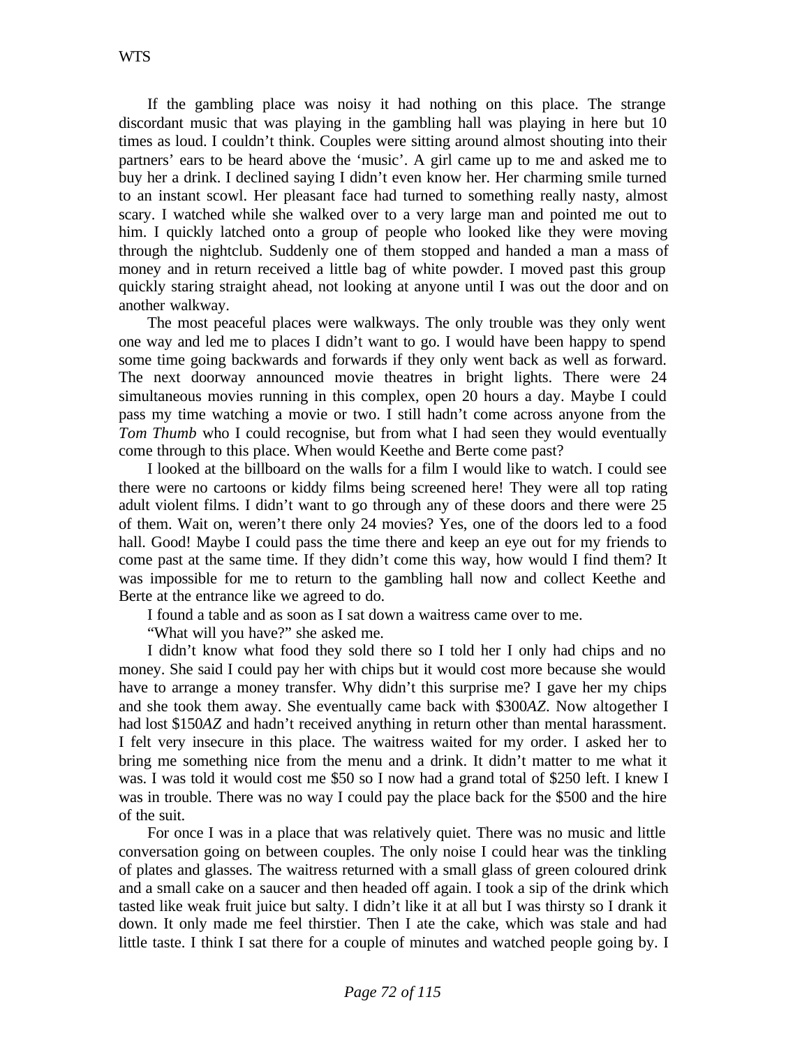If the gambling place was noisy it had nothing on this place. The strange discordant music that was playing in the gambling hall was playing in here but 10 times as loud. I couldn't think. Couples were sitting around almost shouting into their partners' ears to be heard above the 'music'. A girl came up to me and asked me to buy her a drink. I declined saying I didn't even know her. Her charming smile turned to an instant scowl. Her pleasant face had turned to something really nasty, almost scary. I watched while she walked over to a very large man and pointed me out to him. I quickly latched onto a group of people who looked like they were moving through the nightclub. Suddenly one of them stopped and handed a man a mass of money and in return received a little bag of white powder. I moved past this group quickly staring straight ahead, not looking at anyone until I was out the door and on another walkway.

The most peaceful places were walkways. The only trouble was they only went one way and led me to places I didn't want to go. I would have been happy to spend some time going backwards and forwards if they only went back as well as forward. The next doorway announced movie theatres in bright lights. There were 24 simultaneous movies running in this complex, open 20 hours a day. Maybe I could pass my time watching a movie or two. I still hadn't come across anyone from the *Tom Thumb* who I could recognise, but from what I had seen they would eventually come through to this place. When would Keethe and Berte come past?

I looked at the billboard on the walls for a film I would like to watch. I could see there were no cartoons or kiddy films being screened here! They were all top rating adult violent films. I didn't want to go through any of these doors and there were 25 of them. Wait on, weren't there only 24 movies? Yes, one of the doors led to a food hall. Good! Maybe I could pass the time there and keep an eye out for my friends to come past at the same time. If they didn't come this way, how would I find them? It was impossible for me to return to the gambling hall now and collect Keethe and Berte at the entrance like we agreed to do.

I found a table and as soon as I sat down a waitress came over to me.

"What will you have?" she asked me.

I didn't know what food they sold there so I told her I only had chips and no money. She said I could pay her with chips but it would cost more because she would have to arrange a money transfer. Why didn't this surprise me? I gave her my chips and she took them away. She eventually came back with $300*AZ*. Now altogether I had lost $150*AZ* and hadn't received anything in return other than mental harassment. I felt very insecure in this place. The waitress waited for my order. I asked her to bring me something nice from the menu and a drink. It didn't matter to me what it was. I was told it would cost me $50 so I now had a grand total of $250 left. I knew I was in trouble. There was no way I could pay the place back for the $500 and the hire of the suit.

For once I was in a place that was relatively quiet. There was no music and little conversation going on between couples. The only noise I could hear was the tinkling of plates and glasses. The waitress returned with a small glass of green coloured drink and a small cake on a saucer and then headed off again. I took a sip of the drink which tasted like weak fruit juice but salty. I didn't like it at all but I was thirsty so I drank it down. It only made me feel thirstier. Then I ate the cake, which was stale and had little taste. I think I sat there for a couple of minutes and watched people going by. I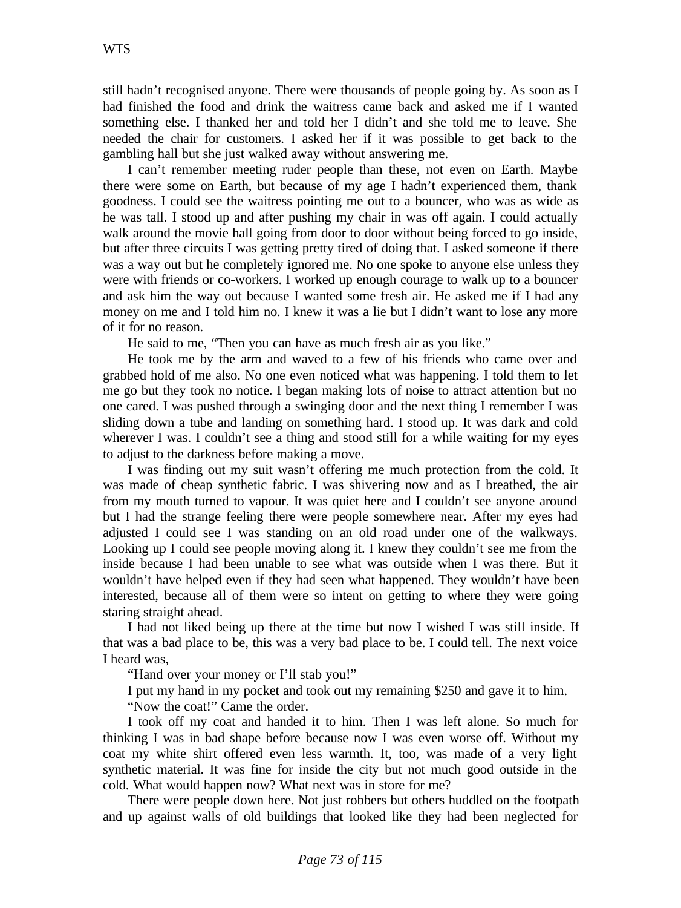still hadn't recognised anyone. There were thousands of people going by. As soon as I had finished the food and drink the waitress came back and asked me if I wanted something else. I thanked her and told her I didn't and she told me to leave. She needed the chair for customers. I asked her if it was possible to get back to the gambling hall but she just walked away without answering me.

I can't remember meeting ruder people than these, not even on Earth. Maybe there were some on Earth, but because of my age I hadn't experienced them, thank goodness. I could see the waitress pointing me out to a bouncer, who was as wide as he was tall. I stood up and after pushing my chair in was off again. I could actually walk around the movie hall going from door to door without being forced to go inside, but after three circuits I was getting pretty tired of doing that. I asked someone if there was a way out but he completely ignored me. No one spoke to anyone else unless they were with friends or co-workers. I worked up enough courage to walk up to a bouncer and ask him the way out because I wanted some fresh air. He asked me if I had any money on me and I told him no. I knew it was a lie but I didn't want to lose any more of it for no reason.

He said to me, "Then you can have as much fresh air as you like."

He took me by the arm and waved to a few of his friends who came over and grabbed hold of me also. No one even noticed what was happening. I told them to let me go but they took no notice. I began making lots of noise to attract attention but no one cared. I was pushed through a swinging door and the next thing I remember I was sliding down a tube and landing on something hard. I stood up. It was dark and cold wherever I was. I couldn't see a thing and stood still for a while waiting for my eyes to adjust to the darkness before making a move.

I was finding out my suit wasn't offering me much protection from the cold. It was made of cheap synthetic fabric. I was shivering now and as I breathed, the air from my mouth turned to vapour. It was quiet here and I couldn't see anyone around but I had the strange feeling there were people somewhere near. After my eyes had adjusted I could see I was standing on an old road under one of the walkways. Looking up I could see people moving along it. I knew they couldn't see me from the inside because I had been unable to see what was outside when I was there. But it wouldn't have helped even if they had seen what happened. They wouldn't have been interested, because all of them were so intent on getting to where they were going staring straight ahead.

I had not liked being up there at the time but now I wished I was still inside. If that was a bad place to be, this was a very bad place to be. I could tell. The next voice I heard was,

"Hand over your money or I'll stab you!"

I put my hand in my pocket and took out my remaining $250 and gave it to him.

"Now the coat!" Came the order.

I took off my coat and handed it to him. Then I was left alone. So much for thinking I was in bad shape before because now I was even worse off. Without my coat my white shirt offered even less warmth. It, too, was made of a very light synthetic material. It was fine for inside the city but not much good outside in the cold. What would happen now? What next was in store for me?

There were people down here. Not just robbers but others huddled on the footpath and up against walls of old buildings that looked like they had been neglected for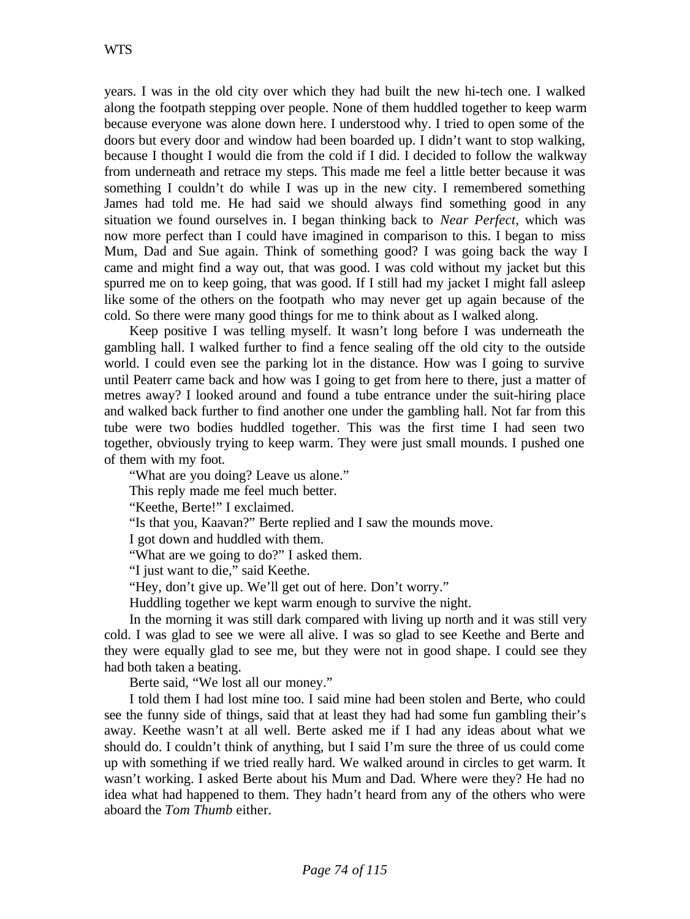years. I was in the old city over which they had built the new hi-tech one. I walked along the footpath stepping over people. None of them huddled together to keep warm because everyone was alone down here. I understood why. I tried to open some of the doors but every door and window had been boarded up. I didn't want to stop walking, because I thought I would die from the cold if I did. I decided to follow the walkway from underneath and retrace my steps. This made me feel a little better because it was something I couldn't do while I was up in the new city. I remembered something James had told me. He had said we should always find something good in any situation we found ourselves in. I began thinking back to *Near Perfect*, which was now more perfect than I could have imagined in comparison to this. I began to miss Mum, Dad and Sue again. Think of something good? I was going back the way I came and might find a way out, that was good. I was cold without my jacket but this spurred me on to keep going, that was good. If I still had my jacket I might fall asleep like some of the others on the footpath who may never get up again because of the cold. So there were many good things for me to think about as I walked along.

Keep positive I was telling myself. It wasn't long before I was underneath the gambling hall. I walked further to find a fence sealing off the old city to the outside world. I could even see the parking lot in the distance. How was I going to survive until Peaterr came back and how was I going to get from here to there, just a matter of metres away? I looked around and found a tube entrance under the suit-hiring place and walked back further to find another one under the gambling hall. Not far from this tube were two bodies huddled together. This was the first time I had seen two together, obviously trying to keep warm. They were just small mounds. I pushed one of them with my foot.

"What are you doing? Leave us alone."

This reply made me feel much better.

"Keethe, Berte!" I exclaimed.

"Is that you, Kaavan?" Berte replied and I saw the mounds move.

I got down and huddled with them.

"What are we going to do?" I asked them.

"I just want to die," said Keethe.

"Hey, don't give up. We'll get out of here. Don't worry."

Huddling together we kept warm enough to survive the night.

In the morning it was still dark compared with living up north and it was still very cold. I was glad to see we were all alive. I was so glad to see Keethe and Berte and they were equally glad to see me, but they were not in good shape. I could see they had both taken a beating.

Berte said, "We lost all our money."

I told them I had lost mine too. I said mine had been stolen and Berte, who could see the funny side of things, said that at least they had had some fun gambling their's away. Keethe wasn't at all well. Berte asked me if I had any ideas about what we should do. I couldn't think of anything, but I said I'm sure the three of us could come up with something if we tried really hard. We walked around in circles to get warm. It wasn't working. I asked Berte about his Mum and Dad. Where were they? He had no idea what had happened to them. They hadn't heard from any of the others who were aboard the *Tom Thumb* either.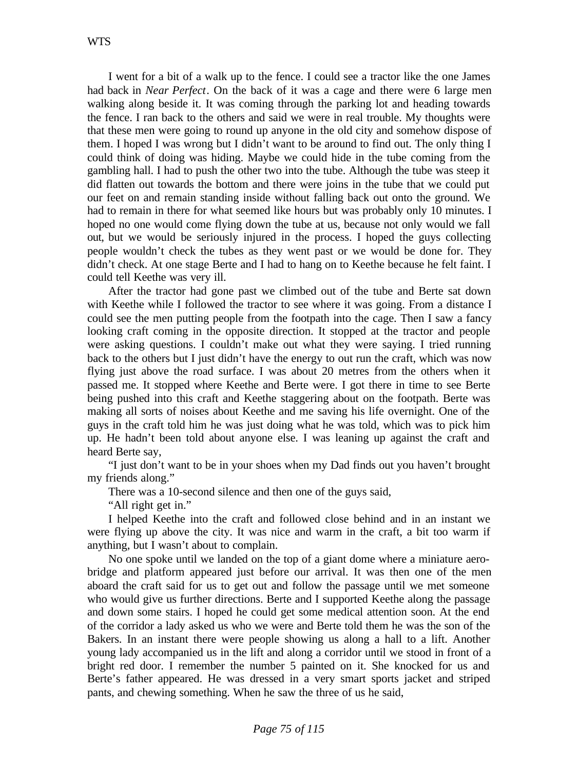I went for a bit of a walk up to the fence. I could see a tractor like the one James had back in *Near Perfect*. On the back of it was a cage and there were 6 large men walking along beside it. It was coming through the parking lot and heading towards the fence. I ran back to the others and said we were in real trouble. My thoughts were that these men were going to round up anyone in the old city and somehow dispose of them. I hoped I was wrong but I didn't want to be around to find out. The only thing I could think of doing was hiding. Maybe we could hide in the tube coming from the gambling hall. I had to push the other two into the tube. Although the tube was steep it did flatten out towards the bottom and there were joins in the tube that we could put our feet on and remain standing inside without falling back out onto the ground. We had to remain in there for what seemed like hours but was probably only 10 minutes. I hoped no one would come flying down the tube at us, because not only would we fall out, but we would be seriously injured in the process. I hoped the guys collecting people wouldn't check the tubes as they went past or we would be done for. They didn't check. At one stage Berte and I had to hang on to Keethe because he felt faint. I could tell Keethe was very ill.

After the tractor had gone past we climbed out of the tube and Berte sat down with Keethe while I followed the tractor to see where it was going. From a distance I could see the men putting people from the footpath into the cage. Then I saw a fancy looking craft coming in the opposite direction. It stopped at the tractor and people were asking questions. I couldn't make out what they were saying. I tried running back to the others but I just didn't have the energy to out run the craft, which was now flying just above the road surface. I was about 20 metres from the others when it passed me. It stopped where Keethe and Berte were. I got there in time to see Berte being pushed into this craft and Keethe staggering about on the footpath. Berte was making all sorts of noises about Keethe and me saving his life overnight. One of the guys in the craft told him he was just doing what he was told, which was to pick him up. He hadn't been told about anyone else. I was leaning up against the craft and heard Berte say,

"I just don't want to be in your shoes when my Dad finds out you haven't brought my friends along."

There was a 10-second silence and then one of the guys said,

"All right get in."

I helped Keethe into the craft and followed close behind and in an instant we were flying up above the city. It was nice and warm in the craft, a bit too warm if anything, but I wasn't about to complain.

No one spoke until we landed on the top of a giant dome where a miniature aero-bridge and platform appeared just before our arrival. It was then one of the men aboard the craft said for us to get out and follow the passage until we met someone who would give us further directions. Berte and I supported Keethe along the passage and down some stairs. I hoped he could get some medical attention soon. At the end of the corridor a lady asked us who we were and Berte told them he was the son of the Bakers. In an instant there were people showing us along a hall to a lift. Another young lady accompanied us in the lift and along a corridor until we stood in front of a bright red door. I remember the number 5 painted on it. She knocked for us and Berte's father appeared. He was dressed in a very smart sports jacket and striped pants, and chewing something. When he saw the three of us he said,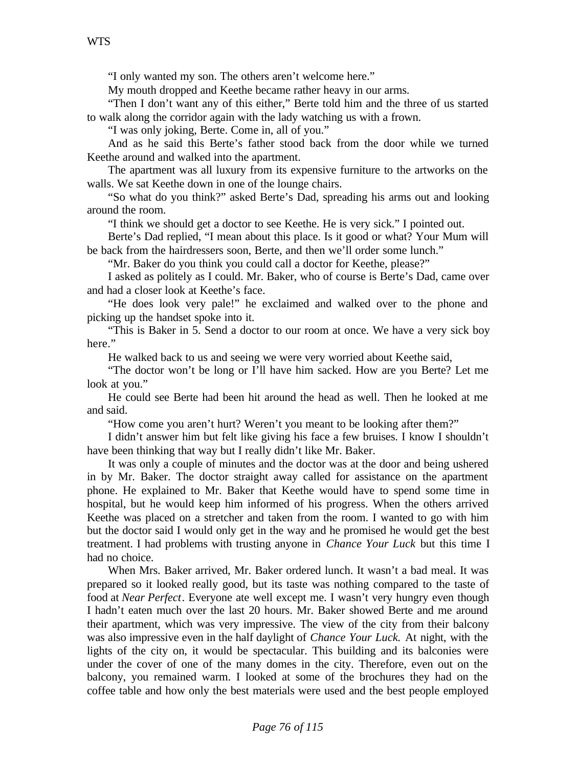"I only wanted my son. The others aren't welcome here."

My mouth dropped and Keethe became rather heavy in our arms.

"Then I don't want any of this either," Berte told him and the three of us started to walk along the corridor again with the lady watching us with a frown.

"I was only joking, Berte. Come in, all of you."

And as he said this Berte's father stood back from the door while we turned Keethe around and walked into the apartment.

The apartment was all luxury from its expensive furniture to the artworks on the walls. We sat Keethe down in one of the lounge chairs.

"So what do you think?" asked Berte's Dad, spreading his arms out and looking around the room.

"I think we should get a doctor to see Keethe. He is very sick." I pointed out.

Berte's Dad replied, "I mean about this place. Is it good or what? Your Mum will be back from the hairdressers soon, Berte, and then we'll order some lunch."

"Mr. Baker do you think you could call a doctor for Keethe, please?"

I asked as politely as I could. Mr. Baker, who of course is Berte's Dad, came over and had a closer look at Keethe's face.

"He does look very pale!" he exclaimed and walked over to the phone and picking up the handset spoke into it.

"This is Baker in 5. Send a doctor to our room at once. We have a very sick boy here."

He walked back to us and seeing we were very worried about Keethe said,

"The doctor won't be long or I'll have him sacked. How are you Berte? Let me look at you."

He could see Berte had been hit around the head as well. Then he looked at me and said.

"How come you aren't hurt? Weren't you meant to be looking after them?"

I didn't answer him but felt like giving his face a few bruises. I know I shouldn't have been thinking that way but I really didn't like Mr. Baker.

It was only a couple of minutes and the doctor was at the door and being ushered in by Mr. Baker. The doctor straight away called for assistance on the apartment phone. He explained to Mr. Baker that Keethe would have to spend some time in hospital, but he would keep him informed of his progress. When the others arrived Keethe was placed on a stretcher and taken from the room. I wanted to go with him but the doctor said I would only get in the way and he promised he would get the best treatment. I had problems with trusting anyone in *Chance Your Luck* but this time I had no choice.

When Mrs. Baker arrived, Mr. Baker ordered lunch. It wasn't a bad meal. It was prepared so it looked really good, but its taste was nothing compared to the taste of food at *Near Perfect*. Everyone ate well except me. I wasn't very hungry even though I hadn't eaten much over the last 20 hours. Mr. Baker showed Berte and me around their apartment, which was very impressive. The view of the city from their balcony was also impressive even in the half daylight of *Chance Your Luck.* At night, with the lights of the city on, it would be spectacular. This building and its balconies were under the cover of one of the many domes in the city. Therefore, even out on the balcony, you remained warm. I looked at some of the brochures they had on the coffee table and how only the best materials were used and the best people employed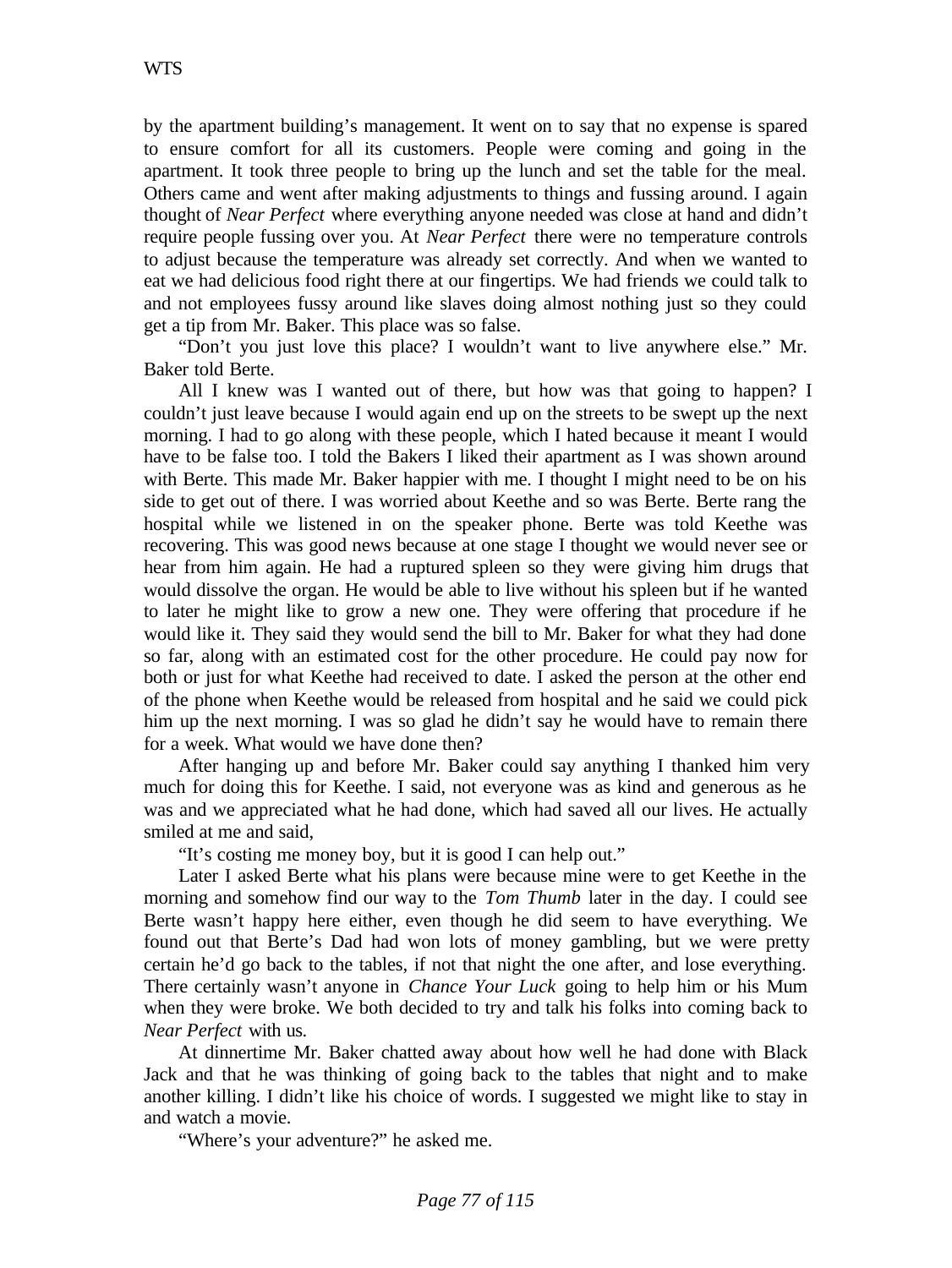by the apartment building's management. It went on to say that no expense is spared to ensure comfort for all its customers. People were coming and going in the apartment. It took three people to bring up the lunch and set the table for the meal. Others came and went after making adjustments to things and fussing around. I again thought of *Near Perfect* where everything anyone needed was close at hand and didn't require people fussing over you. At *Near Perfect* there were no temperature controls to adjust because the temperature was already set correctly. And when we wanted to eat we had delicious food right there at our fingertips. We had friends we could talk to and not employees fussy around like slaves doing almost nothing just so they could get a tip from Mr. Baker. This place was so false.

"Don't you just love this place? I wouldn't want to live anywhere else." Mr. Baker told Berte.

All I knew was I wanted out of there, but how was that going to happen? I couldn't just leave because I would again end up on the streets to be swept up the next morning. I had to go along with these people, which I hated because it meant I would have to be false too. I told the Bakers I liked their apartment as I was shown around with Berte. This made Mr. Baker happier with me. I thought I might need to be on his side to get out of there. I was worried about Keethe and so was Berte. Berte rang the hospital while we listened in on the speaker phone. Berte was told Keethe was recovering. This was good news because at one stage I thought we would never see or hear from him again. He had a ruptured spleen so they were giving him drugs that would dissolve the organ. He would be able to live without his spleen but if he wanted to later he might like to grow a new one. They were offering that procedure if he would like it. They said they would send the bill to Mr. Baker for what they had done so far, along with an estimated cost for the other procedure. He could pay now for both or just for what Keethe had received to date. I asked the person at the other end of the phone when Keethe would be released from hospital and he said we could pick him up the next morning. I was so glad he didn't say he would have to remain there for a week. What would we have done then?

After hanging up and before Mr. Baker could say anything I thanked him very much for doing this for Keethe. I said, not everyone was as kind and generous as he was and we appreciated what he had done, which had saved all our lives. He actually smiled at me and said,

"It's costing me money boy, but it is good I can help out."

Later I asked Berte what his plans were because mine were to get Keethe in the morning and somehow find our way to the *Tom Thumb* later in the day. I could see Berte wasn't happy here either, even though he did seem to have everything. We found out that Berte's Dad had won lots of money gambling, but we were pretty certain he'd go back to the tables, if not that night the one after, and lose everything. There certainly wasn't anyone in *Chance Your Luck* going to help him or his Mum when they were broke. We both decided to try and talk his folks into coming back to *Near Perfect* with us.

At dinnertime Mr. Baker chatted away about how well he had done with Black Jack and that he was thinking of going back to the tables that night and to make another killing. I didn't like his choice of words. I suggested we might like to stay in and watch a movie.

"Where's your adventure?" he asked me.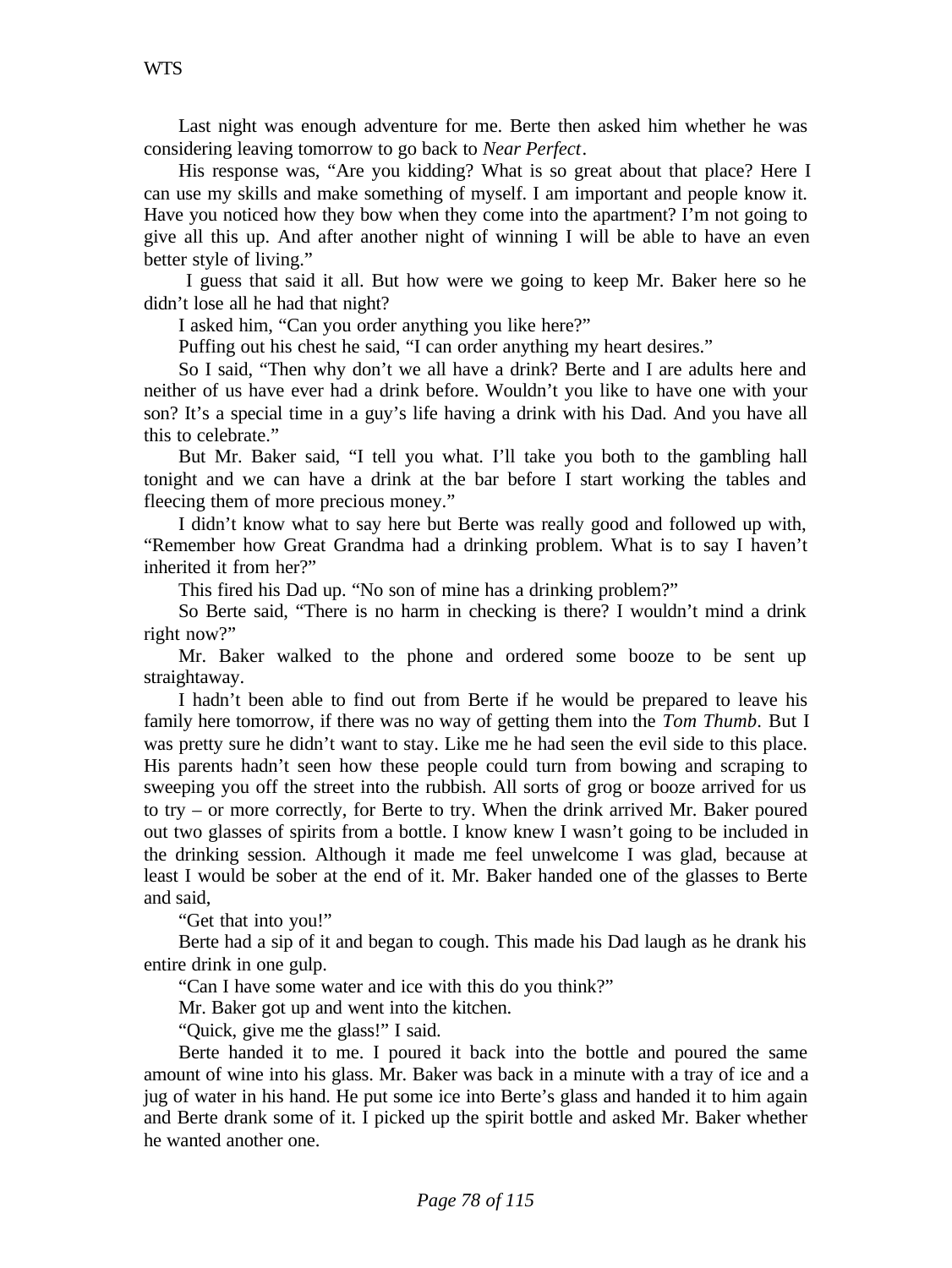Last night was enough adventure for me. Berte then asked him whether he was considering leaving tomorrow to go back to *Near Perfect*.

His response was, “Are you kidding? What is so great about that place? Here I can use my skills and make something of myself. I am important and people know it. Have you noticed how they bow when they come into the apartment? I’m not going to give all this up. And after another night of winning I will be able to have an even better style of living.”

I guess that said it all. But how were we going to keep Mr. Baker here so he didn’t lose all he had that night?

I asked him, “Can you order anything you like here?”

Puffing out his chest he said, “I can order anything my heart desires.”

So I said, “Then why don’t we all have a drink? Berte and I are adults here and neither of us have ever had a drink before. Wouldn’t you like to have one with your son? It’s a special time in a guy’s life having a drink with his Dad. And you have all this to celebrate.”

But Mr. Baker said, “I tell you what. I’ll take you both to the gambling hall tonight and we can have a drink at the bar before I start working the tables and fleecing them of more precious money.”

I didn’t know what to say here but Berte was really good and followed up with, “Remember how Great Grandma had a drinking problem. What is to say I haven’t inherited it from her?”

This fired his Dad up. “No son of mine has a drinking problem?”

So Berte said, “There is no harm in checking is there? I wouldn’t mind a drink right now?”

Mr. Baker walked to the phone and ordered some booze to be sent up straightaway.

I hadn’t been able to find out from Berte if he would be prepared to leave his family here tomorrow, if there was no way of getting them into the *Tom Thumb*. But I was pretty sure he didn’t want to stay. Like me he had seen the evil side to this place. His parents hadn’t seen how these people could turn from bowing and scraping to sweeping you off the street into the rubbish. All sorts of grog or booze arrived for us to try – or more correctly, for Berte to try. When the drink arrived Mr. Baker poured out two glasses of spirits from a bottle. I know knew I wasn’t going to be included in the drinking session. Although it made me feel unwelcome I was glad, because at least I would be sober at the end of it. Mr. Baker handed one of the glasses to Berte and said,

“Get that into you!”

Berte had a sip of it and began to cough. This made his Dad laugh as he drank his entire drink in one gulp.

“Can I have some water and ice with this do you think?”

Mr. Baker got up and went into the kitchen.

“Quick, give me the glass!” I said.

Berte handed it to me. I poured it back into the bottle and poured the same amount of wine into his glass. Mr. Baker was back in a minute with a tray of ice and a jug of water in his hand. He put some ice into Berte’s glass and handed it to him again and Berte drank some of it. I picked up the spirit bottle and asked Mr. Baker whether he wanted another one.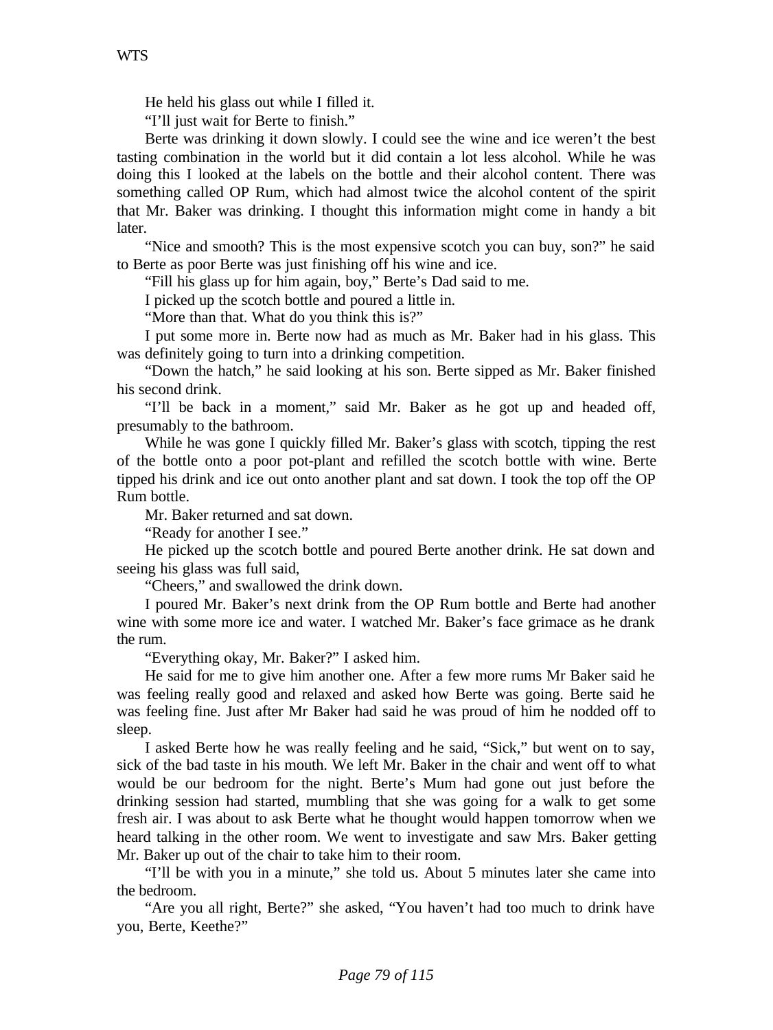He held his glass out while I filled it.

"I'll just wait for Berte to finish."

Berte was drinking it down slowly. I could see the wine and ice weren't the best tasting combination in the world but it did contain a lot less alcohol. While he was doing this I looked at the labels on the bottle and their alcohol content. There was something called OP Rum, which had almost twice the alcohol content of the spirit that Mr. Baker was drinking. I thought this information might come in handy a bit later.

"Nice and smooth? This is the most expensive scotch you can buy, son?" he said to Berte as poor Berte was just finishing off his wine and ice.

"Fill his glass up for him again, boy," Berte's Dad said to me.

I picked up the scotch bottle and poured a little in.

"More than that. What do you think this is?"

I put some more in. Berte now had as much as Mr. Baker had in his glass. This was definitely going to turn into a drinking competition.

"Down the hatch," he said looking at his son. Berte sipped as Mr. Baker finished his second drink.

"I'll be back in a moment," said Mr. Baker as he got up and headed off, presumably to the bathroom.

While he was gone I quickly filled Mr. Baker's glass with scotch, tipping the rest of the bottle onto a poor pot-plant and refilled the scotch bottle with wine. Berte tipped his drink and ice out onto another plant and sat down. I took the top off the OP Rum bottle.

Mr. Baker returned and sat down.

"Ready for another I see."

He picked up the scotch bottle and poured Berte another drink. He sat down and seeing his glass was full said,

"Cheers," and swallowed the drink down.

I poured Mr. Baker's next drink from the OP Rum bottle and Berte had another wine with some more ice and water. I watched Mr. Baker's face grimace as he drank the rum.

"Everything okay, Mr. Baker?" I asked him.

He said for me to give him another one. After a few more rums Mr Baker said he was feeling really good and relaxed and asked how Berte was going. Berte said he was feeling fine. Just after Mr Baker had said he was proud of him he nodded off to sleep.

I asked Berte how he was really feeling and he said, "Sick," but went on to say, sick of the bad taste in his mouth. We left Mr. Baker in the chair and went off to what would be our bedroom for the night. Berte's Mum had gone out just before the drinking session had started, mumbling that she was going for a walk to get some fresh air. I was about to ask Berte what he thought would happen tomorrow when we heard talking in the other room. We went to investigate and saw Mrs. Baker getting Mr. Baker up out of the chair to take him to their room.

"I'll be with you in a minute," she told us. About 5 minutes later she came into the bedroom.

"Are you all right, Berte?" she asked, "You haven't had too much to drink have you, Berte, Keethe?"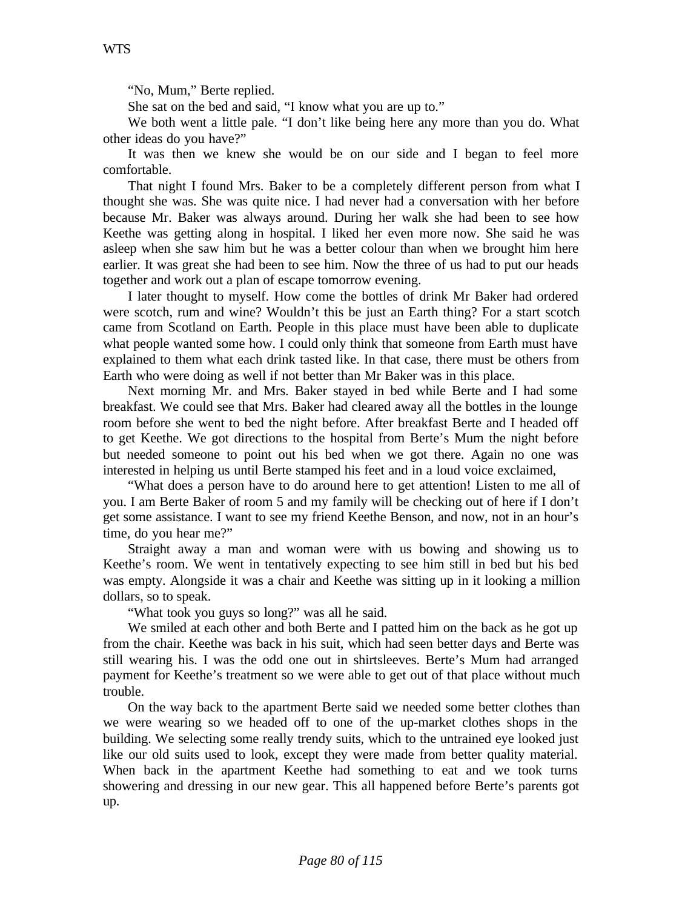"No, Mum," Berte replied.

She sat on the bed and said, "I know what you are up to."

We both went a little pale. "I don't like being here any more than you do. What other ideas do you have?"

It was then we knew she would be on our side and I began to feel more comfortable.

That night I found Mrs. Baker to be a completely different person from what I thought she was. She was quite nice. I had never had a conversation with her before because Mr. Baker was always around. During her walk she had been to see how Keethe was getting along in hospital. I liked her even more now. She said he was asleep when she saw him but he was a better colour than when we brought him here earlier. It was great she had been to see him. Now the three of us had to put our heads together and work out a plan of escape tomorrow evening.

I later thought to myself. How come the bottles of drink Mr Baker had ordered were scotch, rum and wine? Wouldn't this be just an Earth thing? For a start scotch came from Scotland on Earth. People in this place must have been able to duplicate what people wanted some how. I could only think that someone from Earth must have explained to them what each drink tasted like. In that case, there must be others from Earth who were doing as well if not better than Mr Baker was in this place.

Next morning Mr. and Mrs. Baker stayed in bed while Berte and I had some breakfast. We could see that Mrs. Baker had cleared away all the bottles in the lounge room before she went to bed the night before. After breakfast Berte and I headed off to get Keethe. We got directions to the hospital from Berte's Mum the night before but needed someone to point out his bed when we got there. Again no one was interested in helping us until Berte stamped his feet and in a loud voice exclaimed,

"What does a person have to do around here to get attention! Listen to me all of you. I am Berte Baker of room 5 and my family will be checking out of here if I don't get some assistance. I want to see my friend Keethe Benson, and now, not in an hour's time, do you hear me?"

Straight away a man and woman were with us bowing and showing us to Keethe's room. We went in tentatively expecting to see him still in bed but his bed was empty. Alongside it was a chair and Keethe was sitting up in it looking a million dollars, so to speak.

"What took you guys so long?" was all he said.

We smiled at each other and both Berte and I patted him on the back as he got up from the chair. Keethe was back in his suit, which had seen better days and Berte was still wearing his. I was the odd one out in shirtsleeves. Berte's Mum had arranged payment for Keethe's treatment so we were able to get out of that place without much trouble.

On the way back to the apartment Berte said we needed some better clothes than we were wearing so we headed off to one of the up-market clothes shops in the building. We selecting some really trendy suits, which to the untrained eye looked just like our old suits used to look, except they were made from better quality material. When back in the apartment Keethe had something to eat and we took turns showering and dressing in our new gear. This all happened before Berte's parents got up.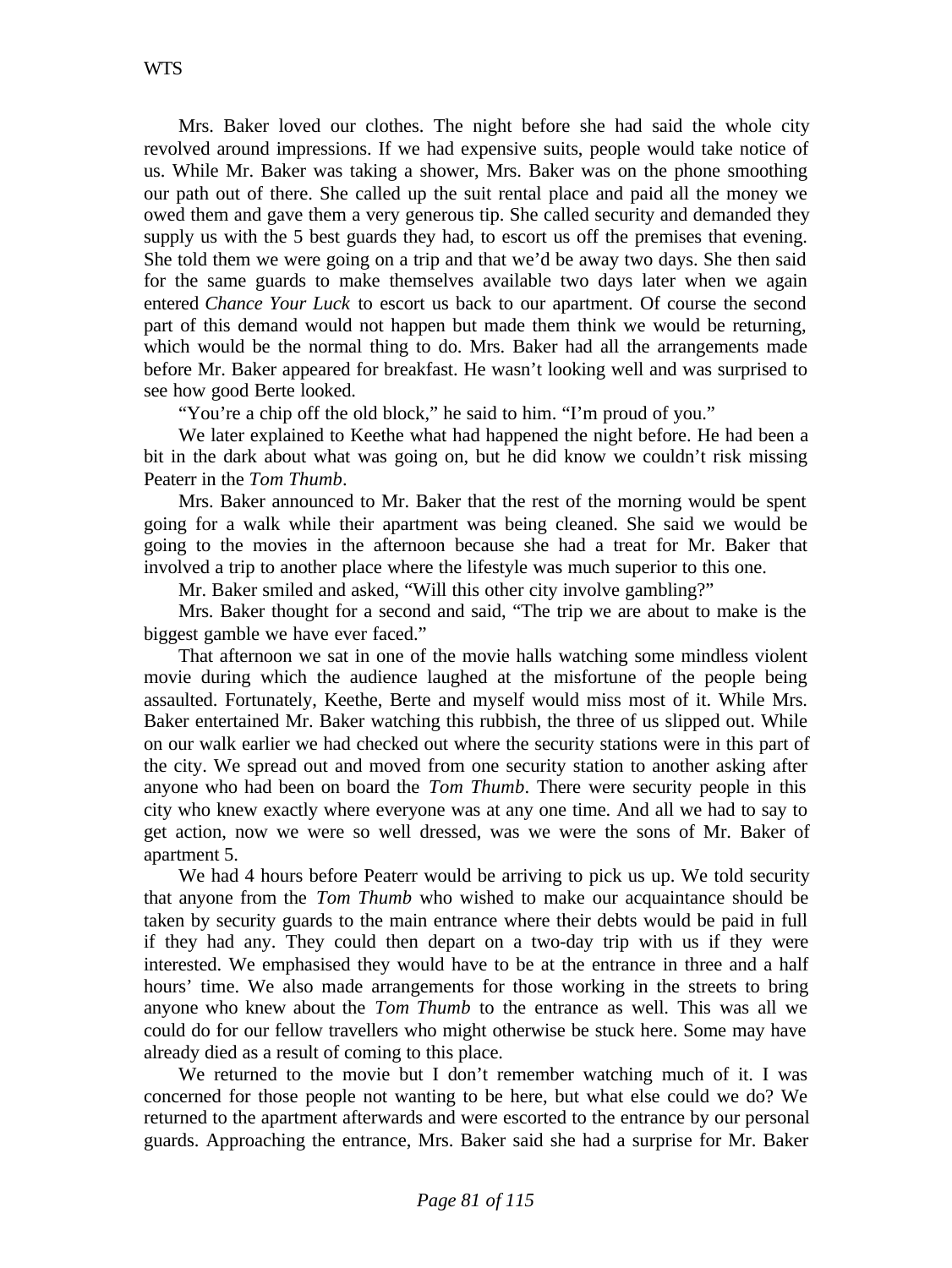Mrs. Baker loved our clothes. The night before she had said the whole city revolved around impressions. If we had expensive suits, people would take notice of us. While Mr. Baker was taking a shower, Mrs. Baker was on the phone smoothing our path out of there. She called up the suit rental place and paid all the money we owed them and gave them a very generous tip. She called security and demanded they supply us with the 5 best guards they had, to escort us off the premises that evening. She told them we were going on a trip and that we'd be away two days. She then said for the same guards to make themselves available two days later when we again entered *Chance Your Luck* to escort us back to our apartment. Of course the second part of this demand would not happen but made them think we would be returning, which would be the normal thing to do. Mrs. Baker had all the arrangements made before Mr. Baker appeared for breakfast. He wasn't looking well and was surprised to see how good Berte looked.

"You're a chip off the old block," he said to him. "I'm proud of you."

We later explained to Keethe what had happened the night before. He had been a bit in the dark about what was going on, but he did know we couldn't risk missing Peaterr in the *Tom Thumb*.

Mrs. Baker announced to Mr. Baker that the rest of the morning would be spent going for a walk while their apartment was being cleaned. She said we would be going to the movies in the afternoon because she had a treat for Mr. Baker that involved a trip to another place where the lifestyle was much superior to this one.

Mr. Baker smiled and asked, "Will this other city involve gambling?"

Mrs. Baker thought for a second and said, "The trip we are about to make is the biggest gamble we have ever faced."

That afternoon we sat in one of the movie halls watching some mindless violent movie during which the audience laughed at the misfortune of the people being assaulted. Fortunately, Keethe, Berte and myself would miss most of it. While Mrs. Baker entertained Mr. Baker watching this rubbish, the three of us slipped out. While on our walk earlier we had checked out where the security stations were in this part of the city. We spread out and moved from one security station to another asking after anyone who had been on board the *Tom Thumb*. There were security people in this city who knew exactly where everyone was at any one time. And all we had to say to get action, now we were so well dressed, was we were the sons of Mr. Baker of apartment 5.

We had 4 hours before Peaterr would be arriving to pick us up. We told security that anyone from the *Tom Thumb* who wished to make our acquaintance should be taken by security guards to the main entrance where their debts would be paid in full if they had any. They could then depart on a two-day trip with us if they were interested. We emphasised they would have to be at the entrance in three and a half hours' time. We also made arrangements for those working in the streets to bring anyone who knew about the *Tom Thumb* to the entrance as well. This was all we could do for our fellow travellers who might otherwise be stuck here. Some may have already died as a result of coming to this place.

We returned to the movie but I don't remember watching much of it. I was concerned for those people not wanting to be here, but what else could we do? We returned to the apartment afterwards and were escorted to the entrance by our personal guards. Approaching the entrance, Mrs. Baker said she had a surprise for Mr. Baker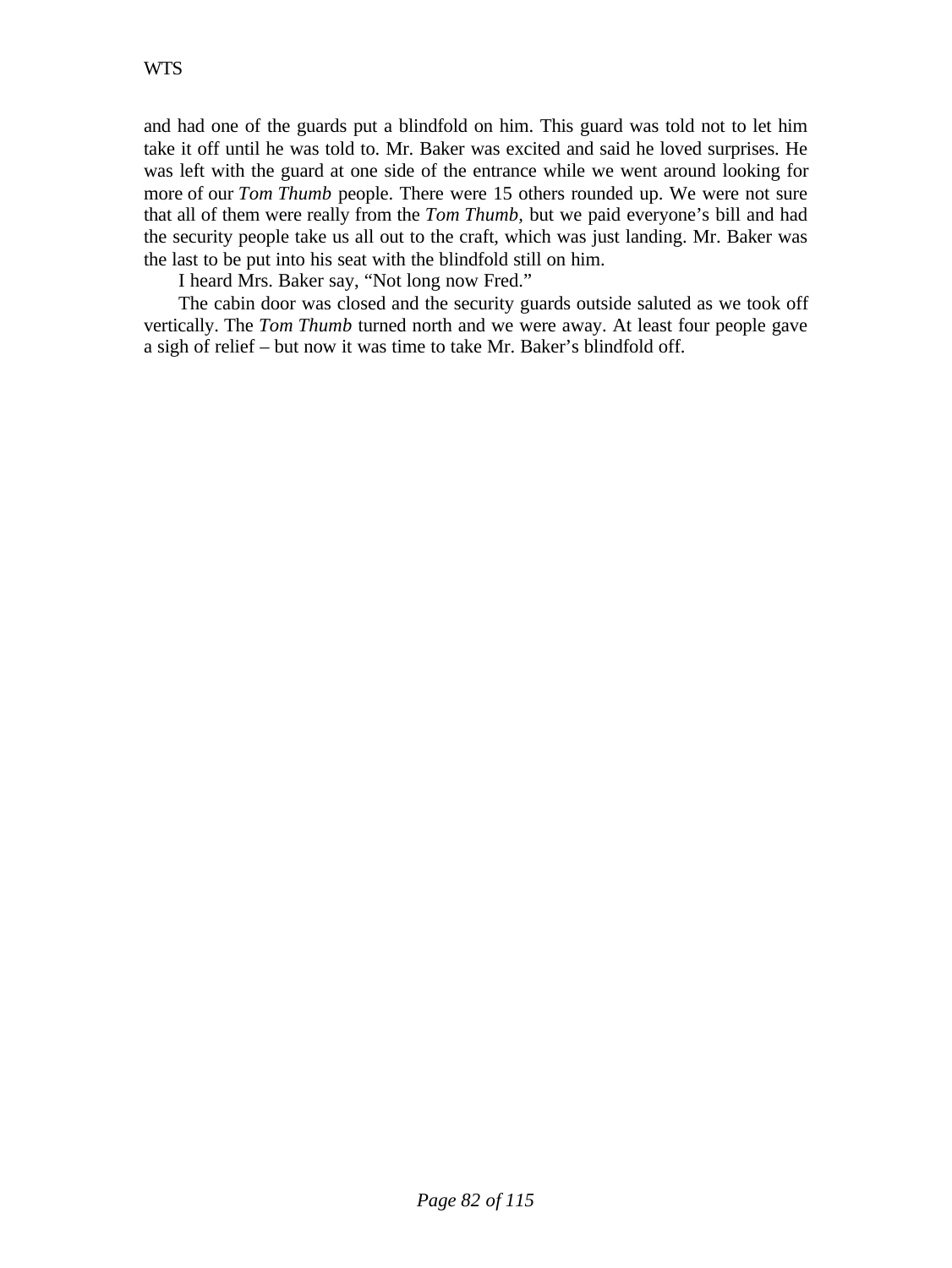and had one of the guards put a blindfold on him. This guard was told not to let him take it off until he was told to. Mr. Baker was excited and said he loved surprises. He was left with the guard at one side of the entrance while we went around looking for more of our *Tom Thumb* people. There were 15 others rounded up. We were not sure that all of them were really from the *Tom Thumb,* but we paid everyone's bill and had the security people take us all out to the craft, which was just landing. Mr. Baker was the last to be put into his seat with the blindfold still on him.

I heard Mrs. Baker say, "Not long now Fred."

The cabin door was closed and the security guards outside saluted as we took off vertically. The *Tom Thumb* turned north and we were away. At least four people gave a sigh of relief – but now it was time to take Mr. Baker's blindfold off.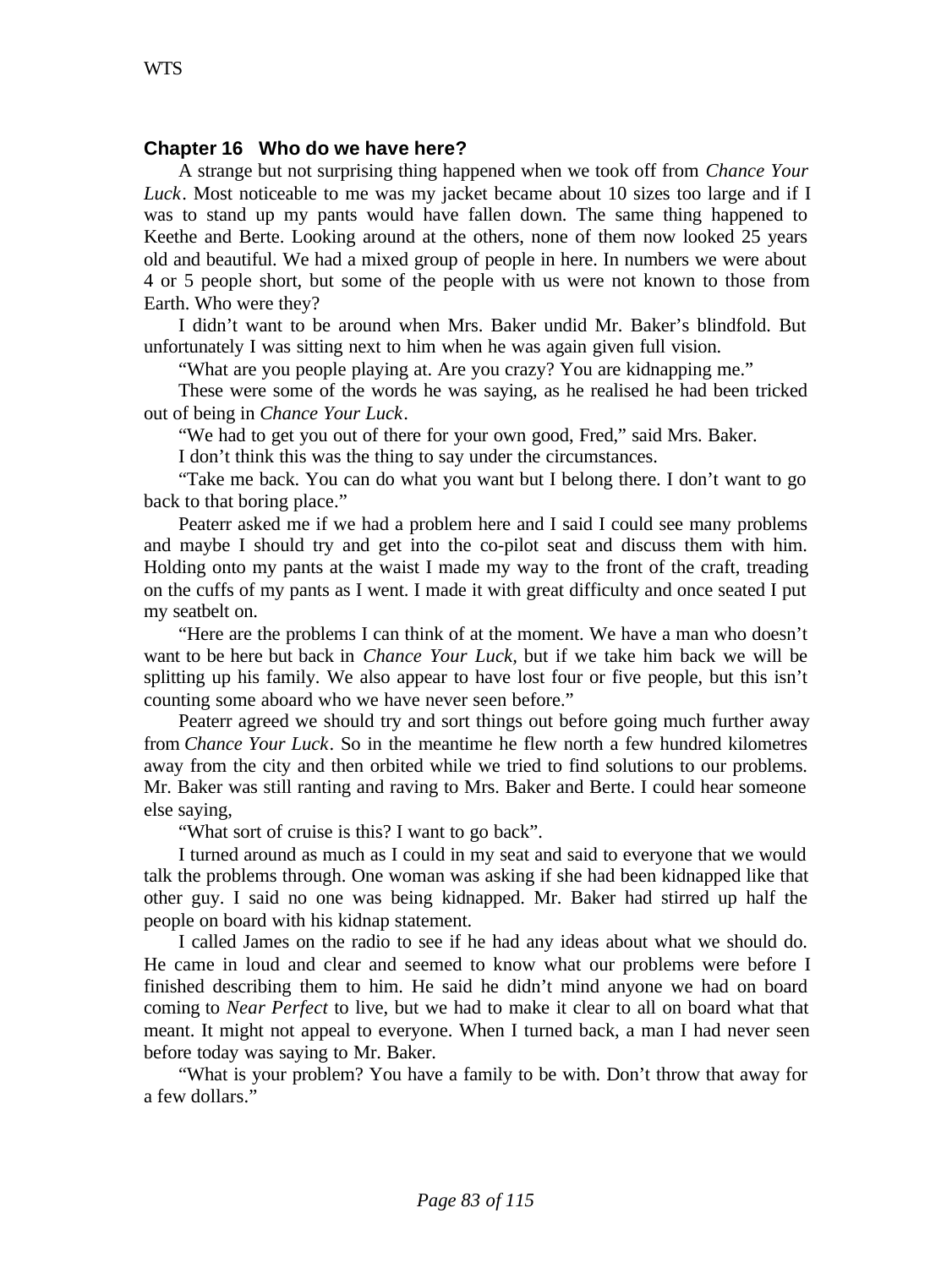## Chapter 16 Who do we have here?

A strange but not surprising thing happened when we took off from *Chance Your Luck*. Most noticeable to me was my jacket became about 10 sizes too large and if I was to stand up my pants would have fallen down. The same thing happened to Keethe and Berte. Looking around at the others, none of them now looked 25 years old and beautiful. We had a mixed group of people in here. In numbers we were about 4 or 5 people short, but some of the people with us were not known to those from Earth. Who were they?

I didn't want to be around when Mrs. Baker undid Mr. Baker's blindfold. But unfortunately I was sitting next to him when he was again given full vision.

"What are you people playing at. Are you crazy? You are kidnapping me."

These were some of the words he was saying, as he realised he had been tricked out of being in *Chance Your Luck*.

"We had to get you out of there for your own good, Fred," said Mrs. Baker.

I don't think this was the thing to say under the circumstances.

"Take me back. You can do what you want but I belong there. I don't want to go back to that boring place."

Peaterr asked me if we had a problem here and I said I could see many problems and maybe I should try and get into the co-pilot seat and discuss them with him. Holding onto my pants at the waist I made my way to the front of the craft, treading on the cuffs of my pants as I went. I made it with great difficulty and once seated I put my seatbelt on.

"Here are the problems I can think of at the moment. We have a man who doesn't want to be here but back in *Chance Your Luck*, but if we take him back we will be splitting up his family. We also appear to have lost four or five people, but this isn't counting some aboard who we have never seen before."

Peaterr agreed we should try and sort things out before going much further away from *Chance Your Luck*. So in the meantime he flew north a few hundred kilometres away from the city and then orbited while we tried to find solutions to our problems. Mr. Baker was still ranting and raving to Mrs. Baker and Berte. I could hear someone else saying,

"What sort of cruise is this? I want to go back".

I turned around as much as I could in my seat and said to everyone that we would talk the problems through. One woman was asking if she had been kidnapped like that other guy. I said no one was being kidnapped. Mr. Baker had stirred up half the people on board with his kidnap statement.

I called James on the radio to see if he had any ideas about what we should do. He came in loud and clear and seemed to know what our problems were before I finished describing them to him. He said he didn't mind anyone we had on board coming to *Near Perfect* to live, but we had to make it clear to all on board what that meant. It might not appeal to everyone. When I turned back, a man I had never seen before today was saying to Mr. Baker.

"What is your problem? You have a family to be with. Don't throw that away for a few dollars."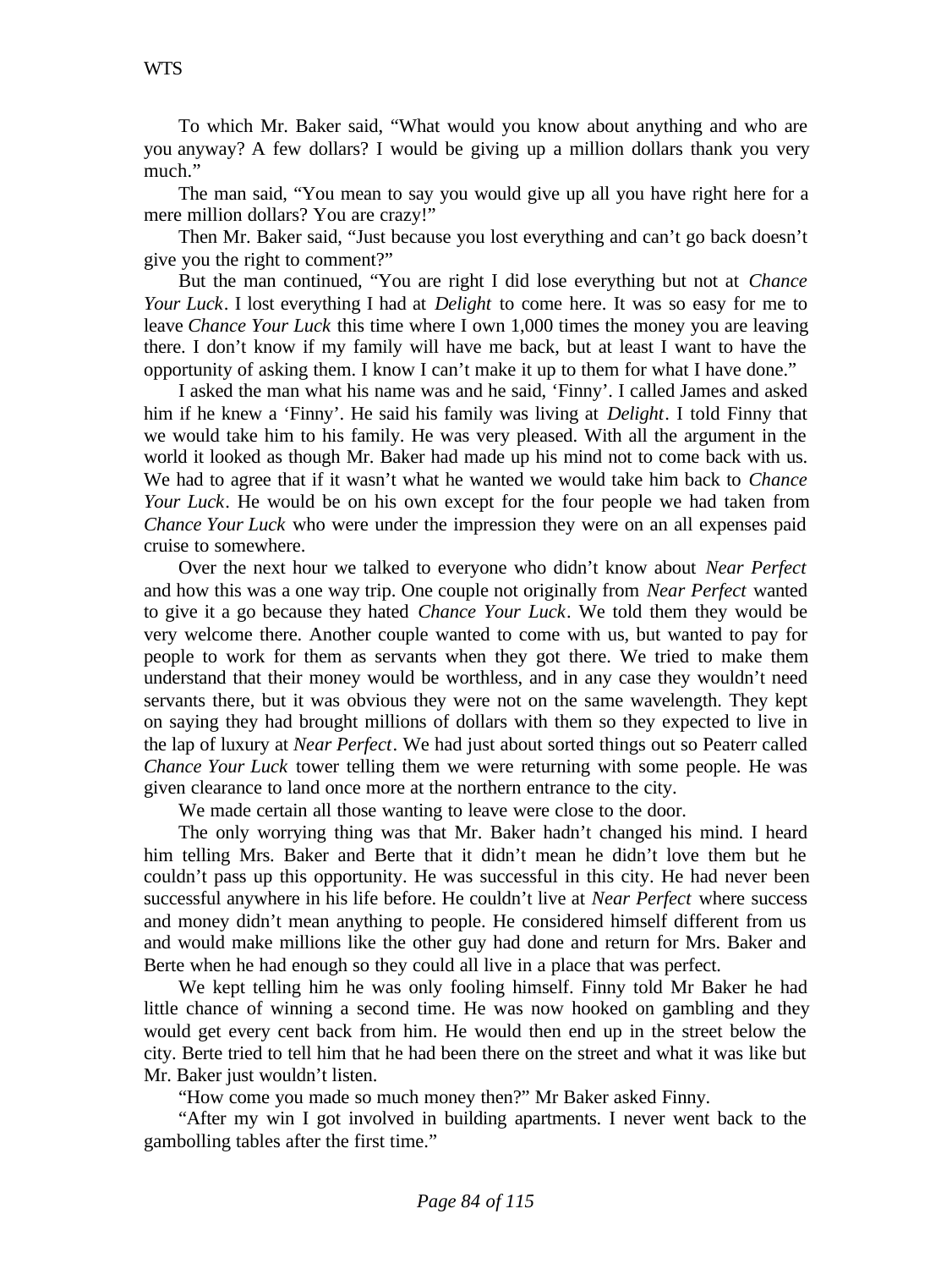To which Mr. Baker said, "What would you know about anything and who are you anyway? A few dollars? I would be giving up a million dollars thank you very much."

The man said, "You mean to say you would give up all you have right here for a mere million dollars? You are crazy!"

Then Mr. Baker said, "Just because you lost everything and can't go back doesn't give you the right to comment?"

But the man continued, "You are right I did lose everything but not at *Chance Your Luck*. I lost everything I had at *Delight* to come here. It was so easy for me to leave *Chance Your Luck* this time where I own 1,000 times the money you are leaving there. I don't know if my family will have me back, but at least I want to have the opportunity of asking them. I know I can't make it up to them for what I have done."

I asked the man what his name was and he said, 'Finny'. I called James and asked him if he knew a 'Finny'. He said his family was living at *Delight*. I told Finny that we would take him to his family. He was very pleased. With all the argument in the world it looked as though Mr. Baker had made up his mind not to come back with us. We had to agree that if it wasn't what he wanted we would take him back to *Chance Your Luck*. He would be on his own except for the four people we had taken from *Chance Your Luck* who were under the impression they were on an all expenses paid cruise to somewhere.

Over the next hour we talked to everyone who didn't know about *Near Perfect* and how this was a one way trip. One couple not originally from *Near Perfect* wanted to give it a go because they hated *Chance Your Luck*. We told them they would be very welcome there. Another couple wanted to come with us, but wanted to pay for people to work for them as servants when they got there. We tried to make them understand that their money would be worthless, and in any case they wouldn't need servants there, but it was obvious they were not on the same wavelength. They kept on saying they had brought millions of dollars with them so they expected to live in the lap of luxury at *Near Perfect*. We had just about sorted things out so Peaterr called *Chance Your Luck* tower telling them we were returning with some people. He was given clearance to land once more at the northern entrance to the city.

We made certain all those wanting to leave were close to the door.

The only worrying thing was that Mr. Baker hadn't changed his mind. I heard him telling Mrs. Baker and Berte that it didn't mean he didn't love them but he couldn't pass up this opportunity. He was successful in this city. He had never been successful anywhere in his life before. He couldn't live at *Near Perfect* where success and money didn't mean anything to people. He considered himself different from us and would make millions like the other guy had done and return for Mrs. Baker and Berte when he had enough so they could all live in a place that was perfect.

We kept telling him he was only fooling himself. Finny told Mr Baker he had little chance of winning a second time. He was now hooked on gambling and they would get every cent back from him. He would then end up in the street below the city. Berte tried to tell him that he had been there on the street and what it was like but Mr. Baker just wouldn't listen.

"How come you made so much money then?" Mr Baker asked Finny.

"After my win I got involved in building apartments. I never went back to the gambolling tables after the first time."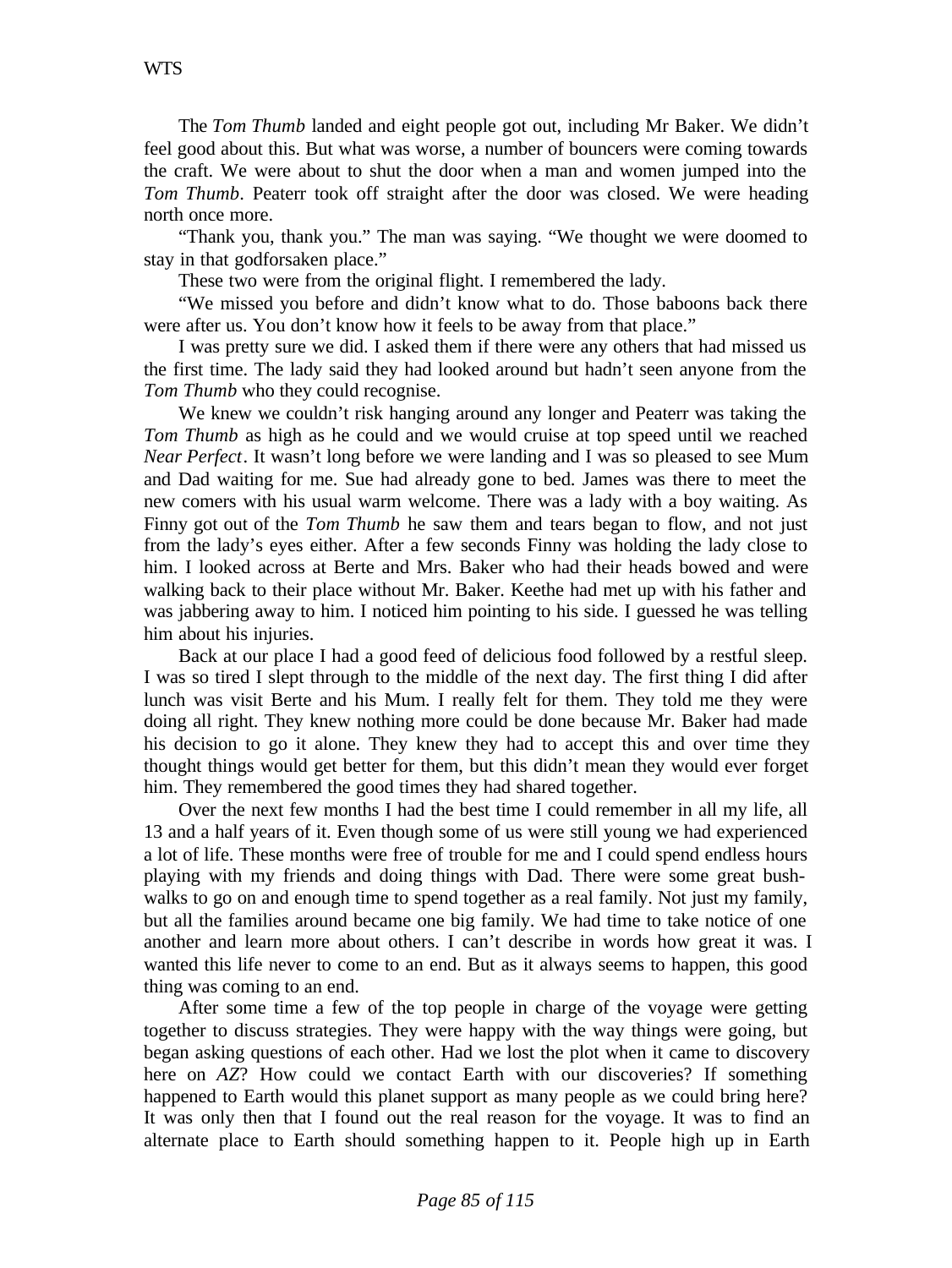The *Tom Thumb* landed and eight people got out, including Mr Baker. We didn't feel good about this. But what was worse, a number of bouncers were coming towards the craft. We were about to shut the door when a man and women jumped into the *Tom Thumb*. Peaterr took off straight after the door was closed. We were heading north once more.

"Thank you, thank you." The man was saying. "We thought we were doomed to stay in that godforsaken place."

These two were from the original flight. I remembered the lady.

"We missed you before and didn't know what to do. Those baboons back there were after us. You don't know how it feels to be away from that place."

I was pretty sure we did. I asked them if there were any others that had missed us the first time. The lady said they had looked around but hadn't seen anyone from the *Tom Thumb* who they could recognise.

We knew we couldn't risk hanging around any longer and Peaterr was taking the *Tom Thumb* as high as he could and we would cruise at top speed until we reached *Near Perfect*. It wasn't long before we were landing and I was so pleased to see Mum and Dad waiting for me. Sue had already gone to bed. James was there to meet the new comers with his usual warm welcome. There was a lady with a boy waiting. As Finny got out of the *Tom Thumb* he saw them and tears began to flow, and not just from the lady's eyes either. After a few seconds Finny was holding the lady close to him. I looked across at Berte and Mrs. Baker who had their heads bowed and were walking back to their place without Mr. Baker. Keethe had met up with his father and was jabbering away to him. I noticed him pointing to his side. I guessed he was telling him about his injuries.

Back at our place I had a good feed of delicious food followed by a restful sleep. I was so tired I slept through to the middle of the next day. The first thing I did after lunch was visit Berte and his Mum. I really felt for them. They told me they were doing all right. They knew nothing more could be done because Mr. Baker had made his decision to go it alone. They knew they had to accept this and over time they thought things would get better for them, but this didn't mean they would ever forget him. They remembered the good times they had shared together.

Over the next few months I had the best time I could remember in all my life, all 13 and a half years of it. Even though some of us were still young we had experienced a lot of life. These months were free of trouble for me and I could spend endless hours playing with my friends and doing things with Dad. There were some great bush-walks to go on and enough time to spend together as a real family. Not just my family, but all the families around became one big family. We had time to take notice of one another and learn more about others. I can't describe in words how great it was. I wanted this life never to come to an end. But as it always seems to happen, this good thing was coming to an end.

After some time a few of the top people in charge of the voyage were getting together to discuss strategies. They were happy with the way things were going, but began asking questions of each other. Had we lost the plot when it came to discovery here on *AZ*? How could we contact Earth with our discoveries? If something happened to Earth would this planet support as many people as we could bring here? It was only then that I found out the real reason for the voyage. It was to find an alternate place to Earth should something happen to it. People high up in Earth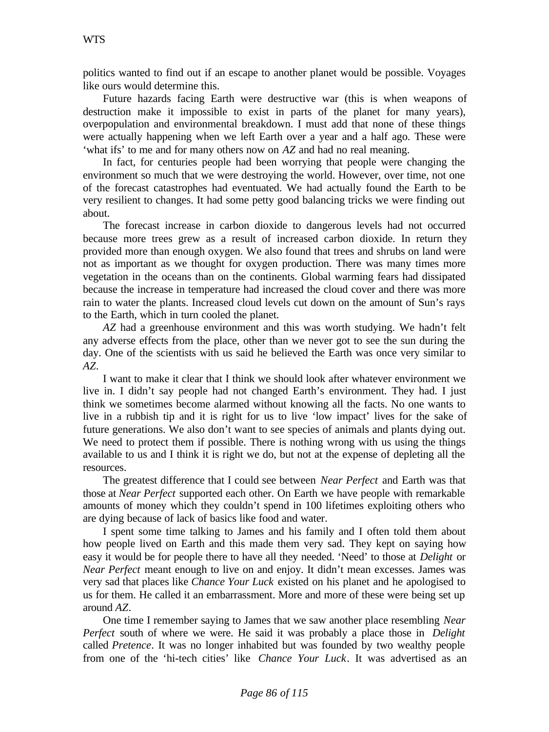politics wanted to find out if an escape to another planet would be possible. Voyages like ours would determine this.

Future hazards facing Earth were destructive war (this is when weapons of destruction make it impossible to exist in parts of the planet for many years), overpopulation and environmental breakdown. I must add that none of these things were actually happening when we left Earth over a year and a half ago. These were 'what ifs' to me and for many others now on *AZ* and had no real meaning.

In fact, for centuries people had been worrying that people were changing the environment so much that we were destroying the world. However, over time, not one of the forecast catastrophes had eventuated. We had actually found the Earth to be very resilient to changes. It had some petty good balancing tricks we were finding out about.

The forecast increase in carbon dioxide to dangerous levels had not occurred because more trees grew as a result of increased carbon dioxide. In return they provided more than enough oxygen. We also found that trees and shrubs on land were not as important as we thought for oxygen production. There was many times more vegetation in the oceans than on the continents. Global warming fears had dissipated because the increase in temperature had increased the cloud cover and there was more rain to water the plants. Increased cloud levels cut down on the amount of Sun's rays to the Earth, which in turn cooled the planet.

*AZ* had a greenhouse environment and this was worth studying. We hadn't felt any adverse effects from the place, other than we never got to see the sun during the day. One of the scientists with us said he believed the Earth was once very similar to *AZ*.

I want to make it clear that I think we should look after whatever environment we live in. I didn't say people had not changed Earth's environment. They had. I just think we sometimes become alarmed without knowing all the facts. No one wants to live in a rubbish tip and it is right for us to live 'low impact' lives for the sake of future generations. We also don't want to see species of animals and plants dying out. We need to protect them if possible. There is nothing wrong with us using the things available to us and I think it is right we do, but not at the expense of depleting all the resources.

The greatest difference that I could see between *Near Perfect* and Earth was that those at *Near Perfect* supported each other. On Earth we have people with remarkable amounts of money which they couldn't spend in 100 lifetimes exploiting others who are dying because of lack of basics like food and water.

I spent some time talking to James and his family and I often told them about how people lived on Earth and this made them very sad. They kept on saying how easy it would be for people there to have all they needed. 'Need' to those at *Delight* or *Near Perfect* meant enough to live on and enjoy. It didn't mean excesses. James was very sad that places like *Chance Your Luck* existed on his planet and he apologised to us for them. He called it an embarrassment. More and more of these were being set up around *AZ*.

One time I remember saying to James that we saw another place resembling *Near Perfect* south of where we were. He said it was probably a place those in *Delight* called *Pretence*. It was no longer inhabited but was founded by two wealthy people from one of the 'hi-tech cities' like *Chance Your Luck*. It was advertised as an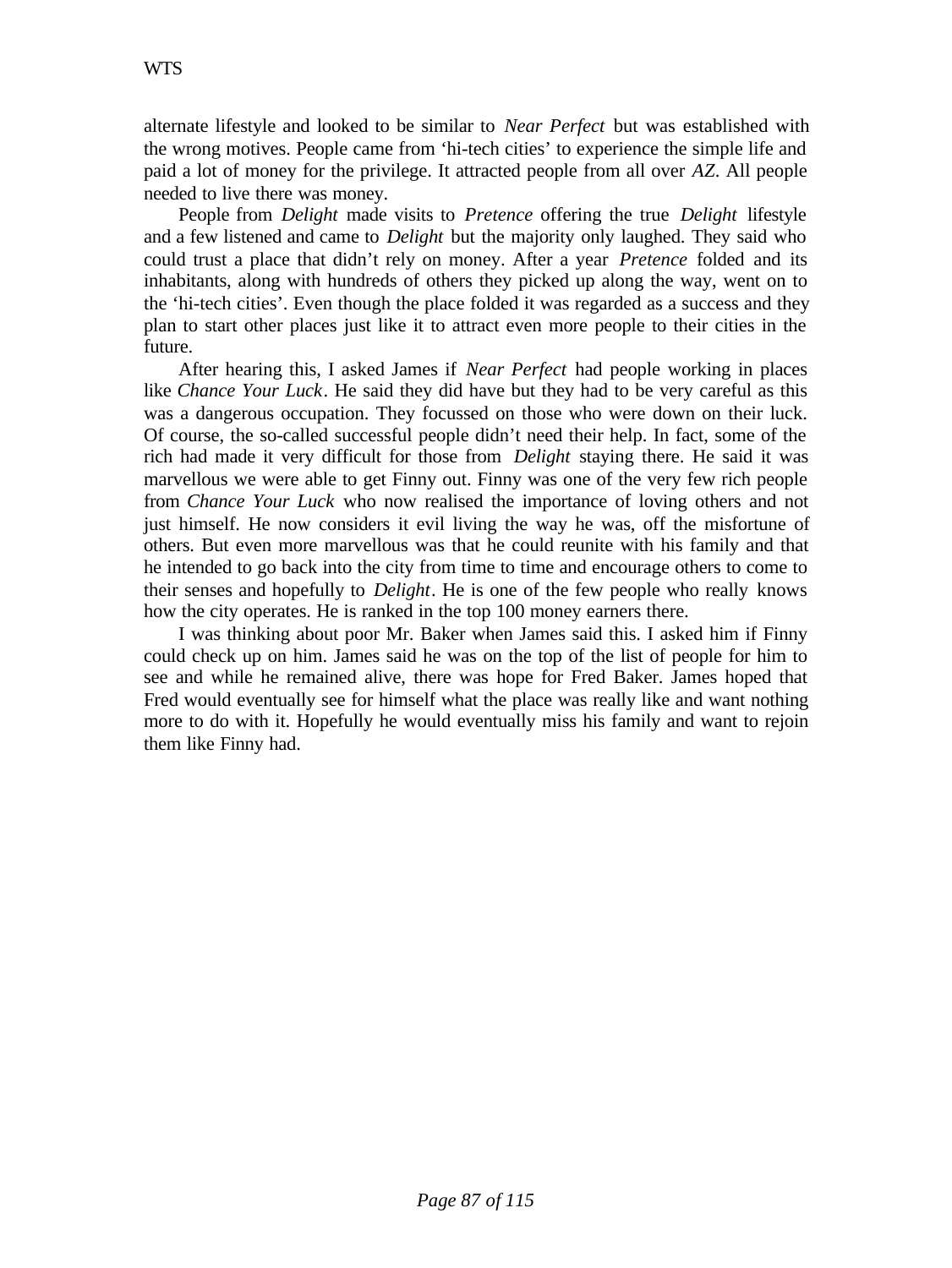alternate lifestyle and looked to be similar to *Near Perfect* but was established with the wrong motives. People came from 'hi-tech cities' to experience the simple life and paid a lot of money for the privilege. It attracted people from all over *AZ*. All people needed to live there was money.

People from *Delight* made visits to *Pretence* offering the true *Delight* lifestyle and a few listened and came to *Delight* but the majority only laughed. They said who could trust a place that didn't rely on money. After a year *Pretence* folded and its inhabitants, along with hundreds of others they picked up along the way, went on to the 'hi-tech cities'. Even though the place folded it was regarded as a success and they plan to start other places just like it to attract even more people to their cities in the future.

After hearing this, I asked James if *Near Perfect* had people working in places like *Chance Your Luck*. He said they did have but they had to be very careful as this was a dangerous occupation. They focussed on those who were down on their luck. Of course, the so-called successful people didn't need their help. In fact, some of the rich had made it very difficult for those from *Delight* staying there. He said it was marvellous we were able to get Finny out. Finny was one of the very few rich people from *Chance Your Luck* who now realised the importance of loving others and not just himself. He now considers it evil living the way he was, off the misfortune of others. But even more marvellous was that he could reunite with his family and that he intended to go back into the city from time to time and encourage others to come to their senses and hopefully to *Delight*. He is one of the few people who really knows how the city operates. He is ranked in the top 100 money earners there.

I was thinking about poor Mr. Baker when James said this. I asked him if Finny could check up on him. James said he was on the top of the list of people for him to see and while he remained alive, there was hope for Fred Baker. James hoped that Fred would eventually see for himself what the place was really like and want nothing more to do with it. Hopefully he would eventually miss his family and want to rejoin them like Finny had.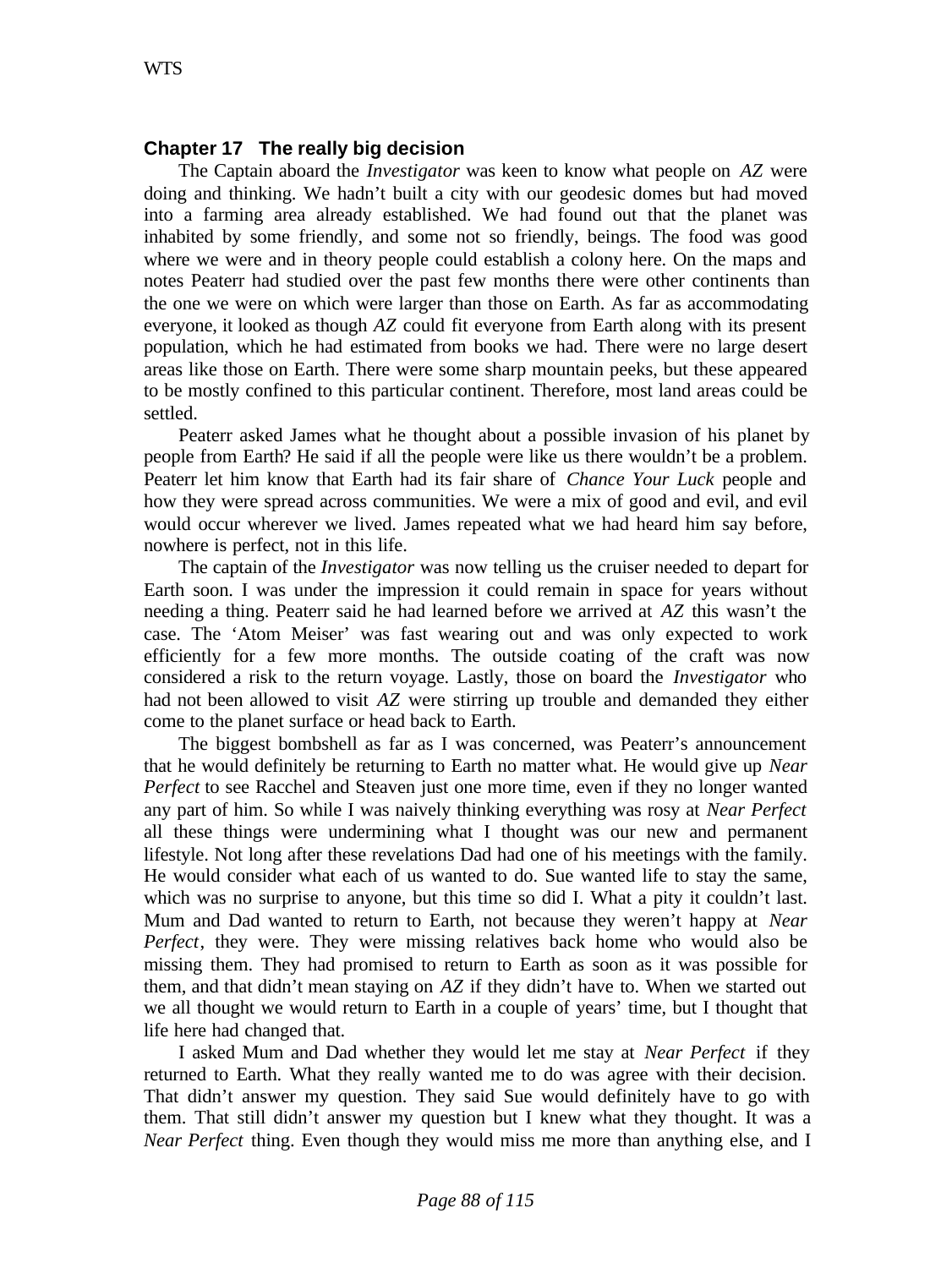## Chapter 17 The really big decision

The Captain aboard the *Investigator* was keen to know what people on *AZ* were doing and thinking. We hadn't built a city with our geodesic domes but had moved into a farming area already established. We had found out that the planet was inhabited by some friendly, and some not so friendly, beings. The food was good where we were and in theory people could establish a colony here. On the maps and notes Peaterr had studied over the past few months there were other continents than the one we were on which were larger than those on Earth. As far as accommodating everyone, it looked as though *AZ* could fit everyone from Earth along with its present population, which he had estimated from books we had. There were no large desert areas like those on Earth. There were some sharp mountain peeks, but these appeared to be mostly confined to this particular continent. Therefore, most land areas could be settled.

Peaterr asked James what he thought about a possible invasion of his planet by people from Earth? He said if all the people were like us there wouldn't be a problem. Peaterr let him know that Earth had its fair share of *Chance Your Luck* people and how they were spread across communities. We were a mix of good and evil, and evil would occur wherever we lived. James repeated what we had heard him say before, nowhere is perfect, not in this life.

The captain of the *Investigator* was now telling us the cruiser needed to depart for Earth soon. I was under the impression it could remain in space for years without needing a thing. Peaterr said he had learned before we arrived at *AZ* this wasn't the case. The 'Atom Meiser' was fast wearing out and was only expected to work efficiently for a few more months. The outside coating of the craft was now considered a risk to the return voyage. Lastly, those on board the *Investigator* who had not been allowed to visit *AZ* were stirring up trouble and demanded they either come to the planet surface or head back to Earth.

The biggest bombshell as far as I was concerned, was Peaterr's announcement that he would definitely be returning to Earth no matter what. He would give up *Near Perfect* to see Racchel and Steaven just one more time, even if they no longer wanted any part of him. So while I was naively thinking everything was rosy at *Near Perfect* all these things were undermining what I thought was our new and permanent lifestyle. Not long after these revelations Dad had one of his meetings with the family. He would consider what each of us wanted to do. Sue wanted life to stay the same, which was no surprise to anyone, but this time so did I. What a pity it couldn't last. Mum and Dad wanted to return to Earth, not because they weren't happy at *Near Perfect*, they were. They were missing relatives back home who would also be missing them. They had promised to return to Earth as soon as it was possible for them, and that didn't mean staying on *AZ* if they didn't have to. When we started out we all thought we would return to Earth in a couple of years' time, but I thought that life here had changed that.

I asked Mum and Dad whether they would let me stay at *Near Perfect* if they returned to Earth. What they really wanted me to do was agree with their decision. That didn't answer my question. They said Sue would definitely have to go with them. That still didn't answer my question but I knew what they thought. It was a *Near Perfect* thing. Even though they would miss me more than anything else, and I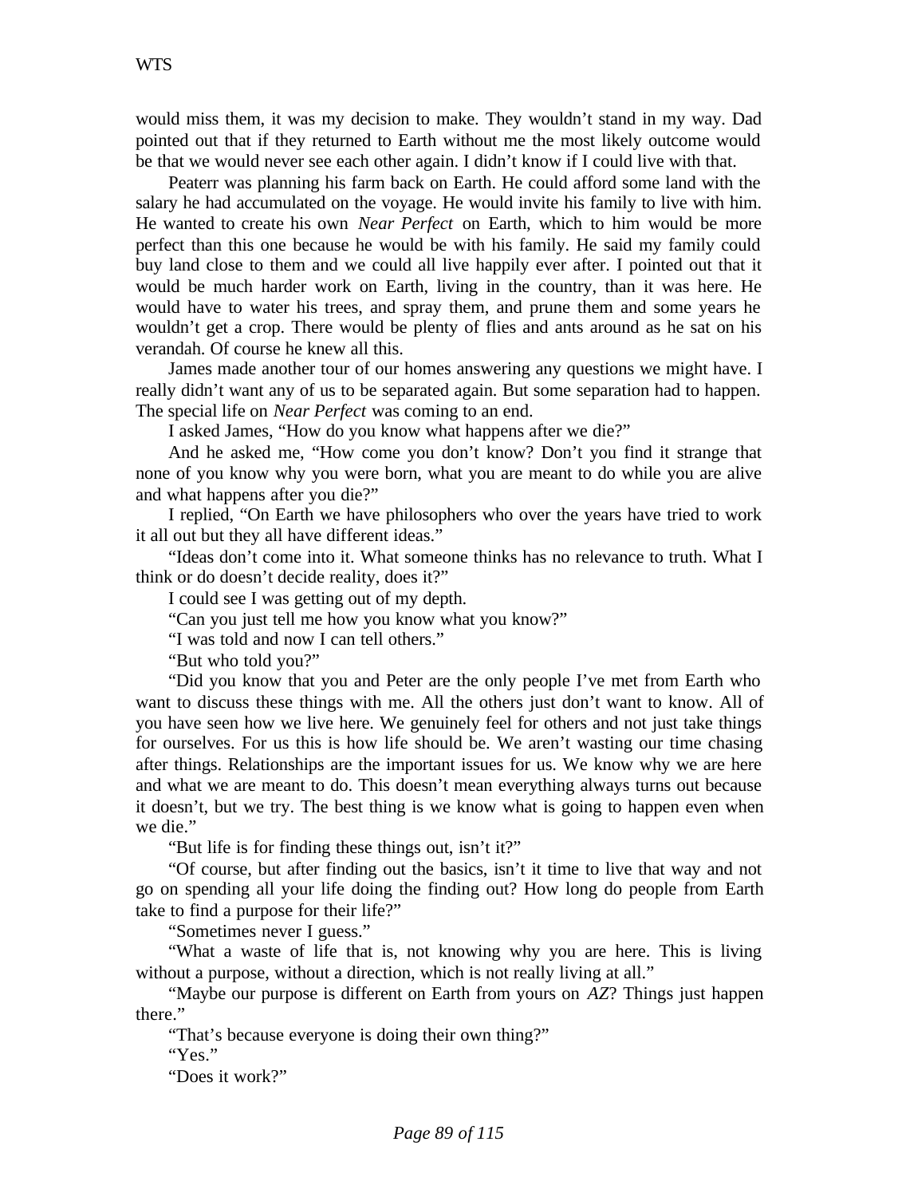would miss them, it was my decision to make. They wouldn't stand in my way. Dad pointed out that if they returned to Earth without me the most likely outcome would be that we would never see each other again. I didn't know if I could live with that.

Peaterr was planning his farm back on Earth. He could afford some land with the salary he had accumulated on the voyage. He would invite his family to live with him. He wanted to create his own *Near Perfect* on Earth, which to him would be more perfect than this one because he would be with his family. He said my family could buy land close to them and we could all live happily ever after. I pointed out that it would be much harder work on Earth, living in the country, than it was here. He would have to water his trees, and spray them, and prune them and some years he wouldn't get a crop. There would be plenty of flies and ants around as he sat on his verandah. Of course he knew all this.

James made another tour of our homes answering any questions we might have. I really didn't want any of us to be separated again. But some separation had to happen. The special life on *Near Perfect* was coming to an end.

I asked James, "How do you know what happens after we die?"

And he asked me, "How come you don't know? Don't you find it strange that none of you know why you were born, what you are meant to do while you are alive and what happens after you die?"

I replied, "On Earth we have philosophers who over the years have tried to work it all out but they all have different ideas."

"Ideas don't come into it. What someone thinks has no relevance to truth. What I think or do doesn't decide reality, does it?"

I could see I was getting out of my depth.

"Can you just tell me how you know what you know?"

"I was told and now I can tell others."

"But who told you?"

"Did you know that you and Peter are the only people I've met from Earth who want to discuss these things with me. All the others just don't want to know. All of you have seen how we live here. We genuinely feel for others and not just take things for ourselves. For us this is how life should be. We aren't wasting our time chasing after things. Relationships are the important issues for us. We know why we are here and what we are meant to do. This doesn't mean everything always turns out because it doesn't, but we try. The best thing is we know what is going to happen even when we die."

"But life is for finding these things out, isn't it?"

"Of course, but after finding out the basics, isn't it time to live that way and not go on spending all your life doing the finding out? How long do people from Earth take to find a purpose for their life?"

"Sometimes never I guess."

"What a waste of life that is, not knowing why you are here. This is living without a purpose, without a direction, which is not really living at all."

"Maybe our purpose is different on Earth from yours on *AZ*? Things just happen there."

"That's because everyone is doing their own thing?"

"Yes."

"Does it work?"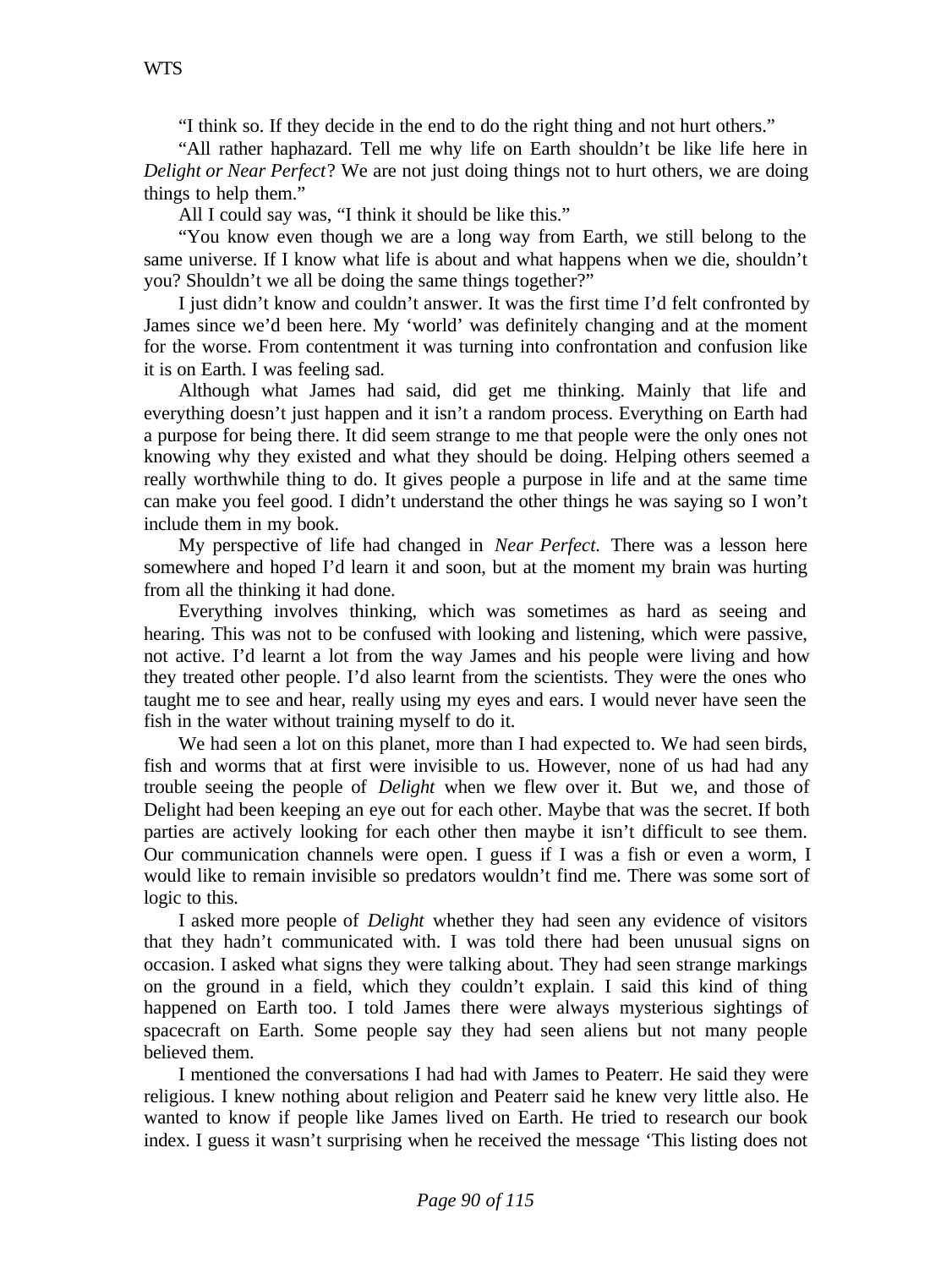"I think so. If they decide in the end to do the right thing and not hurt others."

"All rather haphazard. Tell me why life on Earth shouldn't be like life here in *Delight or Near Perfect*? We are not just doing things not to hurt others, we are doing things to help them."

All I could say was, "I think it should be like this."

"You know even though we are a long way from Earth, we still belong to the same universe. If I know what life is about and what happens when we die, shouldn't you? Shouldn't we all be doing the same things together?"

I just didn't know and couldn't answer. It was the first time I'd felt confronted by James since we'd been here. My 'world' was definitely changing and at the moment for the worse. From contentment it was turning into confrontation and confusion like it is on Earth. I was feeling sad.

Although what James had said, did get me thinking. Mainly that life and everything doesn't just happen and it isn't a random process. Everything on Earth had a purpose for being there. It did seem strange to me that people were the only ones not knowing why they existed and what they should be doing. Helping others seemed a really worthwhile thing to do. It gives people a purpose in life and at the same time can make you feel good. I didn't understand the other things he was saying so I won't include them in my book.

My perspective of life had changed in *Near Perfect.* There was a lesson here somewhere and hoped I'd learn it and soon, but at the moment my brain was hurting from all the thinking it had done.

Everything involves thinking, which was sometimes as hard as seeing and hearing. This was not to be confused with looking and listening, which were passive, not active. I'd learnt a lot from the way James and his people were living and how they treated other people. I'd also learnt from the scientists. They were the ones who taught me to see and hear, really using my eyes and ears. I would never have seen the fish in the water without training myself to do it.

We had seen a lot on this planet, more than I had expected to. We had seen birds, fish and worms that at first were invisible to us. However, none of us had had any trouble seeing the people of *Delight* when we flew over it. But we, and those of Delight had been keeping an eye out for each other. Maybe that was the secret. If both parties are actively looking for each other then maybe it isn't difficult to see them. Our communication channels were open. I guess if I was a fish or even a worm, I would like to remain invisible so predators wouldn't find me. There was some sort of logic to this.

I asked more people of *Delight* whether they had seen any evidence of visitors that they hadn't communicated with. I was told there had been unusual signs on occasion. I asked what signs they were talking about. They had seen strange markings on the ground in a field, which they couldn't explain. I said this kind of thing happened on Earth too. I told James there were always mysterious sightings of spacecraft on Earth. Some people say they had seen aliens but not many people believed them.

I mentioned the conversations I had had with James to Peaterr. He said they were religious. I knew nothing about religion and Peaterr said he knew very little also. He wanted to know if people like James lived on Earth. He tried to research our book index. I guess it wasn't surprising when he received the message 'This listing does not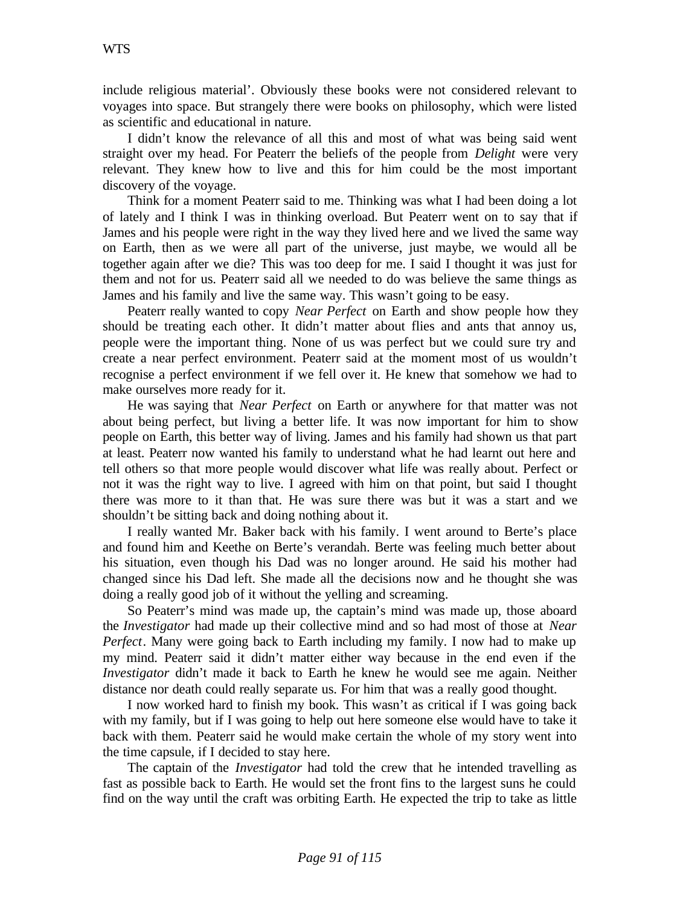include religious material'. Obviously these books were not considered relevant to voyages into space. But strangely there were books on philosophy, which were listed as scientific and educational in nature.

I didn't know the relevance of all this and most of what was being said went straight over my head. For Peaterr the beliefs of the people from *Delight* were very relevant. They knew how to live and this for him could be the most important discovery of the voyage.

Think for a moment Peaterr said to me. Thinking was what I had been doing a lot of lately and I think I was in thinking overload. But Peaterr went on to say that if James and his people were right in the way they lived here and we lived the same way on Earth, then as we were all part of the universe, just maybe, we would all be together again after we die? This was too deep for me. I said I thought it was just for them and not for us. Peaterr said all we needed to do was believe the same things as James and his family and live the same way. This wasn't going to be easy.

Peaterr really wanted to copy *Near Perfect* on Earth and show people how they should be treating each other. It didn't matter about flies and ants that annoy us, people were the important thing. None of us was perfect but we could sure try and create a near perfect environment. Peaterr said at the moment most of us wouldn't recognise a perfect environment if we fell over it. He knew that somehow we had to make ourselves more ready for it.

He was saying that *Near Perfect* on Earth or anywhere for that matter was not about being perfect, but living a better life. It was now important for him to show people on Earth, this better way of living. James and his family had shown us that part at least. Peaterr now wanted his family to understand what he had learnt out here and tell others so that more people would discover what life was really about. Perfect or not it was the right way to live. I agreed with him on that point, but said I thought there was more to it than that. He was sure there was but it was a start and we shouldn't be sitting back and doing nothing about it.

I really wanted Mr. Baker back with his family. I went around to Berte's place and found him and Keethe on Berte's verandah. Berte was feeling much better about his situation, even though his Dad was no longer around. He said his mother had changed since his Dad left. She made all the decisions now and he thought she was doing a really good job of it without the yelling and screaming.

So Peaterr's mind was made up, the captain's mind was made up, those aboard the *Investigator* had made up their collective mind and so had most of those at *Near Perfect*. Many were going back to Earth including my family. I now had to make up my mind. Peaterr said it didn't matter either way because in the end even if the *Investigator* didn't made it back to Earth he knew he would see me again. Neither distance nor death could really separate us. For him that was a really good thought.

I now worked hard to finish my book. This wasn't as critical if I was going back with my family, but if I was going to help out here someone else would have to take it back with them. Peaterr said he would make certain the whole of my story went into the time capsule, if I decided to stay here.

The captain of the *Investigator* had told the crew that he intended travelling as fast as possible back to Earth. He would set the front fins to the largest suns he could find on the way until the craft was orbiting Earth. He expected the trip to take as little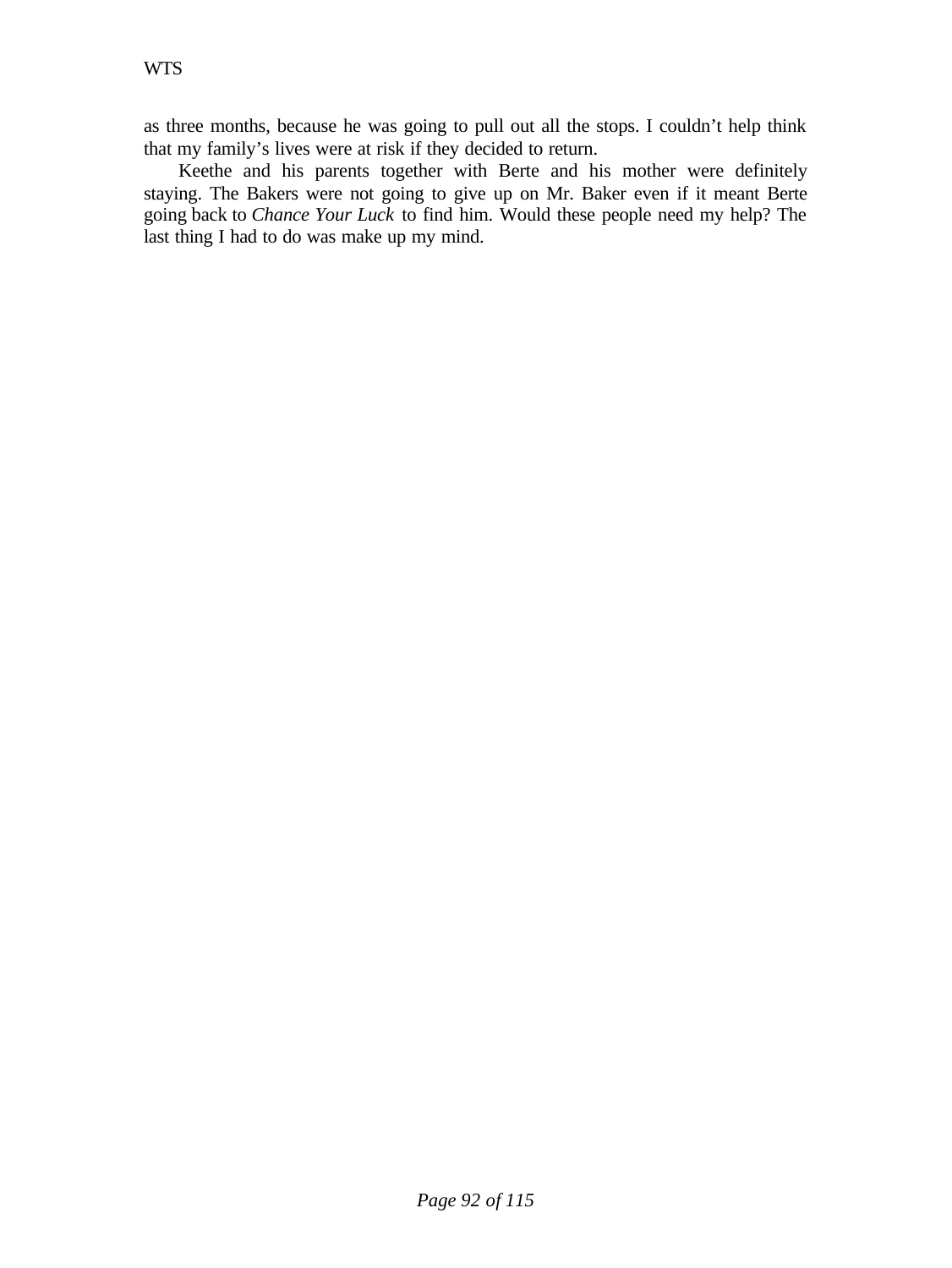as three months, because he was going to pull out all the stops. I couldn't help think that my family's lives were at risk if they decided to return.

Keethe and his parents together with Berte and his mother were definitely staying. The Bakers were not going to give up on Mr. Baker even if it meant Berte going back to *Chance Your Luck* to find him. Would these people need my help? The last thing I had to do was make up my mind.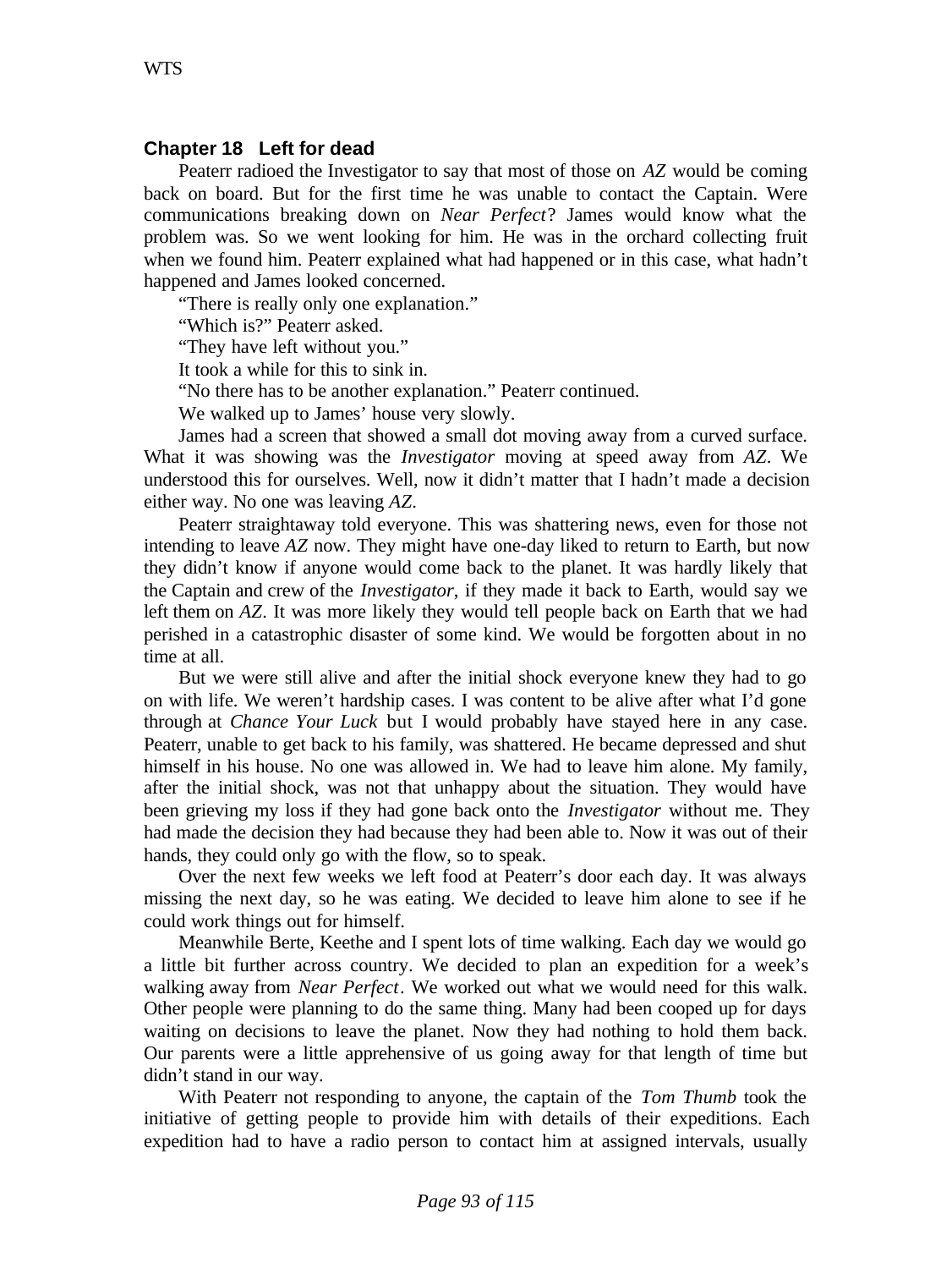## Chapter 18 Left for dead

Peaterr radioed the Investigator to say that most of those on *AZ* would be coming back on board. But for the first time he was unable to contact the Captain. Were communications breaking down on *Near Perfect*? James would know what the problem was. So we went looking for him. He was in the orchard collecting fruit when we found him. Peaterr explained what had happened or in this case, what hadn't happened and James looked concerned.

"There is really only one explanation."

"Which is?" Peaterr asked.

"They have left without you."

It took a while for this to sink in.

"No there has to be another explanation." Peaterr continued.

We walked up to James' house very slowly.

James had a screen that showed a small dot moving away from a curved surface. What it was showing was the *Investigator* moving at speed away from *AZ*. We understood this for ourselves. Well, now it didn't matter that I hadn't made a decision either way. No one was leaving *AZ*.

Peaterr straightaway told everyone. This was shattering news, even for those not intending to leave *AZ* now. They might have one-day liked to return to Earth, but now they didn't know if anyone would come back to the planet. It was hardly likely that the Captain and crew of the *Investigator*, if they made it back to Earth, would say we left them on *AZ*. It was more likely they would tell people back on Earth that we had perished in a catastrophic disaster of some kind. We would be forgotten about in no time at all.

But we were still alive and after the initial shock everyone knew they had to go on with life. We weren't hardship cases. I was content to be alive after what I'd gone through at *Chance Your Luck* but I would probably have stayed here in any case. Peaterr, unable to get back to his family, was shattered. He became depressed and shut himself in his house. No one was allowed in. We had to leave him alone. My family, after the initial shock, was not that unhappy about the situation. They would have been grieving my loss if they had gone back onto the *Investigator* without me. They had made the decision they had because they had been able to. Now it was out of their hands, they could only go with the flow, so to speak.

Over the next few weeks we left food at Peaterr's door each day. It was always missing the next day, so he was eating. We decided to leave him alone to see if he could work things out for himself.

Meanwhile Berte, Keethe and I spent lots of time walking. Each day we would go a little bit further across country. We decided to plan an expedition for a week's walking away from *Near Perfect*. We worked out what we would need for this walk. Other people were planning to do the same thing. Many had been cooped up for days waiting on decisions to leave the planet. Now they had nothing to hold them back. Our parents were a little apprehensive of us going away for that length of time but didn't stand in our way.

With Peaterr not responding to anyone, the captain of the *Tom Thumb* took the initiative of getting people to provide him with details of their expeditions. Each expedition had to have a radio person to contact him at assigned intervals, usually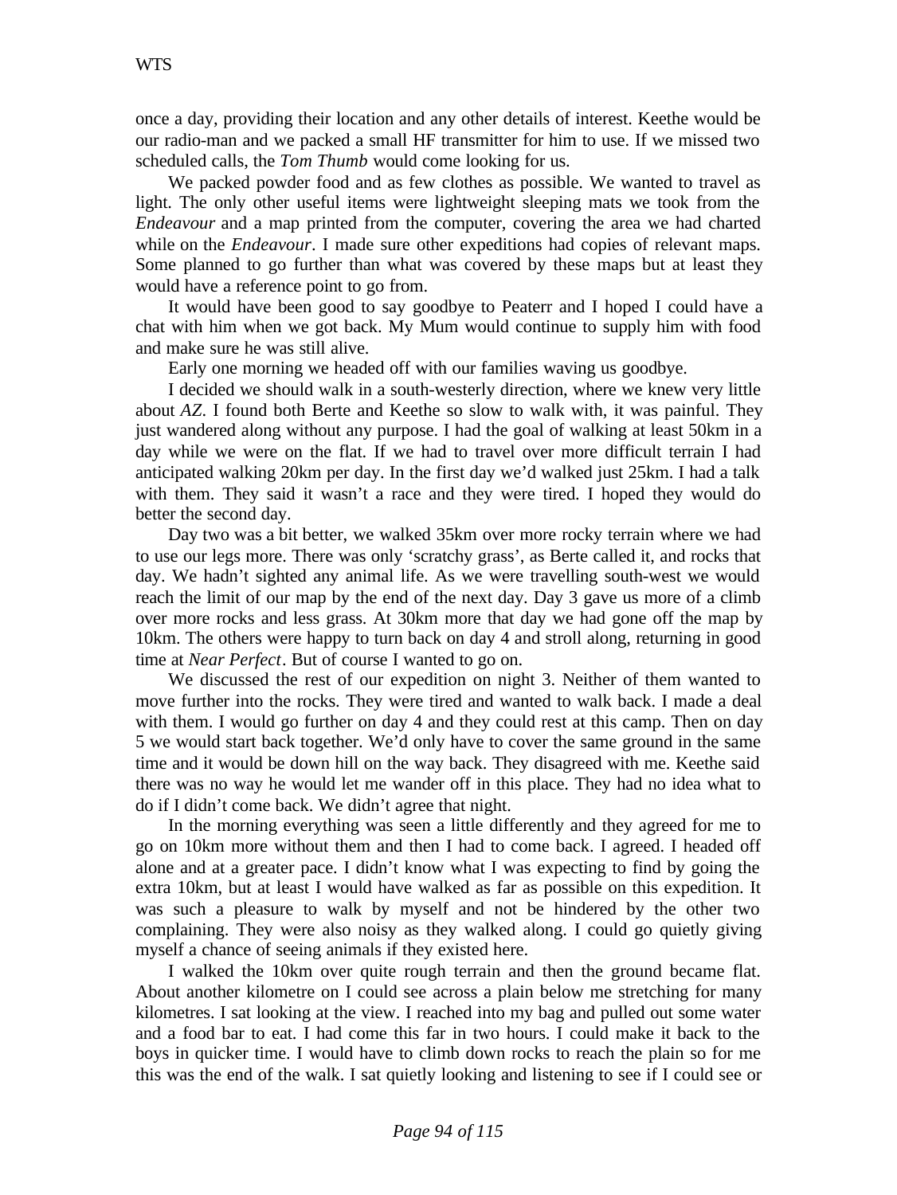once a day, providing their location and any other details of interest. Keethe would be our radio-man and we packed a small HF transmitter for him to use. If we missed two scheduled calls, the *Tom Thumb* would come looking for us.

We packed powder food and as few clothes as possible. We wanted to travel as light. The only other useful items were lightweight sleeping mats we took from the *Endeavour* and a map printed from the computer, covering the area we had charted while on the *Endeavour*. I made sure other expeditions had copies of relevant maps. Some planned to go further than what was covered by these maps but at least they would have a reference point to go from.

It would have been good to say goodbye to Peaterr and I hoped I could have a chat with him when we got back. My Mum would continue to supply him with food and make sure he was still alive.

Early one morning we headed off with our families waving us goodbye.

I decided we should walk in a south-westerly direction, where we knew very little about *AZ*. I found both Berte and Keethe so slow to walk with, it was painful. They just wandered along without any purpose. I had the goal of walking at least 50km in a day while we were on the flat. If we had to travel over more difficult terrain I had anticipated walking 20km per day. In the first day we'd walked just 25km. I had a talk with them. They said it wasn't a race and they were tired. I hoped they would do better the second day.

Day two was a bit better, we walked 35km over more rocky terrain where we had to use our legs more. There was only 'scratchy grass', as Berte called it, and rocks that day. We hadn't sighted any animal life. As we were travelling south-west we would reach the limit of our map by the end of the next day. Day 3 gave us more of a climb over more rocks and less grass. At 30km more that day we had gone off the map by 10km. The others were happy to turn back on day 4 and stroll along, returning in good time at *Near Perfect*. But of course I wanted to go on.

We discussed the rest of our expedition on night 3. Neither of them wanted to move further into the rocks. They were tired and wanted to walk back. I made a deal with them. I would go further on day 4 and they could rest at this camp. Then on day 5 we would start back together. We'd only have to cover the same ground in the same time and it would be down hill on the way back. They disagreed with me. Keethe said there was no way he would let me wander off in this place. They had no idea what to do if I didn't come back. We didn't agree that night.

In the morning everything was seen a little differently and they agreed for me to go on 10km more without them and then I had to come back. I agreed. I headed off alone and at a greater pace. I didn't know what I was expecting to find by going the extra 10km, but at least I would have walked as far as possible on this expedition. It was such a pleasure to walk by myself and not be hindered by the other two complaining. They were also noisy as they walked along. I could go quietly giving myself a chance of seeing animals if they existed here.

I walked the 10km over quite rough terrain and then the ground became flat. About another kilometre on I could see across a plain below me stretching for many kilometres. I sat looking at the view. I reached into my bag and pulled out some water and a food bar to eat. I had come this far in two hours. I could make it back to the boys in quicker time. I would have to climb down rocks to reach the plain so for me this was the end of the walk. I sat quietly looking and listening to see if I could see or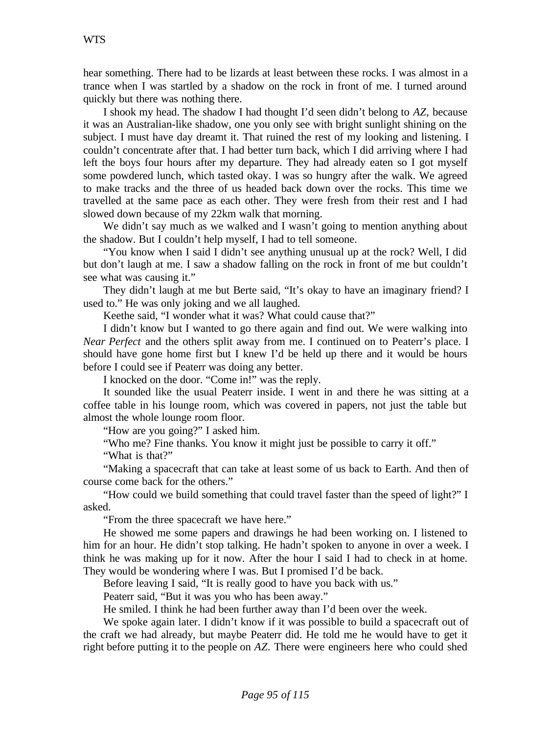hear something. There had to be lizards at least between these rocks. I was almost in a trance when I was startled by a shadow on the rock in front of me. I turned around quickly but there was nothing there.

I shook my head. The shadow I had thought I'd seen didn't belong to *AZ,* because it was an Australian-like shadow, one you only see with bright sunlight shining on the subject. I must have day dreamt it. That ruined the rest of my looking and listening. I couldn't concentrate after that. I had better turn back, which I did arriving where I had left the boys four hours after my departure. They had already eaten so I got myself some powdered lunch, which tasted okay. I was so hungry after the walk. We agreed to make tracks and the three of us headed back down over the rocks. This time we travelled at the same pace as each other. They were fresh from their rest and I had slowed down because of my 22km walk that morning.

We didn't say much as we walked and I wasn't going to mention anything about the shadow. But I couldn't help myself, I had to tell someone.

"You know when I said I didn't see anything unusual up at the rock? Well, I did but don't laugh at me. I saw a shadow falling on the rock in front of me but couldn't see what was causing it."

They didn't laugh at me but Berte said, "It's okay to have an imaginary friend? I used to." He was only joking and we all laughed.

Keethe said, "I wonder what it was? What could cause that?"

I didn't know but I wanted to go there again and find out. We were walking into *Near Perfect* and the others split away from me. I continued on to Peaterr's place. I should have gone home first but I knew I'd be held up there and it would be hours before I could see if Peaterr was doing any better.

I knocked on the door. "Come in!" was the reply.

It sounded like the usual Peaterr inside. I went in and there he was sitting at a coffee table in his lounge room, which was covered in papers, not just the table but almost the whole lounge room floor.

"How are you going?" I asked him.

"Who me? Fine thanks. You know it might just be possible to carry it off."

"What is that?"

"Making a spacecraft that can take at least some of us back to Earth. And then of course come back for the others."

"How could we build something that could travel faster than the speed of light?" I asked.

"From the three spacecraft we have here."

He showed me some papers and drawings he had been working on. I listened to him for an hour. He didn't stop talking. He hadn't spoken to anyone in over a week. I think he was making up for it now. After the hour I said I had to check in at home. They would be wondering where I was. But I promised I'd be back.

Before leaving I said, "It is really good to have you back with us."

Peaterr said, "But it was you who has been away."

He smiled. I think he had been further away than I'd been over the week.

We spoke again later. I didn't know if it was possible to build a spacecraft out of the craft we had already, but maybe Peaterr did. He told me he would have to get it right before putting it to the people on *AZ.* There were engineers here who could shed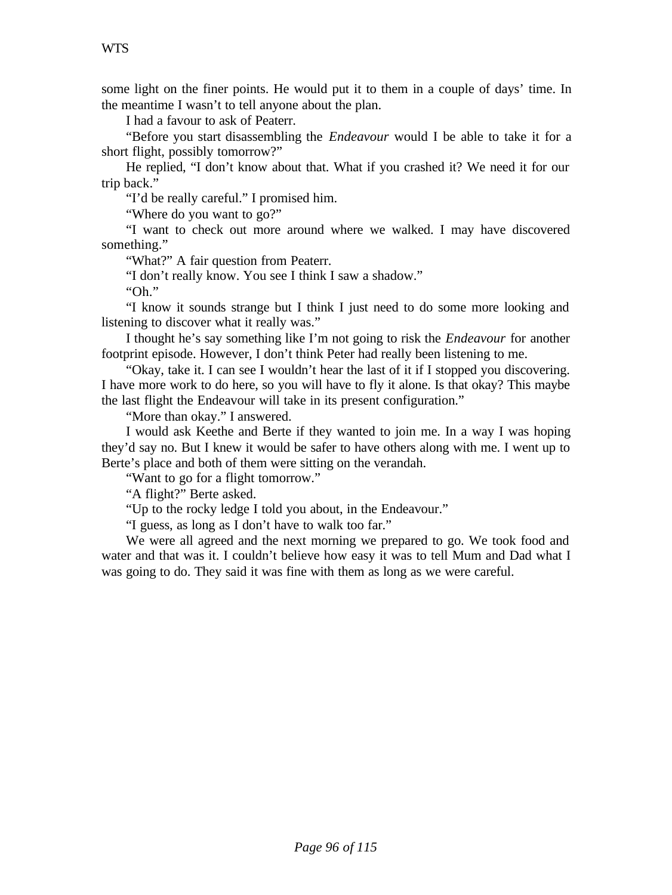some light on the finer points. He would put it to them in a couple of days' time. In the meantime I wasn't to tell anyone about the plan.

I had a favour to ask of Peaterr.

"Before you start disassembling the *Endeavour* would I be able to take it for a short flight, possibly tomorrow?"

He replied, "I don't know about that. What if you crashed it? We need it for our trip back."

"I'd be really careful." I promised him.

"Where do you want to go?"

"I want to check out more around where we walked. I may have discovered something."

"What?" A fair question from Peaterr.

"I don't really know. You see I think I saw a shadow."

"Oh."

"I know it sounds strange but I think I just need to do some more looking and listening to discover what it really was."

I thought he's say something like I'm not going to risk the *Endeavour* for another footprint episode. However, I don't think Peter had really been listening to me.

"Okay, take it. I can see I wouldn't hear the last of it if I stopped you discovering. I have more work to do here, so you will have to fly it alone. Is that okay? This maybe the last flight the Endeavour will take in its present configuration."

"More than okay." I answered.

I would ask Keethe and Berte if they wanted to join me. In a way I was hoping they'd say no. But I knew it would be safer to have others along with me. I went up to Berte's place and both of them were sitting on the verandah.

"Want to go for a flight tomorrow."

"A flight?" Berte asked.

"Up to the rocky ledge I told you about, in the Endeavour."

"I guess, as long as I don't have to walk too far."

We were all agreed and the next morning we prepared to go. We took food and water and that was it. I couldn't believe how easy it was to tell Mum and Dad what I was going to do. They said it was fine with them as long as we were careful.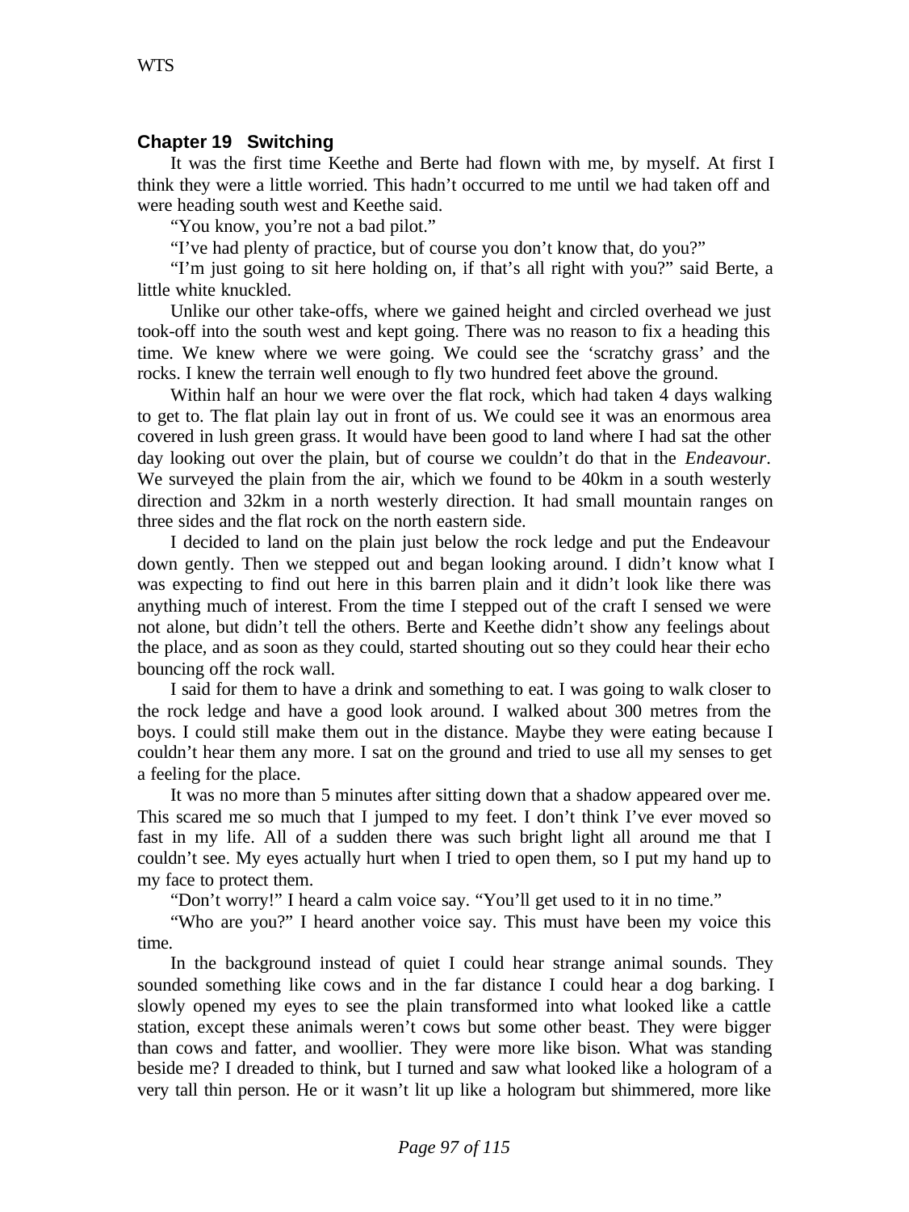## Chapter 19 Switching

It was the first time Keethe and Berte had flown with me, by myself. At first I think they were a little worried. This hadn't occurred to me until we had taken off and were heading south west and Keethe said.

"You know, you're not a bad pilot."

"I've had plenty of practice, but of course you don't know that, do you?"

"I'm just going to sit here holding on, if that's all right with you?" said Berte, a little white knuckled.

Unlike our other take-offs, where we gained height and circled overhead we just took-off into the south west and kept going. There was no reason to fix a heading this time. We knew where we were going. We could see the 'scratchy grass' and the rocks. I knew the terrain well enough to fly two hundred feet above the ground.

Within half an hour we were over the flat rock, which had taken 4 days walking to get to. The flat plain lay out in front of us. We could see it was an enormous area covered in lush green grass. It would have been good to land where I had sat the other day looking out over the plain, but of course we couldn't do that in the *Endeavour*. We surveyed the plain from the air, which we found to be 40km in a south westerly direction and 32km in a north westerly direction. It had small mountain ranges on three sides and the flat rock on the north eastern side.

I decided to land on the plain just below the rock ledge and put the Endeavour down gently. Then we stepped out and began looking around. I didn't know what I was expecting to find out here in this barren plain and it didn't look like there was anything much of interest. From the time I stepped out of the craft I sensed we were not alone, but didn't tell the others. Berte and Keethe didn't show any feelings about the place, and as soon as they could, started shouting out so they could hear their echo bouncing off the rock wall.

I said for them to have a drink and something to eat. I was going to walk closer to the rock ledge and have a good look around. I walked about 300 metres from the boys. I could still make them out in the distance. Maybe they were eating because I couldn't hear them any more. I sat on the ground and tried to use all my senses to get a feeling for the place.

It was no more than 5 minutes after sitting down that a shadow appeared over me. This scared me so much that I jumped to my feet. I don't think I've ever moved so fast in my life. All of a sudden there was such bright light all around me that I couldn't see. My eyes actually hurt when I tried to open them, so I put my hand up to my face to protect them.

"Don't worry!" I heard a calm voice say. "You'll get used to it in no time."

"Who are you?" I heard another voice say. This must have been my voice this time.

In the background instead of quiet I could hear strange animal sounds. They sounded something like cows and in the far distance I could hear a dog barking. I slowly opened my eyes to see the plain transformed into what looked like a cattle station, except these animals weren't cows but some other beast. They were bigger than cows and fatter, and woollier. They were more like bison. What was standing beside me? I dreaded to think, but I turned and saw what looked like a hologram of a very tall thin person. He or it wasn't lit up like a hologram but shimmered, more like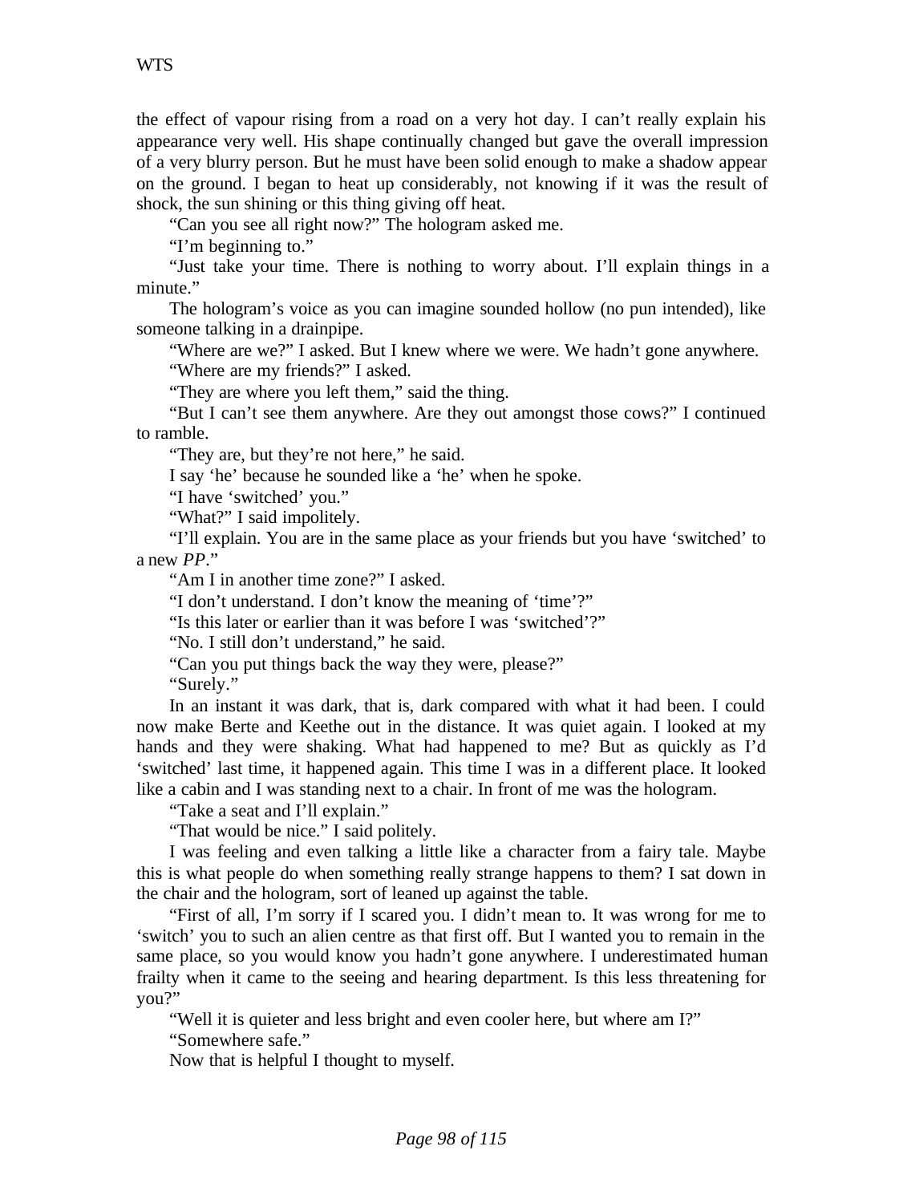the effect of vapour rising from a road on a very hot day. I can't really explain his appearance very well. His shape continually changed but gave the overall impression of a very blurry person. But he must have been solid enough to make a shadow appear on the ground. I began to heat up considerably, not knowing if it was the result of shock, the sun shining or this thing giving off heat.

"Can you see all right now?" The hologram asked me.

"I'm beginning to."

"Just take your time. There is nothing to worry about. I'll explain things in a minute."

The hologram's voice as you can imagine sounded hollow (no pun intended), like someone talking in a drainpipe.

"Where are we?" I asked. But I knew where we were. We hadn't gone anywhere.

"Where are my friends?" I asked.

"They are where you left them," said the thing.

"But I can't see them anywhere. Are they out amongst those cows?" I continued to ramble.

"They are, but they're not here," he said.

I say 'he' because he sounded like a 'he' when he spoke.

"I have 'switched' you."

"What?" I said impolitely.

"I'll explain. You are in the same place as your friends but you have 'switched' to a new *PP*."

"Am I in another time zone?" I asked.

"I don't understand. I don't know the meaning of 'time'?"

"Is this later or earlier than it was before I was 'switched'?"

"No. I still don't understand," he said.

"Can you put things back the way they were, please?"

"Surely."

In an instant it was dark, that is, dark compared with what it had been. I could now make Berte and Keethe out in the distance. It was quiet again. I looked at my hands and they were shaking. What had happened to me? But as quickly as I'd 'switched' last time, it happened again. This time I was in a different place. It looked like a cabin and I was standing next to a chair. In front of me was the hologram.

"Take a seat and I'll explain."

"That would be nice." I said politely.

I was feeling and even talking a little like a character from a fairy tale. Maybe this is what people do when something really strange happens to them? I sat down in the chair and the hologram, sort of leaned up against the table.

"First of all, I'm sorry if I scared you. I didn't mean to. It was wrong for me to 'switch' you to such an alien centre as that first off. But I wanted you to remain in the same place, so you would know you hadn't gone anywhere. I underestimated human frailty when it came to the seeing and hearing department. Is this less threatening for you?"

"Well it is quieter and less bright and even cooler here, but where am I?"

"Somewhere safe."

Now that is helpful I thought to myself.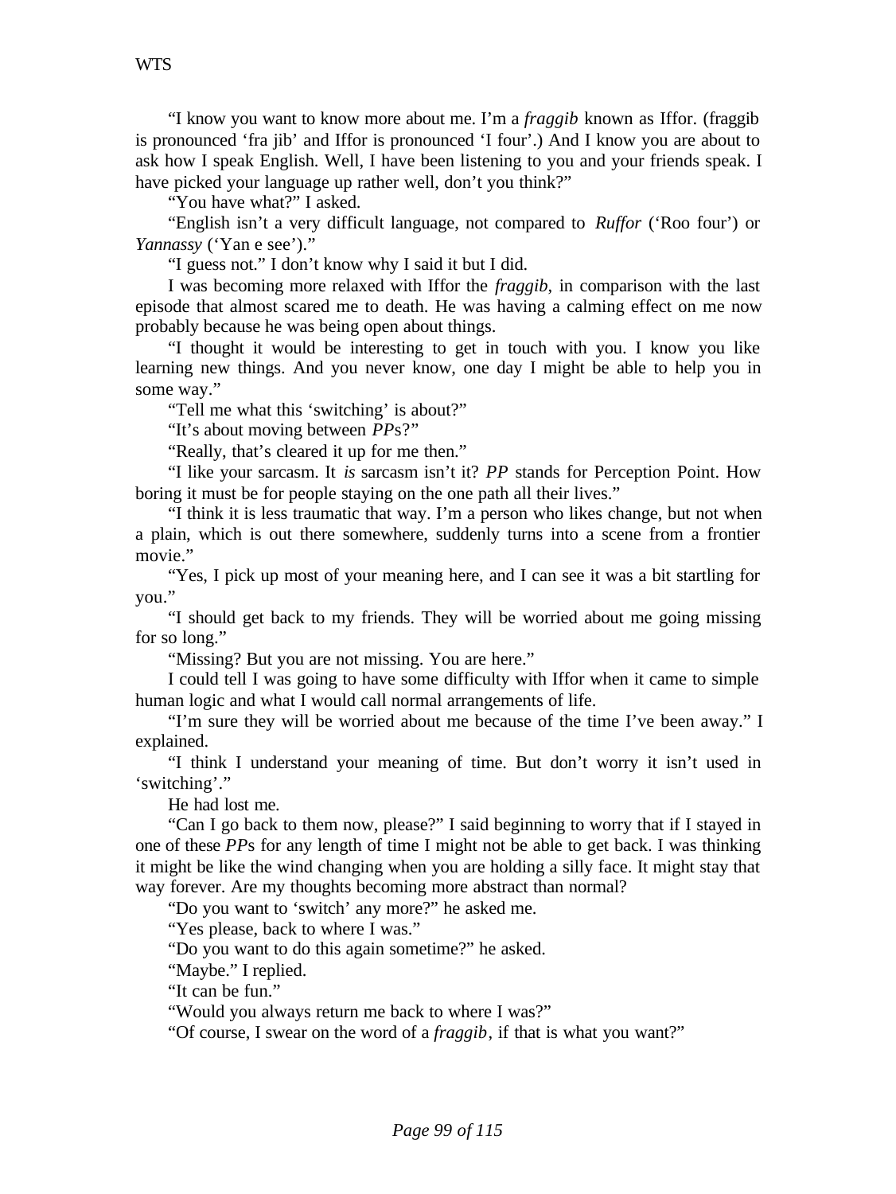"I know you want to know more about me. I'm a *fraggib* known as Iffor. (fraggib is pronounced 'fra jib' and Iffor is pronounced 'I four'.) And I know you are about to ask how I speak English. Well, I have been listening to you and your friends speak. I have picked your language up rather well, don't you think?"

"You have what?" I asked.

"English isn't a very difficult language, not compared to *Ruffor* ('Roo four') or *Yannassy* ('Yan e see')."

"I guess not." I don't know why I said it but I did.

I was becoming more relaxed with Iffor the *fraggib*, in comparison with the last episode that almost scared me to death. He was having a calming effect on me now probably because he was being open about things.

"I thought it would be interesting to get in touch with you. I know you like learning new things. And you never know, one day I might be able to help you in some way."

"Tell me what this 'switching' is about?"

"It's about moving between *PP*s?"

"Really, that's cleared it up for me then."

"I like your sarcasm. It *is* sarcasm isn't it? *PP* stands for Perception Point. How boring it must be for people staying on the one path all their lives."

"I think it is less traumatic that way. I'm a person who likes change, but not when a plain, which is out there somewhere, suddenly turns into a scene from a frontier movie."

"Yes, I pick up most of your meaning here, and I can see it was a bit startling for you."

"I should get back to my friends. They will be worried about me going missing for so long."

"Missing? But you are not missing. You are here."

I could tell I was going to have some difficulty with Iffor when it came to simple human logic and what I would call normal arrangements of life.

"I'm sure they will be worried about me because of the time I've been away." I explained.

"I think I understand your meaning of time. But don't worry it isn't used in 'switching'."

He had lost me.

"Can I go back to them now, please?" I said beginning to worry that if I stayed in one of these *PP*s for any length of time I might not be able to get back. I was thinking it might be like the wind changing when you are holding a silly face. It might stay that way forever. Are my thoughts becoming more abstract than normal?

"Do you want to 'switch' any more?" he asked me.

"Yes please, back to where I was."

"Do you want to do this again sometime?" he asked.

"Maybe." I replied.

"It can be fun."

"Would you always return me back to where I was?"

"Of course, I swear on the word of a *fraggib*, if that is what you want?"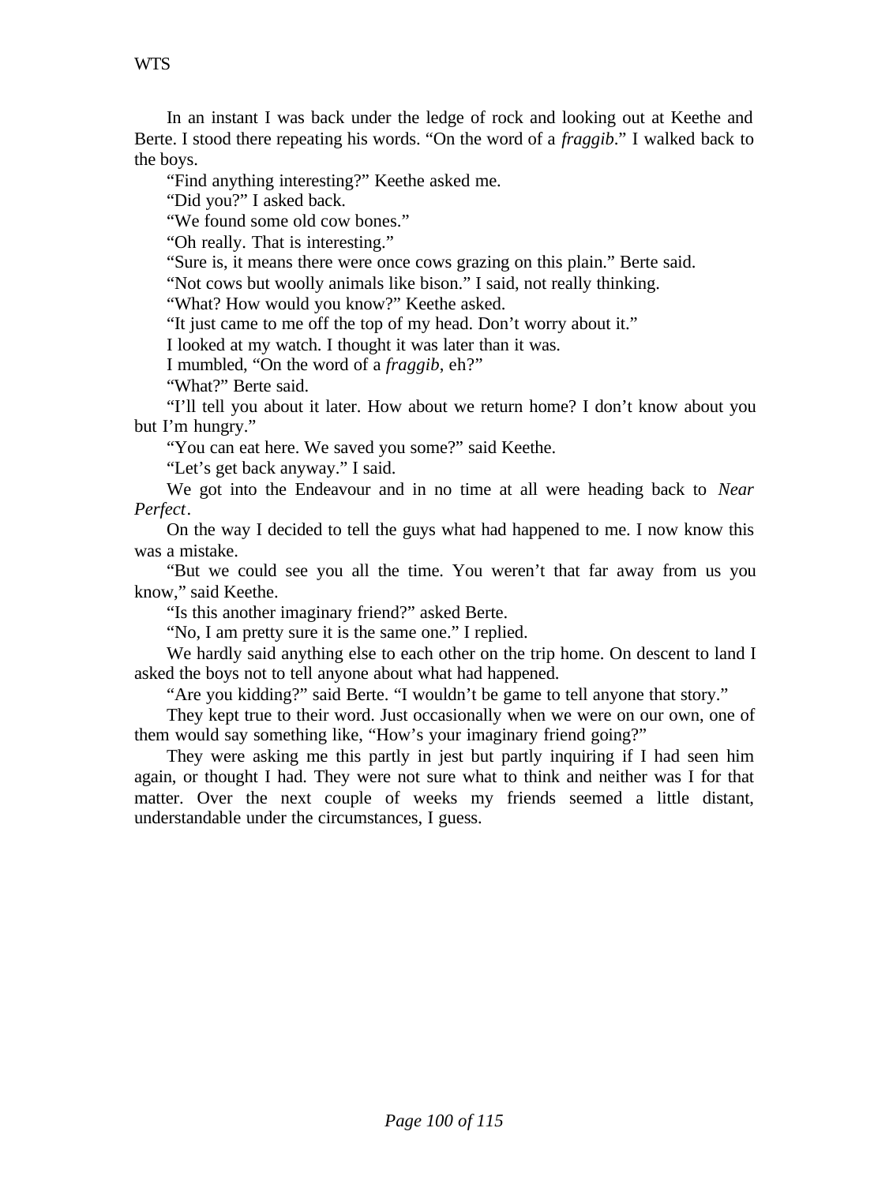In an instant I was back under the ledge of rock and looking out at Keethe and Berte. I stood there repeating his words. “On the word of a *fraggib*.” I walked back to the boys.

“Find anything interesting?” Keethe asked me.

“Did you?” I asked back.

“We found some old cow bones.”

“Oh really. That is interesting.”

“Sure is, it means there were once cows grazing on this plain.” Berte said.

“Not cows but woolly animals like bison.” I said, not really thinking.

“What? How would you know?” Keethe asked.

“It just came to me off the top of my head. Don’t worry about it.”

I looked at my watch. I thought it was later than it was.

I mumbled, “On the word of a *fraggib*, eh?”

“What?” Berte said.

“I’ll tell you about it later. How about we return home? I don’t know about you but I’m hungry.”

“You can eat here. We saved you some?” said Keethe.

“Let’s get back anyway.” I said.

We got into the Endeavour and in no time at all were heading back to *Near Perfect*.

On the way I decided to tell the guys what had happened to me. I now know this was a mistake.

“But we could see you all the time. You weren’t that far away from us you know,” said Keethe.

“Is this another imaginary friend?” asked Berte.

“No, I am pretty sure it is the same one.” I replied.

We hardly said anything else to each other on the trip home. On descent to land I asked the boys not to tell anyone about what had happened.

“Are you kidding?” said Berte. “I wouldn’t be game to tell anyone that story.”

They kept true to their word. Just occasionally when we were on our own, one of them would say something like, “How’s your imaginary friend going?”

They were asking me this partly in jest but partly inquiring if I had seen him again, or thought I had. They were not sure what to think and neither was I for that matter. Over the next couple of weeks my friends seemed a little distant, understandable under the circumstances, I guess.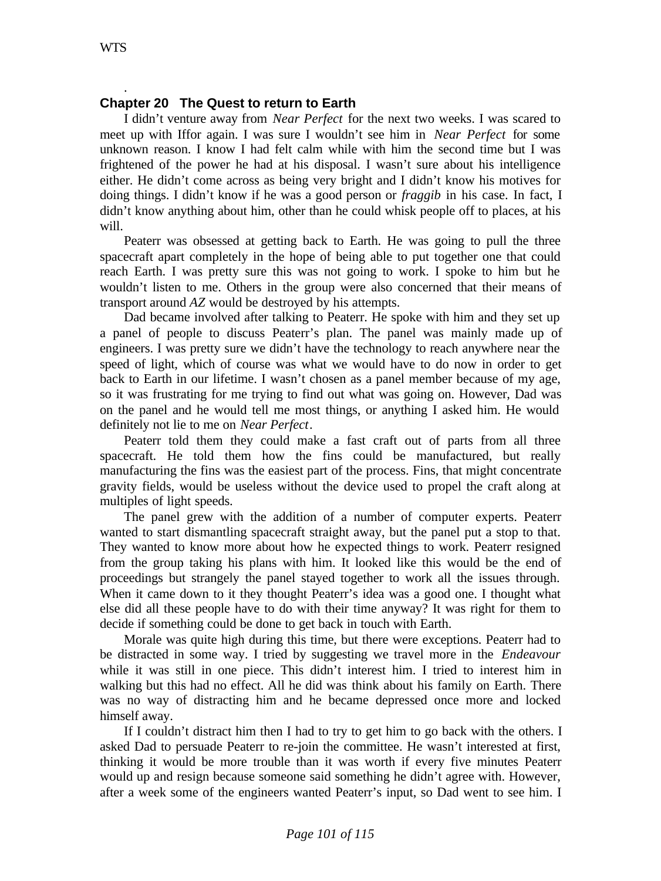## Chapter 20 The Quest to return to Earth

I didn't venture away from *Near Perfect* for the next two weeks. I was scared to meet up with Iffor again. I was sure I wouldn't see him in *Near Perfect* for some unknown reason. I know I had felt calm while with him the second time but I was frightened of the power he had at his disposal. I wasn't sure about his intelligence either. He didn't come across as being very bright and I didn't know his motives for doing things. I didn't know if he was a good person or *fraggib* in his case. In fact, I didn't know anything about him, other than he could whisk people off to places, at his will.

Peaterr was obsessed at getting back to Earth. He was going to pull the three spacecraft apart completely in the hope of being able to put together one that could reach Earth. I was pretty sure this was not going to work. I spoke to him but he wouldn't listen to me. Others in the group were also concerned that their means of transport around *AZ* would be destroyed by his attempts.

Dad became involved after talking to Peaterr. He spoke with him and they set up a panel of people to discuss Peaterr's plan. The panel was mainly made up of engineers. I was pretty sure we didn't have the technology to reach anywhere near the speed of light, which of course was what we would have to do now in order to get back to Earth in our lifetime. I wasn't chosen as a panel member because of my age, so it was frustrating for me trying to find out what was going on. However, Dad was on the panel and he would tell me most things, or anything I asked him. He would definitely not lie to me on *Near Perfect*.

Peaterr told them they could make a fast craft out of parts from all three spacecraft. He told them how the fins could be manufactured, but really manufacturing the fins was the easiest part of the process. Fins, that might concentrate gravity fields, would be useless without the device used to propel the craft along at multiples of light speeds.

The panel grew with the addition of a number of computer experts. Peaterr wanted to start dismantling spacecraft straight away, but the panel put a stop to that. They wanted to know more about how he expected things to work. Peaterr resigned from the group taking his plans with him. It looked like this would be the end of proceedings but strangely the panel stayed together to work all the issues through. When it came down to it they thought Peaterr's idea was a good one. I thought what else did all these people have to do with their time anyway? It was right for them to decide if something could be done to get back in touch with Earth.

Morale was quite high during this time, but there were exceptions. Peaterr had to be distracted in some way. I tried by suggesting we travel more in the *Endeavour* while it was still in one piece. This didn't interest him. I tried to interest him in walking but this had no effect. All he did was think about his family on Earth. There was no way of distracting him and he became depressed once more and locked himself away.

If I couldn't distract him then I had to try to get him to go back with the others. I asked Dad to persuade Peaterr to re-join the committee. He wasn't interested at first, thinking it would be more trouble than it was worth if every five minutes Peaterr would up and resign because someone said something he didn't agree with. However, after a week some of the engineers wanted Peaterr's input, so Dad went to see him. I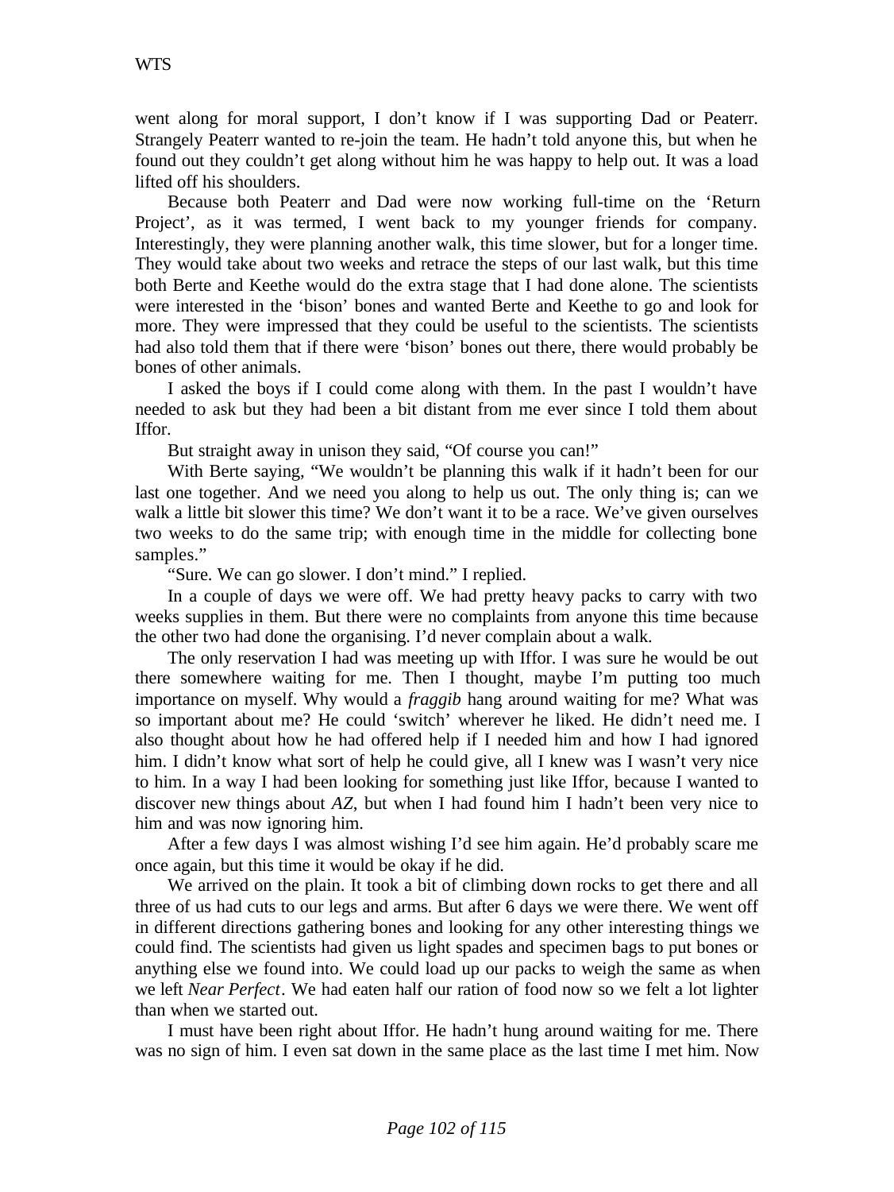went along for moral support, I don't know if I was supporting Dad or Peaterr. Strangely Peaterr wanted to re-join the team. He hadn't told anyone this, but when he found out they couldn't get along without him he was happy to help out. It was a load lifted off his shoulders.

Because both Peaterr and Dad were now working full-time on the 'Return Project', as it was termed, I went back to my younger friends for company. Interestingly, they were planning another walk, this time slower, but for a longer time. They would take about two weeks and retrace the steps of our last walk, but this time both Berte and Keethe would do the extra stage that I had done alone. The scientists were interested in the 'bison' bones and wanted Berte and Keethe to go and look for more. They were impressed that they could be useful to the scientists. The scientists had also told them that if there were 'bison' bones out there, there would probably be bones of other animals.

I asked the boys if I could come along with them. In the past I wouldn't have needed to ask but they had been a bit distant from me ever since I told them about Iffor.

But straight away in unison they said, "Of course you can!"

With Berte saying, "We wouldn't be planning this walk if it hadn't been for our last one together. And we need you along to help us out. The only thing is; can we walk a little bit slower this time? We don't want it to be a race. We've given ourselves two weeks to do the same trip; with enough time in the middle for collecting bone samples."

"Sure. We can go slower. I don't mind." I replied.

In a couple of days we were off. We had pretty heavy packs to carry with two weeks supplies in them. But there were no complaints from anyone this time because the other two had done the organising. I'd never complain about a walk.

The only reservation I had was meeting up with Iffor. I was sure he would be out there somewhere waiting for me. Then I thought, maybe I'm putting too much importance on myself. Why would a *fraggib* hang around waiting for me? What was so important about me? He could 'switch' wherever he liked. He didn't need me. I also thought about how he had offered help if I needed him and how I had ignored him. I didn't know what sort of help he could give, all I knew was I wasn't very nice to him. In a way I had been looking for something just like Iffor, because I wanted to discover new things about *AZ*, but when I had found him I hadn't been very nice to him and was now ignoring him.

After a few days I was almost wishing I'd see him again. He'd probably scare me once again, but this time it would be okay if he did.

We arrived on the plain. It took a bit of climbing down rocks to get there and all three of us had cuts to our legs and arms. But after 6 days we were there. We went off in different directions gathering bones and looking for any other interesting things we could find. The scientists had given us light spades and specimen bags to put bones or anything else we found into. We could load up our packs to weigh the same as when we left *Near Perfect*. We had eaten half our ration of food now so we felt a lot lighter than when we started out.

I must have been right about Iffor. He hadn't hung around waiting for me. There was no sign of him. I even sat down in the same place as the last time I met him. Now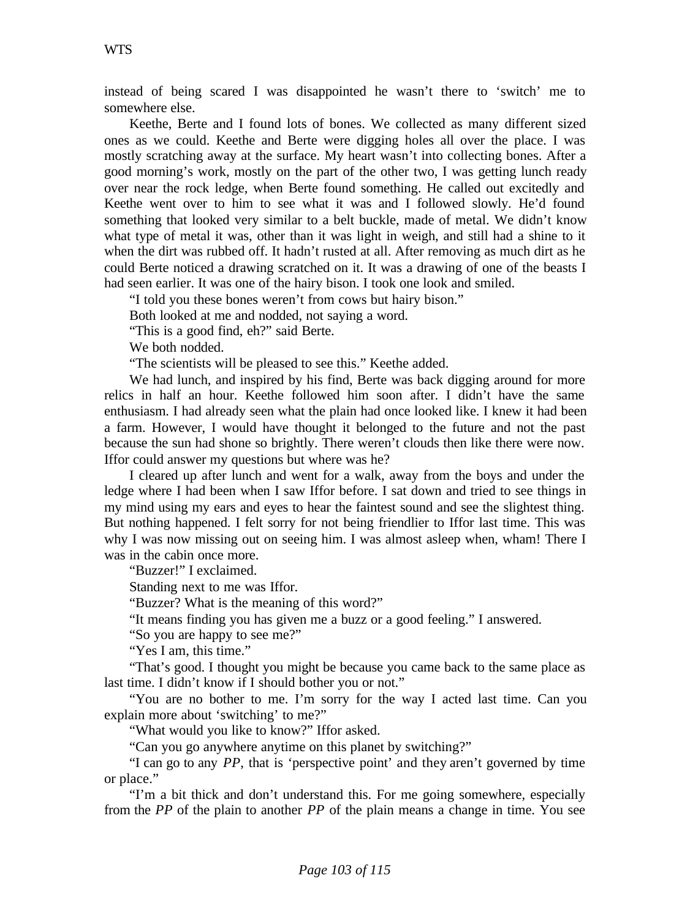instead of being scared I was disappointed he wasn't there to 'switch' me to somewhere else.

Keethe, Berte and I found lots of bones. We collected as many different sized ones as we could. Keethe and Berte were digging holes all over the place. I was mostly scratching away at the surface. My heart wasn't into collecting bones. After a good morning's work, mostly on the part of the other two, I was getting lunch ready over near the rock ledge, when Berte found something. He called out excitedly and Keethe went over to him to see what it was and I followed slowly. He'd found something that looked very similar to a belt buckle, made of metal. We didn't know what type of metal it was, other than it was light in weigh, and still had a shine to it when the dirt was rubbed off. It hadn't rusted at all. After removing as much dirt as he could Berte noticed a drawing scratched on it. It was a drawing of one of the beasts I had seen earlier. It was one of the hairy bison. I took one look and smiled.

"I told you these bones weren't from cows but hairy bison."

Both looked at me and nodded, not saying a word.

"This is a good find, eh?" said Berte.

We both nodded.

"The scientists will be pleased to see this." Keethe added.

We had lunch, and inspired by his find, Berte was back digging around for more relics in half an hour. Keethe followed him soon after. I didn't have the same enthusiasm. I had already seen what the plain had once looked like. I knew it had been a farm. However, I would have thought it belonged to the future and not the past because the sun had shone so brightly. There weren't clouds then like there were now. Iffor could answer my questions but where was he?

I cleared up after lunch and went for a walk, away from the boys and under the ledge where I had been when I saw Iffor before. I sat down and tried to see things in my mind using my ears and eyes to hear the faintest sound and see the slightest thing. But nothing happened. I felt sorry for not being friendlier to Iffor last time. This was why I was now missing out on seeing him. I was almost asleep when, wham! There I was in the cabin once more.

"Buzzer!" I exclaimed.

Standing next to me was Iffor.

"Buzzer? What is the meaning of this word?"

"It means finding you has given me a buzz or a good feeling." I answered.

"So you are happy to see me?"

"Yes I am, this time."

"That's good. I thought you might be because you came back to the same place as last time. I didn't know if I should bother you or not."

"You are no bother to me. I'm sorry for the way I acted last time. Can you explain more about 'switching' to me?"

"What would you like to know?" Iffor asked.

"Can you go anywhere anytime on this planet by switching?"

"I can go to any *PP*, that is 'perspective point' and they aren't governed by time or place."

"I'm a bit thick and don't understand this. For me going somewhere, especially from the *PP* of the plain to another *PP* of the plain means a change in time. You see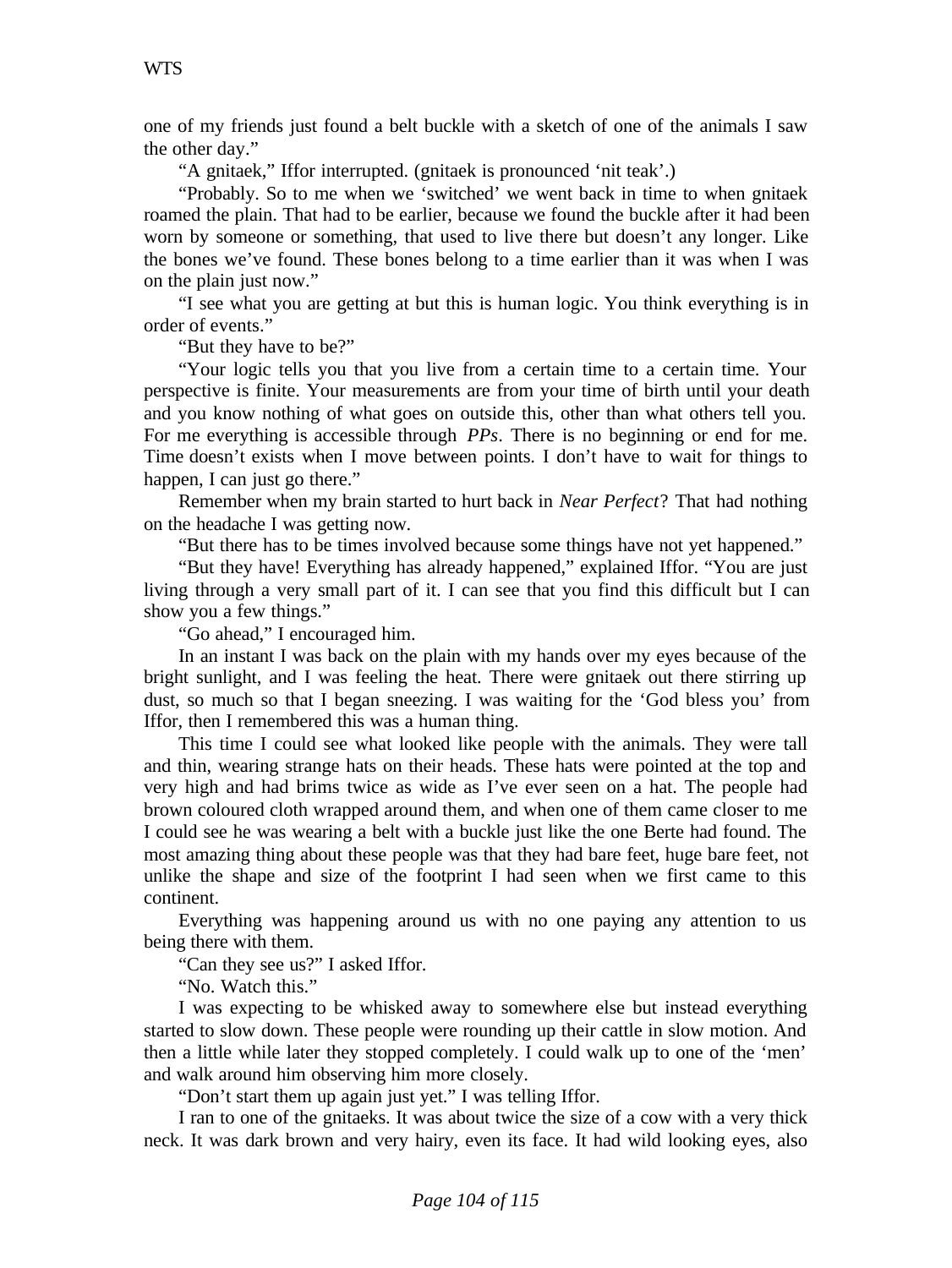one of my friends just found a belt buckle with a sketch of one of the animals I saw the other day."

"A gnitaek," Iffor interrupted. (gnitaek is pronounced 'nit teak'.)

"Probably. So to me when we 'switched' we went back in time to when gnitaek roamed the plain. That had to be earlier, because we found the buckle after it had been worn by someone or something, that used to live there but doesn't any longer. Like the bones we've found. These bones belong to a time earlier than it was when I was on the plain just now."

"I see what you are getting at but this is human logic. You think everything is in order of events."

"But they have to be?"

"Your logic tells you that you live from a certain time to a certain time. Your perspective is finite. Your measurements are from your time of birth until your death and you know nothing of what goes on outside this, other than what others tell you. For me everything is accessible through *PPs*. There is no beginning or end for me. Time doesn't exists when I move between points. I don't have to wait for things to happen, I can just go there."

Remember when my brain started to hurt back in *Near Perfect*? That had nothing on the headache I was getting now.

"But there has to be times involved because some things have not yet happened."

"But they have! Everything has already happened," explained Iffor. "You are just living through a very small part of it. I can see that you find this difficult but I can show you a few things."

"Go ahead," I encouraged him.

In an instant I was back on the plain with my hands over my eyes because of the bright sunlight, and I was feeling the heat. There were gnitaek out there stirring up dust, so much so that I began sneezing. I was waiting for the 'God bless you' from Iffor, then I remembered this was a human thing.

This time I could see what looked like people with the animals. They were tall and thin, wearing strange hats on their heads. These hats were pointed at the top and very high and had brims twice as wide as I've ever seen on a hat. The people had brown coloured cloth wrapped around them, and when one of them came closer to me I could see he was wearing a belt with a buckle just like the one Berte had found. The most amazing thing about these people was that they had bare feet, huge bare feet, not unlike the shape and size of the footprint I had seen when we first came to this continent.

Everything was happening around us with no one paying any attention to us being there with them.

"Can they see us?" I asked Iffor.

"No. Watch this."

I was expecting to be whisked away to somewhere else but instead everything started to slow down. These people were rounding up their cattle in slow motion. And then a little while later they stopped completely. I could walk up to one of the 'men' and walk around him observing him more closely.

"Don't start them up again just yet." I was telling Iffor.

I ran to one of the gnitaeks. It was about twice the size of a cow with a very thick neck. It was dark brown and very hairy, even its face. It had wild looking eyes, also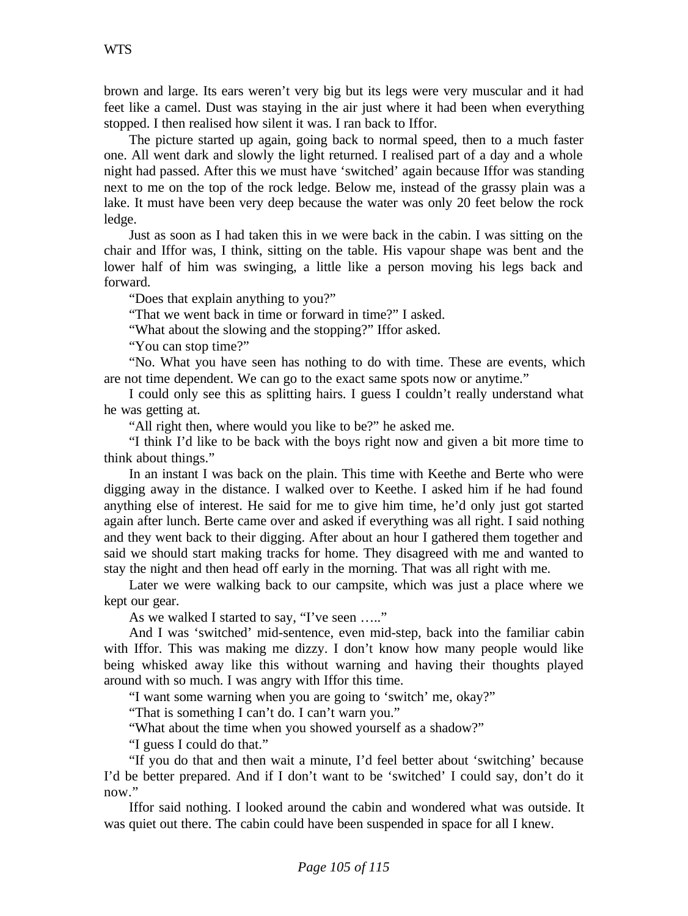brown and large. Its ears weren't very big but its legs were very muscular and it had feet like a camel. Dust was staying in the air just where it had been when everything stopped. I then realised how silent it was. I ran back to Iffor.

The picture started up again, going back to normal speed, then to a much faster one. All went dark and slowly the light returned. I realised part of a day and a whole night had passed. After this we must have 'switched' again because Iffor was standing next to me on the top of the rock ledge. Below me, instead of the grassy plain was a lake. It must have been very deep because the water was only 20 feet below the rock ledge.

Just as soon as I had taken this in we were back in the cabin. I was sitting on the chair and Iffor was, I think, sitting on the table. His vapour shape was bent and the lower half of him was swinging, a little like a person moving his legs back and forward.

"Does that explain anything to you?"

"That we went back in time or forward in time?" I asked.

"What about the slowing and the stopping?" Iffor asked.

"You can stop time?"

"No. What you have seen has nothing to do with time. These are events, which are not time dependent. We can go to the exact same spots now or anytime."

I could only see this as splitting hairs. I guess I couldn't really understand what he was getting at.

"All right then, where would you like to be?" he asked me.

"I think I'd like to be back with the boys right now and given a bit more time to think about things."

In an instant I was back on the plain. This time with Keethe and Berte who were digging away in the distance. I walked over to Keethe. I asked him if he had found anything else of interest. He said for me to give him time, he'd only just got started again after lunch. Berte came over and asked if everything was all right. I said nothing and they went back to their digging. After about an hour I gathered them together and said we should start making tracks for home. They disagreed with me and wanted to stay the night and then head off early in the morning. That was all right with me.

Later we were walking back to our campsite, which was just a place where we kept our gear.

As we walked I started to say, "I've seen ….."

And I was 'switched' mid-sentence, even mid-step, back into the familiar cabin with Iffor. This was making me dizzy. I don't know how many people would like being whisked away like this without warning and having their thoughts played around with so much. I was angry with Iffor this time.

"I want some warning when you are going to 'switch' me, okay?"

"That is something I can't do. I can't warn you."

"What about the time when you showed yourself as a shadow?"

"I guess I could do that."

"If you do that and then wait a minute, I'd feel better about 'switching' because I'd be better prepared. And if I don't want to be 'switched' I could say, don't do it now."

Iffor said nothing. I looked around the cabin and wondered what was outside. It was quiet out there. The cabin could have been suspended in space for all I knew.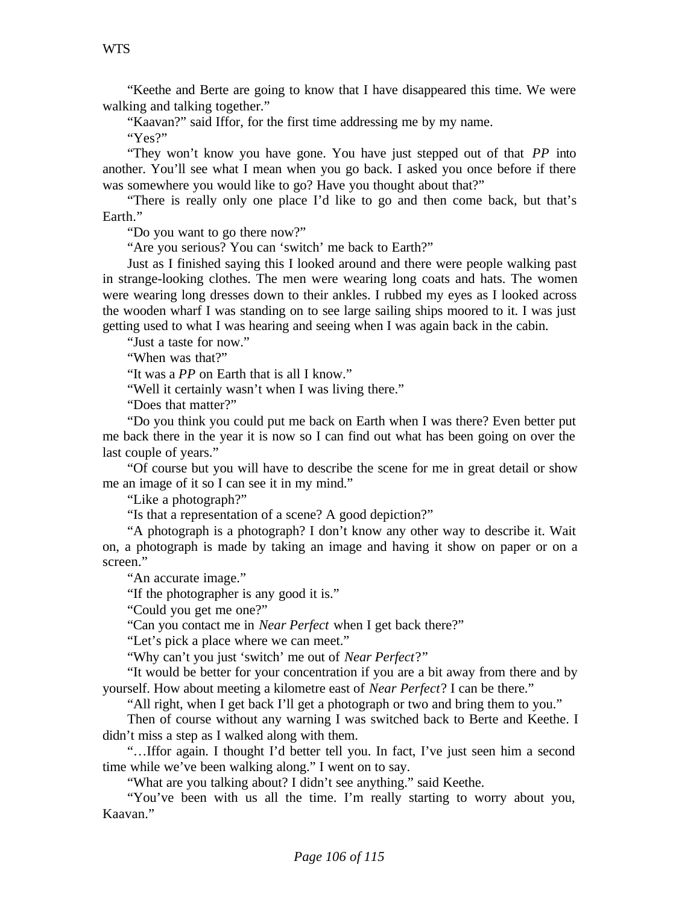"Keethe and Berte are going to know that I have disappeared this time. We were walking and talking together."

"Kaavan?" said Iffor, for the first time addressing me by my name.

"Yes?"

"They won't know you have gone. You have just stepped out of that *PP* into another. You'll see what I mean when you go back. I asked you once before if there was somewhere you would like to go? Have you thought about that?"

"There is really only one place I'd like to go and then come back, but that's Earth."

"Do you want to go there now?"

"Are you serious? You can 'switch' me back to Earth?"

Just as I finished saying this I looked around and there were people walking past in strange-looking clothes. The men were wearing long coats and hats. The women were wearing long dresses down to their ankles. I rubbed my eyes as I looked across the wooden wharf I was standing on to see large sailing ships moored to it. I was just getting used to what I was hearing and seeing when I was again back in the cabin.

"Just a taste for now."

"When was that?"

"It was a *PP* on Earth that is all I know."

"Well it certainly wasn't when I was living there."

"Does that matter?"

"Do you think you could put me back on Earth when I was there? Even better put me back there in the year it is now so I can find out what has been going on over the last couple of years."

"Of course but you will have to describe the scene for me in great detail or show me an image of it so I can see it in my mind."

"Like a photograph?"

"Is that a representation of a scene? A good depiction?"

"A photograph is a photograph? I don't know any other way to describe it. Wait on, a photograph is made by taking an image and having it show on paper or on a screen."

"An accurate image."

"If the photographer is any good it is."

"Could you get me one?"

"Can you contact me in *Near Perfect* when I get back there?"

"Let's pick a place where we can meet."

"Why can't you just 'switch' me out of *Near Perfect*?"

"It would be better for your concentration if you are a bit away from there and by yourself. How about meeting a kilometre east of *Near Perfect*? I can be there."

"All right, when I get back I'll get a photograph or two and bring them to you."

Then of course without any warning I was switched back to Berte and Keethe. I didn't miss a step as I walked along with them.

"…Iffor again. I thought I'd better tell you. In fact, I've just seen him a second time while we've been walking along." I went on to say.

"What are you talking about? I didn't see anything." said Keethe.

"You've been with us all the time. I'm really starting to worry about you, Kaavan."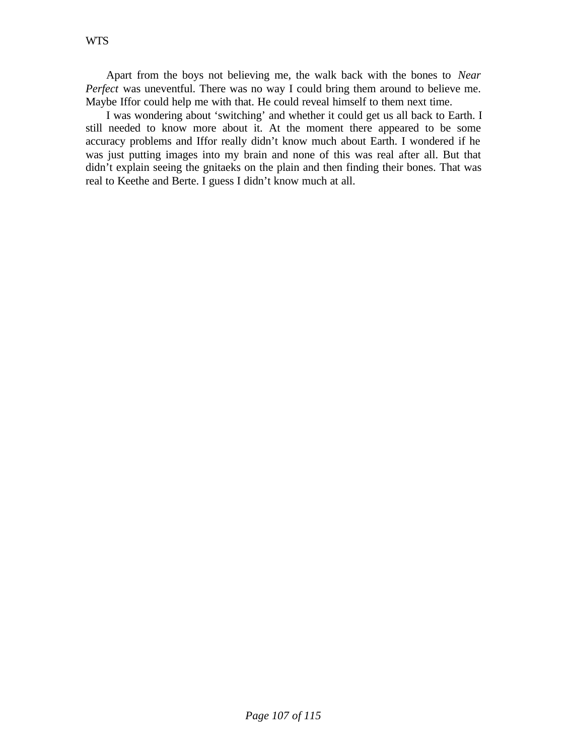Apart from the boys not believing me, the walk back with the bones to *Near Perfect* was uneventful. There was no way I could bring them around to believe me. Maybe Iffor could help me with that. He could reveal himself to them next time.

I was wondering about ‘switching’ and whether it could get us all back to Earth. I still needed to know more about it. At the moment there appeared to be some accuracy problems and Iffor really didn’t know much about Earth. I wondered if he was just putting images into my brain and none of this was real after all. But that didn’t explain seeing the gnitaeks on the plain and then finding their bones. That was real to Keethe and Berte. I guess I didn’t know much at all.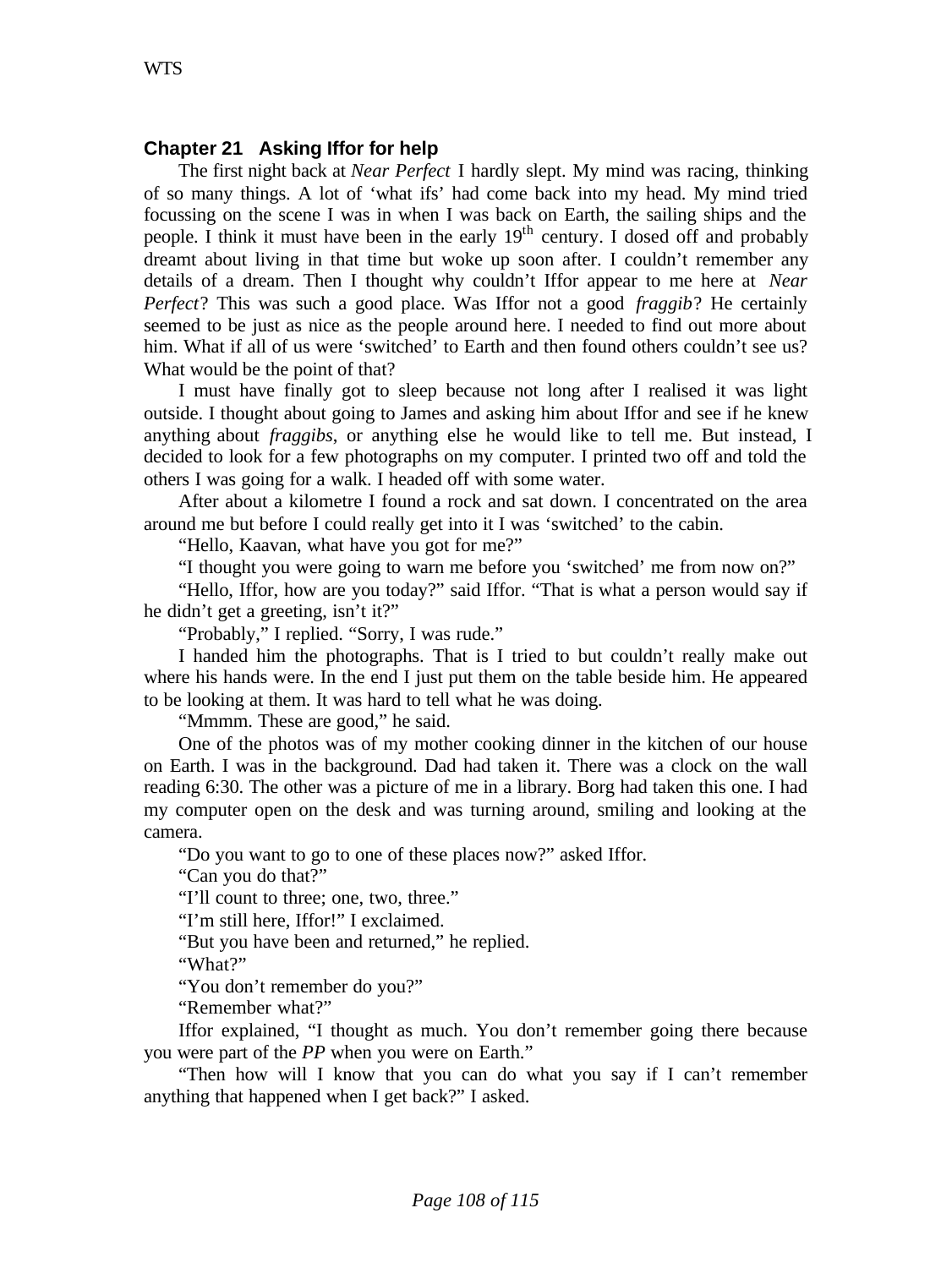## Chapter 21 Asking Iffor for help

The first night back at *Near Perfect* I hardly slept. My mind was racing, thinking of so many things. A lot of 'what ifs' had come back into my head. My mind tried focussing on the scene I was in when I was back on Earth, the sailing ships and the people. I think it must have been in the early 19th century. I dosed off and probably dreamt about living in that time but woke up soon after. I couldn't remember any details of a dream. Then I thought why couldn't Iffor appear to me here at *Near Perfect*? This was such a good place. Was Iffor not a good *fraggib*? He certainly seemed to be just as nice as the people around here. I needed to find out more about him. What if all of us were 'switched' to Earth and then found others couldn't see us? What would be the point of that?

I must have finally got to sleep because not long after I realised it was light outside. I thought about going to James and asking him about Iffor and see if he knew anything about *fraggibs*, or anything else he would like to tell me. But instead, I decided to look for a few photographs on my computer. I printed two off and told the others I was going for a walk. I headed off with some water.

After about a kilometre I found a rock and sat down. I concentrated on the area around me but before I could really get into it I was 'switched' to the cabin.

"Hello, Kaavan, what have you got for me?"

"I thought you were going to warn me before you 'switched' me from now on?"

"Hello, Iffor, how are you today?" said Iffor. "That is what a person would say if he didn't get a greeting, isn't it?"

"Probably," I replied. "Sorry, I was rude."

I handed him the photographs. That is I tried to but couldn't really make out where his hands were. In the end I just put them on the table beside him. He appeared to be looking at them. It was hard to tell what he was doing.

"Mmmm. These are good," he said.

One of the photos was of my mother cooking dinner in the kitchen of our house on Earth. I was in the background. Dad had taken it. There was a clock on the wall reading 6:30. The other was a picture of me in a library. Borg had taken this one. I had my computer open on the desk and was turning around, smiling and looking at the camera.

"Do you want to go to one of these places now?" asked Iffor.

"Can you do that?"

"I'll count to three; one, two, three."

"I'm still here, Iffor!" I exclaimed.

"But you have been and returned," he replied.

"What?"

"You don't remember do you?"

"Remember what?"

Iffor explained, "I thought as much. You don't remember going there because you were part of the *PP* when you were on Earth."

"Then how will I know that you can do what you say if I can't remember anything that happened when I get back?" I asked.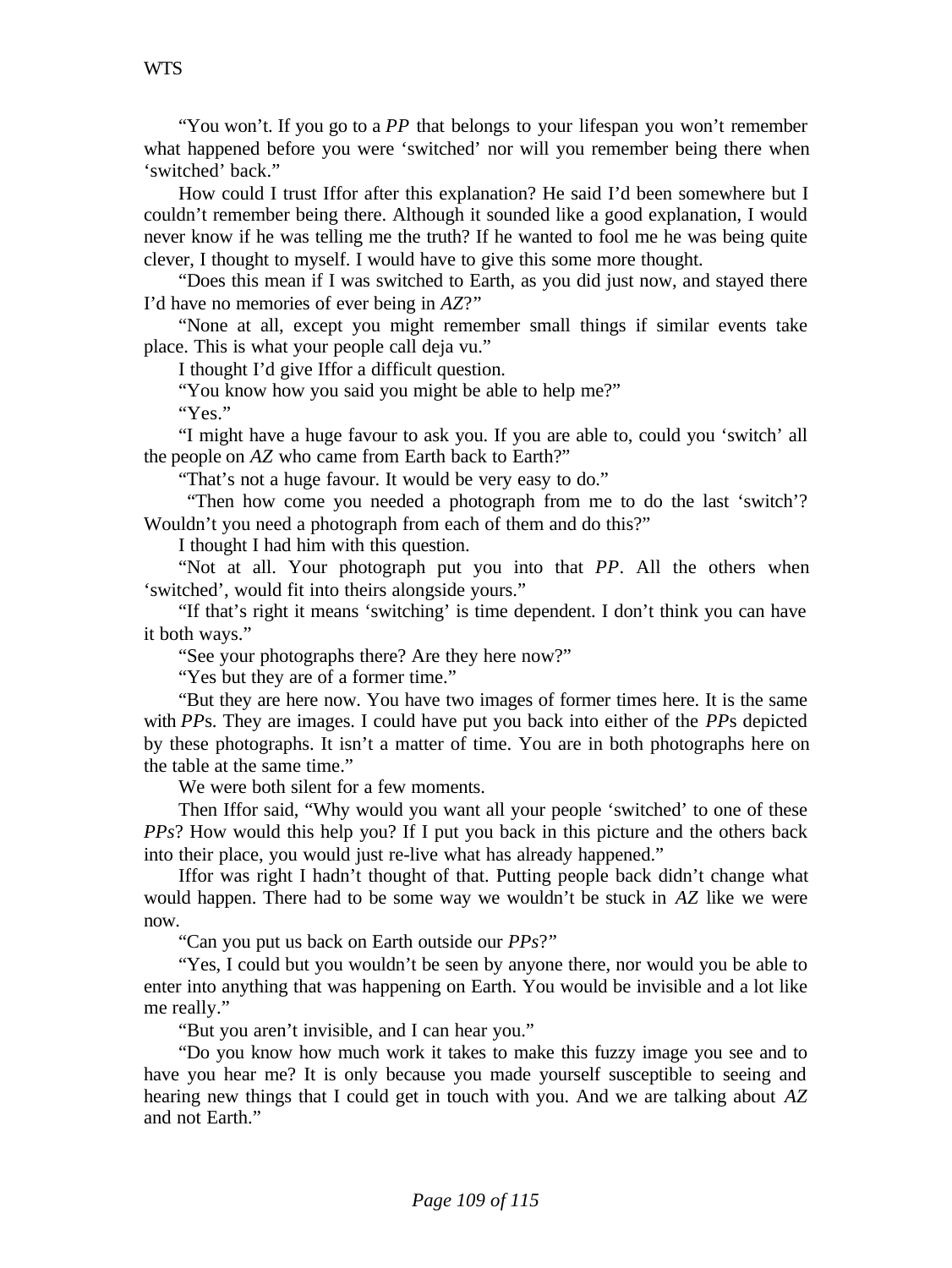"You won't. If you go to a *PP* that belongs to your lifespan you won't remember what happened before you were 'switched' nor will you remember being there when 'switched' back."

How could I trust Iffor after this explanation? He said I'd been somewhere but I couldn't remember being there. Although it sounded like a good explanation, I would never know if he was telling me the truth? If he wanted to fool me he was being quite clever, I thought to myself. I would have to give this some more thought.

"Does this mean if I was switched to Earth, as you did just now, and stayed there I'd have no memories of ever being in *AZ*?"

"None at all, except you might remember small things if similar events take place. This is what your people call deja vu."

I thought I'd give Iffor a difficult question.

"You know how you said you might be able to help me?"

"Yes."

"I might have a huge favour to ask you. If you are able to, could you 'switch' all the people on *AZ* who came from Earth back to Earth?"

"That's not a huge favour. It would be very easy to do."

"Then how come you needed a photograph from me to do the last 'switch'? Wouldn't you need a photograph from each of them and do this?"

I thought I had him with this question.

"Not at all. Your photograph put you into that *PP*. All the others when 'switched', would fit into theirs alongside yours."

"If that's right it means 'switching' is time dependent. I don't think you can have it both ways."

"See your photographs there? Are they here now?"

"Yes but they are of a former time."

"But they are here now. You have two images of former times here. It is the same with *PP*s. They are images. I could have put you back into either of the *PP*s depicted by these photographs. It isn't a matter of time. You are in both photographs here on the table at the same time."

We were both silent for a few moments.

Then Iffor said, "Why would you want all your people 'switched' to one of these *PPs*? How would this help you? If I put you back in this picture and the others back into their place, you would just re-live what has already happened."

Iffor was right I hadn't thought of that. Putting people back didn't change what would happen. There had to be some way we wouldn't be stuck in *AZ* like we were now.

"Can you put us back on Earth outside our *PPs*?"

"Yes, I could but you wouldn't be seen by anyone there, nor would you be able to enter into anything that was happening on Earth. You would be invisible and a lot like me really."

"But you aren't invisible, and I can hear you."

"Do you know how much work it takes to make this fuzzy image you see and to have you hear me? It is only because you made yourself susceptible to seeing and hearing new things that I could get in touch with you. And we are talking about *AZ* and not Earth."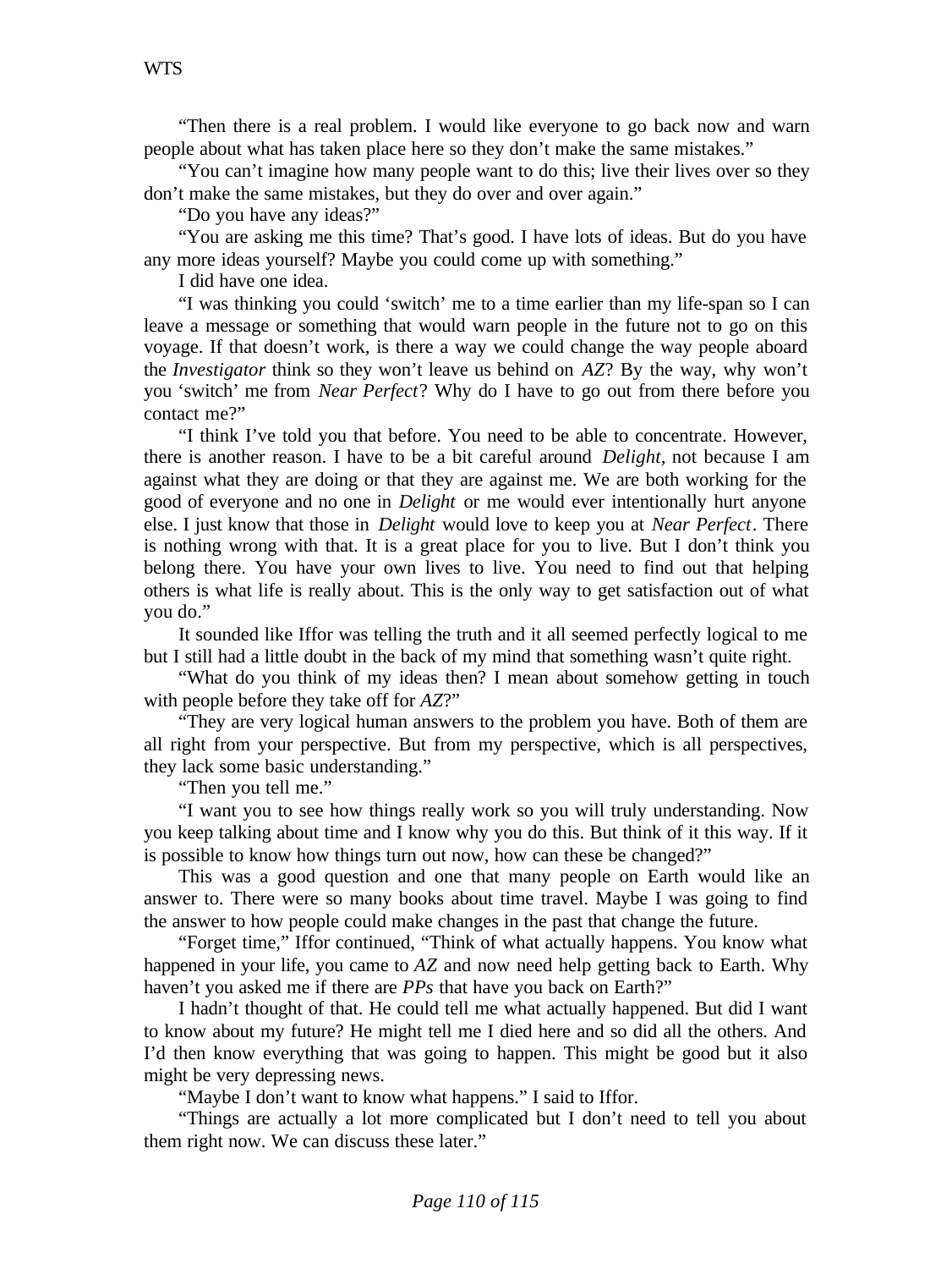"Then there is a real problem. I would like everyone to go back now and warn people about what has taken place here so they don't make the same mistakes."

"You can't imagine how many people want to do this; live their lives over so they don't make the same mistakes, but they do over and over again."

"Do you have any ideas?"

"You are asking me this time? That's good. I have lots of ideas. But do you have any more ideas yourself? Maybe you could come up with something."

I did have one idea.

"I was thinking you could 'switch' me to a time earlier than my life-span so I can leave a message or something that would warn people in the future not to go on this voyage. If that doesn't work, is there a way we could change the way people aboard the *Investigator* think so they won't leave us behind on *AZ*? By the way, why won't you 'switch' me from *Near Perfect*? Why do I have to go out from there before you contact me?"

"I think I've told you that before. You need to be able to concentrate. However, there is another reason. I have to be a bit careful around *Delight,* not because I am against what they are doing or that they are against me. We are both working for the good of everyone and no one in *Delight* or me would ever intentionally hurt anyone else. I just know that those in *Delight* would love to keep you at *Near Perfect*. There is nothing wrong with that. It is a great place for you to live. But I don't think you belong there. You have your own lives to live. You need to find out that helping others is what life is really about. This is the only way to get satisfaction out of what you do."

It sounded like Iffor was telling the truth and it all seemed perfectly logical to me but I still had a little doubt in the back of my mind that something wasn't quite right.

"What do you think of my ideas then? I mean about somehow getting in touch with people before they take off for *AZ*?"

"They are very logical human answers to the problem you have. Both of them are all right from your perspective. But from my perspective, which is all perspectives, they lack some basic understanding."

"Then you tell me."

"I want you to see how things really work so you will truly understanding. Now you keep talking about time and I know why you do this. But think of it this way. If it is possible to know how things turn out now, how can these be changed?"

This was a good question and one that many people on Earth would like an answer to. There were so many books about time travel. Maybe I was going to find the answer to how people could make changes in the past that change the future.

"Forget time," Iffor continued, "Think of what actually happens. You know what happened in your life, you came to *AZ* and now need help getting back to Earth. Why haven't you asked me if there are *PPs* that have you back on Earth?"

I hadn't thought of that. He could tell me what actually happened. But did I want to know about my future? He might tell me I died here and so did all the others. And I'd then know everything that was going to happen. This might be good but it also might be very depressing news.

"Maybe I don't want to know what happens." I said to Iffor.

"Things are actually a lot more complicated but I don't need to tell you about them right now. We can discuss these later."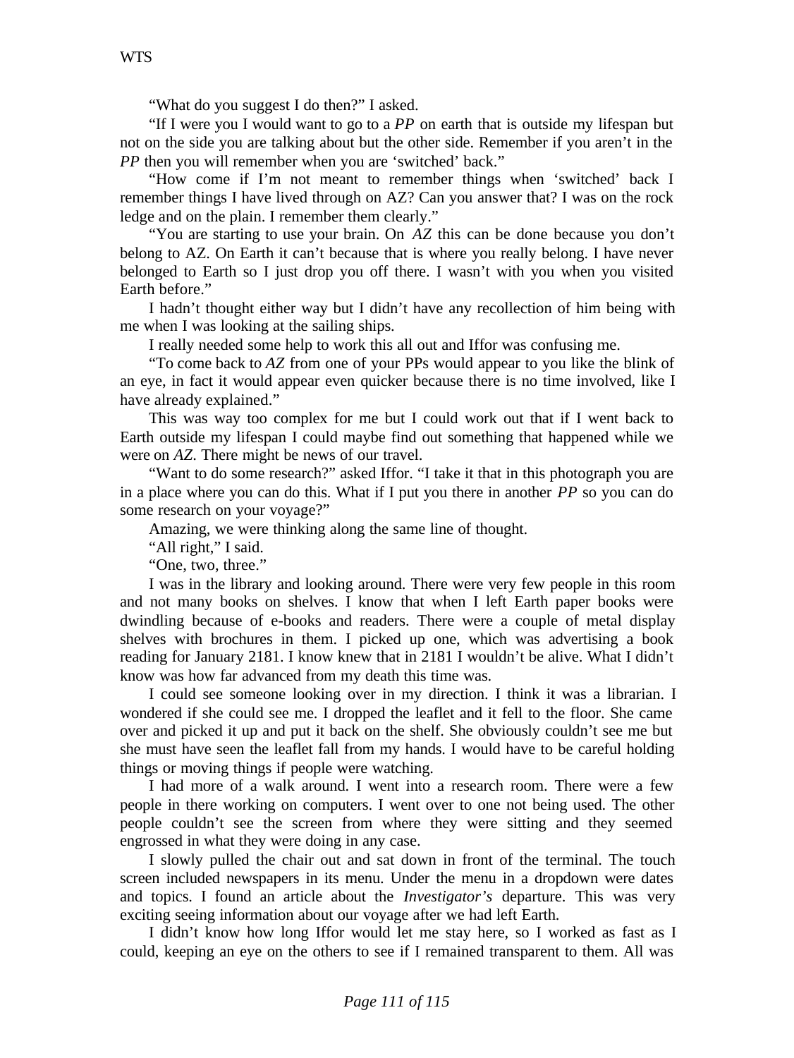"What do you suggest I do then?" I asked.

"If I were you I would want to go to a *PP* on earth that is outside my lifespan but not on the side you are talking about but the other side. Remember if you aren't in the *PP* then you will remember when you are 'switched' back."

"How come if I'm not meant to remember things when 'switched' back I remember things I have lived through on AZ? Can you answer that? I was on the rock ledge and on the plain. I remember them clearly."

"You are starting to use your brain. On *AZ* this can be done because you don't belong to AZ. On Earth it can't because that is where you really belong. I have never belonged to Earth so I just drop you off there. I wasn't with you when you visited Earth before."

I hadn't thought either way but I didn't have any recollection of him being with me when I was looking at the sailing ships.

I really needed some help to work this all out and Iffor was confusing me.

"To come back to *AZ* from one of your PPs would appear to you like the blink of an eye, in fact it would appear even quicker because there is no time involved, like I have already explained."

This was way too complex for me but I could work out that if I went back to Earth outside my lifespan I could maybe find out something that happened while we were on *AZ*. There might be news of our travel.

"Want to do some research?" asked Iffor. "I take it that in this photograph you are in a place where you can do this. What if I put you there in another *PP* so you can do some research on your voyage?"

Amazing, we were thinking along the same line of thought.

"All right," I said.

"One, two, three."

I was in the library and looking around. There were very few people in this room and not many books on shelves. I know that when I left Earth paper books were dwindling because of e-books and readers. There were a couple of metal display shelves with brochures in them. I picked up one, which was advertising a book reading for January 2181. I know knew that in 2181 I wouldn't be alive. What I didn't know was how far advanced from my death this time was.

I could see someone looking over in my direction. I think it was a librarian. I wondered if she could see me. I dropped the leaflet and it fell to the floor. She came over and picked it up and put it back on the shelf. She obviously couldn't see me but she must have seen the leaflet fall from my hands. I would have to be careful holding things or moving things if people were watching.

I had more of a walk around. I went into a research room. There were a few people in there working on computers. I went over to one not being used. The other people couldn't see the screen from where they were sitting and they seemed engrossed in what they were doing in any case.

I slowly pulled the chair out and sat down in front of the terminal. The touch screen included newspapers in its menu. Under the menu in a dropdown were dates and topics. I found an article about the *Investigator's* departure. This was very exciting seeing information about our voyage after we had left Earth.

I didn't know how long Iffor would let me stay here, so I worked as fast as I could, keeping an eye on the others to see if I remained transparent to them. All was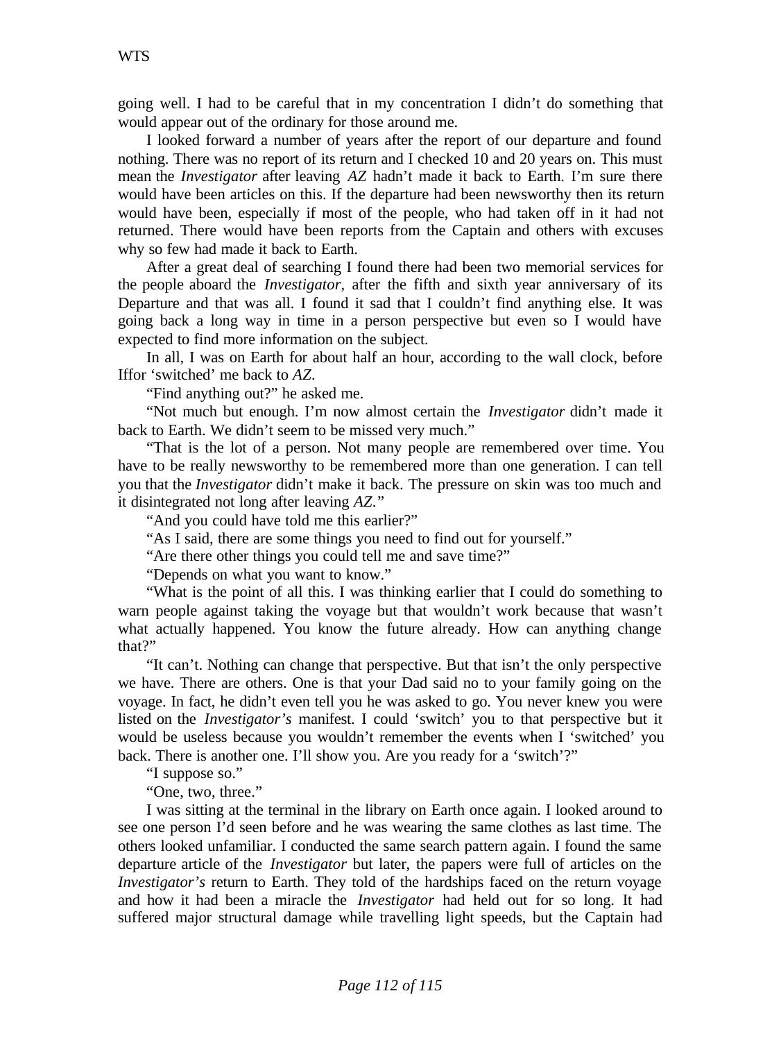going well. I had to be careful that in my concentration I didn't do something that would appear out of the ordinary for those around me.

I looked forward a number of years after the report of our departure and found nothing. There was no report of its return and I checked 10 and 20 years on. This must mean the *Investigator* after leaving *AZ* hadn't made it back to Earth. I'm sure there would have been articles on this. If the departure had been newsworthy then its return would have been, especially if most of the people, who had taken off in it had not returned. There would have been reports from the Captain and others with excuses why so few had made it back to Earth.

After a great deal of searching I found there had been two memorial services for the people aboard the *Investigator*, after the fifth and sixth year anniversary of its Departure and that was all. I found it sad that I couldn't find anything else. It was going back a long way in time in a person perspective but even so I would have expected to find more information on the subject.

In all, I was on Earth for about half an hour, according to the wall clock, before Iffor 'switched' me back to *AZ*.

"Find anything out?" he asked me.

"Not much but enough. I'm now almost certain the *Investigator* didn't made it back to Earth. We didn't seem to be missed very much."

"That is the lot of a person. Not many people are remembered over time. You have to be really newsworthy to be remembered more than one generation. I can tell you that the *Investigator* didn't make it back. The pressure on skin was too much and it disintegrated not long after leaving *AZ*."

"And you could have told me this earlier?"

"As I said, there are some things you need to find out for yourself."

"Are there other things you could tell me and save time?"

"Depends on what you want to know."

"What is the point of all this. I was thinking earlier that I could do something to warn people against taking the voyage but that wouldn't work because that wasn't what actually happened. You know the future already. How can anything change that?"

"It can't. Nothing can change that perspective. But that isn't the only perspective we have. There are others. One is that your Dad said no to your family going on the voyage. In fact, he didn't even tell you he was asked to go. You never knew you were listed on the *Investigator's* manifest. I could 'switch' you to that perspective but it would be useless because you wouldn't remember the events when I 'switched' you back. There is another one. I'll show you. Are you ready for a 'switch'?"

"I suppose so."

"One, two, three."

I was sitting at the terminal in the library on Earth once again. I looked around to see one person I'd seen before and he was wearing the same clothes as last time. The others looked unfamiliar. I conducted the same search pattern again. I found the same departure article of the *Investigator* but later, the papers were full of articles on the *Investigator's* return to Earth. They told of the hardships faced on the return voyage and how it had been a miracle the *Investigator* had held out for so long. It had suffered major structural damage while travelling light speeds, but the Captain had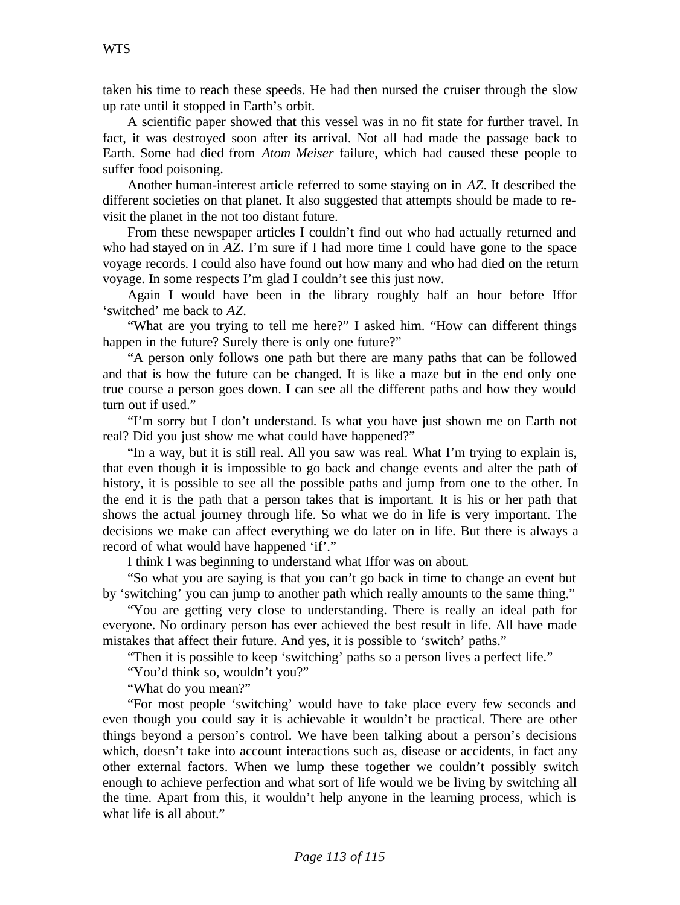taken his time to reach these speeds. He had then nursed the cruiser through the slow up rate until it stopped in Earth's orbit.

A scientific paper showed that this vessel was in no fit state for further travel. In fact, it was destroyed soon after its arrival. Not all had made the passage back to Earth. Some had died from *Atom Meiser* failure, which had caused these people to suffer food poisoning.

Another human-interest article referred to some staying on in *AZ*. It described the different societies on that planet. It also suggested that attempts should be made to re-visit the planet in the not too distant future.

From these newspaper articles I couldn't find out who had actually returned and who had stayed on in *AZ*. I'm sure if I had more time I could have gone to the space voyage records. I could also have found out how many and who had died on the return voyage. In some respects I'm glad I couldn't see this just now.

Again I would have been in the library roughly half an hour before Iffor 'switched' me back to *AZ*.

"What are you trying to tell me here?" I asked him. "How can different things happen in the future? Surely there is only one future?"

"A person only follows one path but there are many paths that can be followed and that is how the future can be changed. It is like a maze but in the end only one true course a person goes down. I can see all the different paths and how they would turn out if used."

"I'm sorry but I don't understand. Is what you have just shown me on Earth not real? Did you just show me what could have happened?"

"In a way, but it is still real. All you saw was real. What I'm trying to explain is, that even though it is impossible to go back and change events and alter the path of history, it is possible to see all the possible paths and jump from one to the other. In the end it is the path that a person takes that is important. It is his or her path that shows the actual journey through life. So what we do in life is very important. The decisions we make can affect everything we do later on in life. But there is always a record of what would have happened 'if'."

I think I was beginning to understand what Iffor was on about.

"So what you are saying is that you can't go back in time to change an event but by 'switching' you can jump to another path which really amounts to the same thing."

"You are getting very close to understanding. There is really an ideal path for everyone. No ordinary person has ever achieved the best result in life. All have made mistakes that affect their future. And yes, it is possible to 'switch' paths."

"Then it is possible to keep 'switching' paths so a person lives a perfect life."

"You'd think so, wouldn't you?"

"What do you mean?"

"For most people 'switching' would have to take place every few seconds and even though you could say it is achievable it wouldn't be practical. There are other things beyond a person's control. We have been talking about a person's decisions which, doesn't take into account interactions such as, disease or accidents, in fact any other external factors. When we lump these together we couldn't possibly switch enough to achieve perfection and what sort of life would we be living by switching all the time. Apart from this, it wouldn't help anyone in the learning process, which is what life is all about."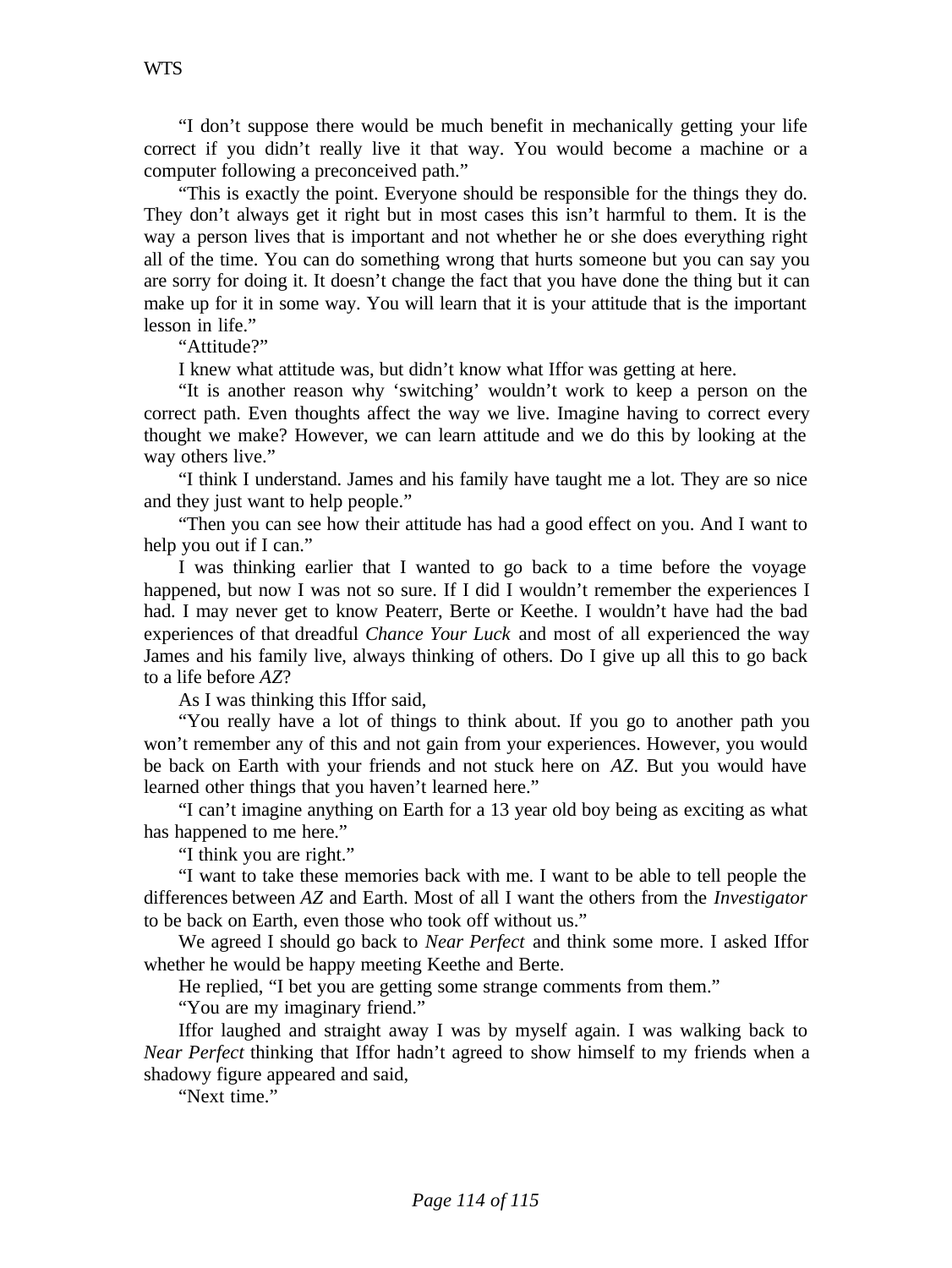"I don't suppose there would be much benefit in mechanically getting your life correct if you didn't really live it that way. You would become a machine or a computer following a preconceived path."

"This is exactly the point. Everyone should be responsible for the things they do. They don't always get it right but in most cases this isn't harmful to them. It is the way a person lives that is important and not whether he or she does everything right all of the time. You can do something wrong that hurts someone but you can say you are sorry for doing it. It doesn't change the fact that you have done the thing but it can make up for it in some way. You will learn that it is your attitude that is the important lesson in life."

"Attitude?"

I knew what attitude was, but didn't know what Iffor was getting at here.

"It is another reason why 'switching' wouldn't work to keep a person on the correct path. Even thoughts affect the way we live. Imagine having to correct every thought we make? However, we can learn attitude and we do this by looking at the way others live."

"I think I understand. James and his family have taught me a lot. They are so nice and they just want to help people."

"Then you can see how their attitude has had a good effect on you. And I want to help you out if I can."

I was thinking earlier that I wanted to go back to a time before the voyage happened, but now I was not so sure. If I did I wouldn't remember the experiences I had. I may never get to know Peaterr, Berte or Keethe. I wouldn't have had the bad experiences of that dreadful *Chance Your Luck* and most of all experienced the way James and his family live, always thinking of others. Do I give up all this to go back to a life before *AZ*?

As I was thinking this Iffor said,

"You really have a lot of things to think about. If you go to another path you won't remember any of this and not gain from your experiences. However, you would be back on Earth with your friends and not stuck here on *AZ*. But you would have learned other things that you haven't learned here."

"I can't imagine anything on Earth for a 13 year old boy being as exciting as what has happened to me here."

"I think you are right."

"I want to take these memories back with me. I want to be able to tell people the differences between *AZ* and Earth. Most of all I want the others from the *Investigator* to be back on Earth, even those who took off without us."

We agreed I should go back to *Near Perfect* and think some more. I asked Iffor whether he would be happy meeting Keethe and Berte.

He replied, "I bet you are getting some strange comments from them."

"You are my imaginary friend."

Iffor laughed and straight away I was by myself again. I was walking back to *Near Perfect* thinking that Iffor hadn't agreed to show himself to my friends when a shadowy figure appeared and said,

"Next time."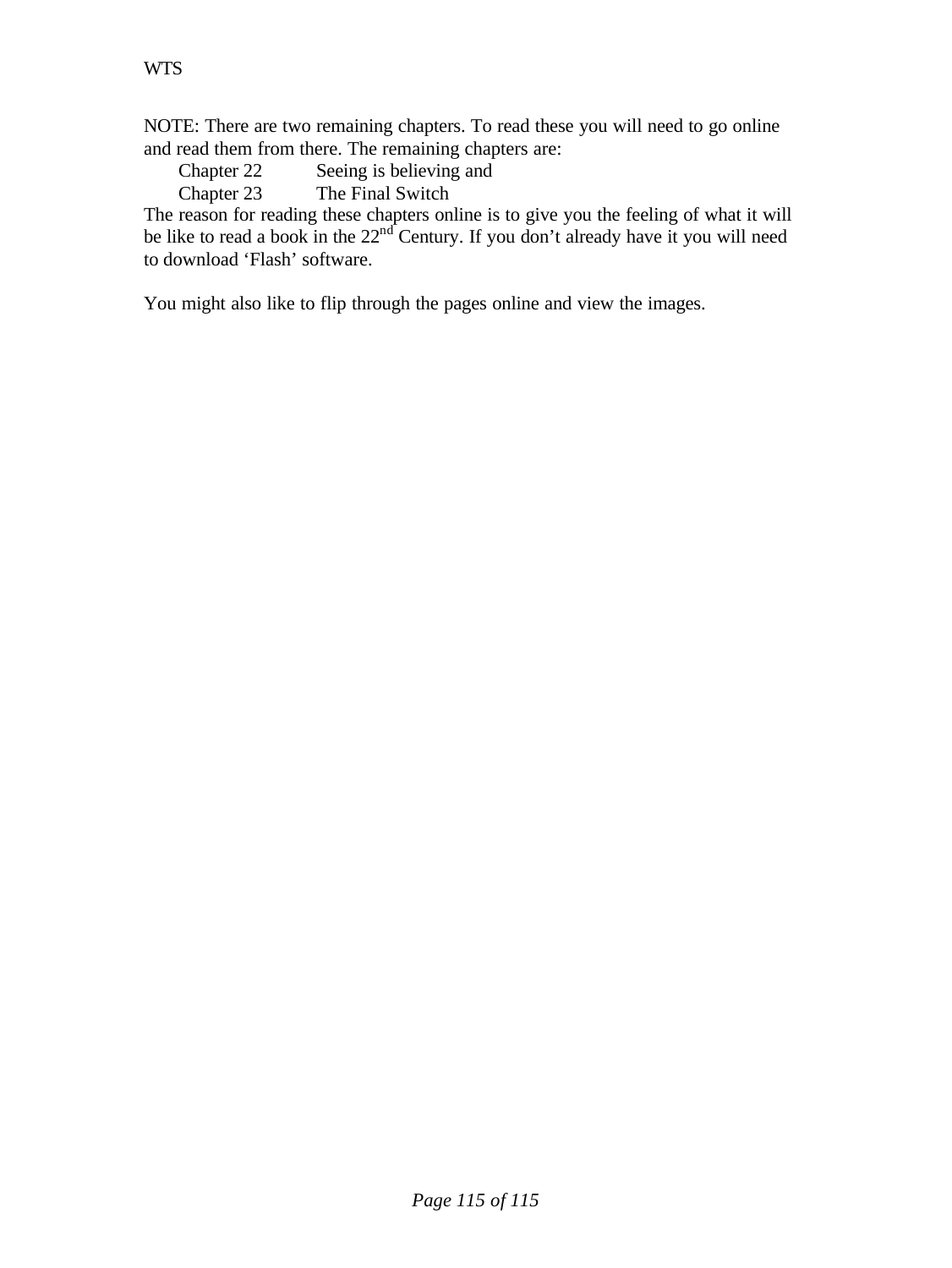NOTE: There are two remaining chapters. To read these you will need to go online and read them from there. The remaining chapters are:

Chapter 22 Seeing is believing and
Chapter 23 The Final Switch

The reason for reading these chapters online is to give you the feeling of what it will be like to read a book in the 22nd Century. If you don't already have it you will need to download 'Flash' software.

You might also like to flip through the pages online and view the images.